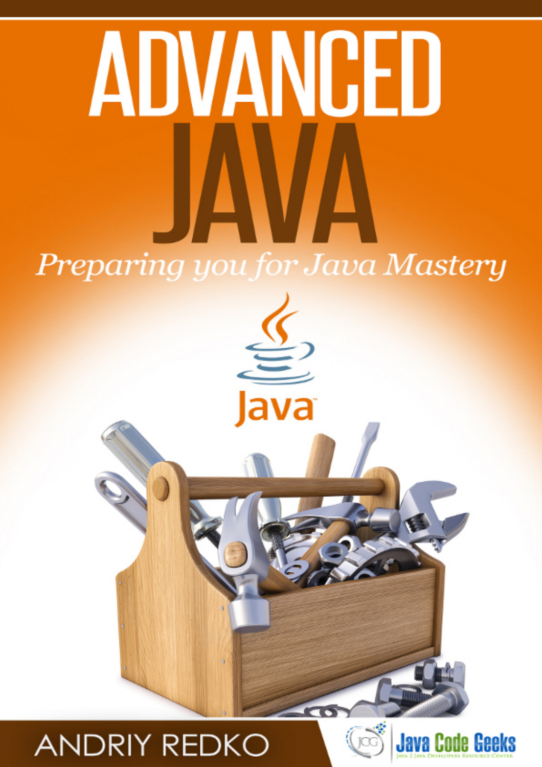# ADVANCED JAVA

*Preparing you for Java Mastery*

Java

ANDRIY REDKO

Java Code Geeks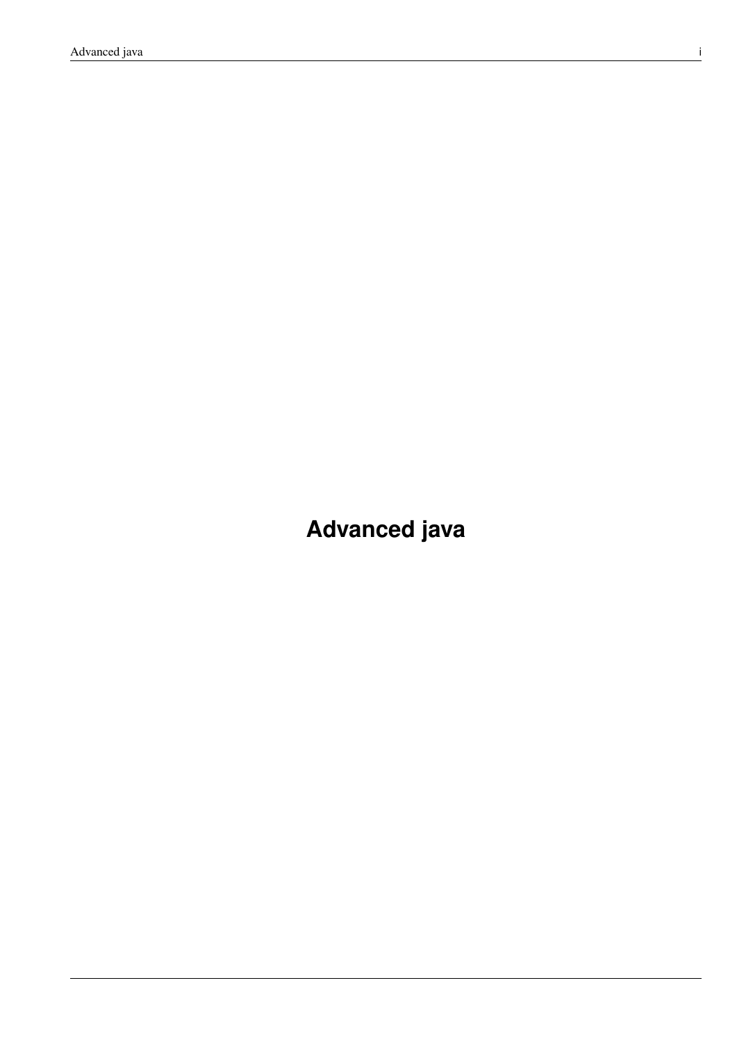# Advanced java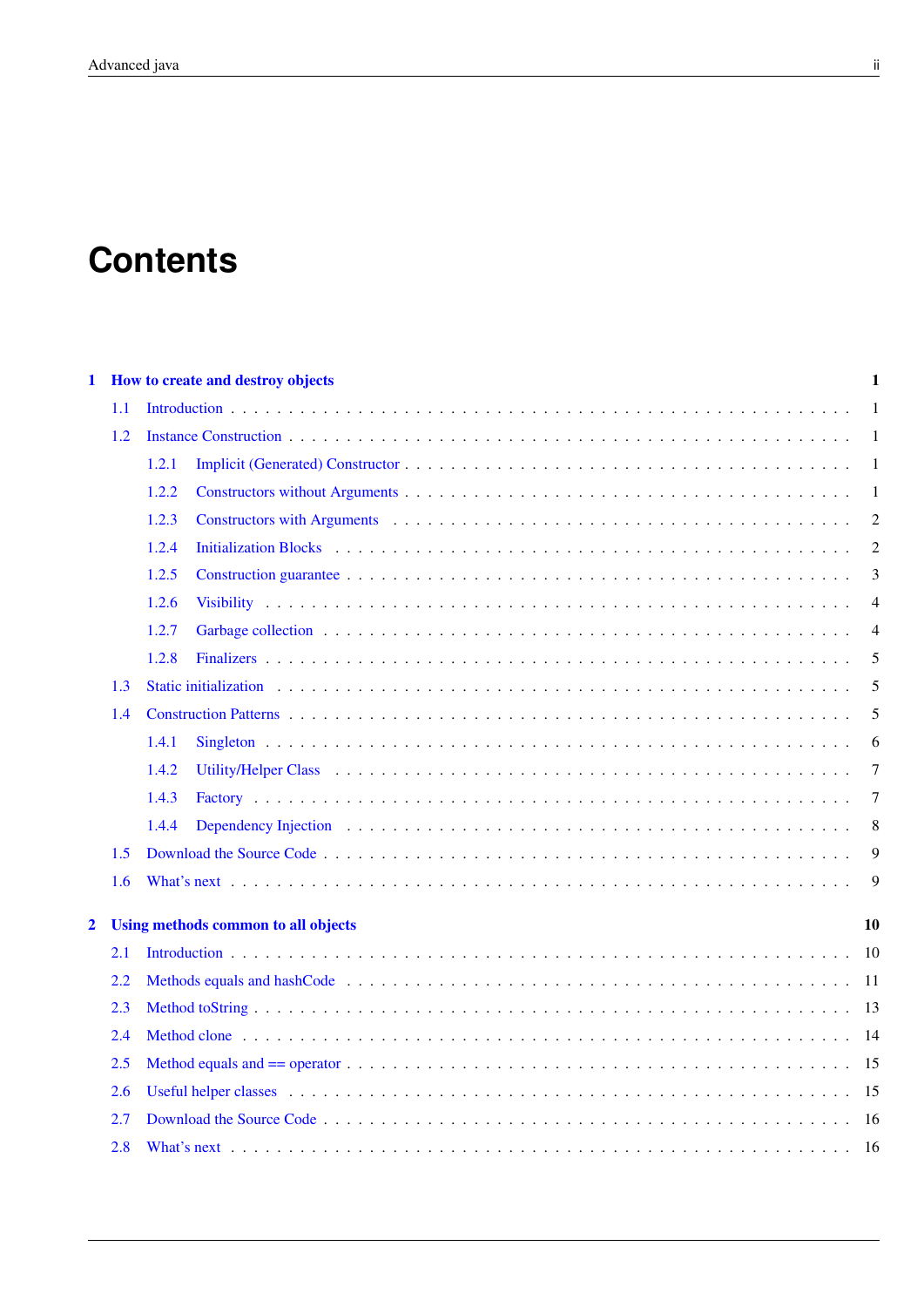# Contents

**1 How to create and destroy objects** **1**

- 1.1 Introduction . . . 1
- 1.2 Instance Construction . . . 1
  - 1.2.1 Implicit (Generated) Constructor . . . 1
  - 1.2.2 Constructors without Arguments . . . 1
  - 1.2.3 Constructors with Arguments . . . 2
  - 1.2.4 Initialization Blocks . . . 2
  - 1.2.5 Construction guarantee . . . 3
  - 1.2.6 Visibility . . . 4
  - 1.2.7 Garbage collection . . . 4
  - 1.2.8 Finalizers . . . 5
- 1.3 Static initialization . . . 5
- 1.4 Construction Patterns . . . 5
  - 1.4.1 Singleton . . . 6
  - 1.4.2 Utility/Helper Class . . . 7
  - 1.4.3 Factory . . . 7
  - 1.4.4 Dependency Injection . . . 8
- 1.5 Download the Source Code . . . 9
- 1.6 What's next . . . 9

**2 Using methods common to all objects** **10**

- 2.1 Introduction . . . 10
- 2.2 Methods equals and hashCode . . . 11
- 2.3 Method toString . . . 13
- 2.4 Method clone . . . 14
- 2.5 Method equals and == operator . . . 15
- 2.6 Useful helper classes . . . 15
- 2.7 Download the Source Code . . . 16
- 2.8 What's next . . . 16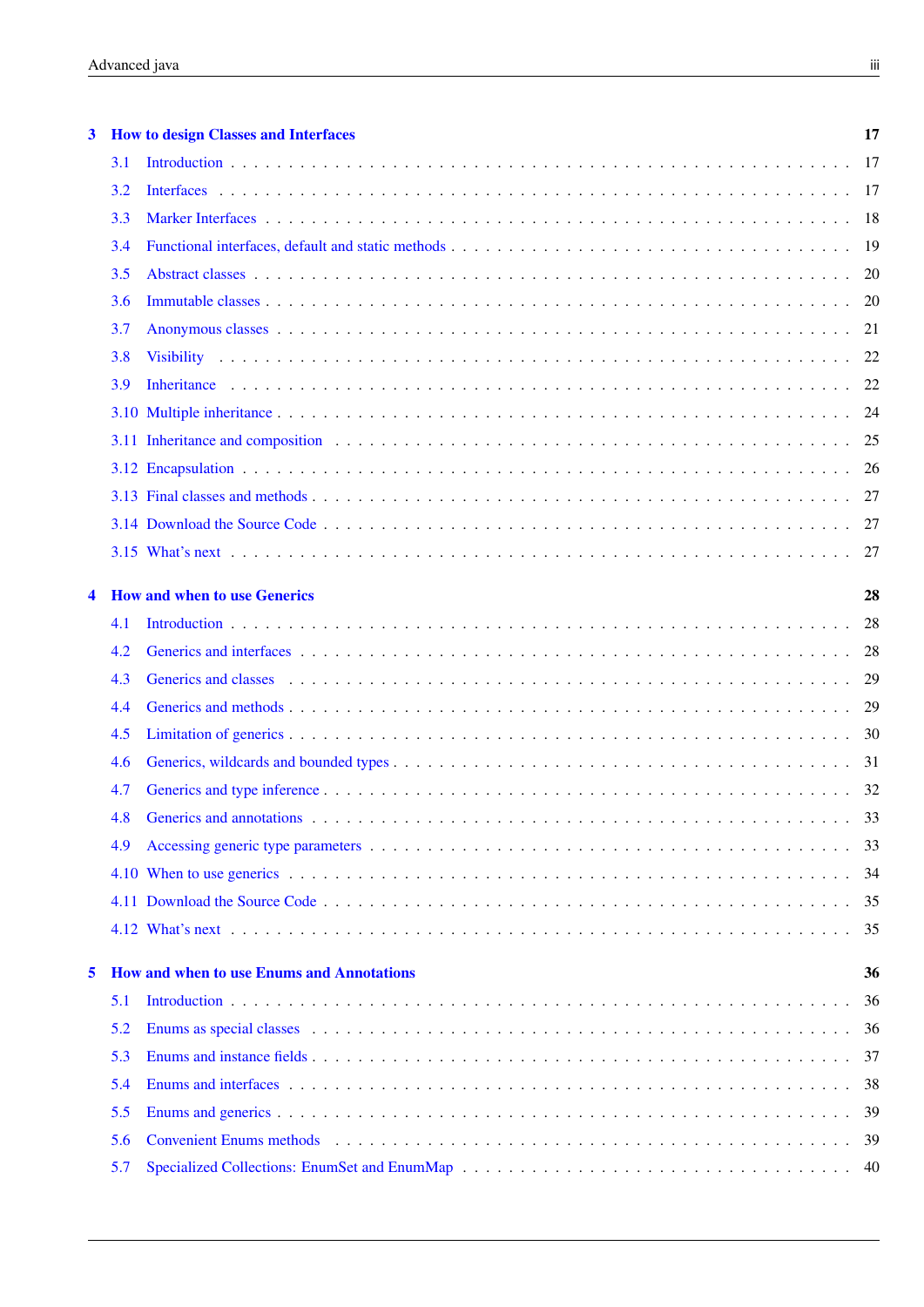**3 How to design Classes and Interfaces** **17**

3.1 Introduction . . . 17
3.2 Interfaces . . . 17
3.3 Marker Interfaces . . . 18
3.4 Functional interfaces, default and static methods . . . 19
3.5 Abstract classes . . . 20
3.6 Immutable classes . . . 20
3.7 Anonymous classes . . . 21
3.8 Visibility . . . 22
3.9 Inheritance . . . 22
3.10 Multiple inheritance . . . 24
3.11 Inheritance and composition . . . 25
3.12 Encapsulation . . . 26
3.13 Final classes and methods . . . 27
3.14 Download the Source Code . . . 27
3.15 What's next . . . 27

**4 How and when to use Generics** **28**

4.1 Introduction . . . 28
4.2 Generics and interfaces . . . 28
4.3 Generics and classes . . . 29
4.4 Generics and methods . . . 29
4.5 Limitation of generics . . . 30
4.6 Generics, wildcards and bounded types . . . 31
4.7 Generics and type inference . . . 32
4.8 Generics and annotations . . . 33
4.9 Accessing generic type parameters . . . 33
4.10 When to use generics . . . 34
4.11 Download the Source Code . . . 35
4.12 What's next . . . 35

**5 How and when to use Enums and Annotations** **36**

5.1 Introduction . . . 36
5.2 Enums as special classes . . . 36
5.3 Enums and instance fields . . . 37
5.4 Enums and interfaces . . . 38
5.5 Enums and generics . . . 39
5.6 Convenient Enums methods . . . 39
5.7 Specialized Collections: EnumSet and EnumMap . . . 40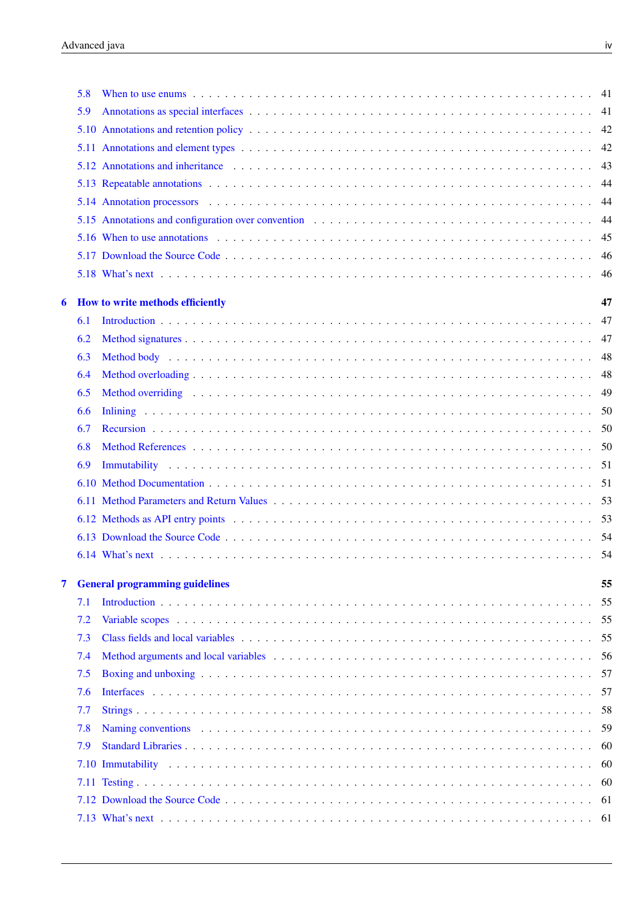- 5.8 When to use enums . . . . . 41
- 5.9 Annotations as special interfaces . . . . . 41
- 5.10 Annotations and retention policy . . . . . 42
- 5.11 Annotations and element types . . . . . 42
- 5.12 Annotations and inheritance . . . . . 43
- 5.13 Repeatable annotations . . . . . 44
- 5.14 Annotation processors . . . . . 44
- 5.15 Annotations and configuration over convention . . . . . 44
- 5.16 When to use annotations . . . . . 45
- 5.17 Download the Source Code . . . . . 46
- 5.18 What's next . . . . . 46

**6 How to write methods efficiently** **47**

- 6.1 Introduction . . . . . 47
- 6.2 Method signatures . . . . . 47
- 6.3 Method body . . . . . 48
- 6.4 Method overloading . . . . . 48
- 6.5 Method overriding . . . . . 49
- 6.6 Inlining . . . . . 50
- 6.7 Recursion . . . . . 50
- 6.8 Method References . . . . . 50
- 6.9 Immutability . . . . . 51
- 6.10 Method Documentation . . . . . 51
- 6.11 Method Parameters and Return Values . . . . . 53
- 6.12 Methods as API entry points . . . . . 53
- 6.13 Download the Source Code . . . . . 54
- 6.14 What's next . . . . . 54

**7 General programming guidelines** **55**

- 7.1 Introduction . . . . . 55
- 7.2 Variable scopes . . . . . 55
- 7.3 Class fields and local variables . . . . . 55
- 7.4 Method arguments and local variables . . . . . 56
- 7.5 Boxing and unboxing . . . . . 57
- 7.6 Interfaces . . . . . 57
- 7.7 Strings . . . . . 58
- 7.8 Naming conventions . . . . . 59
- 7.9 Standard Libraries . . . . . 60
- 7.10 Immutability . . . . . 60
- 7.11 Testing . . . . . 60
- 7.12 Download the Source Code . . . . . 61
- 7.13 What's next . . . . . 61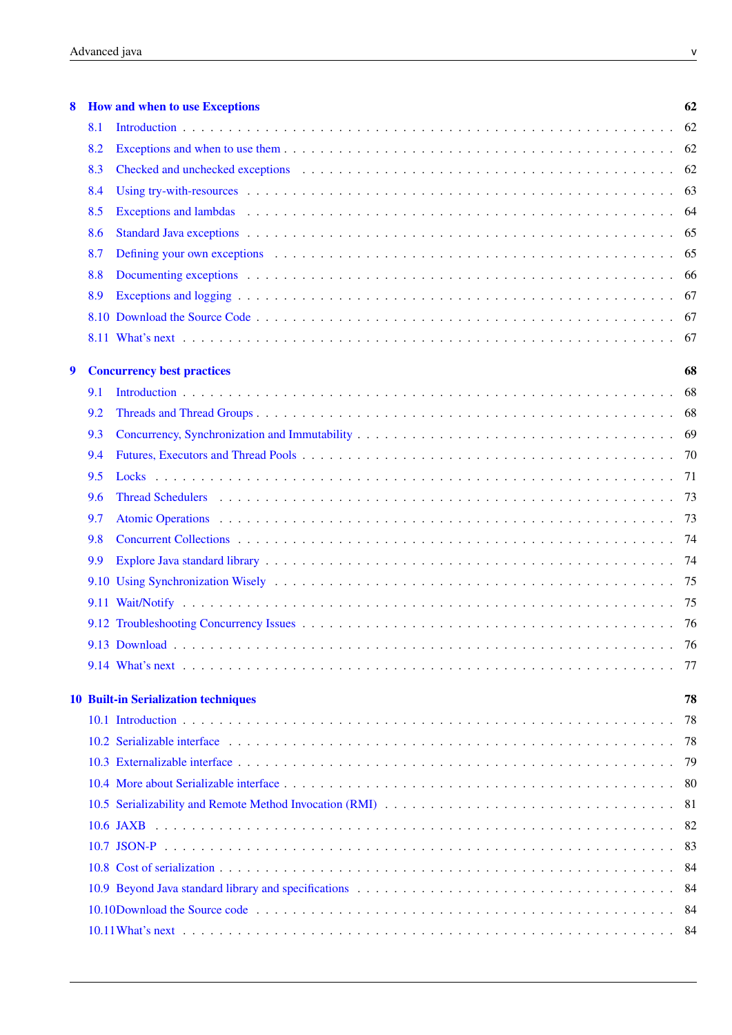**8 How and when to use Exceptions** 62

- 8.1 Introduction . . . 62
- 8.2 Exceptions and when to use them . . . 62
- 8.3 Checked and unchecked exceptions . . . 62
- 8.4 Using try-with-resources . . . 63
- 8.5 Exceptions and lambdas . . . 64
- 8.6 Standard Java exceptions . . . 65
- 8.7 Defining your own exceptions . . . 65
- 8.8 Documenting exceptions . . . 66
- 8.9 Exceptions and logging . . . 67
- 8.10 Download the Source Code . . . 67
- 8.11 What's next . . . 67

**9 Concurrency best practices** 68

- 9.1 Introduction . . . 68
- 9.2 Threads and Thread Groups . . . 68
- 9.3 Concurrency, Synchronization and Immutability . . . 69
- 9.4 Futures, Executors and Thread Pools . . . 70
- 9.5 Locks . . . 71
- 9.6 Thread Schedulers . . . 73
- 9.7 Atomic Operations . . . 73
- 9.8 Concurrent Collections . . . 74
- 9.9 Explore Java standard library . . . 74
- 9.10 Using Synchronization Wisely . . . 75
- 9.11 Wait/Notify . . . 75
- 9.12 Troubleshooting Concurrency Issues . . . 76
- 9.13 Download . . . 76
- 9.14 What's next . . . 77

**10 Built-in Serialization techniques** 78

- 10.1 Introduction . . . 78
- 10.2 Serializable interface . . . 78
- 10.3 Externalizable interface . . . 79
- 10.4 More about Serializable interface . . . 80
- 10.5 Serializability and Remote Method Invocation (RMI) . . . 81
- 10.6 JAXB . . . 82
- 10.7 JSON-P . . . 83
- 10.8 Cost of serialization . . . 84
- 10.9 Beyond Java standard library and specifications . . . 84
- 10.10 Download the Source code . . . 84
- 10.11 What's next . . . 84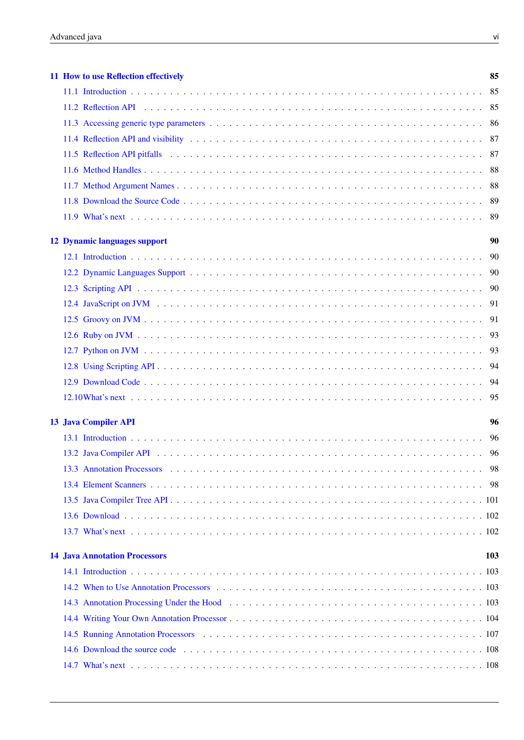**11 How to use Reflection effectively** 85

- 11.1 Introduction . . . 85
- 11.2 Reflection API . . . 85
- 11.3 Accessing generic type parameters . . . 86
- 11.4 Reflection API and visibility . . . 87
- 11.5 Reflection API pitfalls . . . 87
- 11.6 Method Handles . . . 88
- 11.7 Method Argument Names . . . 88
- 11.8 Download the Source Code . . . 89
- 11.9 What's next . . . 89

**12 Dynamic languages support** 90

- 12.1 Introduction . . . 90
- 12.2 Dynamic Languages Support . . . 90
- 12.3 Scripting API . . . 90
- 12.4 JavaScript on JVM . . . 91
- 12.5 Groovy on JVM . . . 91
- 12.6 Ruby on JVM . . . 93
- 12.7 Python on JVM . . . 93
- 12.8 Using Scripting API . . . 94
- 12.9 Download Code . . . 94
- 12.10 What's next . . . 95

**13 Java Compiler API** 96

- 13.1 Introduction . . . 96
- 13.2 Java Compiler API . . . 96
- 13.3 Annotation Processors . . . 98
- 13.4 Element Scanners . . . 98
- 13.5 Java Compiler Tree API . . . 101
- 13.6 Download . . . 102
- 13.7 What's next . . . 102

**14 Java Annotation Processors** 103

- 14.1 Introduction . . . 103
- 14.2 When to Use Annotation Processors . . . 103
- 14.3 Annotation Processing Under the Hood . . . 103
- 14.4 Writing Your Own Annotation Processor . . . 104
- 14.5 Running Annotation Processors . . . 107
- 14.6 Download the source code . . . 108
- 14.7 What's next . . . 108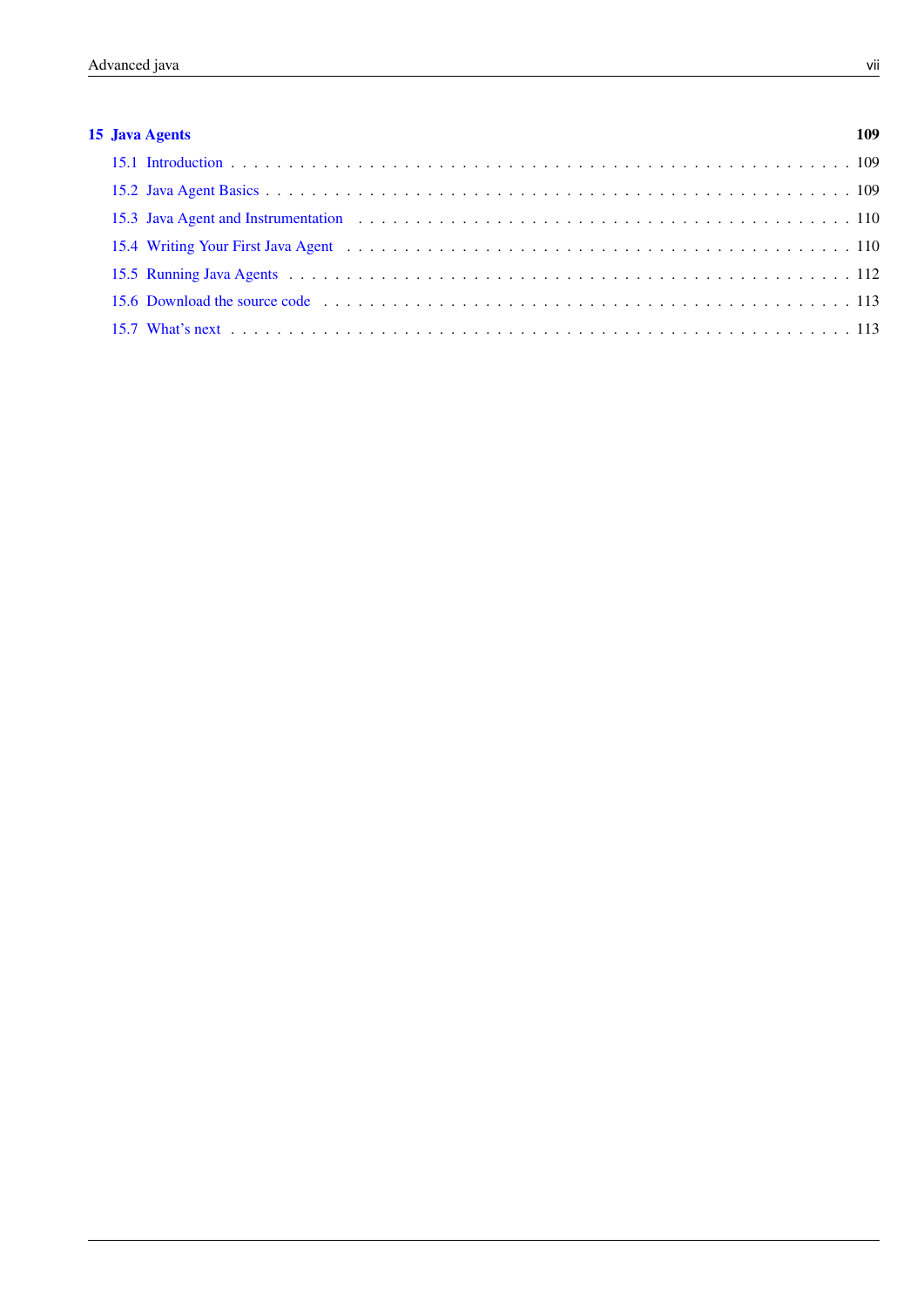**15 Java Agents** **109**

15.1 Introduction . . . . . . . . . . . . . . . . . . . . . . . . . . . . . . . . . . . . . . . . . . . . . . . . . . 109

15.2 Java Agent Basics . . . . . . . . . . . . . . . . . . . . . . . . . . . . . . . . . . . . . . . . . . . . . . . 109

15.3 Java Agent and Instrumentation . . . . . . . . . . . . . . . . . . . . . . . . . . . . . . . . . . . . . . . 110

15.4 Writing Your First Java Agent . . . . . . . . . . . . . . . . . . . . . . . . . . . . . . . . . . . . . . . . 110

15.5 Running Java Agents . . . . . . . . . . . . . . . . . . . . . . . . . . . . . . . . . . . . . . . . . . . . . 112

15.6 Download the source code . . . . . . . . . . . . . . . . . . . . . . . . . . . . . . . . . . . . . . . . . . 113

15.7 What's next . . . . . . . . . . . . . . . . . . . . . . . . . . . . . . . . . . . . . . . . . . . . . . . . . . 113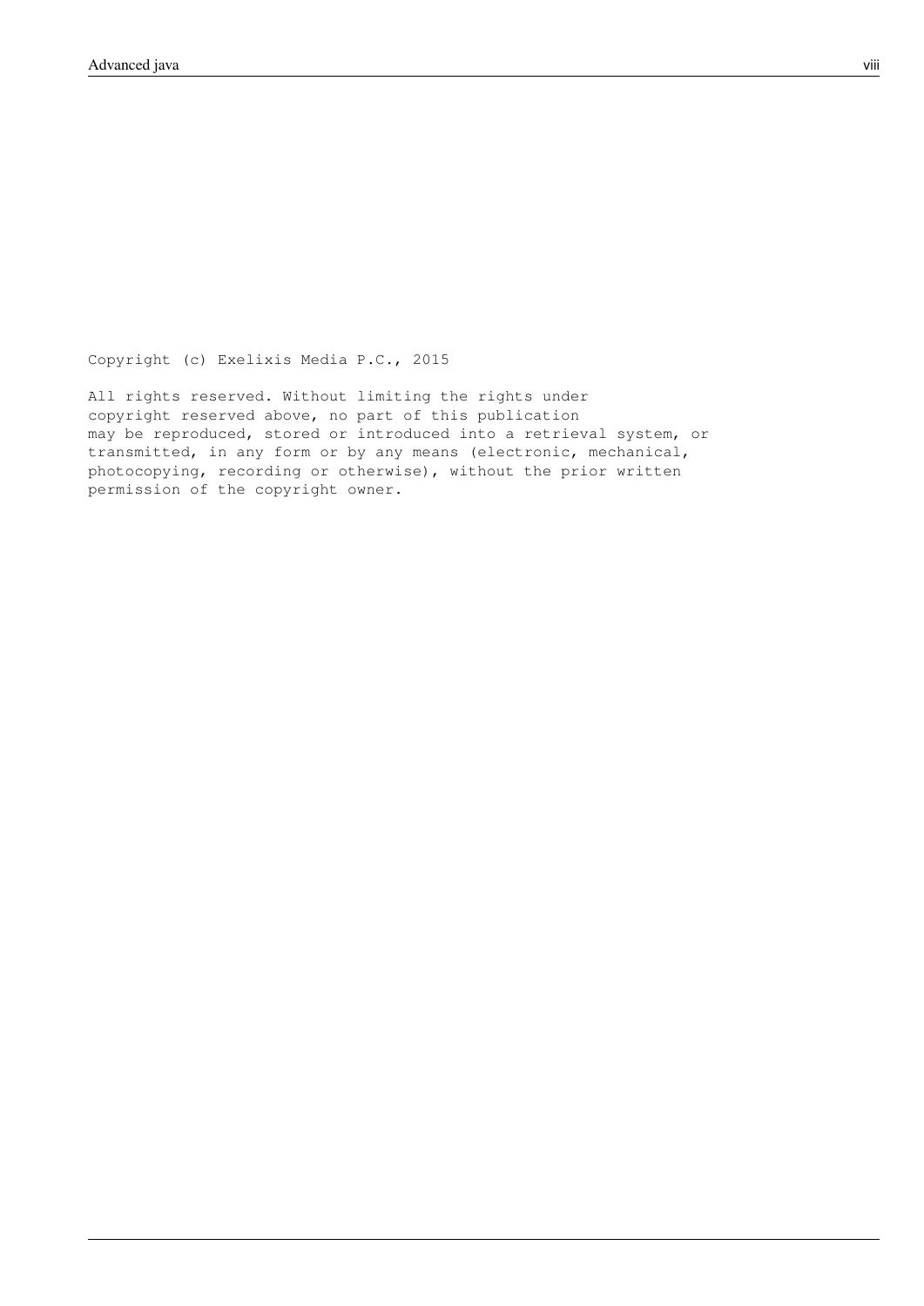Copyright (c) Exelixis Media P.C., 2015

All rights reserved. Without limiting the rights under
copyright reserved above, no part of this publication
may be reproduced, stored or introduced into a retrieval system, or
transmitted, in any form or by any means (electronic, mechanical,
photocopying, recording or otherwise), without the prior written
permission of the copyright owner.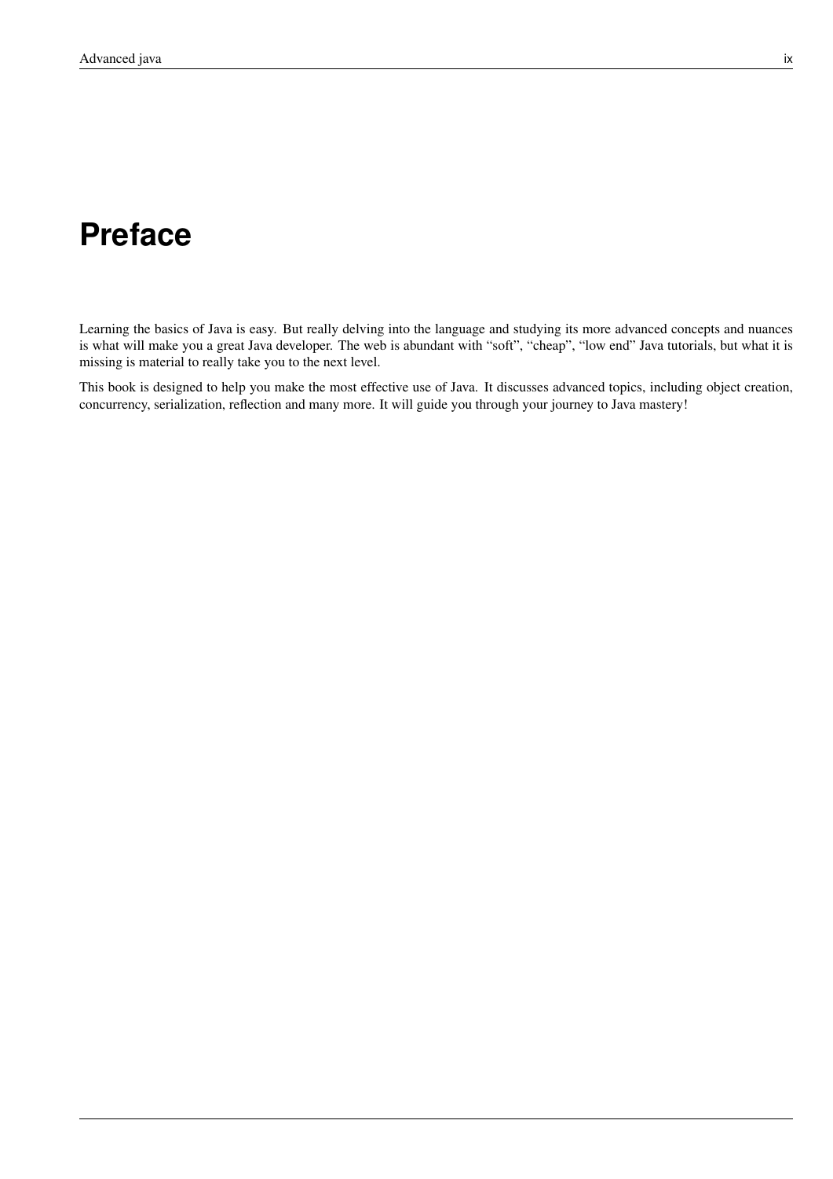# Preface

Learning the basics of Java is easy. But really delving into the language and studying its more advanced concepts and nuances is what will make you a great Java developer. The web is abundant with “soft”, “cheap”, “low end” Java tutorials, but what it is missing is material to really take you to the next level.

This book is designed to help you make the most effective use of Java. It discusses advanced topics, including object creation, concurrency, serialization, reflection and many more. It will guide you through your journey to Java mastery!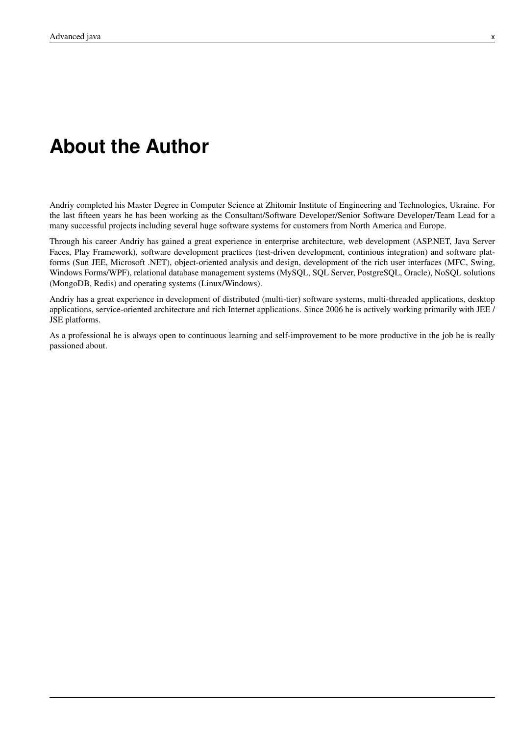# About the Author

Andriy completed his Master Degree in Computer Science at Zhitomir Institute of Engineering and Technologies, Ukraine. For the last fifteen years he has been working as the Consultant/Software Developer/Senior Software Developer/Team Lead for a many successful projects including several huge software systems for customers from North America and Europe.

Through his career Andriy has gained a great experience in enterprise architecture, web development (ASP.NET, Java Server Faces, Play Framework), software development practices (test-driven development, continious integration) and software platforms (Sun JEE, Microsoft .NET), object-oriented analysis and design, development of the rich user interfaces (MFC, Swing, Windows Forms/WPF), relational database management systems (MySQL, SQL Server, PostgreSQL, Oracle), NoSQL solutions (MongoDB, Redis) and operating systems (Linux/Windows).

Andriy has a great experience in development of distributed (multi-tier) software systems, multi-threaded applications, desktop applications, service-oriented architecture and rich Internet applications. Since 2006 he is actively working primarily with JEE / JSE platforms.

As a professional he is always open to continuous learning and self-improvement to be more productive in the job he is really passioned about.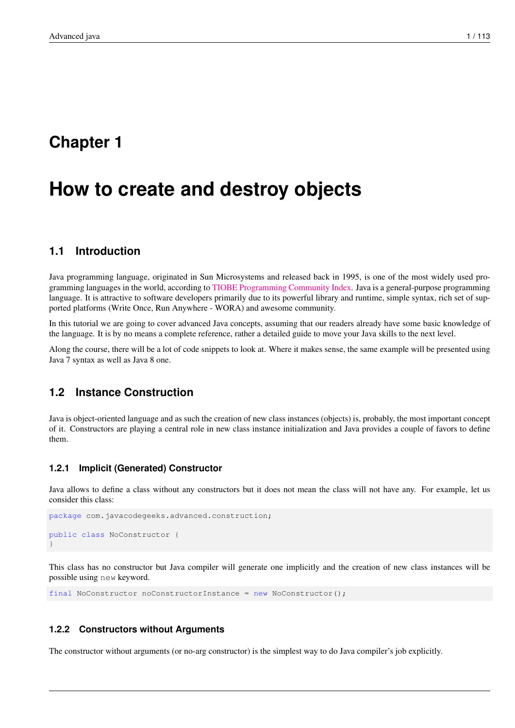# Chapter 1

# How to create and destroy objects

## 1.1 Introduction

Java programming language, originated in Sun Microsystems and released back in 1995, is one of the most widely used programming languages in the world, according to TIOBE Programming Community Index. Java is a general-purpose programming language. It is attractive to software developers primarily due to its powerful library and runtime, simple syntax, rich set of supported platforms (Write Once, Run Anywhere - WORA) and awesome community.

In this tutorial we are going to cover advanced Java concepts, assuming that our readers already have some basic knowledge of the language. It is by no means a complete reference, rather a detailed guide to move your Java skills to the next level.

Along the course, there will be a lot of code snippets to look at. Where it makes sense, the same example will be presented using Java 7 syntax as well as Java 8 one.

## 1.2 Instance Construction

Java is object-oriented language and as such the creation of new class instances (objects) is, probably, the most important concept of it. Constructors are playing a central role in new class instance initialization and Java provides a couple of favors to define them.

### 1.2.1 Implicit (Generated) Constructor

Java allows to define a class without any constructors but it does not mean the class will not have any. For example, let us consider this class:

```
package com.javacodegeeks.advanced.construction;

public class NoConstructor {
}
```

This class has no constructor but Java compiler will generate one implicitly and the creation of new class instances will be possible using `new` keyword.

```
final NoConstructor noConstructorInstance = new NoConstructor();
```

### 1.2.2 Constructors without Arguments

The constructor without arguments (or no-arg constructor) is the simplest way to do Java compiler's job explicitly.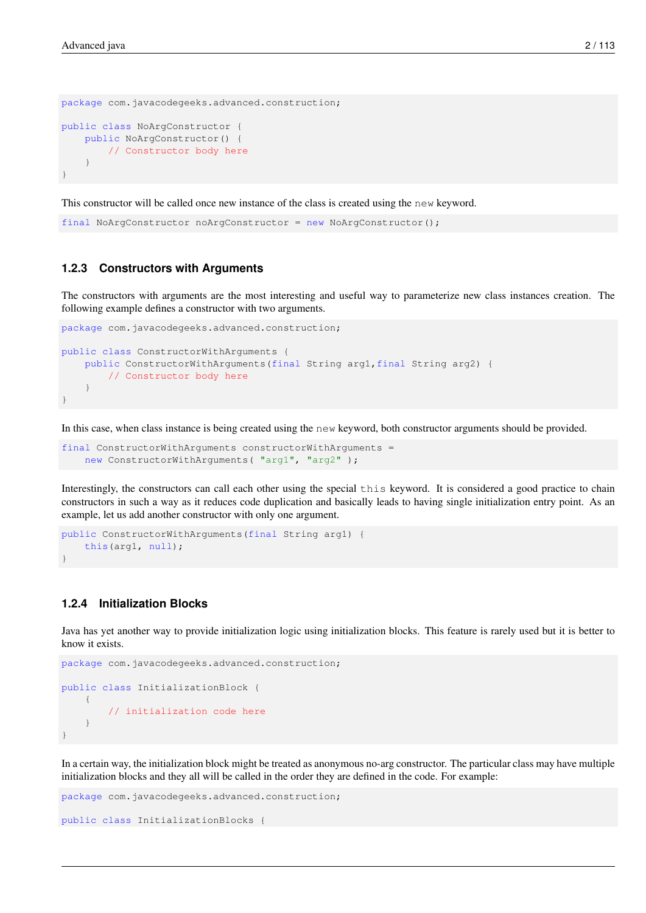```
package com.javacodegeeks.advanced.construction;

public class NoArgConstructor {
    public NoArgConstructor() {
        // Constructor body here
    }
}
```

This constructor will be called once new instance of the class is created using the `new` keyword.

```
final NoArgConstructor noArgConstructor = new NoArgConstructor();
```

### 1.2.3 Constructors with Arguments

The constructors with arguments are the most interesting and useful way to parameterize new class instances creation. The following example defines a constructor with two arguments.

```
package com.javacodegeeks.advanced.construction;

public class ConstructorWithArguments {
    public ConstructorWithArguments(final String arg1,final String arg2) {
        // Constructor body here
    }
}
```

In this case, when class instance is being created using the `new` keyword, both constructor arguments should be provided.

```
final ConstructorWithArguments constructorWithArguments =
    new ConstructorWithArguments( "arg1", "arg2" );
```

Interestingly, the constructors can call each other using the special `this` keyword. It is considered a good practice to chain constructors in such a way as it reduces code duplication and basically leads to having single initialization entry point. As an example, let us add another constructor with only one argument.

```
public ConstructorWithArguments(final String arg1) {
    this(arg1, null);
}
```

### 1.2.4 Initialization Blocks

Java has yet another way to provide initialization logic using initialization blocks. This feature is rarely used but it is better to know it exists.

```
package com.javacodegeeks.advanced.construction;

public class InitializationBlock {
    {
        // initialization code here
    }
}
```

In a certain way, the initialization block might be treated as anonymous no-arg constructor. The particular class may have multiple initialization blocks and they all will be called in the order they are defined in the code. For example:

```
package com.javacodegeeks.advanced.construction;

public class InitializationBlocks {
```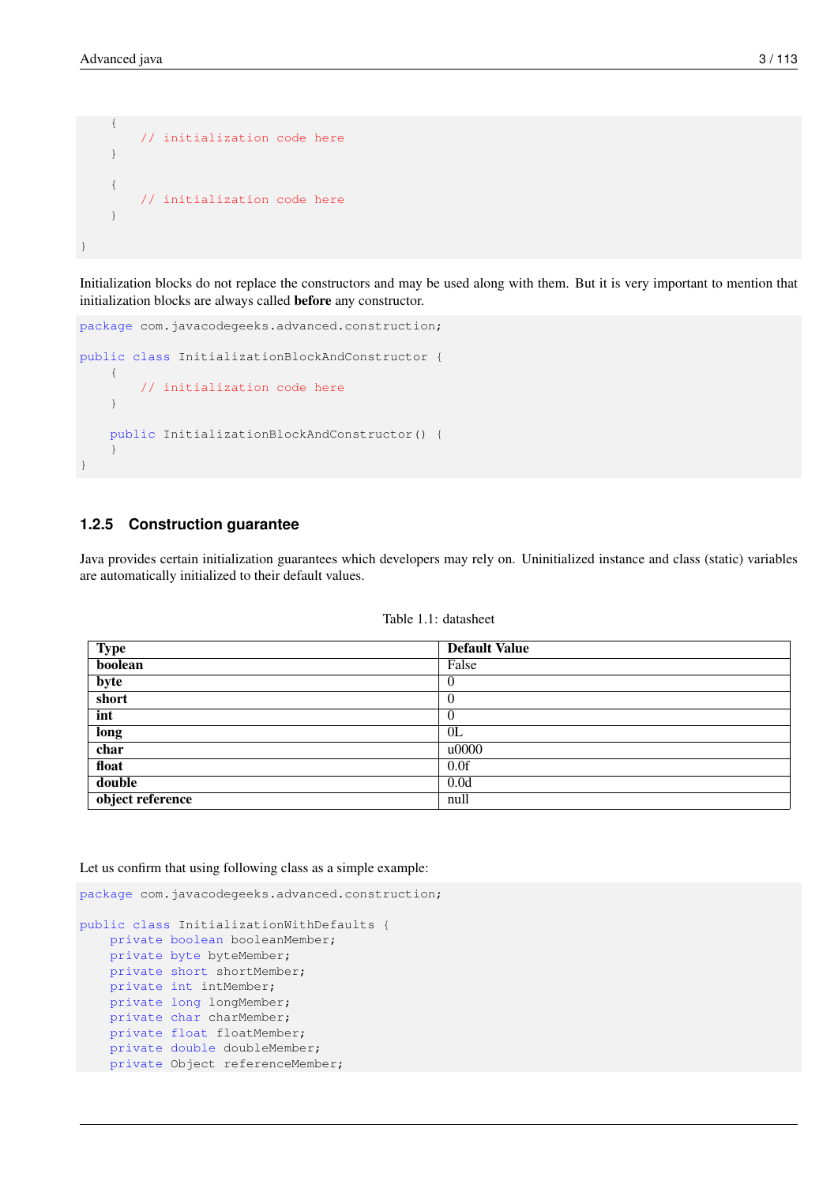```
    {
        // initialization code here
    }

    {
        // initialization code here
    }

}
```

Initialization blocks do not replace the constructors and may be used along with them. But it is very important to mention that initialization blocks are always called **before** any constructor.

```
package com.javacodegeeks.advanced.construction;

public class InitializationBlockAndConstructor {
    {
        // initialization code here
    }

    public InitializationBlockAndConstructor() {
    }
}
```

### 1.2.5 Construction guarantee

Java provides certain initialization guarantees which developers may rely on. Uninitialized instance and class (static) variables are automatically initialized to their default values.

Table 1.1: datasheet

| Type | Default Value |
|---|---|
| **boolean** | False |
| **byte** | 0 |
| **short** | 0 |
| **int** | 0 |
| **long** | 0L |
| **char** | u0000 |
| **float** | 0.0f |
| **double** | 0.0d |
| **object reference** | null |

Let us confirm that using following class as a simple example:

```
package com.javacodegeeks.advanced.construction;

public class InitializationWithDefaults {
    private boolean booleanMember;
    private byte byteMember;
    private short shortMember;
    private int intMember;
    private long longMember;
    private char charMember;
    private float floatMember;
    private double doubleMember;
    private Object referenceMember;
```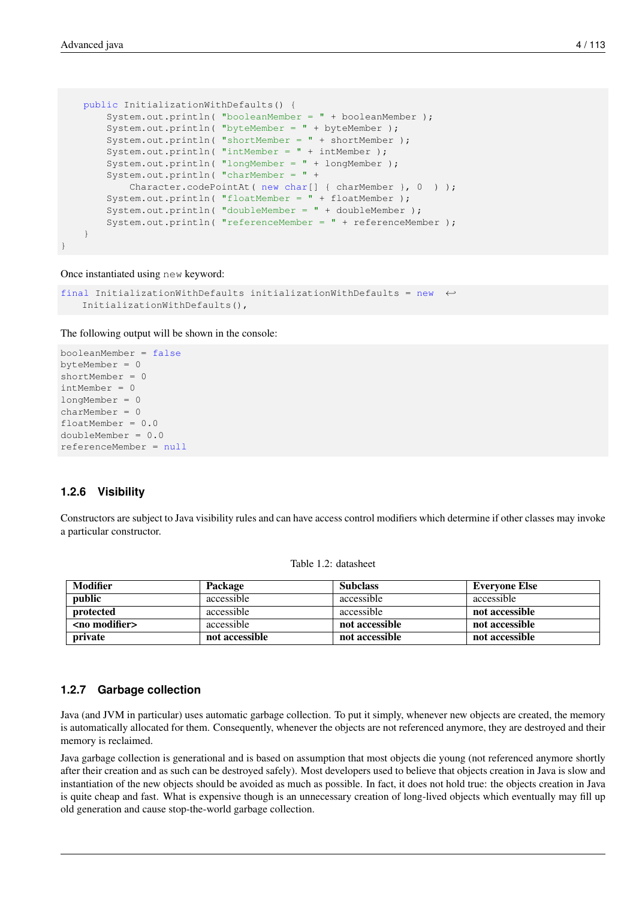```
    public InitializationWithDefaults() {
        System.out.println( "booleanMember = " + booleanMember );
        System.out.println( "byteMember = " + byteMember );
        System.out.println( "shortMember = " + shortMember );
        System.out.println( "intMember = " + intMember );
        System.out.println( "longMember = " + longMember );
        System.out.println( "charMember = " +
            Character.codePointAt( new char[] { charMember }, 0  ) );
        System.out.println( "floatMember = " + floatMember );
        System.out.println( "doubleMember = " + doubleMember );
        System.out.println( "referenceMember = " + referenceMember );
    }
}
```

Once instantiated using `new` keyword:

```
final InitializationWithDefaults initializationWithDefaults = new
    InitializationWithDefaults(),
```

The following output will be shown in the console:

```
booleanMember = false
byteMember = 0
shortMember = 0
intMember = 0
longMember = 0
charMember = 0
floatMember = 0.0
doubleMember = 0.0
referenceMember = null
```

### 1.2.6 Visibility

Constructors are subject to Java visibility rules and can have access control modifiers which determine if other classes may invoke a particular constructor.

Table 1.2: datasheet

| Modifier | Package | Subclass | Everyone Else |
|---|---|---|---|
| **public** | accessible | accessible | accessible |
| **protected** | accessible | accessible | **not accessible** |
| **<no modifier>** | accessible | **not accessible** | **not accessible** |
| **private** | **not accessible** | **not accessible** | **not accessible** |

### 1.2.7 Garbage collection

Java (and JVM in particular) uses automatic garbage collection. To put it simply, whenever new objects are created, the memory is automatically allocated for them. Consequently, whenever the objects are not referenced anymore, they are destroyed and their memory is reclaimed.

Java garbage collection is generational and is based on assumption that most objects die young (not referenced anymore shortly after their creation and as such can be destroyed safely). Most developers used to believe that objects creation in Java is slow and instantiation of the new objects should be avoided as much as possible. In fact, it does not hold true: the objects creation in Java is quite cheap and fast. What is expensive though is an unnecessary creation of long-lived objects which eventually may fill up old generation and cause stop-the-world garbage collection.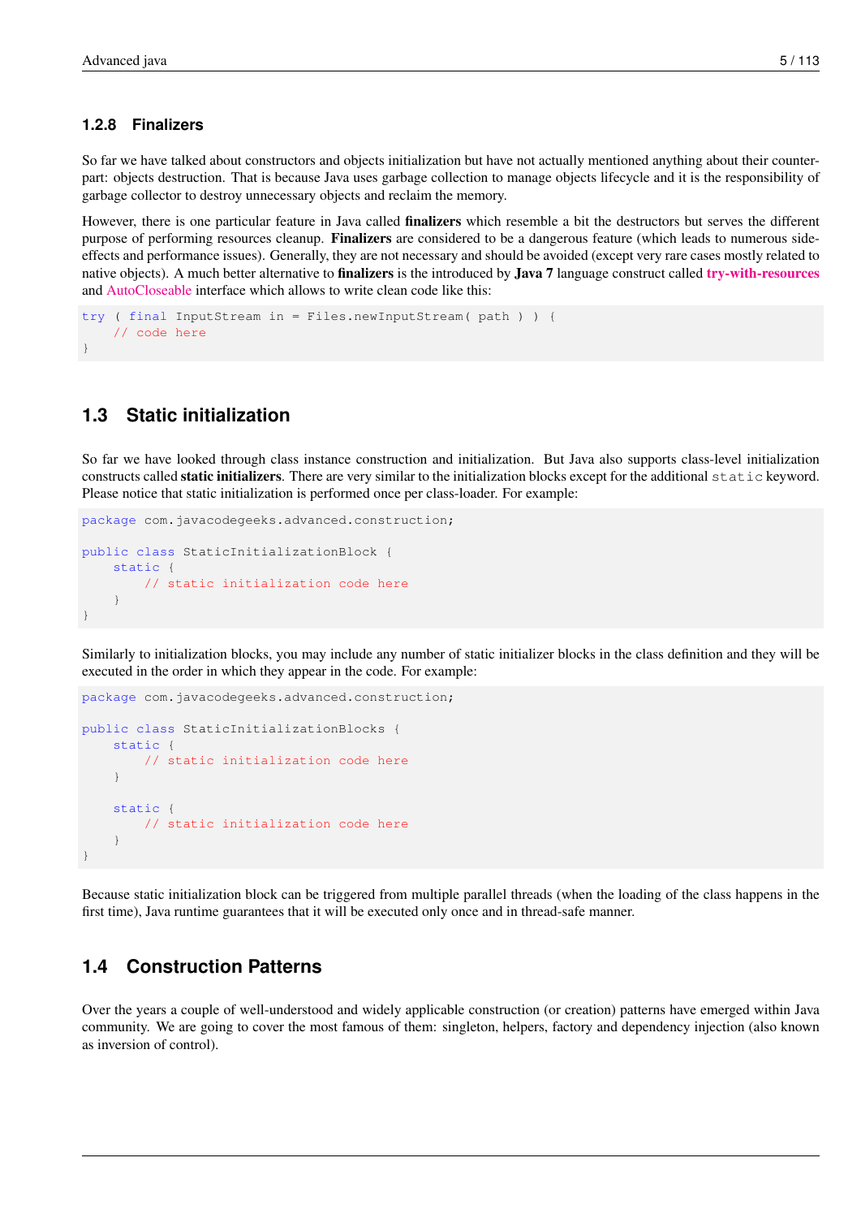### 1.2.8 Finalizers

So far we have talked about constructors and objects initialization but have not actually mentioned anything about their counterpart: objects destruction. That is because Java uses garbage collection to manage objects lifecycle and it is the responsibility of garbage collector to destroy unnecessary objects and reclaim the memory.

However, there is one particular feature in Java called **finalizers** which resemble a bit the destructors but serves the different purpose of performing resources cleanup. **Finalizers** are considered to be a dangerous feature (which leads to numerous side-effects and performance issues). Generally, they are not necessary and should be avoided (except very rare cases mostly related to native objects). A much better alternative to **finalizers** is the introduced by **Java 7** language construct called **try-with-resources** and AutoCloseable interface which allows to write clean code like this:

```
try ( final InputStream in = Files.newInputStream( path ) ) {
    // code here
}
```

## 1.3 Static initialization

So far we have looked through class instance construction and initialization. But Java also supports class-level initialization constructs called **static initializers**. There are very similar to the initialization blocks except for the additional `static` keyword. Please notice that static initialization is performed once per class-loader. For example:

```
package com.javacodegeeks.advanced.construction;

public class StaticInitializationBlock {
    static {
        // static initialization code here
    }
}
```

Similarly to initialization blocks, you may include any number of static initializer blocks in the class definition and they will be executed in the order in which they appear in the code. For example:

```
package com.javacodegeeks.advanced.construction;

public class StaticInitializationBlocks {
    static {
        // static initialization code here
    }

    static {
        // static initialization code here
    }
}
```

Because static initialization block can be triggered from multiple parallel threads (when the loading of the class happens in the first time), Java runtime guarantees that it will be executed only once and in thread-safe manner.

## 1.4 Construction Patterns

Over the years a couple of well-understood and widely applicable construction (or creation) patterns have emerged within Java community. We are going to cover the most famous of them: singleton, helpers, factory and dependency injection (also known as inversion of control).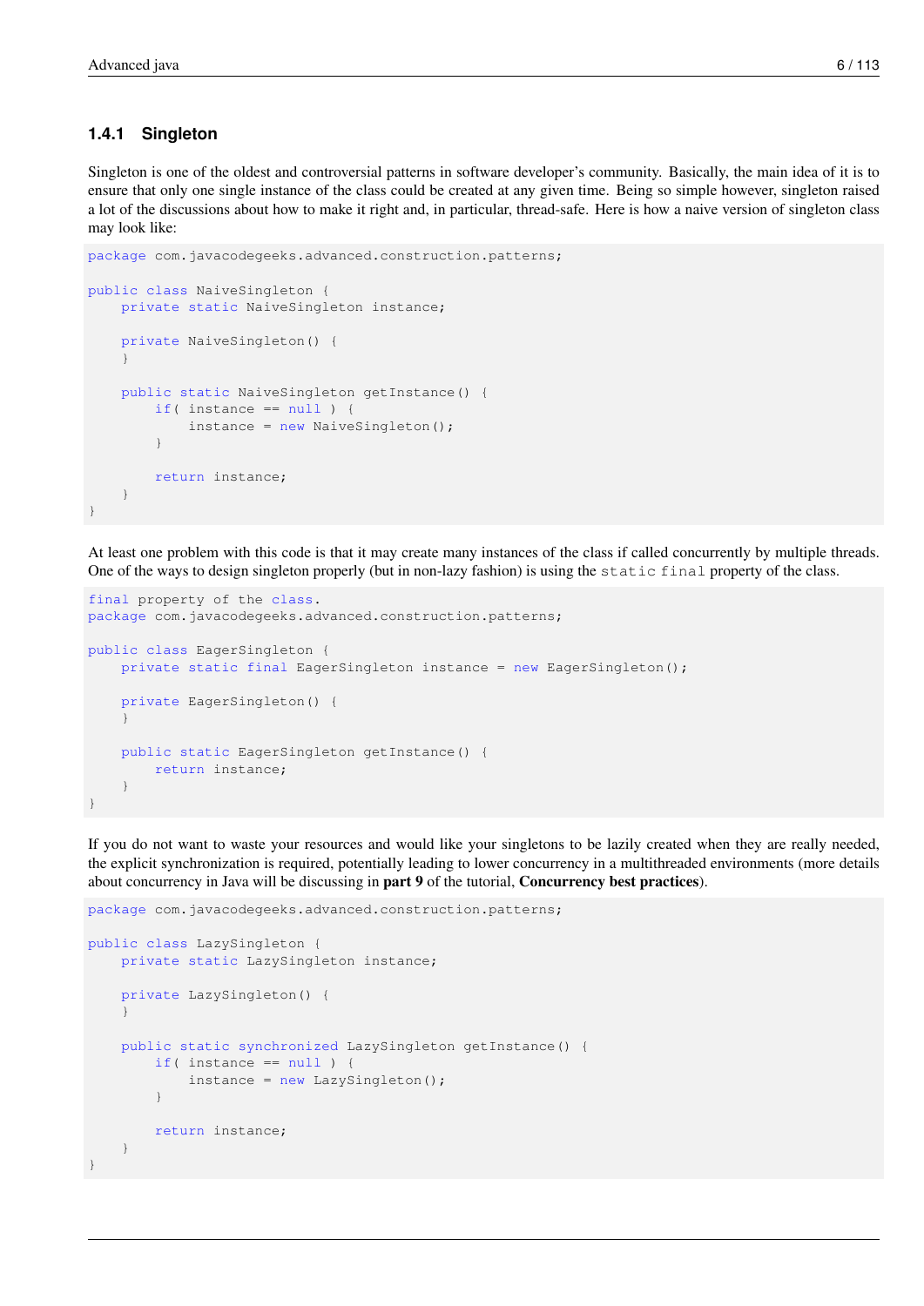### 1.4.1 Singleton

Singleton is one of the oldest and controversial patterns in software developer's community. Basically, the main idea of it is to ensure that only one single instance of the class could be created at any given time. Being so simple however, singleton raised a lot of the discussions about how to make it right and, in particular, thread-safe. Here is how a naive version of singleton class may look like:

```
package com.javacodegeeks.advanced.construction.patterns;

public class NaiveSingleton {
    private static NaiveSingleton instance;

    private NaiveSingleton() {
    }

    public static NaiveSingleton getInstance() {
        if( instance == null ) {
            instance = new NaiveSingleton();
        }

        return instance;
    }
}
```

At least one problem with this code is that it may create many instances of the class if called concurrently by multiple threads. One of the ways to design singleton properly (but in non-lazy fashion) is using the `static final` property of the class.

```
final property of the class.
package com.javacodegeeks.advanced.construction.patterns;

public class EagerSingleton {
    private static final EagerSingleton instance = new EagerSingleton();

    private EagerSingleton() {
    }

    public static EagerSingleton getInstance() {
        return instance;
    }
}
```

If you do not want to waste your resources and would like your singletons to be lazily created when they are really needed, the explicit synchronization is required, potentially leading to lower concurrency in a multithreaded environments (more details about concurrency in Java will be discussing in **part 9** of the tutorial, **Concurrency best practices**).

```
package com.javacodegeeks.advanced.construction.patterns;

public class LazySingleton {
    private static LazySingleton instance;

    private LazySingleton() {
    }

    public static synchronized LazySingleton getInstance() {
        if( instance == null ) {
            instance = new LazySingleton();
        }

        return instance;
    }
}
```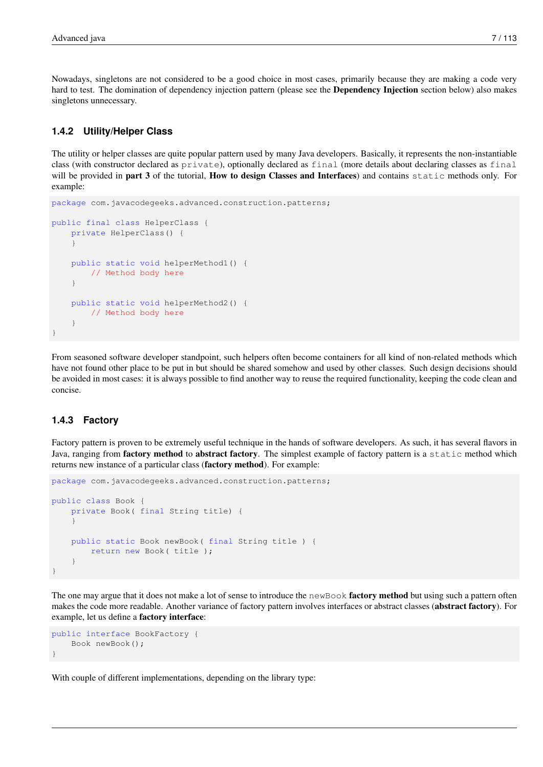Nowadays, singletons are not considered to be a good choice in most cases, primarily because they are making a code very hard to test. The domination of dependency injection pattern (please see the **Dependency Injection** section below) also makes singletons unnecessary.

### 1.4.2 Utility/Helper Class

The utility or helper classes are quite popular pattern used by many Java developers. Basically, it represents the non-instantiable class (with constructor declared as `private`), optionally declared as `final` (more details about declaring classes as `final` will be provided in **part 3** of the tutorial, **How to design Classes and Interfaces**) and contains `static` methods only. For example:

```
package com.javacodegeeks.advanced.construction.patterns;

public final class HelperClass {
    private HelperClass() {
    }

    public static void helperMethod1() {
        // Method body here
    }

    public static void helperMethod2() {
        // Method body here
    }
}
```

From seasoned software developer standpoint, such helpers often become containers for all kind of non-related methods which have not found other place to be put in but should be shared somehow and used by other classes. Such design decisions should be avoided in most cases: it is always possible to find another way to reuse the required functionality, keeping the code clean and concise.

### 1.4.3 Factory

Factory pattern is proven to be extremely useful technique in the hands of software developers. As such, it has several flavors in Java, ranging from **factory method** to **abstract factory**. The simplest example of factory pattern is a `static` method which returns new instance of a particular class (**factory method**). For example:

```
package com.javacodegeeks.advanced.construction.patterns;

public class Book {
    private Book( final String title) {
    }

    public static Book newBook( final String title ) {
        return new Book( title );
    }
}
```

The one may argue that it does not make a lot of sense to introduce the `newBook` **factory method** but using such a pattern often makes the code more readable. Another variance of factory pattern involves interfaces or abstract classes (**abstract factory**). For example, let us define a **factory interface**:

```
public interface BookFactory {
    Book newBook();
}
```

With couple of different implementations, depending on the library type: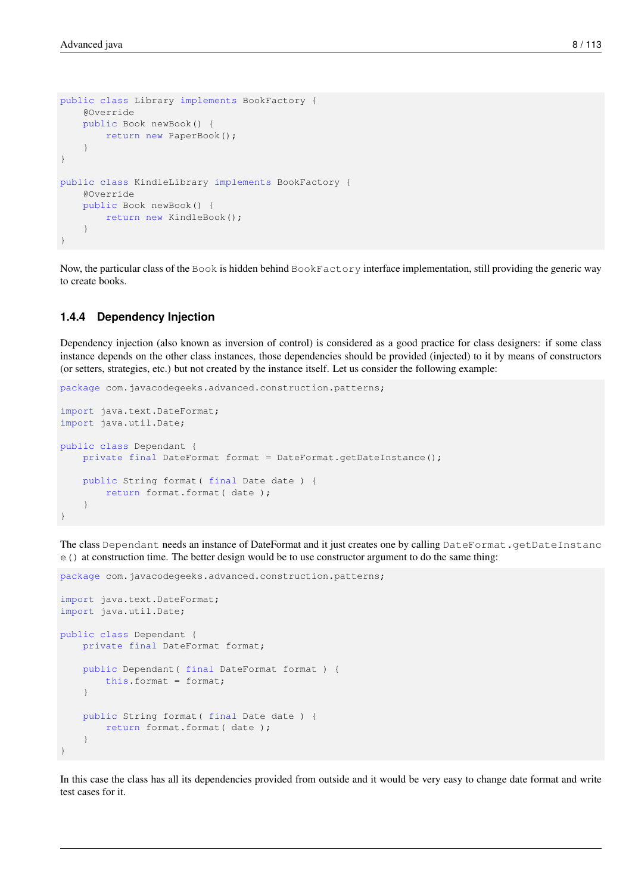```java
public class Library implements BookFactory {
    @Override
    public Book newBook() {
        return new PaperBook();
    }
}

public class KindleLibrary implements BookFactory {
    @Override
    public Book newBook() {
        return new KindleBook();
    }
}
```

Now, the particular class of the `Book` is hidden behind `BookFactory` interface implementation, still providing the generic way to create books.

### 1.4.4 Dependency Injection

Dependency injection (also known as inversion of control) is considered as a good practice for class designers: if some class instance depends on the other class instances, those dependencies should be provided (injected) to it by means of constructors (or setters, strategies, etc.) but not created by the instance itself. Let us consider the following example:

```java
package com.javacodegeeks.advanced.construction.patterns;

import java.text.DateFormat;
import java.util.Date;

public class Dependant {
    private final DateFormat format = DateFormat.getDateInstance();

    public String format( final Date date ) {
        return format.format( date );
    }
}
```

The class `Dependant` needs an instance of DateFormat and it just creates one by calling `DateFormat.getDateInstance()` at construction time. The better design would be to use constructor argument to do the same thing:

```java
package com.javacodegeeks.advanced.construction.patterns;

import java.text.DateFormat;
import java.util.Date;

public class Dependant {
    private final DateFormat format;

    public Dependant( final DateFormat format ) {
        this.format = format;
    }

    public String format( final Date date ) {
        return format.format( date );
    }
}
```

In this case the class has all its dependencies provided from outside and it would be very easy to change date format and write test cases for it.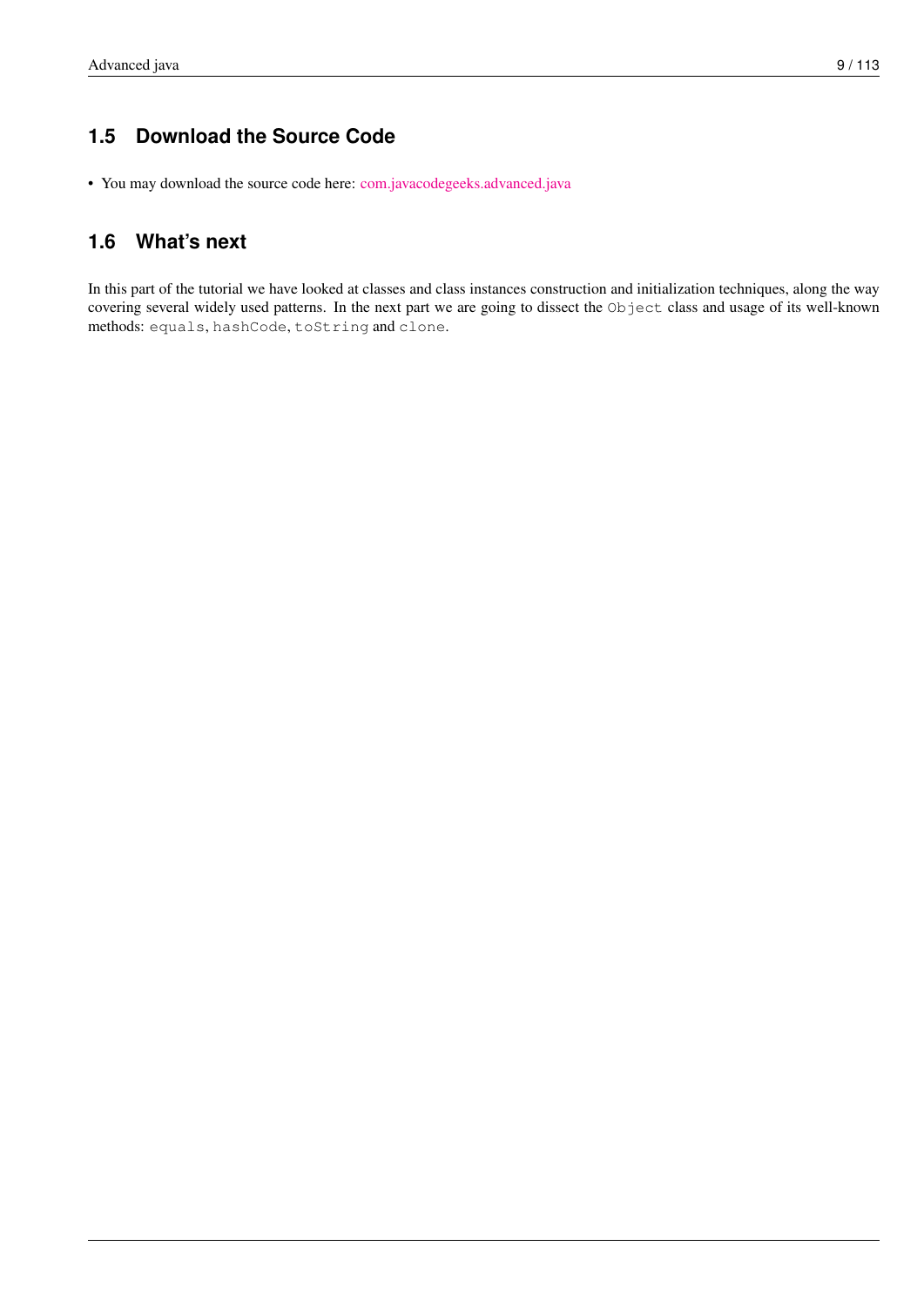## 1.5 Download the Source Code

- You may download the source code here: com.javacodegeeks.advanced.java

## 1.6 What's next

In this part of the tutorial we have looked at classes and class instances construction and initialization techniques, along the way covering several widely used patterns. In the next part we are going to dissect the `Object` class and usage of its well-known methods: `equals`, `hashCode`, `toString` and `clone`.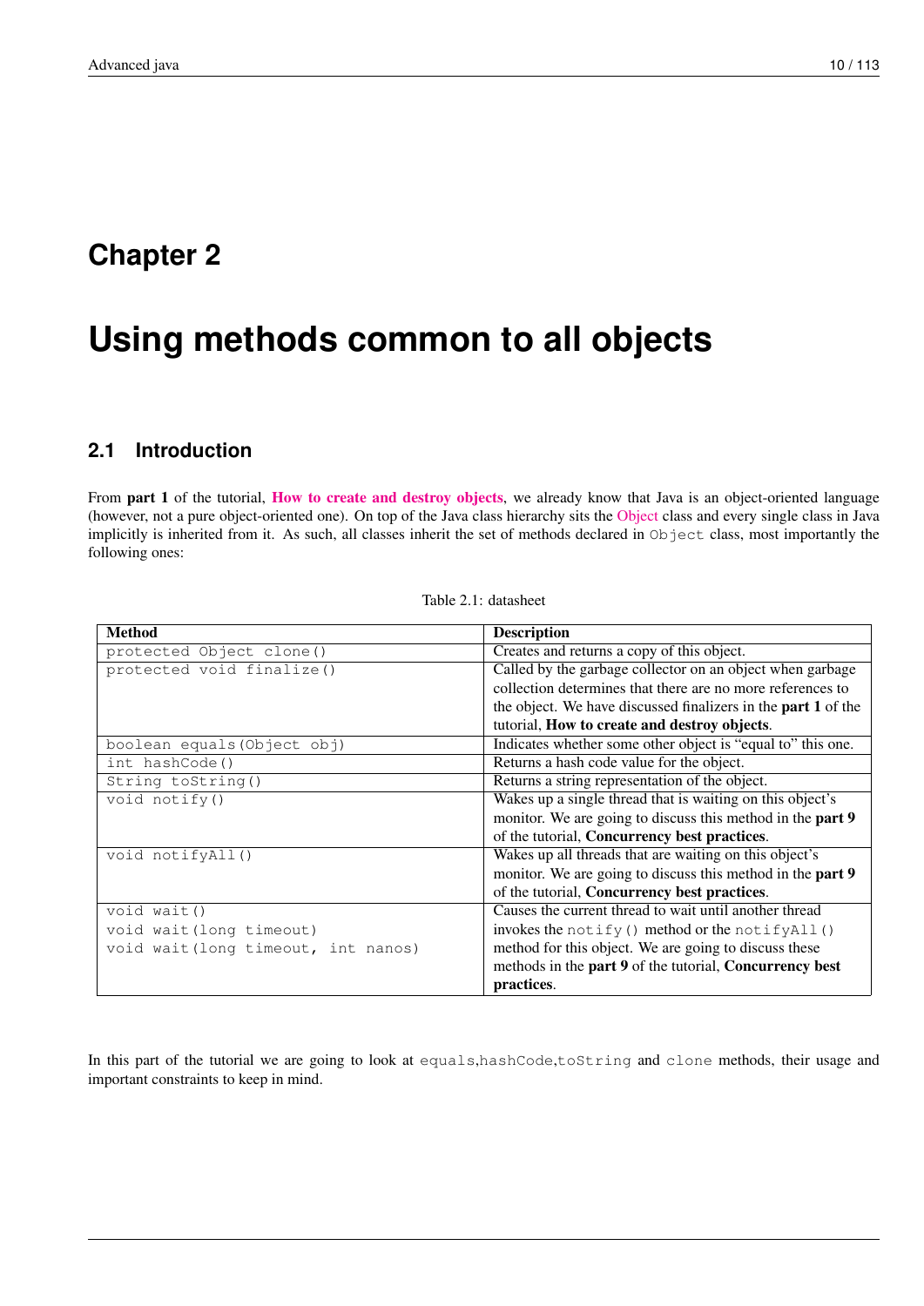# Chapter 2

# Using methods common to all objects

## 2.1 Introduction

From **part 1** of the tutorial, **How to create and destroy objects**, we already know that Java is an object-oriented language (however, not a pure object-oriented one). On top of the Java class hierarchy sits the Object class and every single class in Java implicitly is inherited from it. As such, all classes inherit the set of methods declared in `Object` class, most importantly the following ones:

Table 2.1: datasheet

| Method | Description |
|---|---|
| `protected Object clone()` | Creates and returns a copy of this object. |
| `protected void finalize()` | Called by the garbage collector on an object when garbage collection determines that there are no more references to the object. We have discussed finalizers in the **part 1** of the tutorial, **How to create and destroy objects**. |
| `boolean equals(Object obj)` | Indicates whether some other object is "equal to" this one. |
| `int hashCode()` | Returns a hash code value for the object. |
| `String toString()` | Returns a string representation of the object. |
| `void notify()` | Wakes up a single thread that is waiting on this object's monitor. We are going to discuss this method in the **part 9** of the tutorial, **Concurrency best practices**. |
| `void notifyAll()` | Wakes up all threads that are waiting on this object's monitor. We are going to discuss this method in the **part 9** of the tutorial, **Concurrency best practices**. |
| `void wait()`<br>`void wait(long timeout)`<br>`void wait(long timeout, int nanos)` | Causes the current thread to wait until another thread invokes the `notify()` method or the `notifyAll()` method for this object. We are going to discuss these methods in the **part 9** of the tutorial, **Concurrency best practices**. |

In this part of the tutorial we are going to look at `equals`,`hashCode`,`toString` and `clone` methods, their usage and important constraints to keep in mind.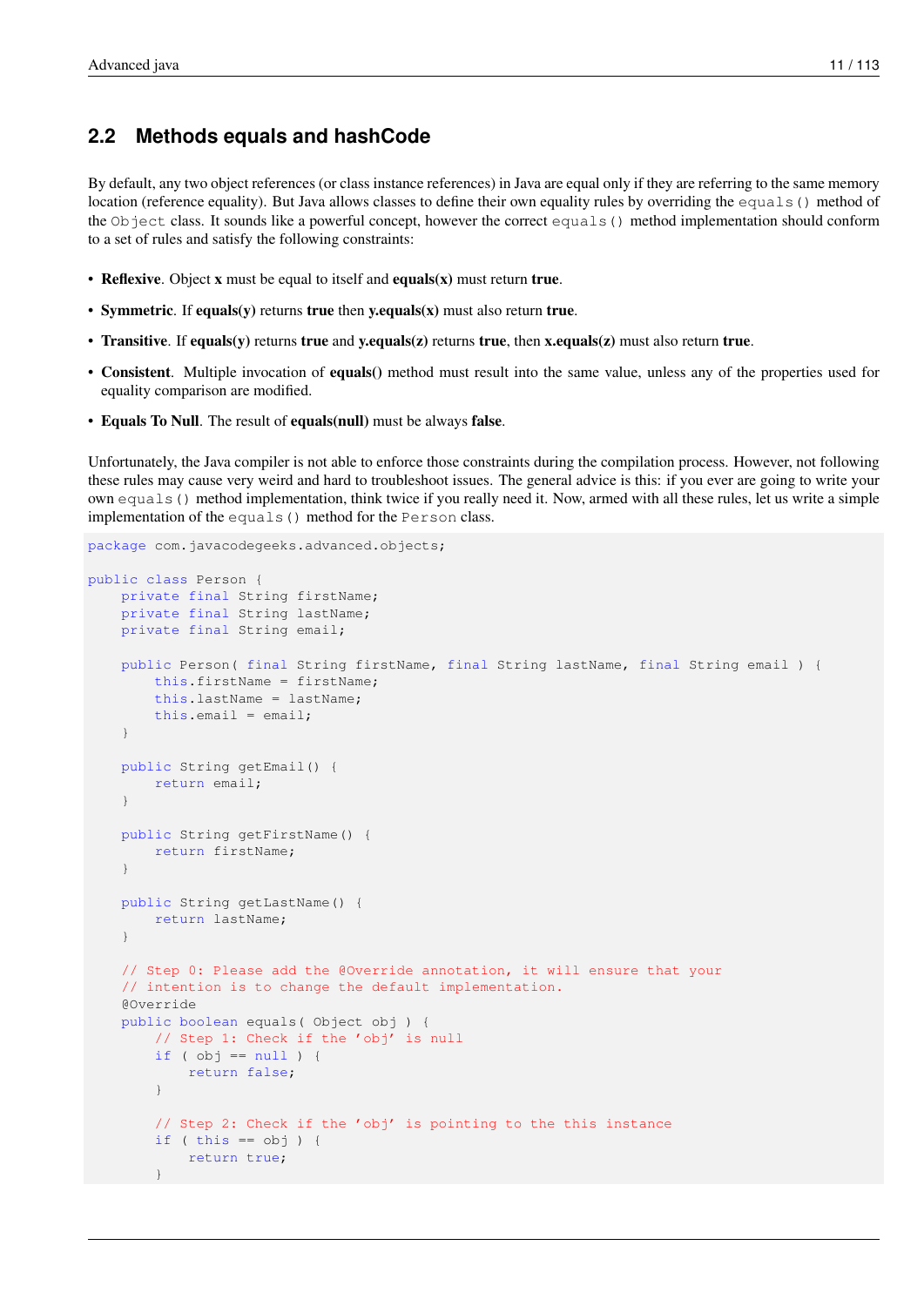## 2.2 Methods equals and hashCode

By default, any two object references (or class instance references) in Java are equal only if they are referring to the same memory location (reference equality). But Java allows classes to define their own equality rules by overriding the `equals()` method of the `Object` class. It sounds like a powerful concept, however the correct `equals()` method implementation should conform to a set of rules and satisfy the following constraints:

- **Reflexive**. Object **x** must be equal to itself and **equals(x)** must return **true**.
- **Symmetric**. If **equals(y)** returns **true** then **y.equals(x)** must also return **true**.
- **Transitive**. If **equals(y)** returns **true** and **y.equals(z)** returns **true**, then **x.equals(z)** must also return **true**.
- **Consistent**. Multiple invocation of **equals()** method must result into the same value, unless any of the properties used for equality comparison are modified.
- **Equals To Null**. The result of **equals(null)** must be always **false**.

Unfortunately, the Java compiler is not able to enforce those constraints during the compilation process. However, not following these rules may cause very weird and hard to troubleshoot issues. The general advice is this: if you ever are going to write your own `equals()` method implementation, think twice if you really need it. Now, armed with all these rules, let us write a simple implementation of the `equals()` method for the `Person` class.

```
package com.javacodegeeks.advanced.objects;

public class Person {
    private final String firstName;
    private final String lastName;
    private final String email;

    public Person( final String firstName, final String lastName, final String email ) {
        this.firstName = firstName;
        this.lastName = lastName;
        this.email = email;
    }

    public String getEmail() {
        return email;
    }

    public String getFirstName() {
        return firstName;
    }

    public String getLastName() {
        return lastName;
    }

    // Step 0: Please add the @Override annotation, it will ensure that your
    // intention is to change the default implementation.
    @Override
    public boolean equals( Object obj ) {
        // Step 1: Check if the 'obj' is null
        if ( obj == null ) {
            return false;
        }

        // Step 2: Check if the 'obj' is pointing to the this instance
        if ( this == obj ) {
            return true;
        }
```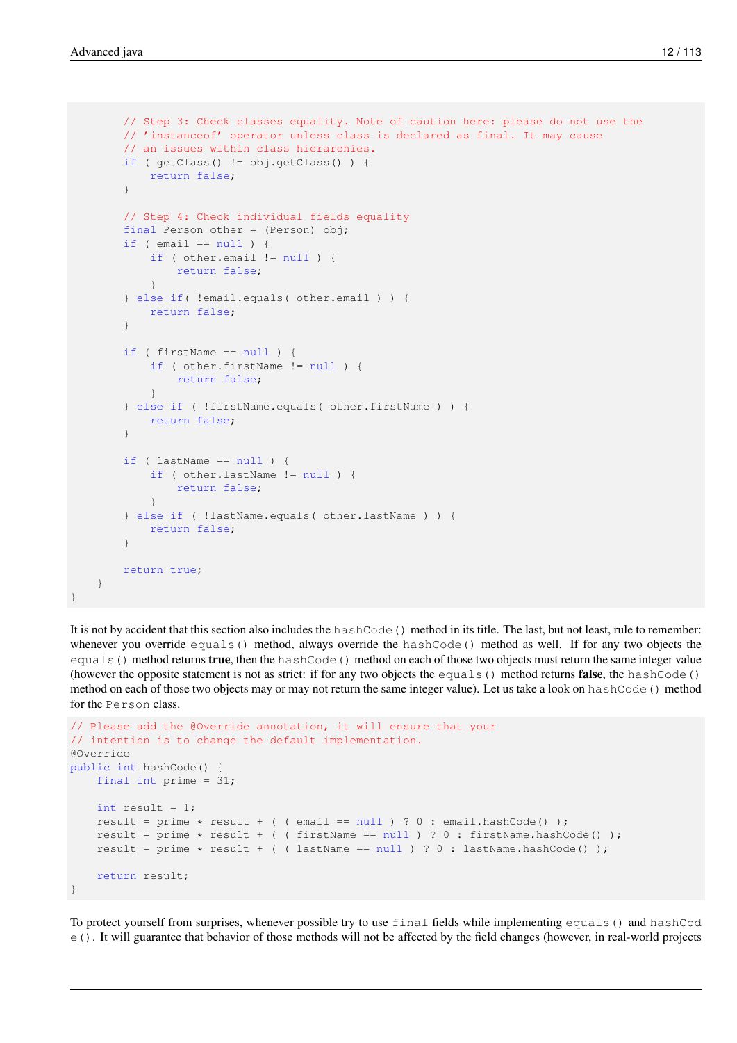```java
        // Step 3: Check classes equality. Note of caution here: please do not use the
        // 'instanceof' operator unless class is declared as final. It may cause
        // an issues within class hierarchies.
        if ( getClass() != obj.getClass() ) {
            return false;
        }

        // Step 4: Check individual fields equality
        final Person other = (Person) obj;
        if ( email == null ) {
            if ( other.email != null ) {
                return false;
            }
        } else if( !email.equals( other.email ) ) {
            return false;
        }

        if ( firstName == null ) {
            if ( other.firstName != null ) {
                return false;
            }
        } else if ( !firstName.equals( other.firstName ) ) {
            return false;
        }

        if ( lastName == null ) {
            if ( other.lastName != null ) {
                return false;
            }
        } else if ( !lastName.equals( other.lastName ) ) {
            return false;
        }

        return true;
    }
}
```

It is not by accident that this section also includes the `hashCode()` method in its title. The last, but not least, rule to remember: whenever you override `equals()` method, always override the `hashCode()` method as well. If for any two objects the `equals()` method returns **true**, then the `hashCode()` method on each of those two objects must return the same integer value (however the opposite statement is not as strict: if for any two objects the `equals()` method returns **false**, the `hashCode()` method on each of those two objects may or may not return the same integer value). Let us take a look on `hashCode()` method for the `Person` class.

```java
// Please add the @Override annotation, it will ensure that your
// intention is to change the default implementation.
@Override
public int hashCode() {
    final int prime = 31;

    int result = 1;
    result = prime * result + ( ( email == null ) ? 0 : email.hashCode() );
    result = prime * result + ( ( firstName == null ) ? 0 : firstName.hashCode() );
    result = prime * result + ( ( lastName == null ) ? 0 : lastName.hashCode() );

    return result;
}
```

To protect yourself from surprises, whenever possible try to use `final` fields while implementing `equals()` and `hashCode()`. It will guarantee that behavior of those methods will not be affected by the field changes (however, in real-world projects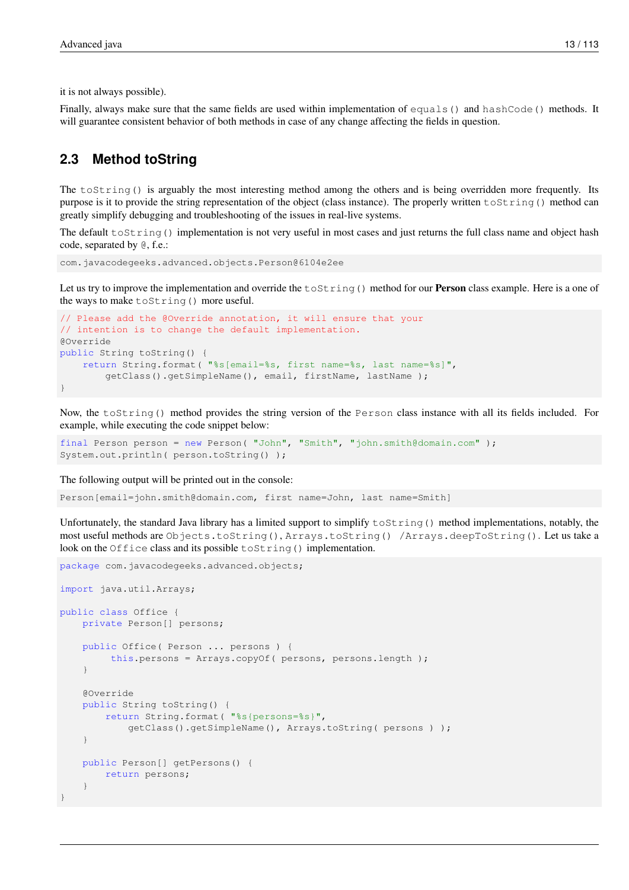it is not always possible).

Finally, always make sure that the same fields are used within implementation of `equals()` and `hashCode()` methods. It will guarantee consistent behavior of both methods in case of any change affecting the fields in question.

## 2.3 Method toString

The `toString()` is arguably the most interesting method among the others and is being overridden more frequently. Its purpose is it to provide the string representation of the object (class instance). The properly written `toString()` method can greatly simplify debugging and troubleshooting of the issues in real-live systems.

The default `toString()` implementation is not very useful in most cases and just returns the full class name and object hash code, separated by `@`, f.e.:

```
com.javacodegeeks.advanced.objects.Person@6104e2ee
```

Let us try to improve the implementation and override the `toString()` method for our **Person** class example. Here is a one of the ways to make `toString()` more useful.

```
// Please add the @Override annotation, it will ensure that your
// intention is to change the default implementation.
@Override
public String toString() {
    return String.format( "%s[email=%s, first name=%s, last name=%s]",
        getClass().getSimpleName(), email, firstName, lastName );
}
```

Now, the `toString()` method provides the string version of the `Person` class instance with all its fields included. For example, while executing the code snippet below:

```
final Person person = new Person( "John", "Smith", "john.smith@domain.com" );
System.out.println( person.toString() );
```

The following output will be printed out in the console:

```
Person[email=john.smith@domain.com, first name=John, last name=Smith]
```

Unfortunately, the standard Java library has a limited support to simplify `toString()` method implementations, notably, the most useful methods are `Objects.toString()`, `Arrays.toString()` /`Arrays.deepToString()`. Let us take a look on the `Office` class and its possible `toString()` implementation.

```
package com.javacodegeeks.advanced.objects;

import java.util.Arrays;

public class Office {
    private Person[] persons;

    public Office( Person ... persons ) {
         this.persons = Arrays.copyOf( persons, persons.length );
    }

    @Override
    public String toString() {
        return String.format( "%s{persons=%s}",
            getClass().getSimpleName(), Arrays.toString( persons ) );
    }

    public Person[] getPersons() {
        return persons;
    }
}
```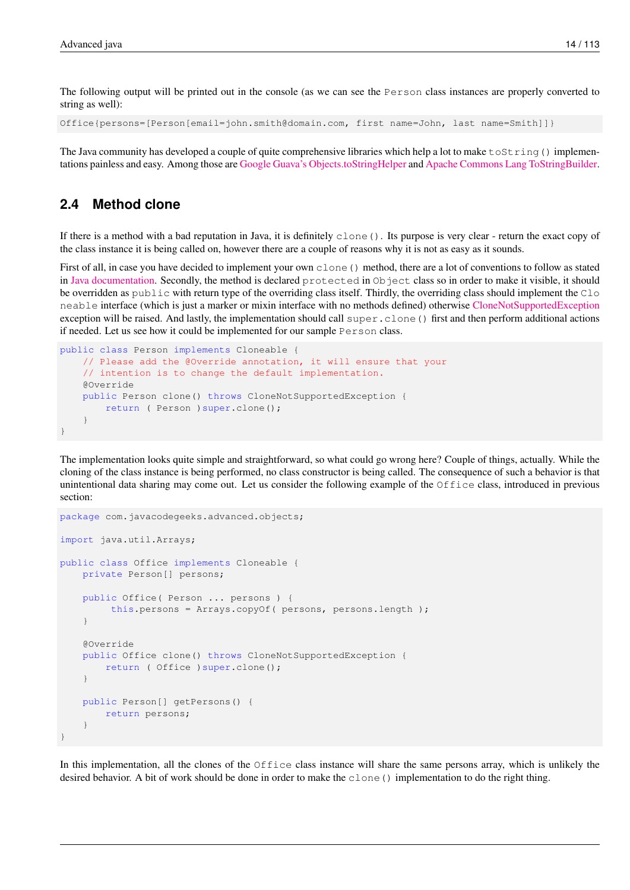The following output will be printed out in the console (as we can see the `Person` class instances are properly converted to string as well):

```
Office{persons=[Person[email=john.smith@domain.com, first name=John, last name=Smith]]}
```

The Java community has developed a couple of quite comprehensive libraries which help a lot to make `toString()` implementations painless and easy. Among those are Google Guava's Objects.toStringHelper and Apache Commons Lang ToStringBuilder.

## 2.4 Method clone

If there is a method with a bad reputation in Java, it is definitely `clone()`. Its purpose is very clear - return the exact copy of the class instance it is being called on, however there are a couple of reasons why it is not as easy as it sounds.

First of all, in case you have decided to implement your own `clone()` method, there are a lot of conventions to follow as stated in Java documentation. Secondly, the method is declared `protected` in `Object` class so in order to make it visible, it should be overridden as `public` with return type of the overriding class itself. Thirdly, the overriding class should implement the `Cloneable` interface (which is just a marker or mixin interface with no methods defined) otherwise CloneNotSupportedException exception will be raised. And lastly, the implementation should call `super.clone()` first and then perform additional actions if needed. Let us see how it could be implemented for our sample `Person` class.

```
public class Person implements Cloneable {
    // Please add the @Override annotation, it will ensure that your
    // intention is to change the default implementation.
    @Override
    public Person clone() throws CloneNotSupportedException {
        return ( Person )super.clone();
    }
}
```

The implementation looks quite simple and straightforward, so what could go wrong here? Couple of things, actually. While the cloning of the class instance is being performed, no class constructor is being called. The consequence of such a behavior is that unintentional data sharing may come out. Let us consider the following example of the `Office` class, introduced in previous section:

```
package com.javacodegeeks.advanced.objects;

import java.util.Arrays;

public class Office implements Cloneable {
    private Person[] persons;

    public Office( Person ... persons ) {
         this.persons = Arrays.copyOf( persons, persons.length );
    }

    @Override
    public Office clone() throws CloneNotSupportedException {
        return ( Office )super.clone();
    }

    public Person[] getPersons() {
        return persons;
    }
}
```

In this implementation, all the clones of the `Office` class instance will share the same persons array, which is unlikely the desired behavior. A bit of work should be done in order to make the `clone()` implementation to do the right thing.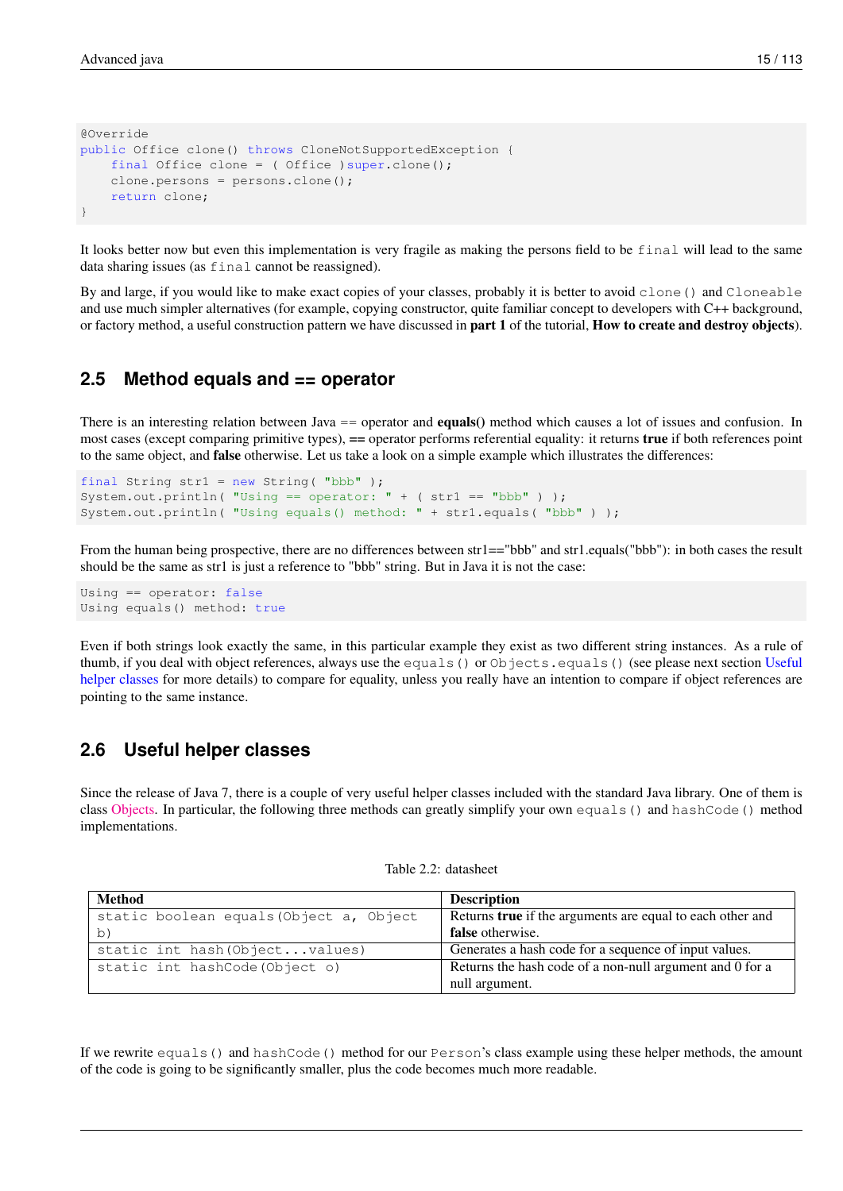```
@Override
public Office clone() throws CloneNotSupportedException {
    final Office clone = ( Office )super.clone();
    clone.persons = persons.clone();
    return clone;
}
```

It looks better now but even this implementation is very fragile as making the persons field to be `final` will lead to the same data sharing issues (as `final` cannot be reassigned).

By and large, if you would like to make exact copies of your classes, probably it is better to avoid `clone()` and `Cloneable` and use much simpler alternatives (for example, copying constructor, quite familiar concept to developers with C++ background, or factory method, a useful construction pattern we have discussed in **part 1** of the tutorial, **How to create and destroy objects**).

## 2.5 Method equals and == operator

There is an interesting relation between Java == operator and **equals()** method which causes a lot of issues and confusion. In most cases (except comparing primitive types), **==** operator performs referential equality: it returns **true** if both references point to the same object, and **false** otherwise. Let us take a look on a simple example which illustrates the differences:

```
final String str1 = new String( "bbb" );
System.out.println( "Using == operator: " + ( str1 == "bbb" ) );
System.out.println( "Using equals() method: " + str1.equals( "bbb" ) );
```

From the human being prospective, there are no differences between str1=="bbb" and str1.equals("bbb"): in both cases the result should be the same as str1 is just a reference to "bbb" string. But in Java it is not the case:

```
Using == operator: false
Using equals() method: true
```

Even if both strings look exactly the same, in this particular example they exist as two different string instances. As a rule of thumb, if you deal with object references, always use the `equals()` or `Objects.equals()` (see please next section Useful helper classes for more details) to compare for equality, unless you really have an intention to compare if object references are pointing to the same instance.

## 2.6 Useful helper classes

Since the release of Java 7, there is a couple of very useful helper classes included with the standard Java library. One of them is class Objects. In particular, the following three methods can greatly simplify your own `equals()` and `hashCode()` method implementations.

Table 2.2: datasheet

| Method | Description |
|---|---|
| `static boolean equals(Object a, Object b)` | Returns **true** if the arguments are equal to each other and **false** otherwise. |
| `static int hash(Object...values)` | Generates a hash code for a sequence of input values. |
| `static int hashCode(Object o)` | Returns the hash code of a non-null argument and 0 for a null argument. |

If we rewrite `equals()` and `hashCode()` method for our `Person`'s class example using these helper methods, the amount of the code is going to be significantly smaller, plus the code becomes much more readable.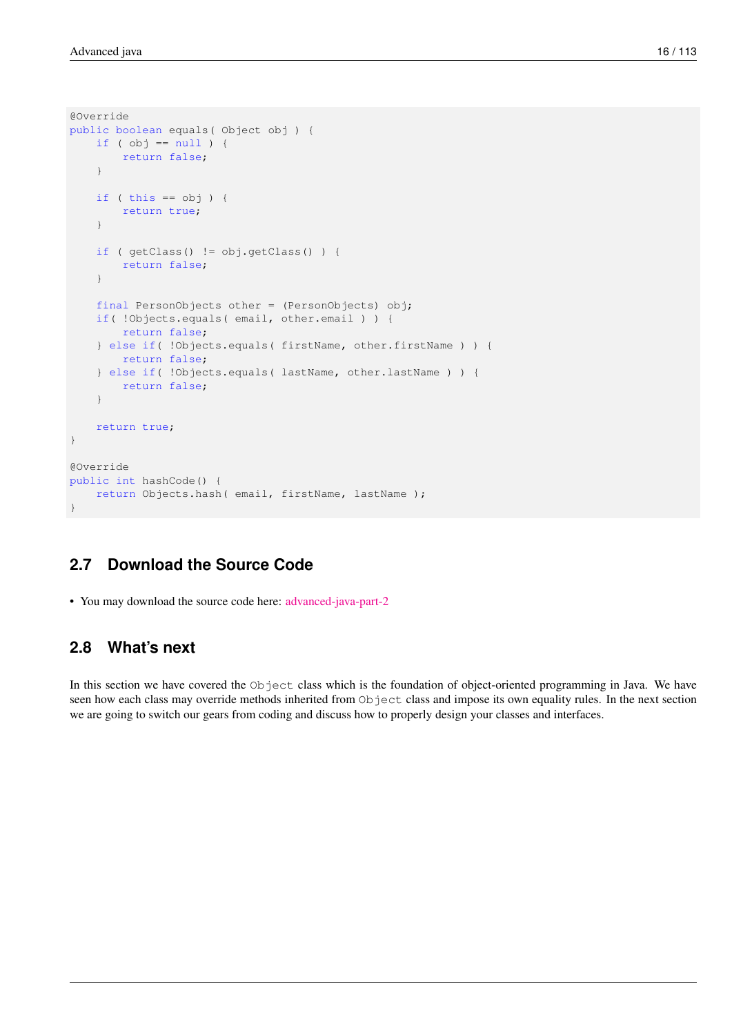```java
@Override
public boolean equals( Object obj ) {
    if ( obj == null ) {
        return false;
    }

    if ( this == obj ) {
        return true;
    }

    if ( getClass() != obj.getClass() ) {
        return false;
    }

    final PersonObjects other = (PersonObjects) obj;
    if( !Objects.equals( email, other.email ) ) {
        return false;
    } else if( !Objects.equals( firstName, other.firstName ) ) {
        return false;
    } else if( !Objects.equals( lastName, other.lastName ) ) {
        return false;
    }

    return true;
}

@Override
public int hashCode() {
    return Objects.hash( email, firstName, lastName );
}
```

## 2.7 Download the Source Code

- You may download the source code here: advanced-java-part-2

## 2.8 What's next

In this section we have covered the `Object` class which is the foundation of object-oriented programming in Java. We have seen how each class may override methods inherited from `Object` class and impose its own equality rules. In the next section we are going to switch our gears from coding and discuss how to properly design your classes and interfaces.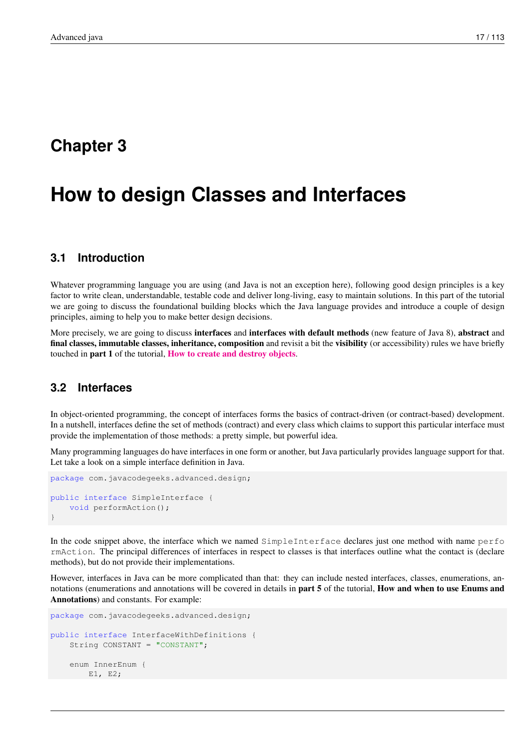# Chapter 3

# How to design Classes and Interfaces

## 3.1 Introduction

Whatever programming language you are using (and Java is not an exception here), following good design principles is a key factor to write clean, understandable, testable code and deliver long-living, easy to maintain solutions. In this part of the tutorial we are going to discuss the foundational building blocks which the Java language provides and introduce a couple of design principles, aiming to help you to make better design decisions.

More precisely, we are going to discuss **interfaces** and **interfaces with default methods** (new feature of Java 8), **abstract** and **final classes, immutable classes, inheritance, composition** and revisit a bit the **visibility** (or accessibility) rules we have briefly touched in **part 1** of the tutorial, **How to create and destroy objects**.

## 3.2 Interfaces

In object-oriented programming, the concept of interfaces forms the basics of contract-driven (or contract-based) development. In a nutshell, interfaces define the set of methods (contract) and every class which claims to support this particular interface must provide the implementation of those methods: a pretty simple, but powerful idea.

Many programming languages do have interfaces in one form or another, but Java particularly provides language support for that. Let take a look on a simple interface definition in Java.

```
package com.javacodegeeks.advanced.design;

public interface SimpleInterface {
    void performAction();
}
```

In the code snippet above, the interface which we named `SimpleInterface` declares just one method with name `performAction`. The principal differences of interfaces in respect to classes is that interfaces outline what the contact is (declare methods), but do not provide their implementations.

However, interfaces in Java can be more complicated than that: they can include nested interfaces, classes, enumerations, annotations (enumerations and annotations will be covered in details in **part 5** of the tutorial, **How and when to use Enums and Annotations**) and constants. For example:

```
package com.javacodegeeks.advanced.design;

public interface InterfaceWithDefinitions {
    String CONSTANT = "CONSTANT";

    enum InnerEnum {
        E1, E2;
```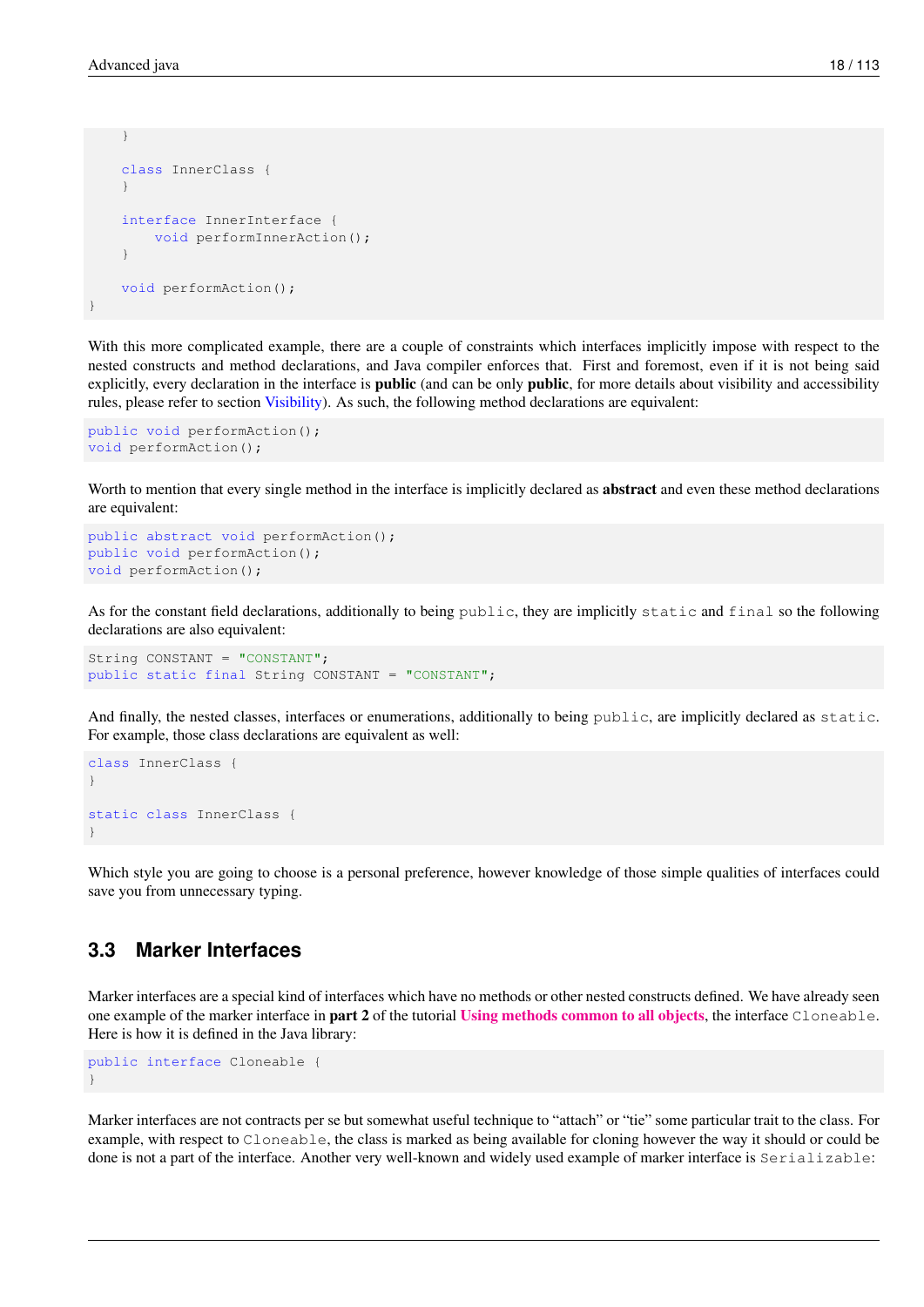```
    }

    class InnerClass {
    }

    interface InnerInterface {
        void performInnerAction();
    }

    void performAction();
}
```

With this more complicated example, there are a couple of constraints which interfaces implicitly impose with respect to the nested constructs and method declarations, and Java compiler enforces that. First and foremost, even if it is not being said explicitly, every declaration in the interface is **public** (and can be only **public**, for more details about visibility and accessibility rules, please refer to section Visibility). As such, the following method declarations are equivalent:

```
public void performAction();
void performAction();
```

Worth to mention that every single method in the interface is implicitly declared as **abstract** and even these method declarations are equivalent:

```
public abstract void performAction();
public void performAction();
void performAction();
```

As for the constant field declarations, additionally to being `public`, they are implicitly `static` and `final` so the following declarations are also equivalent:

```
String CONSTANT = "CONSTANT";
public static final String CONSTANT = "CONSTANT";
```

And finally, the nested classes, interfaces or enumerations, additionally to being `public`, are implicitly declared as `static`. For example, those class declarations are equivalent as well:

```
class InnerClass {
}

static class InnerClass {
}
```

Which style you are going to choose is a personal preference, however knowledge of those simple qualities of interfaces could save you from unnecessary typing.

## 3.3 Marker Interfaces

Marker interfaces are a special kind of interfaces which have no methods or other nested constructs defined. We have already seen one example of the marker interface in **part 2** of the tutorial **Using methods common to all objects**, the interface `Cloneable`. Here is how it is defined in the Java library:

```
public interface Cloneable {
}
```

Marker interfaces are not contracts per se but somewhat useful technique to "attach" or "tie" some particular trait to the class. For example, with respect to `Cloneable`, the class is marked as being available for cloning however the way it should or could be done is not a part of the interface. Another very well-known and widely used example of marker interface is `Serializable`: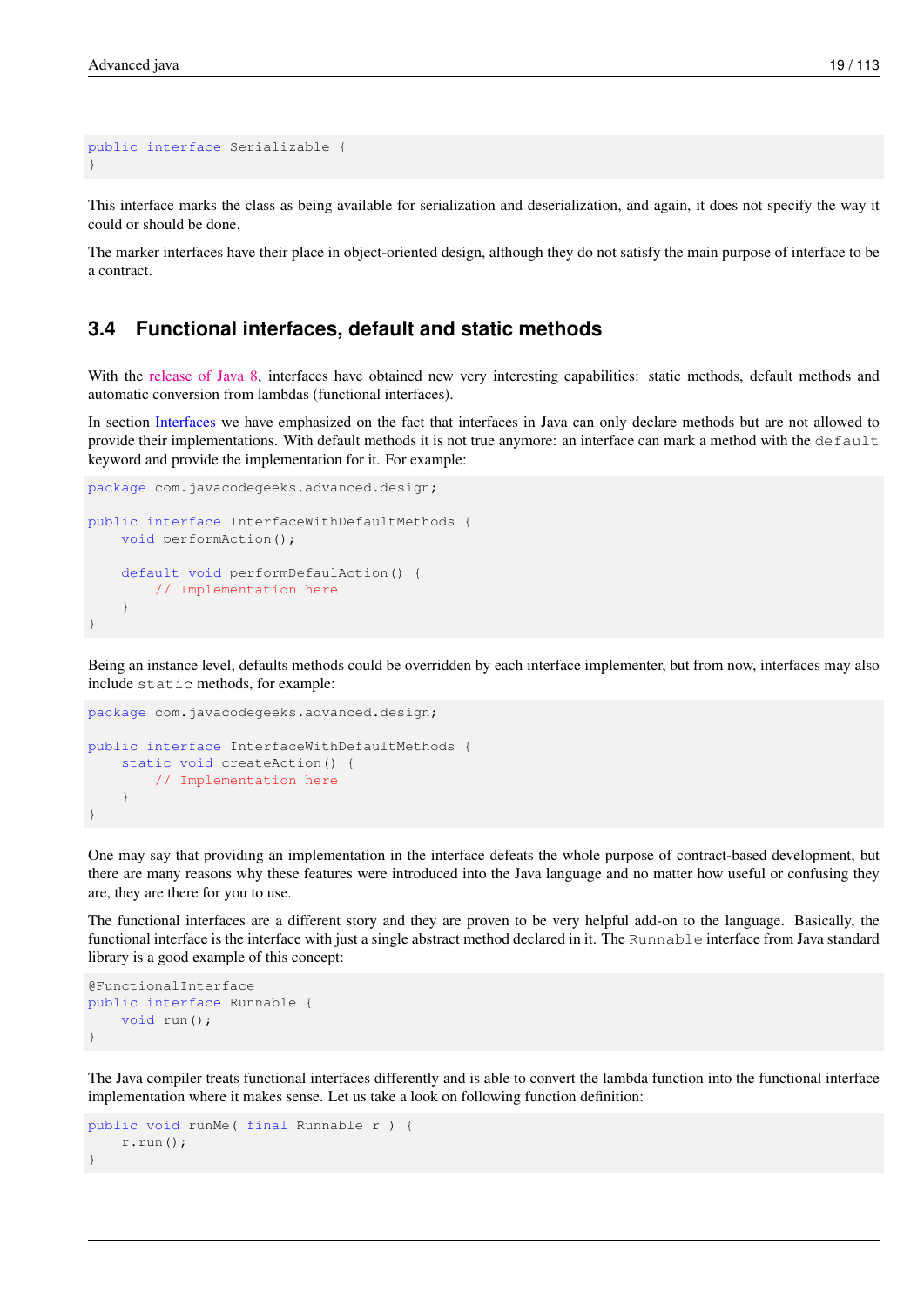```
public interface Serializable {
}
```

This interface marks the class as being available for serialization and deserialization, and again, it does not specify the way it could or should be done.

The marker interfaces have their place in object-oriented design, although they do not satisfy the main purpose of interface to be a contract.

## 3.4 Functional interfaces, default and static methods

With the release of Java 8, interfaces have obtained new very interesting capabilities: static methods, default methods and automatic conversion from lambdas (functional interfaces).

In section Interfaces we have emphasized on the fact that interfaces in Java can only declare methods but are not allowed to provide their implementations. With default methods it is not true anymore: an interface can mark a method with the `default` keyword and provide the implementation for it. For example:

```
package com.javacodegeeks.advanced.design;

public interface InterfaceWithDefaultMethods {
    void performAction();

    default void performDefaulAction() {
        // Implementation here
    }
}
```

Being an instance level, defaults methods could be overridden by each interface implementer, but from now, interfaces may also include `static` methods, for example:

```
package com.javacodegeeks.advanced.design;

public interface InterfaceWithDefaultMethods {
    static void createAction() {
        // Implementation here
    }
}
```

One may say that providing an implementation in the interface defeats the whole purpose of contract-based development, but there are many reasons why these features were introduced into the Java language and no matter how useful or confusing they are, they are there for you to use.

The functional interfaces are a different story and they are proven to be very helpful add-on to the language. Basically, the functional interface is the interface with just a single abstract method declared in it. The `Runnable` interface from Java standard library is a good example of this concept:

```
@FunctionalInterface
public interface Runnable {
    void run();
}
```

The Java compiler treats functional interfaces differently and is able to convert the lambda function into the functional interface implementation where it makes sense. Let us take a look on following function definition:

```
public void runMe( final Runnable r ) {
    r.run();
}
```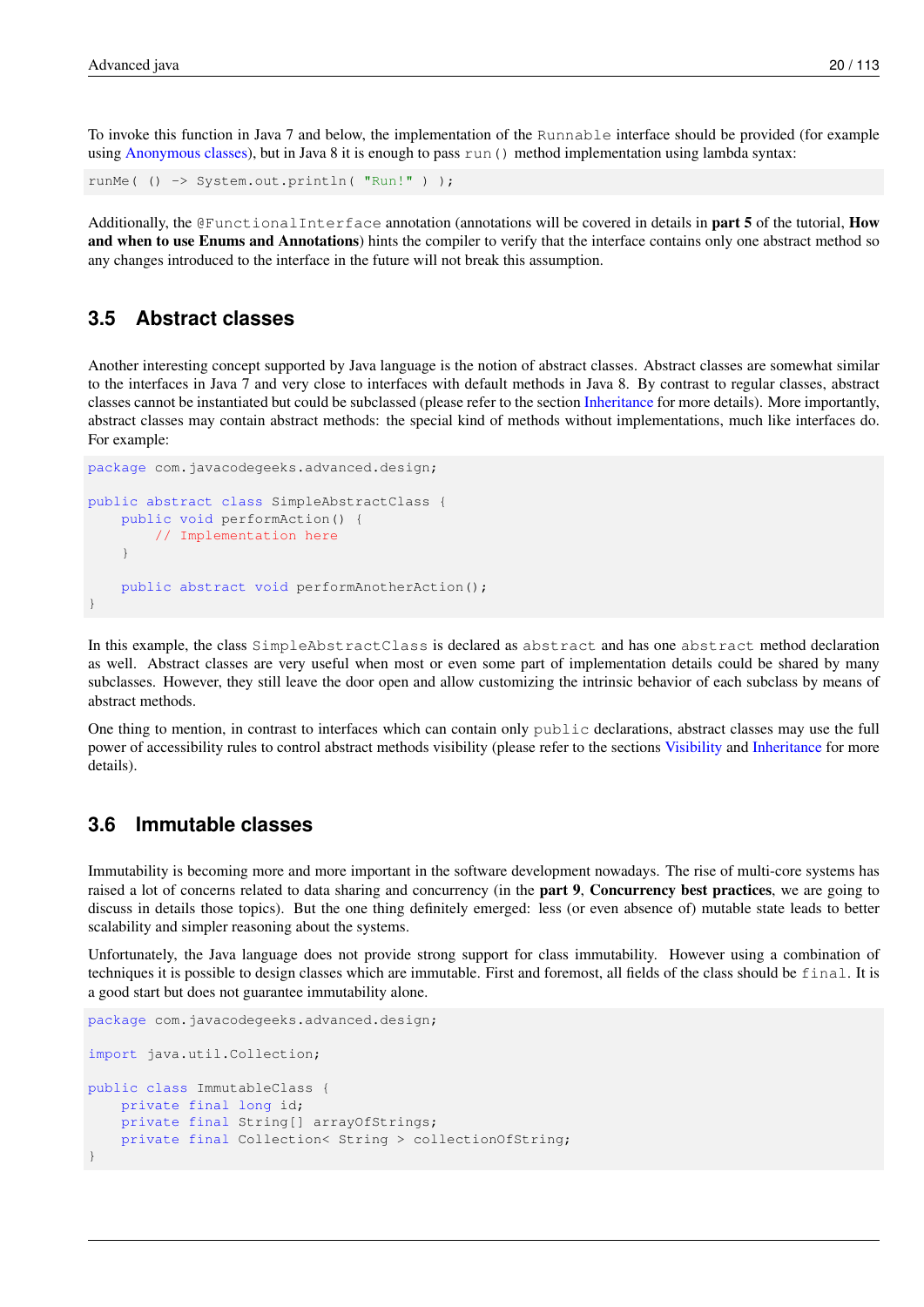To invoke this function in Java 7 and below, the implementation of the `Runnable` interface should be provided (for example using Anonymous classes), but in Java 8 it is enough to pass `run()` method implementation using lambda syntax:

```
runMe( () -> System.out.println( "Run!" ) );
```

Additionally, the `@FunctionalInterface` annotation (annotations will be covered in details in **part 5** of the tutorial, **How and when to use Enums and Annotations**) hints the compiler to verify that the interface contains only one abstract method so any changes introduced to the interface in the future will not break this assumption.

## 3.5 Abstract classes

Another interesting concept supported by Java language is the notion of abstract classes. Abstract classes are somewhat similar to the interfaces in Java 7 and very close to interfaces with default methods in Java 8. By contrast to regular classes, abstract classes cannot be instantiated but could be subclassed (please refer to the section Inheritance for more details). More importantly, abstract classes may contain abstract methods: the special kind of methods without implementations, much like interfaces do. For example:

```
package com.javacodegeeks.advanced.design;

public abstract class SimpleAbstractClass {
    public void performAction() {
        // Implementation here
    }

    public abstract void performAnotherAction();
}
```

In this example, the class `SimpleAbstractClass` is declared as `abstract` and has one `abstract` method declaration as well. Abstract classes are very useful when most or even some part of implementation details could be shared by many subclasses. However, they still leave the door open and allow customizing the intrinsic behavior of each subclass by means of abstract methods.

One thing to mention, in contrast to interfaces which can contain only `public` declarations, abstract classes may use the full power of accessibility rules to control abstract methods visibility (please refer to the sections Visibility and Inheritance for more details).

## 3.6 Immutable classes

Immutability is becoming more and more important in the software development nowadays. The rise of multi-core systems has raised a lot of concerns related to data sharing and concurrency (in the **part 9**, **Concurrency best practices**, we are going to discuss in details those topics). But the one thing definitely emerged: less (or even absence of) mutable state leads to better scalability and simpler reasoning about the systems.

Unfortunately, the Java language does not provide strong support for class immutability. However using a combination of techniques it is possible to design classes which are immutable. First and foremost, all fields of the class should be `final`. It is a good start but does not guarantee immutability alone.

```
package com.javacodegeeks.advanced.design;

import java.util.Collection;

public class ImmutableClass {
    private final long id;
    private final String[] arrayOfStrings;
    private final Collection< String > collectionOfString;
}
```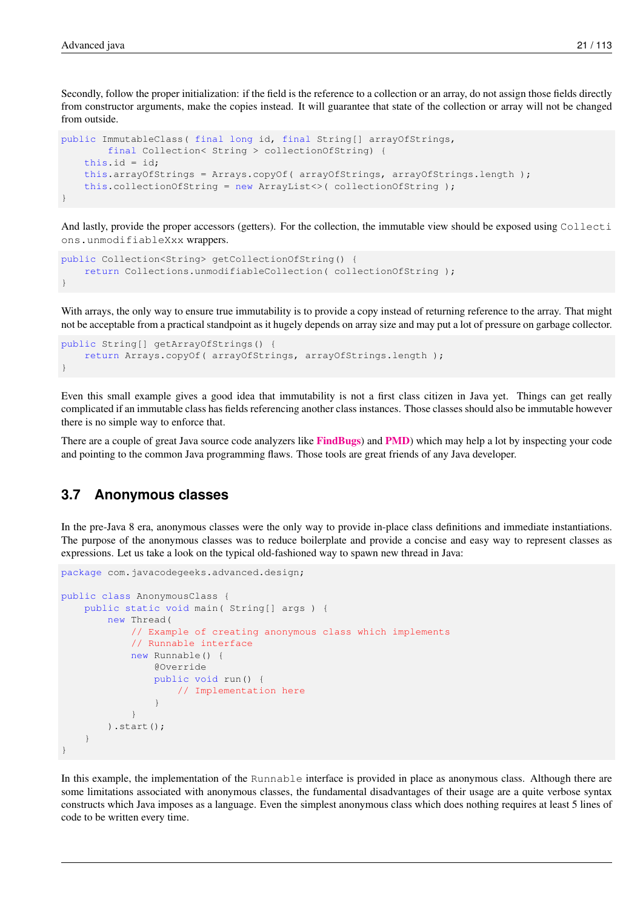Secondly, follow the proper initialization: if the field is the reference to a collection or an array, do not assign those fields directly from constructor arguments, make the copies instead. It will guarantee that state of the collection or array will not be changed from outside.

```
public ImmutableClass( final long id, final String[] arrayOfStrings,
        final Collection< String > collectionOfString) {
    this.id = id;
    this.arrayOfStrings = Arrays.copyOf( arrayOfStrings, arrayOfStrings.length );
    this.collectionOfString = new ArrayList<>( collectionOfString );
}
```

And lastly, provide the proper accessors (getters). For the collection, the immutable view should be exposed using `Collections.unmodifiableXxx` wrappers.

```
public Collection<String> getCollectionOfString() {
    return Collections.unmodifiableCollection( collectionOfString );
}
```

With arrays, the only way to ensure true immutability is to provide a copy instead of returning reference to the array. That might not be acceptable from a practical standpoint as it hugely depends on array size and may put a lot of pressure on garbage collector.

```
public String[] getArrayOfStrings() {
    return Arrays.copyOf( arrayOfStrings, arrayOfStrings.length );
}
```

Even this small example gives a good idea that immutability is not a first class citizen in Java yet. Things can get really complicated if an immutable class has fields referencing another class instances. Those classes should also be immutable however there is no simple way to enforce that.

There are a couple of great Java source code analyzers like **FindBugs**) and **PMD**) which may help a lot by inspecting your code and pointing to the common Java programming flaws. Those tools are great friends of any Java developer.

## 3.7 Anonymous classes

In the pre-Java 8 era, anonymous classes were the only way to provide in-place class definitions and immediate instantiations. The purpose of the anonymous classes was to reduce boilerplate and provide a concise and easy way to represent classes as expressions. Let us take a look on the typical old-fashioned way to spawn new thread in Java:

```
package com.javacodegeeks.advanced.design;

public class AnonymousClass {
    public static void main( String[] args ) {
        new Thread(
            // Example of creating anonymous class which implements
            // Runnable interface
            new Runnable() {
                @Override
                public void run() {
                    // Implementation here
                }
            }
        ).start();
    }
}
```

In this example, the implementation of the `Runnable` interface is provided in place as anonymous class. Although there are some limitations associated with anonymous classes, the fundamental disadvantages of their usage are a quite verbose syntax constructs which Java imposes as a language. Even the simplest anonymous class which does nothing requires at least 5 lines of code to be written every time.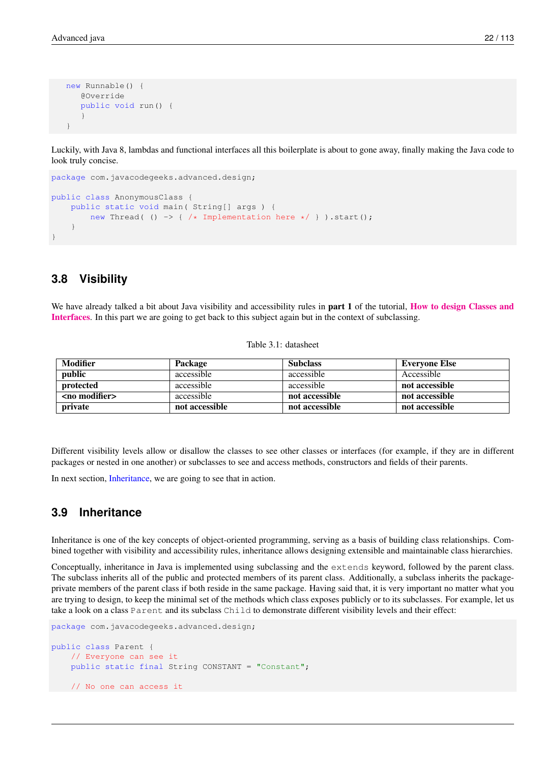```
new Runnable() {
   @Override
   public void run() {
   }
}
```

Luckily, with Java 8, lambdas and functional interfaces all this boilerplate is about to gone away, finally making the Java code to look truly concise.

```
package com.javacodegeeks.advanced.design;

public class AnonymousClass {
    public static void main( String[] args ) {
        new Thread( () -> { /* Implementation here */ } ).start();
    }
}
```

## 3.8 Visibility

We have already talked a bit about Java visibility and accessibility rules in **part 1** of the tutorial, **How to design Classes and Interfaces**. In this part we are going to get back to this subject again but in the context of subclassing.

Table 3.1: datasheet

| Modifier | Package | Subclass | Everyone Else |
|---|---|---|---|
| **public** | accessible | accessible | Accessible |
| **protected** | accessible | accessible | **not accessible** |
| **<no modifier>** | accessible | **not accessible** | **not accessible** |
| **private** | **not accessible** | **not accessible** | **not accessible** |

Different visibility levels allow or disallow the classes to see other classes or interfaces (for example, if they are in different packages or nested in one another) or subclasses to see and access methods, constructors and fields of their parents.

In next section, Inheritance, we are going to see that in action.

## 3.9 Inheritance

Inheritance is one of the key concepts of object-oriented programming, serving as a basis of building class relationships. Combined together with visibility and accessibility rules, inheritance allows designing extensible and maintainable class hierarchies.

Conceptually, inheritance in Java is implemented using subclassing and the `extends` keyword, followed by the parent class. The subclass inherits all of the public and protected members of its parent class. Additionally, a subclass inherits the package-private members of the parent class if both reside in the same package. Having said that, it is very important no matter what you are trying to design, to keep the minimal set of the methods which class exposes publicly or to its subclasses. For example, let us take a look on a class `Parent` and its subclass `Child` to demonstrate different visibility levels and their effect:

```
package com.javacodegeeks.advanced.design;

public class Parent {
    // Everyone can see it
    public static final String CONSTANT = "Constant";

    // No one can access it
```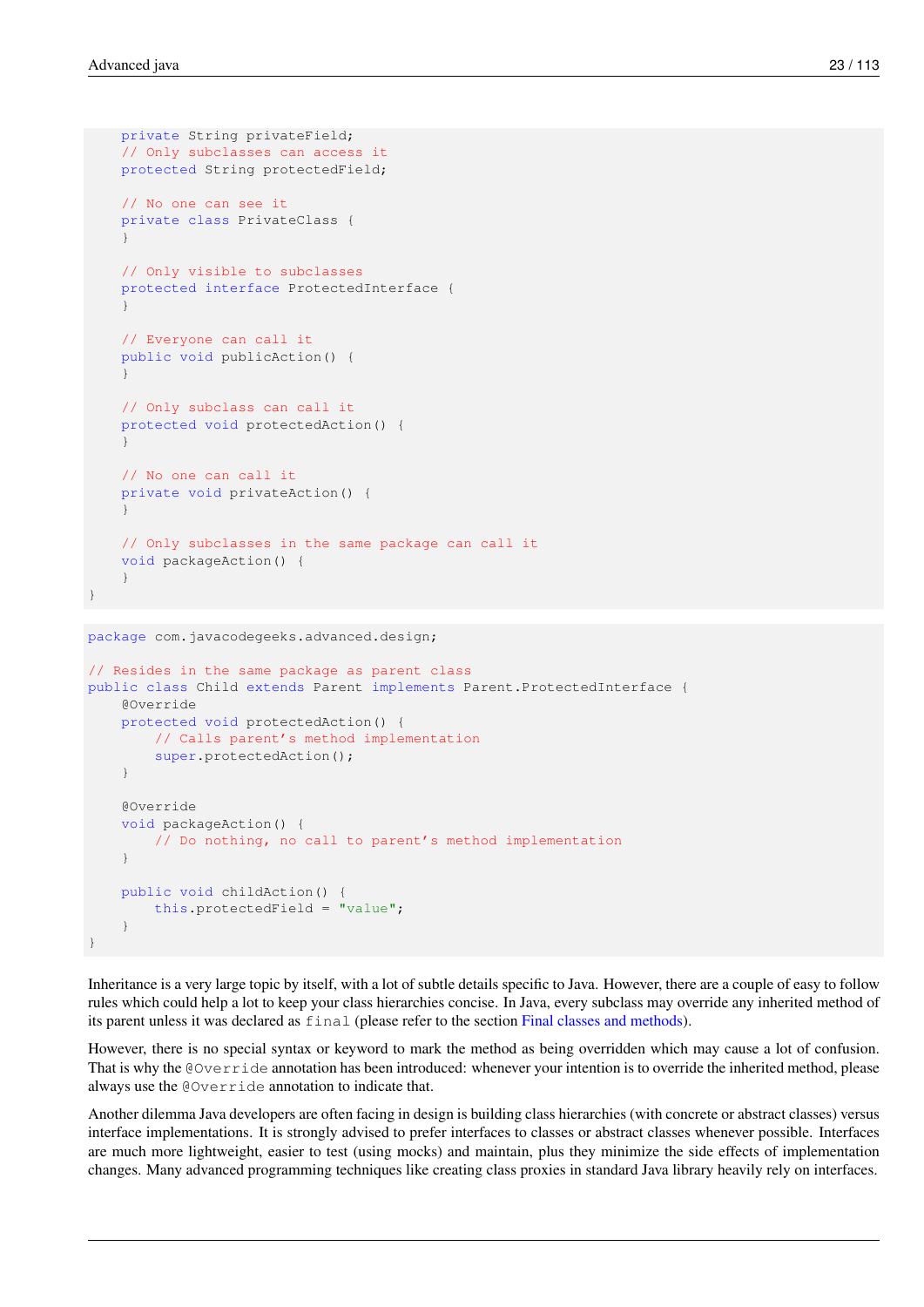```java
    private String privateField;
    // Only subclasses can access it
    protected String protectedField;

    // No one can see it
    private class PrivateClass {
    }

    // Only visible to subclasses
    protected interface ProtectedInterface {
    }

    // Everyone can call it
    public void publicAction() {
    }

    // Only subclass can call it
    protected void protectedAction() {
    }

    // No one can call it
    private void privateAction() {
    }

    // Only subclasses in the same package can call it
    void packageAction() {
    }
}
```

```java
package com.javacodegeeks.advanced.design;

// Resides in the same package as parent class
public class Child extends Parent implements Parent.ProtectedInterface {
    @Override
    protected void protectedAction() {
        // Calls parent's method implementation
        super.protectedAction();
    }

    @Override
    void packageAction() {
        // Do nothing, no call to parent's method implementation
    }

    public void childAction() {
        this.protectedField = "value";
    }
}
```

Inheritance is a very large topic by itself, with a lot of subtle details specific to Java. However, there are a couple of easy to follow rules which could help a lot to keep your class hierarchies concise. In Java, every subclass may override any inherited method of its parent unless it was declared as `final` (please refer to the section Final classes and methods).

However, there is no special syntax or keyword to mark the method as being overridden which may cause a lot of confusion. That is why the `@Override` annotation has been introduced: whenever your intention is to override the inherited method, please always use the `@Override` annotation to indicate that.

Another dilemma Java developers are often facing in design is building class hierarchies (with concrete or abstract classes) versus interface implementations. It is strongly advised to prefer interfaces to classes or abstract classes whenever possible. Interfaces are much more lightweight, easier to test (using mocks) and maintain, plus they minimize the side effects of implementation changes. Many advanced programming techniques like creating class proxies in standard Java library heavily rely on interfaces.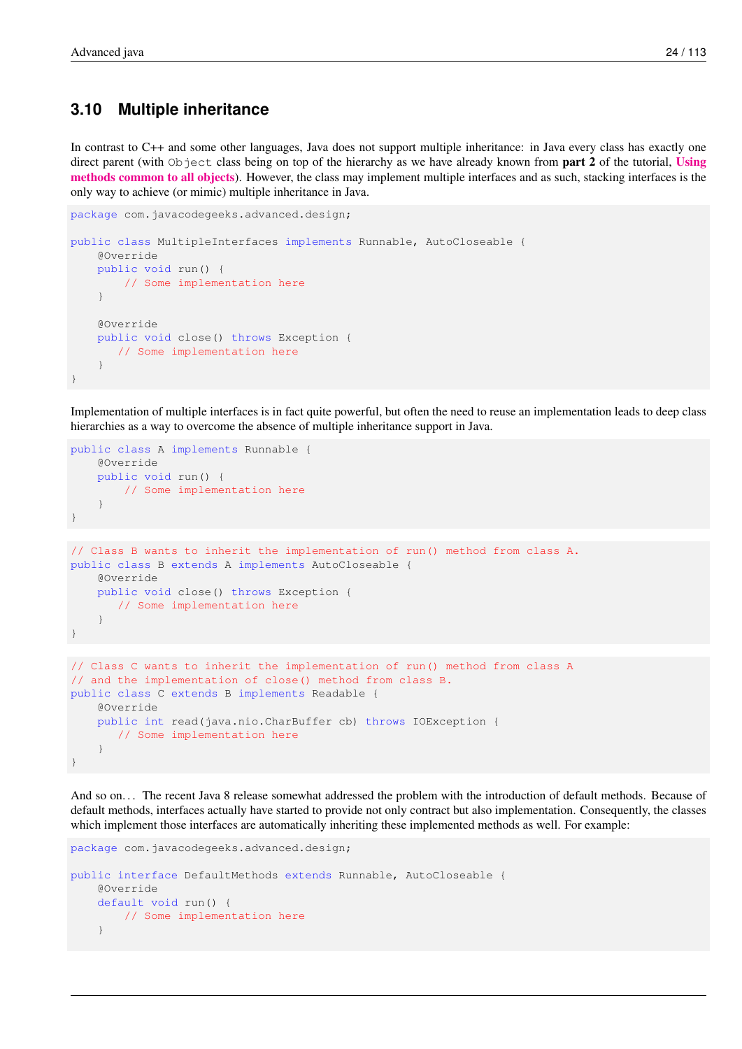## 3.10 Multiple inheritance

In contrast to C++ and some other languages, Java does not support multiple inheritance: in Java every class has exactly one direct parent (with `Object` class being on top of the hierarchy as we have already known from **part 2** of the tutorial, **Using methods common to all objects**). However, the class may implement multiple interfaces and as such, stacking interfaces is the only way to achieve (or mimic) multiple inheritance in Java.

```
package com.javacodegeeks.advanced.design;

public class MultipleInterfaces implements Runnable, AutoCloseable {
    @Override
    public void run() {
        // Some implementation here
    }

    @Override
    public void close() throws Exception {
       // Some implementation here
    }
}
```

Implementation of multiple interfaces is in fact quite powerful, but often the need to reuse an implementation leads to deep class hierarchies as a way to overcome the absence of multiple inheritance support in Java.

```
public class A implements Runnable {
    @Override
    public void run() {
        // Some implementation here
    }
}
```

```
// Class B wants to inherit the implementation of run() method from class A.
public class B extends A implements AutoCloseable {
    @Override
    public void close() throws Exception {
       // Some implementation here
    }
}
```

```
// Class C wants to inherit the implementation of run() method from class A
// and the implementation of close() method from class B.
public class C extends B implements Readable {
    @Override
    public int read(java.nio.CharBuffer cb) throws IOException {
       // Some implementation here
    }
}
```

And so on... The recent Java 8 release somewhat addressed the problem with the introduction of default methods. Because of default methods, interfaces actually have started to provide not only contract but also implementation. Consequently, the classes which implement those interfaces are automatically inheriting these implemented methods as well. For example:

```
package com.javacodegeeks.advanced.design;

public interface DefaultMethods extends Runnable, AutoCloseable {
    @Override
    default void run() {
        // Some implementation here
    }
```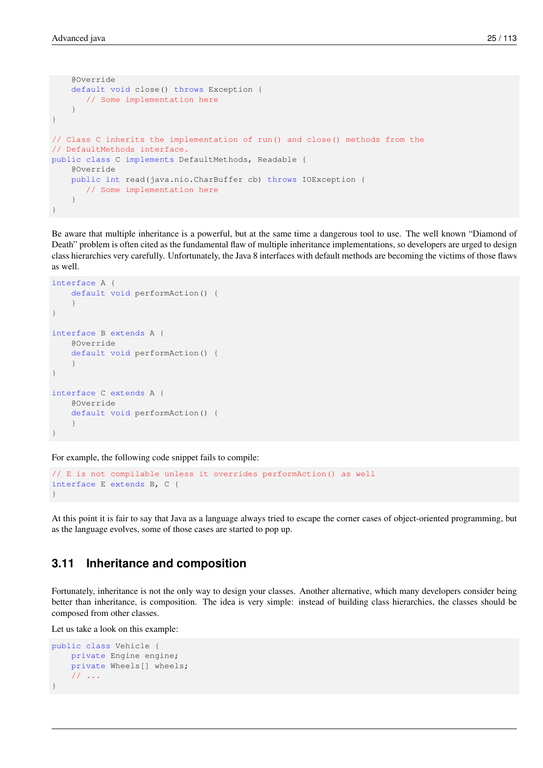```
    @Override
    default void close() throws Exception {
       // Some implementation here
    }
}

// Class C inherits the implementation of run() and close() methods from the
// DefaultMethods interface.
public class C implements DefaultMethods, Readable {
    @Override
    public int read(java.nio.CharBuffer cb) throws IOException {
       // Some implementation here
    }
}
```

Be aware that multiple inheritance is a powerful, but at the same time a dangerous tool to use. The well known "Diamond of Death" problem is often cited as the fundamental flaw of multiple inheritance implementations, so developers are urged to design class hierarchies very carefully. Unfortunately, the Java 8 interfaces with default methods are becoming the victims of those flaws as well.

```
interface A {
    default void performAction() {
    }
}

interface B extends A {
    @Override
    default void performAction() {
    }
}

interface C extends A {
    @Override
    default void performAction() {
    }
}
```

For example, the following code snippet fails to compile:

```
// E is not compilable unless it overrides performAction() as well
interface E extends B, C {
}
```

At this point it is fair to say that Java as a language always tried to escape the corner cases of object-oriented programming, but as the language evolves, some of those cases are started to pop up.

## 3.11 Inheritance and composition

Fortunately, inheritance is not the only way to design your classes. Another alternative, which many developers consider being better than inheritance, is composition. The idea is very simple: instead of building class hierarchies, the classes should be composed from other classes.

Let us take a look on this example:

```
public class Vehicle {
    private Engine engine;
    private Wheels[] wheels;
    // ...
}
```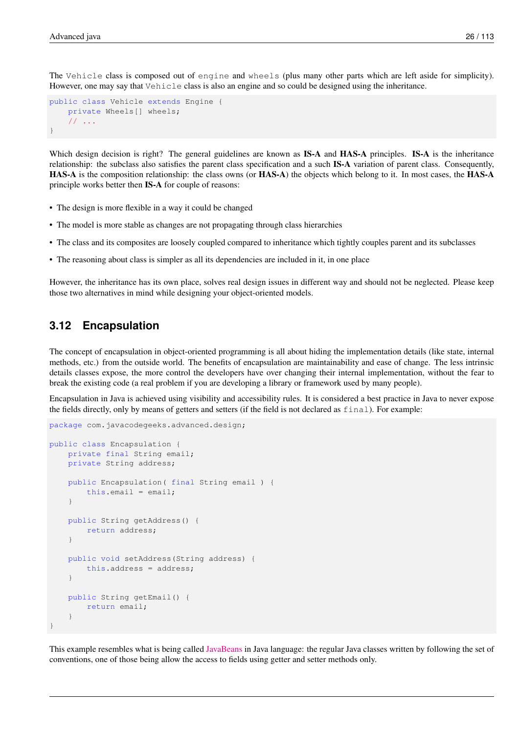The `Vehicle` class is composed out of `engine` and `wheels` (plus many other parts which are left aside for simplicity). However, one may say that `Vehicle` class is also an engine and so could be designed using the inheritance.

```
public class Vehicle extends Engine {
    private Wheels[] wheels;
    // ...
}
```

Which design decision is right? The general guidelines are known as **IS-A** and **HAS-A** principles. **IS-A** is the inheritance relationship: the subclass also satisfies the parent class specification and a such **IS-A** variation of parent class. Consequently, **HAS-A** is the composition relationship: the class owns (or **HAS-A**) the objects which belong to it. In most cases, the **HAS-A** principle works better then **IS-A** for couple of reasons:

- The design is more flexible in a way it could be changed
- The model is more stable as changes are not propagating through class hierarchies
- The class and its composites are loosely coupled compared to inheritance which tightly couples parent and its subclasses
- The reasoning about class is simpler as all its dependencies are included in it, in one place

However, the inheritance has its own place, solves real design issues in different way and should not be neglected. Please keep those two alternatives in mind while designing your object-oriented models.

## 3.12 Encapsulation

The concept of encapsulation in object-oriented programming is all about hiding the implementation details (like state, internal methods, etc.) from the outside world. The benefits of encapsulation are maintainability and ease of change. The less intrinsic details classes expose, the more control the developers have over changing their internal implementation, without the fear to break the existing code (a real problem if you are developing a library or framework used by many people).

Encapsulation in Java is achieved using visibility and accessibility rules. It is considered a best practice in Java to never expose the fields directly, only by means of getters and setters (if the field is not declared as `final`). For example:

```
package com.javacodegeeks.advanced.design;

public class Encapsulation {
    private final String email;
    private String address;

    public Encapsulation( final String email ) {
        this.email = email;
    }

    public String getAddress() {
        return address;
    }

    public void setAddress(String address) {
        this.address = address;
    }

    public String getEmail() {
        return email;
    }
}
```

This example resembles what is being called JavaBeans in Java language: the regular Java classes written by following the set of conventions, one of those being allow the access to fields using getter and setter methods only.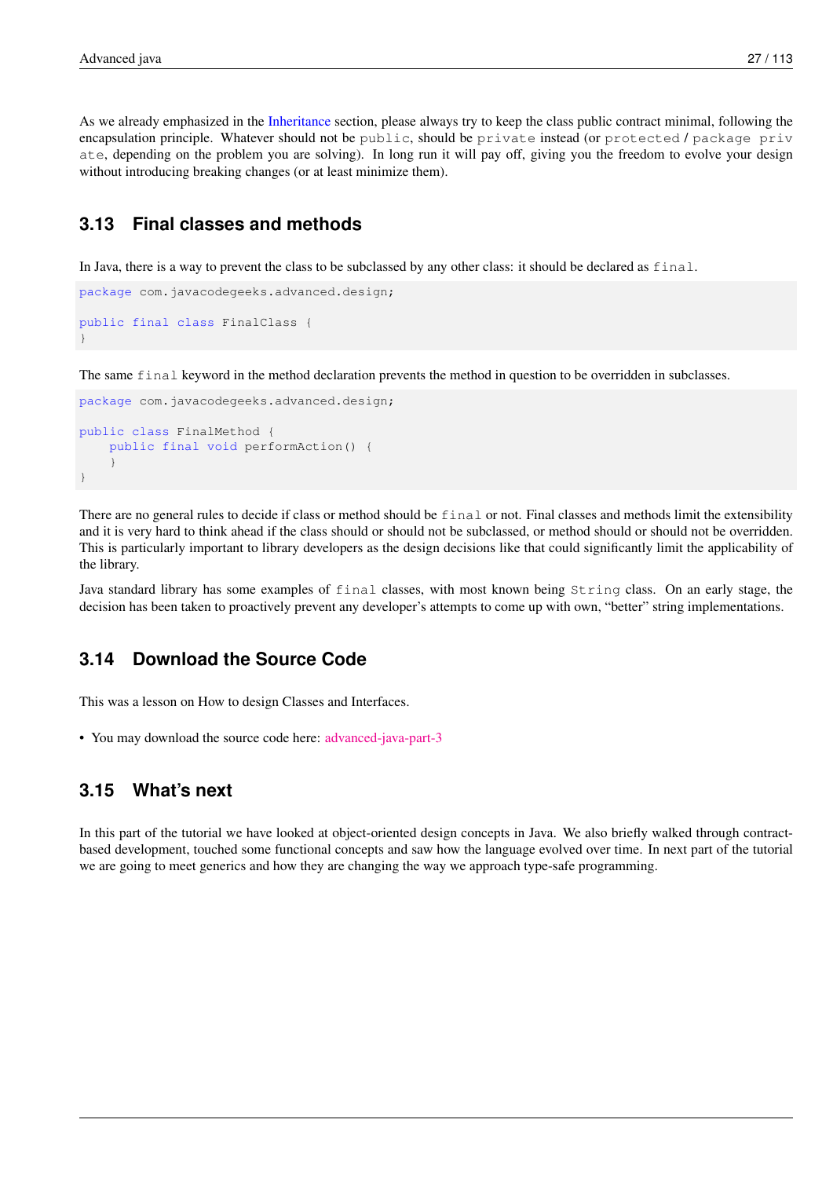As we already emphasized in the Inheritance section, please always try to keep the class public contract minimal, following the encapsulation principle. Whatever should not be `public`, should be `private` instead (or `protected` / `package private`, depending on the problem you are solving). In long run it will pay off, giving you the freedom to evolve your design without introducing breaking changes (or at least minimize them).

## 3.13 Final classes and methods

In Java, there is a way to prevent the class to be subclassed by any other class: it should be declared as `final`.

```
package com.javacodegeeks.advanced.design;

public final class FinalClass {
}
```

The same `final` keyword in the method declaration prevents the method in question to be overridden in subclasses.

```
package com.javacodegeeks.advanced.design;

public class FinalMethod {
    public final void performAction() {
    }
}
```

There are no general rules to decide if class or method should be `final` or not. Final classes and methods limit the extensibility and it is very hard to think ahead if the class should or should not be subclassed, or method should or should not be overridden. This is particularly important to library developers as the design decisions like that could significantly limit the applicability of the library.

Java standard library has some examples of `final` classes, with most known being `String` class. On an early stage, the decision has been taken to proactively prevent any developer's attempts to come up with own, "better" string implementations.

## 3.14 Download the Source Code

This was a lesson on How to design Classes and Interfaces.

- You may download the source code here: advanced-java-part-3

## 3.15 What's next

In this part of the tutorial we have looked at object-oriented design concepts in Java. We also briefly walked through contract-based development, touched some functional concepts and saw how the language evolved over time. In next part of the tutorial we are going to meet generics and how they are changing the way we approach type-safe programming.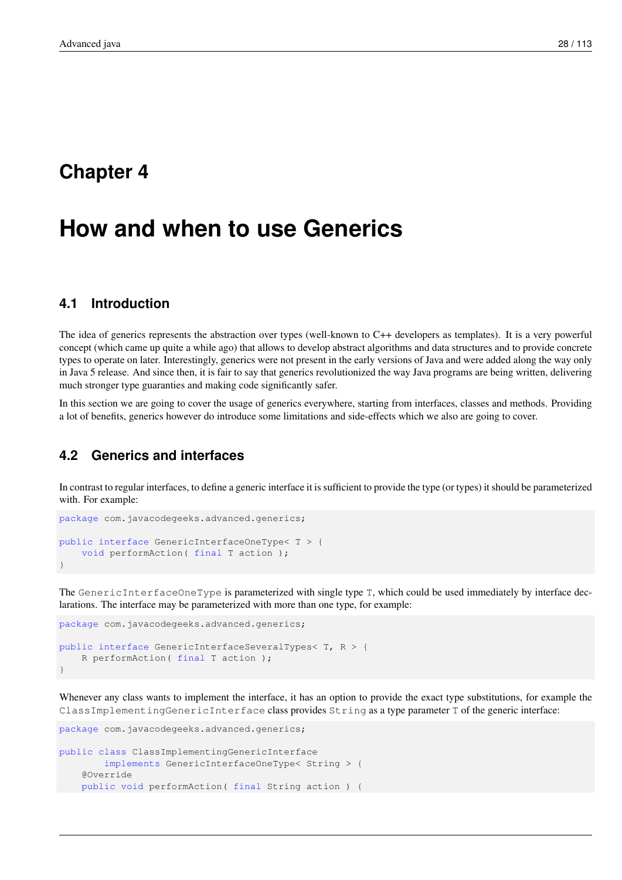# Chapter 4

# How and when to use Generics

## 4.1 Introduction

The idea of generics represents the abstraction over types (well-known to C++ developers as templates). It is a very powerful concept (which came up quite a while ago) that allows to develop abstract algorithms and data structures and to provide concrete types to operate on later. Interestingly, generics were not present in the early versions of Java and were added along the way only in Java 5 release. And since then, it is fair to say that generics revolutionized the way Java programs are being written, delivering much stronger type guaranties and making code significantly safer.

In this section we are going to cover the usage of generics everywhere, starting from interfaces, classes and methods. Providing a lot of benefits, generics however do introduce some limitations and side-effects which we also are going to cover.

## 4.2 Generics and interfaces

In contrast to regular interfaces, to define a generic interface it is sufficient to provide the type (or types) it should be parameterized with. For example:

```
package com.javacodegeeks.advanced.generics;

public interface GenericInterfaceOneType< T > {
    void performAction( final T action );
}
```

The `GenericInterfaceOneType` is parameterized with single type `T`, which could be used immediately by interface declarations. The interface may be parameterized with more than one type, for example:

```
package com.javacodegeeks.advanced.generics;

public interface GenericInterfaceSeveralTypes< T, R > {
    R performAction( final T action );
}
```

Whenever any class wants to implement the interface, it has an option to provide the exact type substitutions, for example the `ClassImplementingGenericInterface` class provides `String` as a type parameter `T` of the generic interface:

```
package com.javacodegeeks.advanced.generics;

public class ClassImplementingGenericInterface
        implements GenericInterfaceOneType< String > {
    @Override
    public void performAction( final String action ) {
```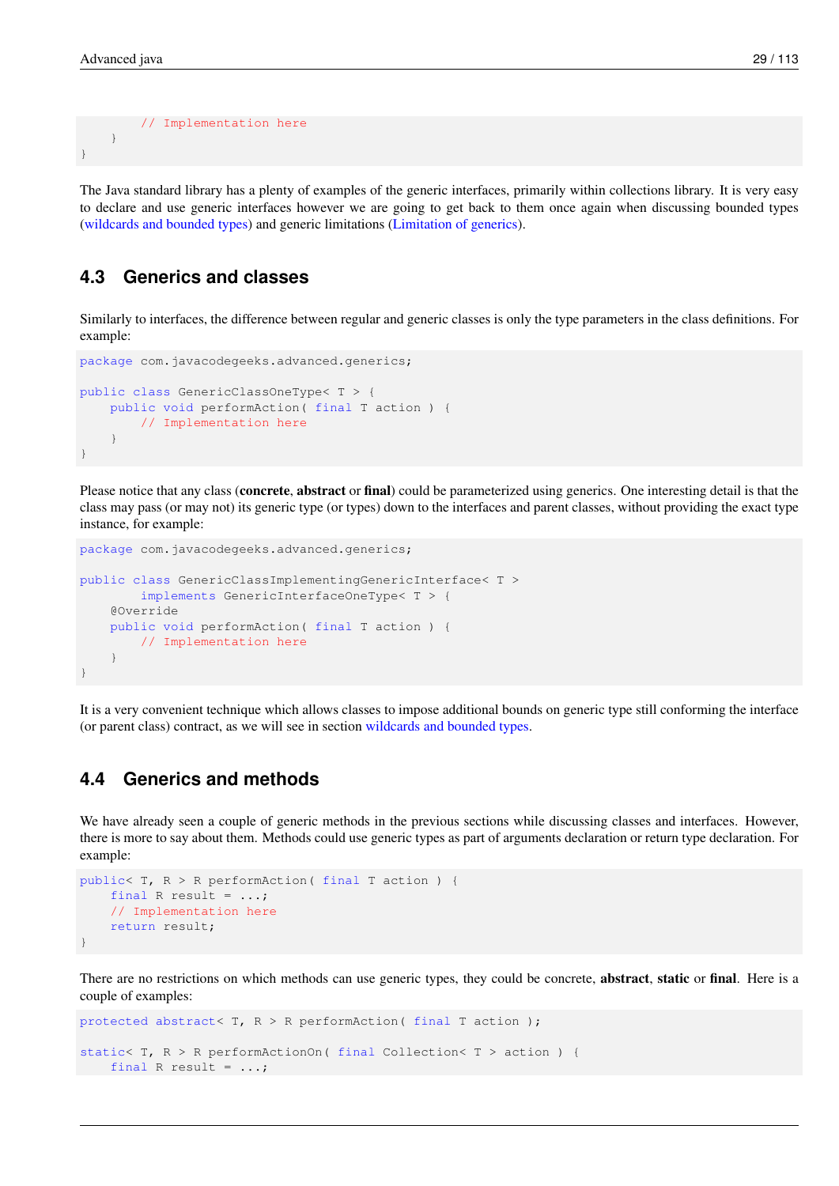```
        // Implementation here
    }
}
```

The Java standard library has a plenty of examples of the generic interfaces, primarily within collections library. It is very easy to declare and use generic interfaces however we are going to get back to them once again when discussing bounded types (wildcards and bounded types) and generic limitations (Limitation of generics).

## 4.3 Generics and classes

Similarly to interfaces, the difference between regular and generic classes is only the type parameters in the class definitions. For example:

```
package com.javacodegeeks.advanced.generics;

public class GenericClassOneType< T > {
    public void performAction( final T action ) {
        // Implementation here
    }
}
```

Please notice that any class (**concrete**, **abstract** or **final**) could be parameterized using generics. One interesting detail is that the class may pass (or may not) its generic type (or types) down to the interfaces and parent classes, without providing the exact type instance, for example:

```
package com.javacodegeeks.advanced.generics;

public class GenericClassImplementingGenericInterface< T >
        implements GenericInterfaceOneType< T > {
    @Override
    public void performAction( final T action ) {
        // Implementation here
    }
}
```

It is a very convenient technique which allows classes to impose additional bounds on generic type still conforming the interface (or parent class) contract, as we will see in section wildcards and bounded types.

## 4.4 Generics and methods

We have already seen a couple of generic methods in the previous sections while discussing classes and interfaces. However, there is more to say about them. Methods could use generic types as part of arguments declaration or return type declaration. For example:

```
public< T, R > R performAction( final T action ) {
    final R result = ...;
    // Implementation here
    return result;
}
```

There are no restrictions on which methods can use generic types, they could be concrete, **abstract**, **static** or **final**. Here is a couple of examples:

```
protected abstract< T, R > R performAction( final T action );

static< T, R > R performActionOn( final Collection< T > action ) {
    final R result = ...;
```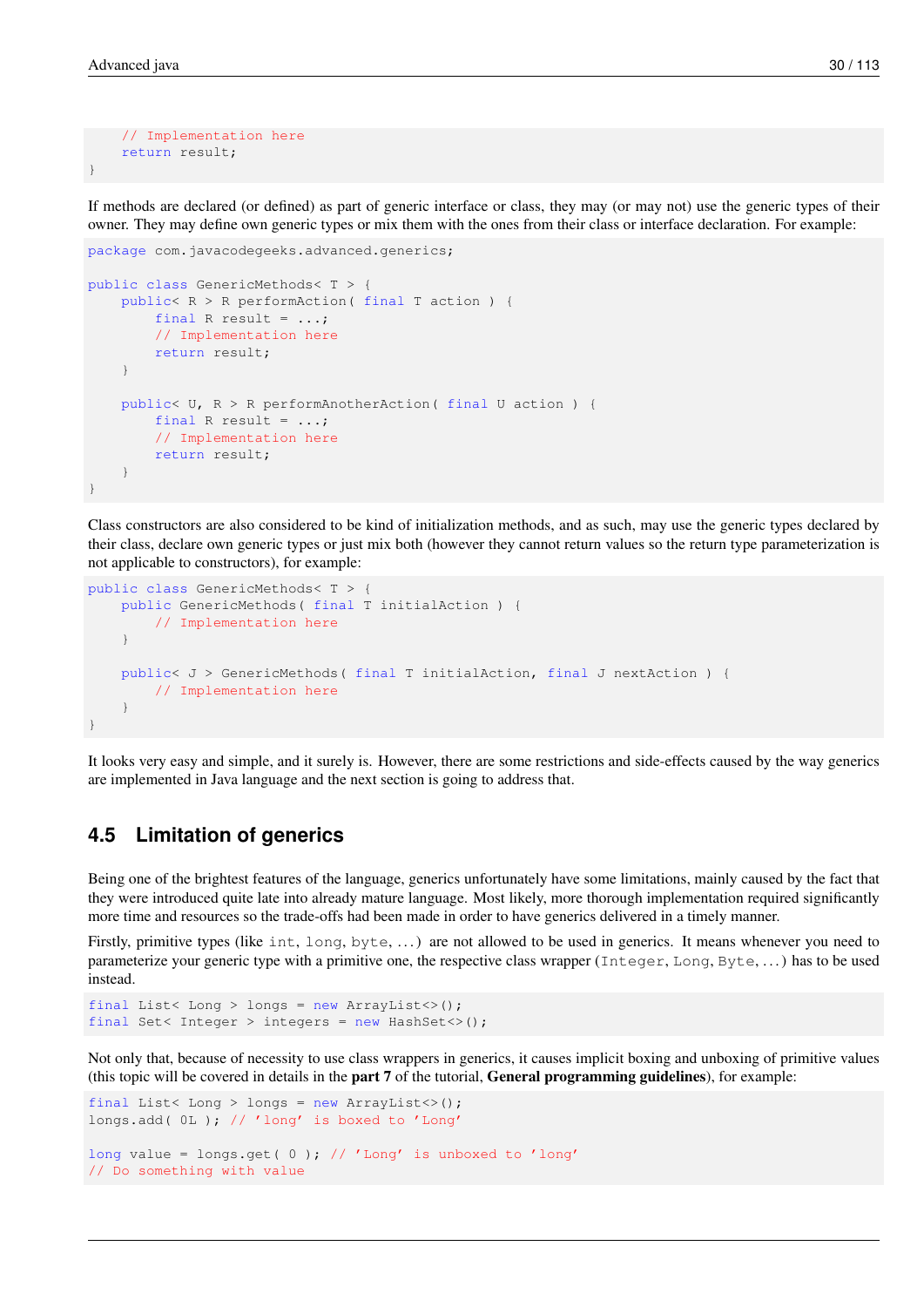```
    // Implementation here
    return result;
}
```

If methods are declared (or defined) as part of generic interface or class, they may (or may not) use the generic types of their owner. They may define own generic types or mix them with the ones from their class or interface declaration. For example:

```
package com.javacodegeeks.advanced.generics;

public class GenericMethods< T > {
    public< R > R performAction( final T action ) {
        final R result = ...;
        // Implementation here
        return result;
    }

    public< U, R > R performAnotherAction( final U action ) {
        final R result = ...;
        // Implementation here
        return result;
    }
}
```

Class constructors are also considered to be kind of initialization methods, and as such, may use the generic types declared by their class, declare own generic types or just mix both (however they cannot return values so the return type parameterization is not applicable to constructors), for example:

```
public class GenericMethods< T > {
    public GenericMethods( final T initialAction ) {
        // Implementation here
    }

    public< J > GenericMethods( final T initialAction, final J nextAction ) {
        // Implementation here
    }
}
```

It looks very easy and simple, and it surely is. However, there are some restrictions and side-effects caused by the way generics are implemented in Java language and the next section is going to address that.

## 4.5 Limitation of generics

Being one of the brightest features of the language, generics unfortunately have some limitations, mainly caused by the fact that they were introduced quite late into already mature language. Most likely, more thorough implementation required significantly more time and resources so the trade-offs had been made in order to have generics delivered in a timely manner.

Firstly, primitive types (like `int`, `long`, `byte`, ...) are not allowed to be used in generics. It means whenever you need to parameterize your generic type with a primitive one, the respective class wrapper (`Integer`, `Long`, `Byte`, ...) has to be used instead.

```
final List< Long > longs = new ArrayList<>();
final Set< Integer > integers = new HashSet<>();
```

Not only that, because of necessity to use class wrappers in generics, it causes implicit boxing and unboxing of primitive values (this topic will be covered in details in the **part 7** of the tutorial, **General programming guidelines**), for example:

```
final List< Long > longs = new ArrayList<>();
longs.add( 0L ); // 'long' is boxed to 'Long'

long value = longs.get( 0 ); // 'Long' is unboxed to 'long'
// Do something with value
```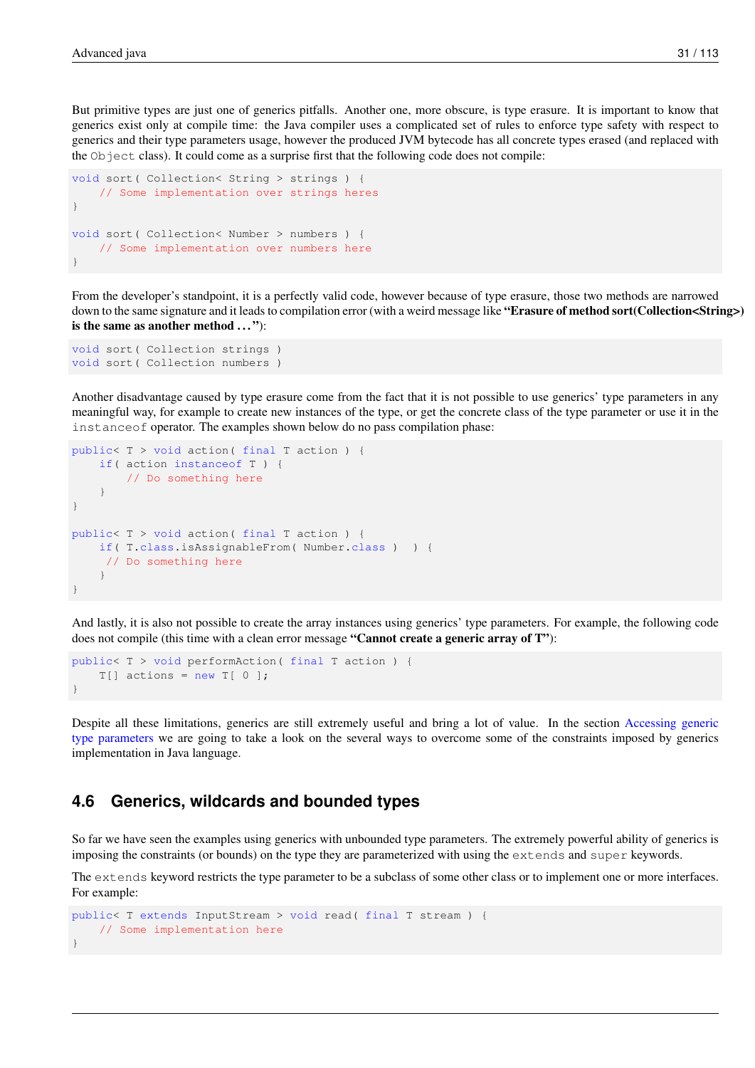But primitive types are just one of generics pitfalls. Another one, more obscure, is type erasure. It is important to know that generics exist only at compile time: the Java compiler uses a complicated set of rules to enforce type safety with respect to generics and their type parameters usage, however the produced JVM bytecode has all concrete types erased (and replaced with the `Object` class). It could come as a surprise first that the following code does not compile:

```
void sort( Collection< String > strings ) {
    // Some implementation over strings heres
}

void sort( Collection< Number > numbers ) {
    // Some implementation over numbers here
}
```

From the developer's standpoint, it is a perfectly valid code, however because of type erasure, those two methods are narrowed down to the same signature and it leads to compilation error (with a weird message like **"Erasure of method sort(Collection<String>) is the same as another method . . ."**):

```
void sort( Collection strings )
void sort( Collection numbers )
```

Another disadvantage caused by type erasure come from the fact that it is not possible to use generics' type parameters in any meaningful way, for example to create new instances of the type, or get the concrete class of the type parameter or use it in the `instanceof` operator. The examples shown below do no pass compilation phase:

```
public< T > void action( final T action ) {
    if( action instanceof T ) {
        // Do something here
    }
}

public< T > void action( final T action ) {
    if( T.class.isAssignableFrom( Number.class )  ) {
     // Do something here
    }
}
```

And lastly, it is also not possible to create the array instances using generics' type parameters. For example, the following code does not compile (this time with a clean error message **"Cannot create a generic array of T"**):

```
public< T > void performAction( final T action ) {
    T[] actions = new T[ 0 ];
}
```

Despite all these limitations, generics are still extremely useful and bring a lot of value. In the section Accessing generic type parameters we are going to take a look on the several ways to overcome some of the constraints imposed by generics implementation in Java language.

## 4.6 Generics, wildcards and bounded types

So far we have seen the examples using generics with unbounded type parameters. The extremely powerful ability of generics is imposing the constraints (or bounds) on the type they are parameterized with using the `extends` and `super` keywords.

The `extends` keyword restricts the type parameter to be a subclass of some other class or to implement one or more interfaces. For example:

```
public< T extends InputStream > void read( final T stream ) {
    // Some implementation here
}
```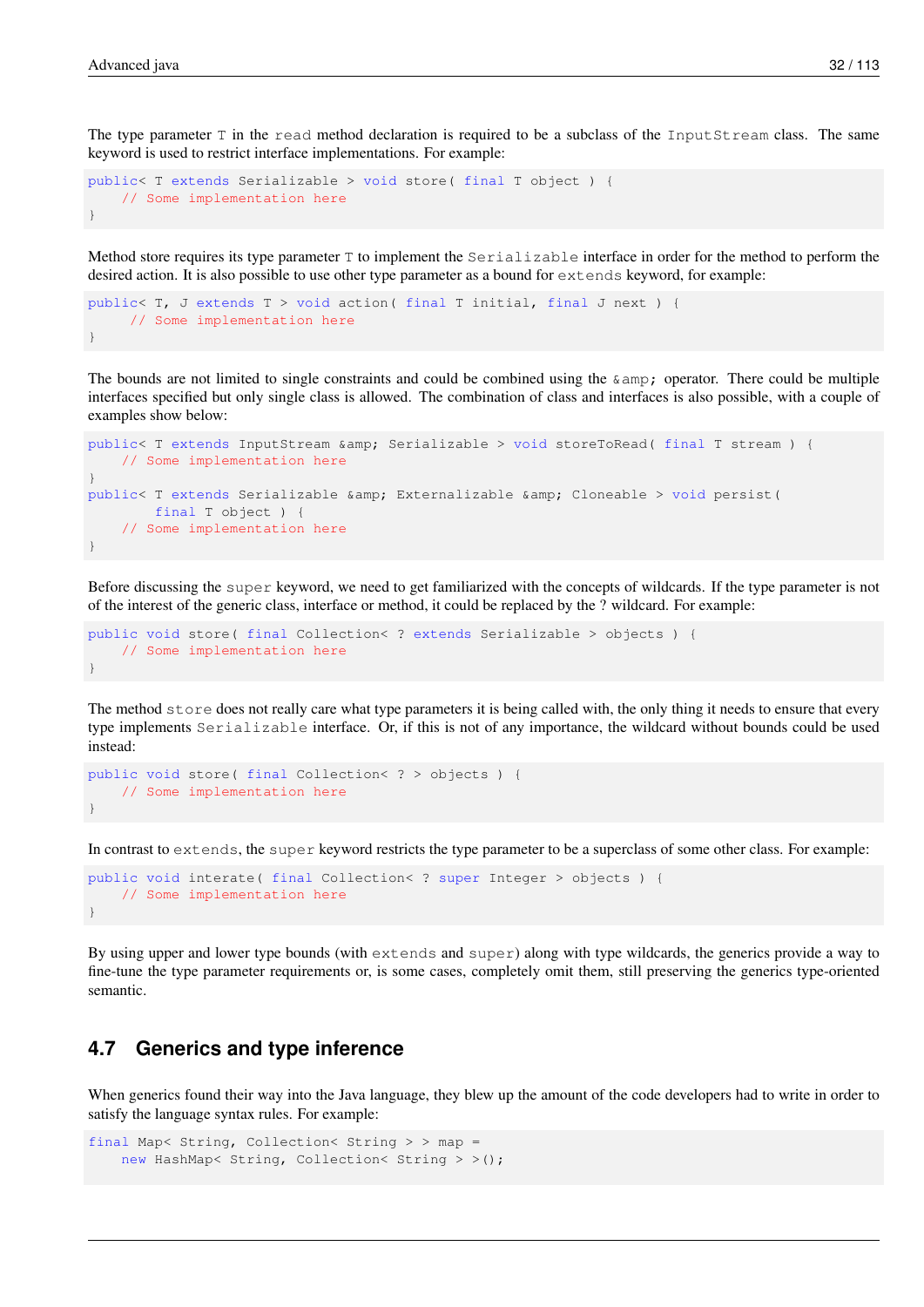The type parameter T in the read method declaration is required to be a subclass of the InputStream class. The same keyword is used to restrict interface implementations. For example:

```
public< T extends Serializable > void store( final T object ) {
    // Some implementation here
}
```

Method store requires its type parameter T to implement the Serializable interface in order for the method to perform the desired action. It is also possible to use other type parameter as a bound for extends keyword, for example:

```
public< T, J extends T > void action( final T initial, final J next ) {
     // Some implementation here
}
```

The bounds are not limited to single constraints and could be combined using the &amp; operator. There could be multiple interfaces specified but only single class is allowed. The combination of class and interfaces is also possible, with a couple of examples show below:

```
public< T extends InputStream &amp; Serializable > void storeToRead( final T stream ) {
    // Some implementation here
}
public< T extends Serializable &amp; Externalizable &amp; Cloneable > void persist(
        final T object ) {
    // Some implementation here
}
```

Before discussing the super keyword, we need to get familiarized with the concepts of wildcards. If the type parameter is not of the interest of the generic class, interface or method, it could be replaced by the ? wildcard. For example:

```
public void store( final Collection< ? extends Serializable > objects ) {
    // Some implementation here
}
```

The method store does not really care what type parameters it is being called with, the only thing it needs to ensure that every type implements Serializable interface. Or, if this is not of any importance, the wildcard without bounds could be used instead:

```
public void store( final Collection< ? > objects ) {
    // Some implementation here
}
```

In contrast to extends, the super keyword restricts the type parameter to be a superclass of some other class. For example:

```
public void interate( final Collection< ? super Integer > objects ) {
    // Some implementation here
}
```

By using upper and lower type bounds (with extends and super) along with type wildcards, the generics provide a way to fine-tune the type parameter requirements or, is some cases, completely omit them, still preserving the generics type-oriented semantic.

## 4.7 Generics and type inference

When generics found their way into the Java language, they blew up the amount of the code developers had to write in order to satisfy the language syntax rules. For example:

```
final Map< String, Collection< String > > map =
    new HashMap< String, Collection< String > >();
```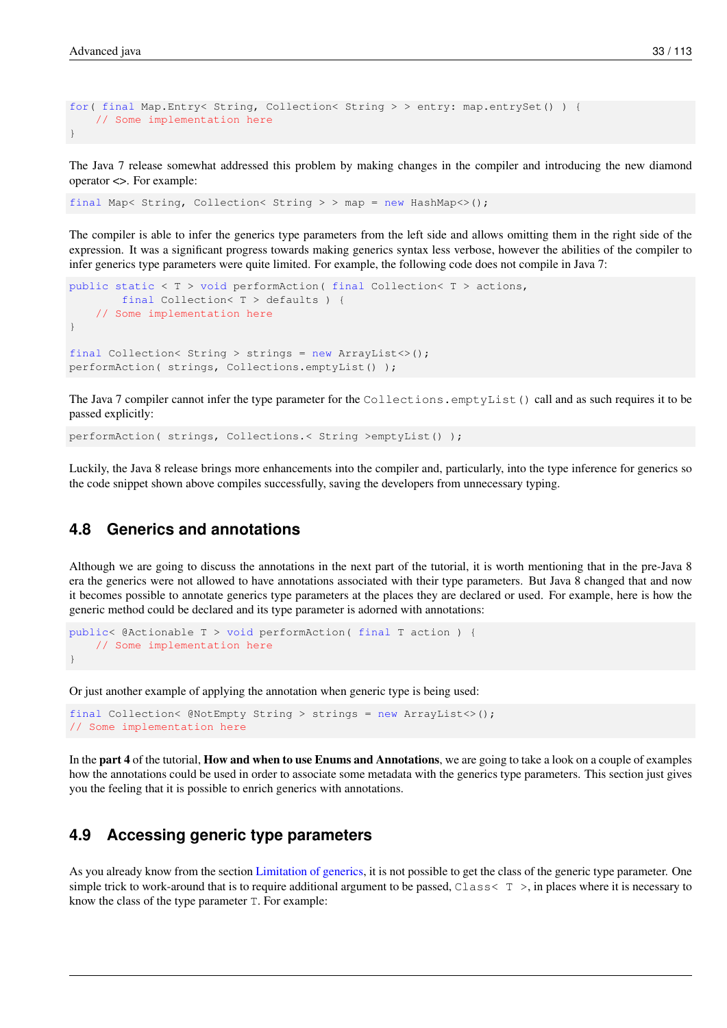```
for( final Map.Entry< String, Collection< String > > entry: map.entrySet() ) {
    // Some implementation here
}
```

The Java 7 release somewhat addressed this problem by making changes in the compiler and introducing the new diamond operator <>. For example:

```
final Map< String, Collection< String > > map = new HashMap<>();
```

The compiler is able to infer the generics type parameters from the left side and allows omitting them in the right side of the expression. It was a significant progress towards making generics syntax less verbose, however the abilities of the compiler to infer generics type parameters were quite limited. For example, the following code does not compile in Java 7:

```
public static < T > void performAction( final Collection< T > actions,
        final Collection< T > defaults ) {
    // Some implementation here
}

final Collection< String > strings = new ArrayList<>();
performAction( strings, Collections.emptyList() );
```

The Java 7 compiler cannot infer the type parameter for the `Collections.emptyList()` call and as such requires it to be passed explicitly:

```
performAction( strings, Collections.< String >emptyList() );
```

Luckily, the Java 8 release brings more enhancements into the compiler and, particularly, into the type inference for generics so the code snippet shown above compiles successfully, saving the developers from unnecessary typing.

## 4.8 Generics and annotations

Although we are going to discuss the annotations in the next part of the tutorial, it is worth mentioning that in the pre-Java 8 era the generics were not allowed to have annotations associated with their type parameters. But Java 8 changed that and now it becomes possible to annotate generics type parameters at the places they are declared or used. For example, here is how the generic method could be declared and its type parameter is adorned with annotations:

```
public< @Actionable T > void performAction( final T action ) {
    // Some implementation here
}
```

Or just another example of applying the annotation when generic type is being used:

```
final Collection< @NotEmpty String > strings = new ArrayList<>();
// Some implementation here
```

In the **part 4** of the tutorial, **How and when to use Enums and Annotations**, we are going to take a look on a couple of examples how the annotations could be used in order to associate some metadata with the generics type parameters. This section just gives you the feeling that it is possible to enrich generics with annotations.

## 4.9 Accessing generic type parameters

As you already know from the section Limitation of generics, it is not possible to get the class of the generic type parameter. One simple trick to work-around that is to require additional argument to be passed, `Class< T >`, in places where it is necessary to know the class of the type parameter `T`. For example: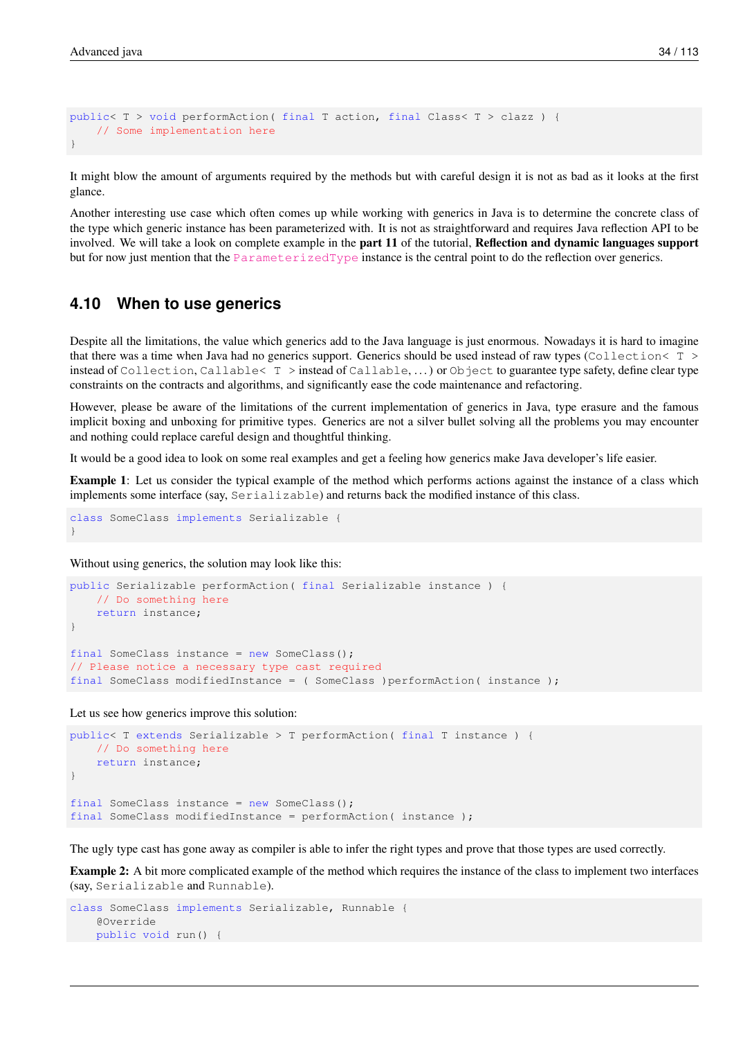```
public< T > void performAction( final T action, final Class< T > clazz ) {
    // Some implementation here
}
```

It might blow the amount of arguments required by the methods but with careful design it is not as bad as it looks at the first glance.

Another interesting use case which often comes up while working with generics in Java is to determine the concrete class of the type which generic instance has been parameterized with. It is not as straightforward and requires Java reflection API to be involved. We will take a look on complete example in the **part 11** of the tutorial, **Reflection and dynamic languages support** but for now just mention that the `ParameterizedType` instance is the central point to do the reflection over generics.

## 4.10 When to use generics

Despite all the limitations, the value which generics add to the Java language is just enormous. Nowadays it is hard to imagine that there was a time when Java had no generics support. Generics should be used instead of raw types (`Collection< T >` instead of `Collection`, `Callable< T >` instead of `Callable`, . . . ) or `Object` to guarantee type safety, define clear type constraints on the contracts and algorithms, and significantly ease the code maintenance and refactoring.

However, please be aware of the limitations of the current implementation of generics in Java, type erasure and the famous implicit boxing and unboxing for primitive types. Generics are not a silver bullet solving all the problems you may encounter and nothing could replace careful design and thoughtful thinking.

It would be a good idea to look on some real examples and get a feeling how generics make Java developer's life easier.

**Example 1**: Let us consider the typical example of the method which performs actions against the instance of a class which implements some interface (say, `Serializable`) and returns back the modified instance of this class.

```
class SomeClass implements Serializable {
}
```

Without using generics, the solution may look like this:

```
public Serializable performAction( final Serializable instance ) {
    // Do something here
    return instance;
}

final SomeClass instance = new SomeClass();
// Please notice a necessary type cast required
final SomeClass modifiedInstance = ( SomeClass )performAction( instance );
```

Let us see how generics improve this solution:

```
public< T extends Serializable > T performAction( final T instance ) {
    // Do something here
    return instance;
}

final SomeClass instance = new SomeClass();
final SomeClass modifiedInstance = performAction( instance );
```

The ugly type cast has gone away as compiler is able to infer the right types and prove that those types are used correctly.

**Example 2:** A bit more complicated example of the method which requires the instance of the class to implement two interfaces (say, `Serializable` and `Runnable`).

```
class SomeClass implements Serializable, Runnable {
    @Override
    public void run() {
```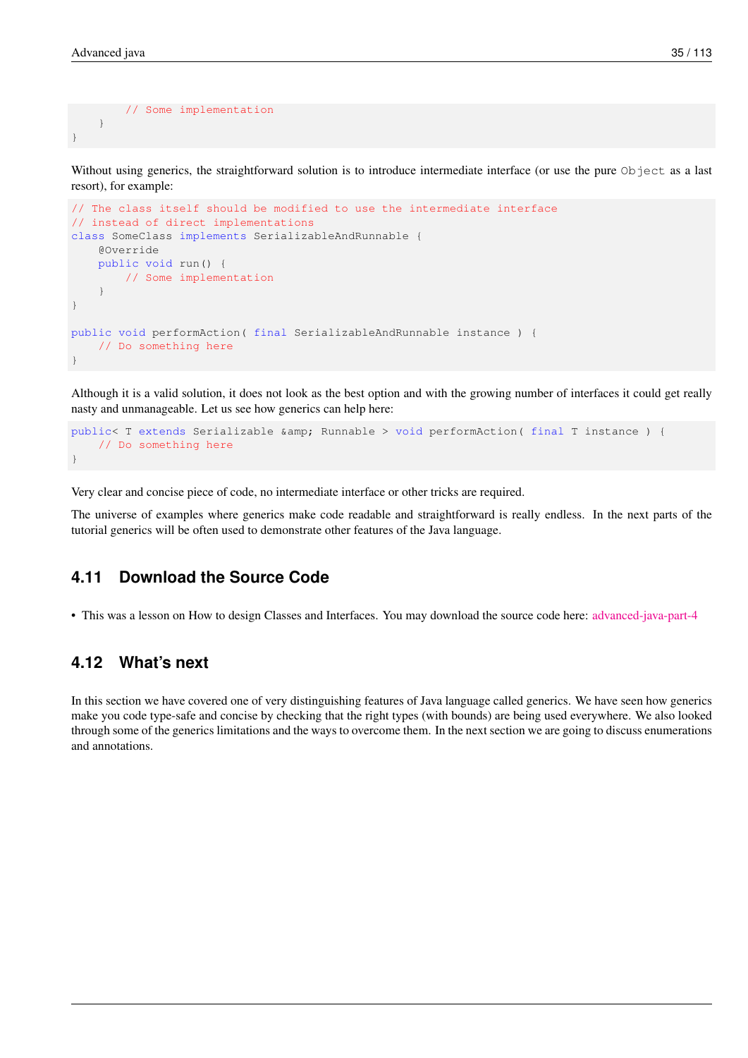```
        // Some implementation
    }
}
```

Without using generics, the straightforward solution is to introduce intermediate interface (or use the pure `Object` as a last resort), for example:

```
// The class itself should be modified to use the intermediate interface
// instead of direct implementations
class SomeClass implements SerializableAndRunnable {
    @Override
    public void run() {
        // Some implementation
    }
}

public void performAction( final SerializableAndRunnable instance ) {
    // Do something here
}
```

Although it is a valid solution, it does not look as the best option and with the growing number of interfaces it could get really nasty and unmanageable. Let us see how generics can help here:

```
public< T extends Serializable &amp; Runnable > void performAction( final T instance ) {
    // Do something here
}
```

Very clear and concise piece of code, no intermediate interface or other tricks are required.

The universe of examples where generics make code readable and straightforward is really endless. In the next parts of the tutorial generics will be often used to demonstrate other features of the Java language.

## 4.11 Download the Source Code

- This was a lesson on How to design Classes and Interfaces. You may download the source code here: advanced-java-part-4

## 4.12 What's next

In this section we have covered one of very distinguishing features of Java language called generics. We have seen how generics make you code type-safe and concise by checking that the right types (with bounds) are being used everywhere. We also looked through some of the generics limitations and the ways to overcome them. In the next section we are going to discuss enumerations and annotations.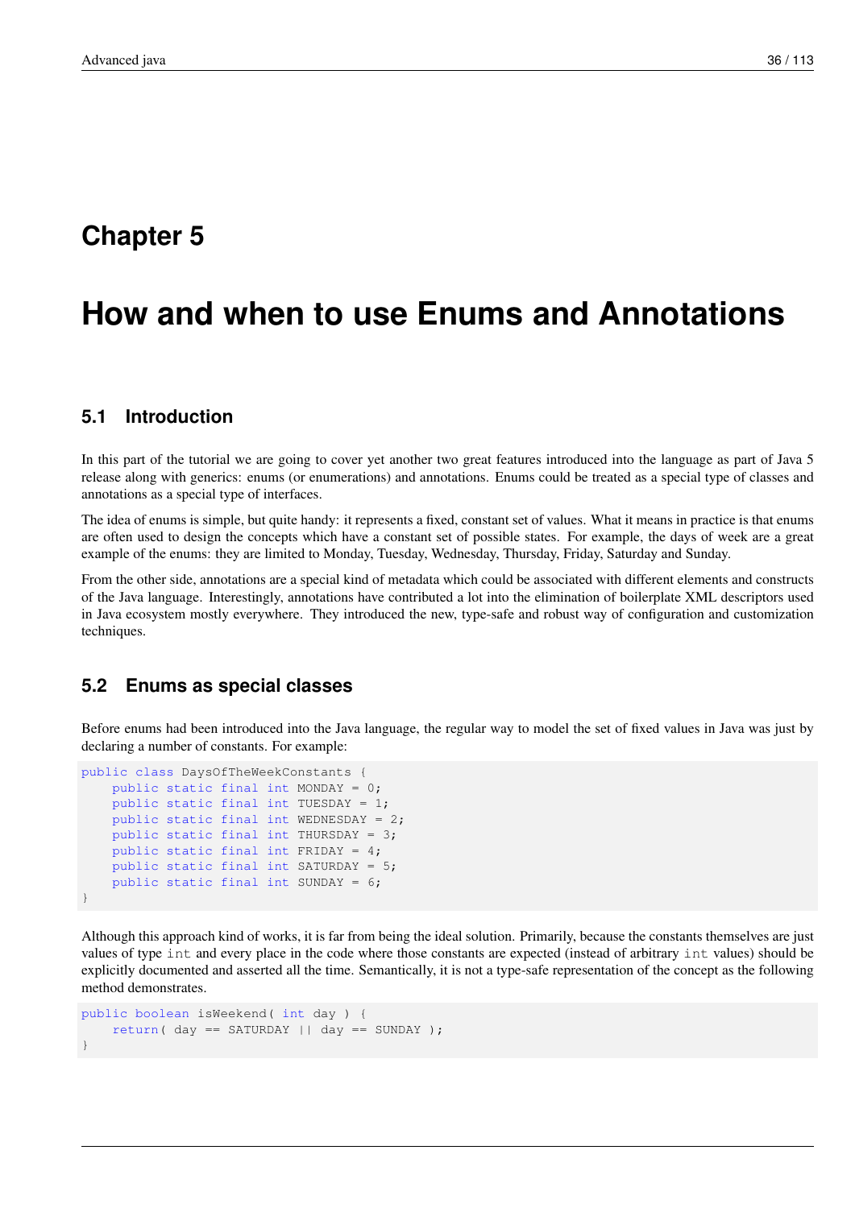# Chapter 5

# How and when to use Enums and Annotations

## 5.1 Introduction

In this part of the tutorial we are going to cover yet another two great features introduced into the language as part of Java 5 release along with generics: enums (or enumerations) and annotations. Enums could be treated as a special type of classes and annotations as a special type of interfaces.

The idea of enums is simple, but quite handy: it represents a fixed, constant set of values. What it means in practice is that enums are often used to design the concepts which have a constant set of possible states. For example, the days of week are a great example of the enums: they are limited to Monday, Tuesday, Wednesday, Thursday, Friday, Saturday and Sunday.

From the other side, annotations are a special kind of metadata which could be associated with different elements and constructs of the Java language. Interestingly, annotations have contributed a lot into the elimination of boilerplate XML descriptors used in Java ecosystem mostly everywhere. They introduced the new, type-safe and robust way of configuration and customization techniques.

## 5.2 Enums as special classes

Before enums had been introduced into the Java language, the regular way to model the set of fixed values in Java was just by declaring a number of constants. For example:

```
public class DaysOfTheWeekConstants {
    public static final int MONDAY = 0;
    public static final int TUESDAY = 1;
    public static final int WEDNESDAY = 2;
    public static final int THURSDAY = 3;
    public static final int FRIDAY = 4;
    public static final int SATURDAY = 5;
    public static final int SUNDAY = 6;
}
```

Although this approach kind of works, it is far from being the ideal solution. Primarily, because the constants themselves are just values of type `int` and every place in the code where those constants are expected (instead of arbitrary `int` values) should be explicitly documented and asserted all the time. Semantically, it is not a type-safe representation of the concept as the following method demonstrates.

```
public boolean isWeekend( int day ) {
    return( day == SATURDAY || day == SUNDAY );
}
```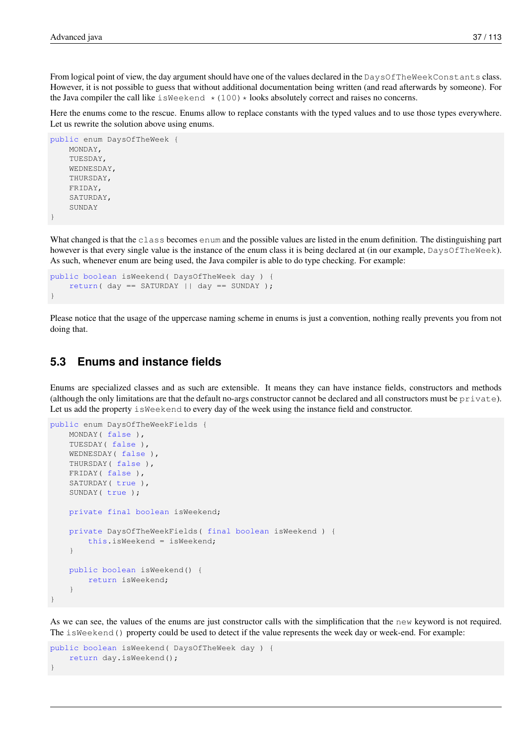From logical point of view, the day argument should have one of the values declared in the `DaysOfTheWeekConstants` class. However, it is not possible to guess that without additional documentation being written (and read afterwards by someone). For the Java compiler the call like `isWeekend *(100)*` looks absolutely correct and raises no concerns.

Here the enums come to the rescue. Enums allow to replace constants with the typed values and to use those types everywhere. Let us rewrite the solution above using enums.

```
public enum DaysOfTheWeek {
    MONDAY,
    TUESDAY,
    WEDNESDAY,
    THURSDAY,
    FRIDAY,
    SATURDAY,
    SUNDAY
}
```

What changed is that the `class` becomes `enum` and the possible values are listed in the enum definition. The distinguishing part however is that every single value is the instance of the enum class it is being declared at (in our example, `DaysOfTheWeek`). As such, whenever enum are being used, the Java compiler is able to do type checking. For example:

```
public boolean isWeekend( DaysOfTheWeek day ) {
    return( day == SATURDAY || day == SUNDAY );
}
```

Please notice that the usage of the uppercase naming scheme in enums is just a convention, nothing really prevents you from not doing that.

## 5.3 Enums and instance fields

Enums are specialized classes and as such are extensible. It means they can have instance fields, constructors and methods (although the only limitations are that the default no-args constructor cannot be declared and all constructors must be `private`). Let us add the property `isWeekend` to every day of the week using the instance field and constructor.

```
public enum DaysOfTheWeekFields {
    MONDAY( false ),
    TUESDAY( false ),
    WEDNESDAY( false ),
    THURSDAY( false ),
    FRIDAY( false ),
    SATURDAY( true ),
    SUNDAY( true );

    private final boolean isWeekend;

    private DaysOfTheWeekFields( final boolean isWeekend ) {
        this.isWeekend = isWeekend;
    }

    public boolean isWeekend() {
        return isWeekend;
    }
}
```

As we can see, the values of the enums are just constructor calls with the simplification that the `new` keyword is not required. The `isWeekend()` property could be used to detect if the value represents the week day or week-end. For example:

```
public boolean isWeekend( DaysOfTheWeek day ) {
    return day.isWeekend();
}
```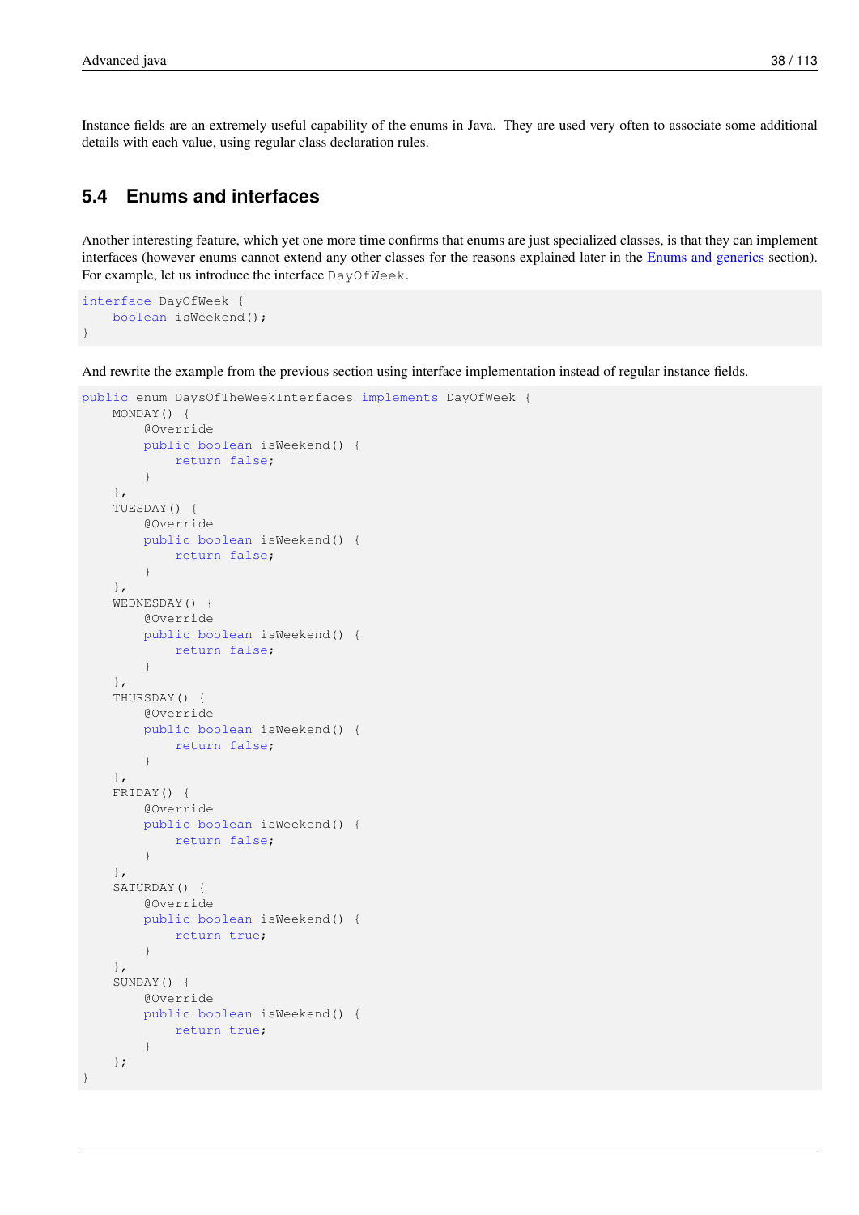Instance fields are an extremely useful capability of the enums in Java. They are used very often to associate some additional details with each value, using regular class declaration rules.

## 5.4 Enums and interfaces

Another interesting feature, which yet one more time confirms that enums are just specialized classes, is that they can implement interfaces (however enums cannot extend any other classes for the reasons explained later in the Enums and generics section). For example, let us introduce the interface `DayOfWeek`.

```
interface DayOfWeek {
    boolean isWeekend();
}
```

And rewrite the example from the previous section using interface implementation instead of regular instance fields.

```
public enum DaysOfTheWeekInterfaces implements DayOfWeek {
    MONDAY() {
        @Override
        public boolean isWeekend() {
            return false;
        }
    },
    TUESDAY() {
        @Override
        public boolean isWeekend() {
            return false;
        }
    },
    WEDNESDAY() {
        @Override
        public boolean isWeekend() {
            return false;
        }
    },
    THURSDAY() {
        @Override
        public boolean isWeekend() {
            return false;
        }
    },
    FRIDAY() {
        @Override
        public boolean isWeekend() {
            return false;
        }
    },
    SATURDAY() {
        @Override
        public boolean isWeekend() {
            return true;
        }
    },
    SUNDAY() {
        @Override
        public boolean isWeekend() {
            return true;
        }
    };
}
```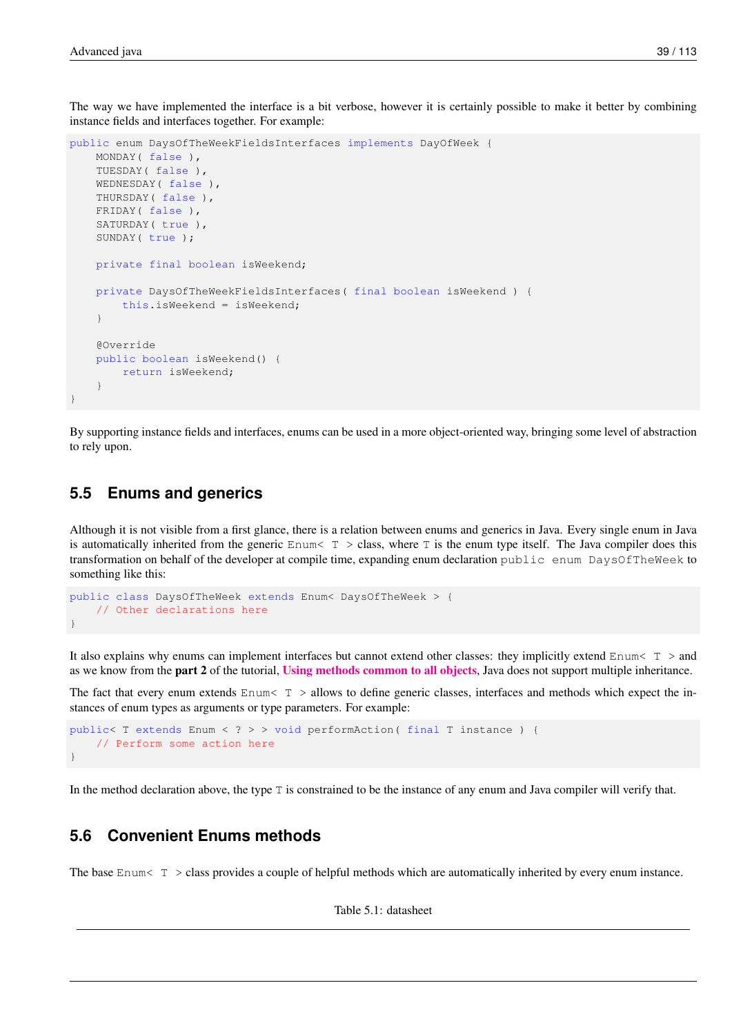The way we have implemented the interface is a bit verbose, however it is certainly possible to make it better by combining instance fields and interfaces together. For example:

```
public enum DaysOfTheWeekFieldsInterfaces implements DayOfWeek {
    MONDAY( false ),
    TUESDAY( false ),
    WEDNESDAY( false ),
    THURSDAY( false ),
    FRIDAY( false ),
    SATURDAY( true ),
    SUNDAY( true );

    private final boolean isWeekend;

    private DaysOfTheWeekFieldsInterfaces( final boolean isWeekend ) {
        this.isWeekend = isWeekend;
    }

    @Override
    public boolean isWeekend() {
        return isWeekend;
    }
}
```

By supporting instance fields and interfaces, enums can be used in a more object-oriented way, bringing some level of abstraction to rely upon.

## 5.5 Enums and generics

Although it is not visible from a first glance, there is a relation between enums and generics in Java. Every single enum in Java is automatically inherited from the generic `Enum< T >` class, where `T` is the enum type itself. The Java compiler does this transformation on behalf of the developer at compile time, expanding enum declaration `public enum DaysOfTheWeek` to something like this:

```
public class DaysOfTheWeek extends Enum< DaysOfTheWeek > {
    // Other declarations here
}
```

It also explains why enums can implement interfaces but cannot extend other classes: they implicitly extend `Enum< T >` and as we know from the **part 2** of the tutorial, **Using methods common to all objects**, Java does not support multiple inheritance.

The fact that every enum extends `Enum< T >` allows to define generic classes, interfaces and methods which expect the instances of enum types as arguments or type parameters. For example:

```
public< T extends Enum < ? > > void performAction( final T instance ) {
    // Perform some action here
}
```

In the method declaration above, the type `T` is constrained to be the instance of any enum and Java compiler will verify that.

## 5.6 Convenient Enums methods

The base `Enum< T >` class provides a couple of helpful methods which are automatically inherited by every enum instance.

Table 5.1: datasheet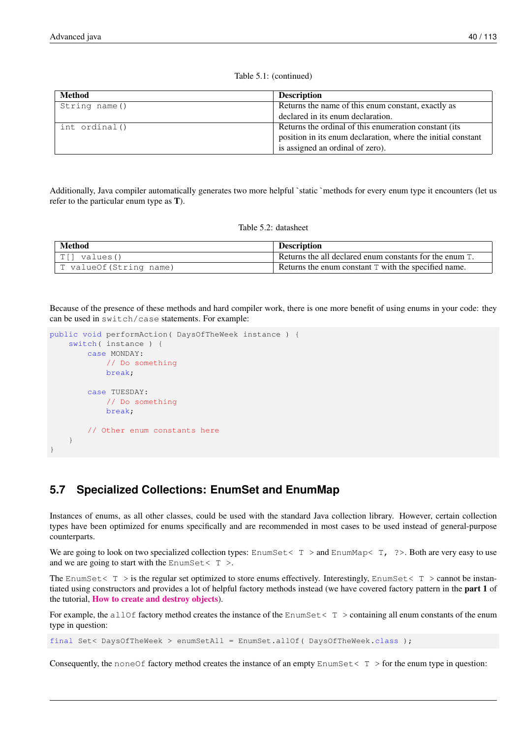Table 5.1: (continued)

| Method | Description |
| --- | --- |
| `String name()` | Returns the name of this enum constant, exactly as declared in its enum declaration. |
| `int ordinal()` | Returns the ordinal of this enumeration constant (its position in its enum declaration, where the initial constant is assigned an ordinal of zero). |

Additionally, Java compiler automatically generates two more helpful `static `methods for every enum type it encounters (let us refer to the particular enum type as **T**).

Table 5.2: datasheet

| Method | Description |
| --- | --- |
| `T[] values()` | Returns the all declared enum constants for the enum `T`. |
| `T valueOf(String name)` | Returns the enum constant `T` with the specified name. |

Because of the presence of these methods and hard compiler work, there is one more benefit of using enums in your code: they can be used in `switch/case` statements. For example:

```
public void performAction( DaysOfTheWeek instance ) {
    switch( instance ) {
        case MONDAY:
            // Do something
            break;

        case TUESDAY:
            // Do something
            break;

        // Other enum constants here
    }
}
```

## 5.7 Specialized Collections: EnumSet and EnumMap

Instances of enums, as all other classes, could be used with the standard Java collection library. However, certain collection types have been optimized for enums specifically and are recommended in most cases to be used instead of general-purpose counterparts.

We are going to look on two specialized collection types: `EnumSet< T >` and `EnumMap< T, ?>`. Both are very easy to use and we are going to start with the `EnumSet< T >`.

The `EnumSet< T >` is the regular set optimized to store enums effectively. Interestingly, `EnumSet< T >` cannot be instantiated using constructors and provides a lot of helpful factory methods instead (we have covered factory pattern in the **part 1** of the tutorial, **How to create and destroy objects**).

For example, the `allOf` factory method creates the instance of the `EnumSet< T >` containing all enum constants of the enum type in question:

```
final Set< DaysOfTheWeek > enumSetAll = EnumSet.allOf( DaysOfTheWeek.class );
```

Consequently, the `noneOf` factory method creates the instance of an empty `EnumSet< T >` for the enum type in question: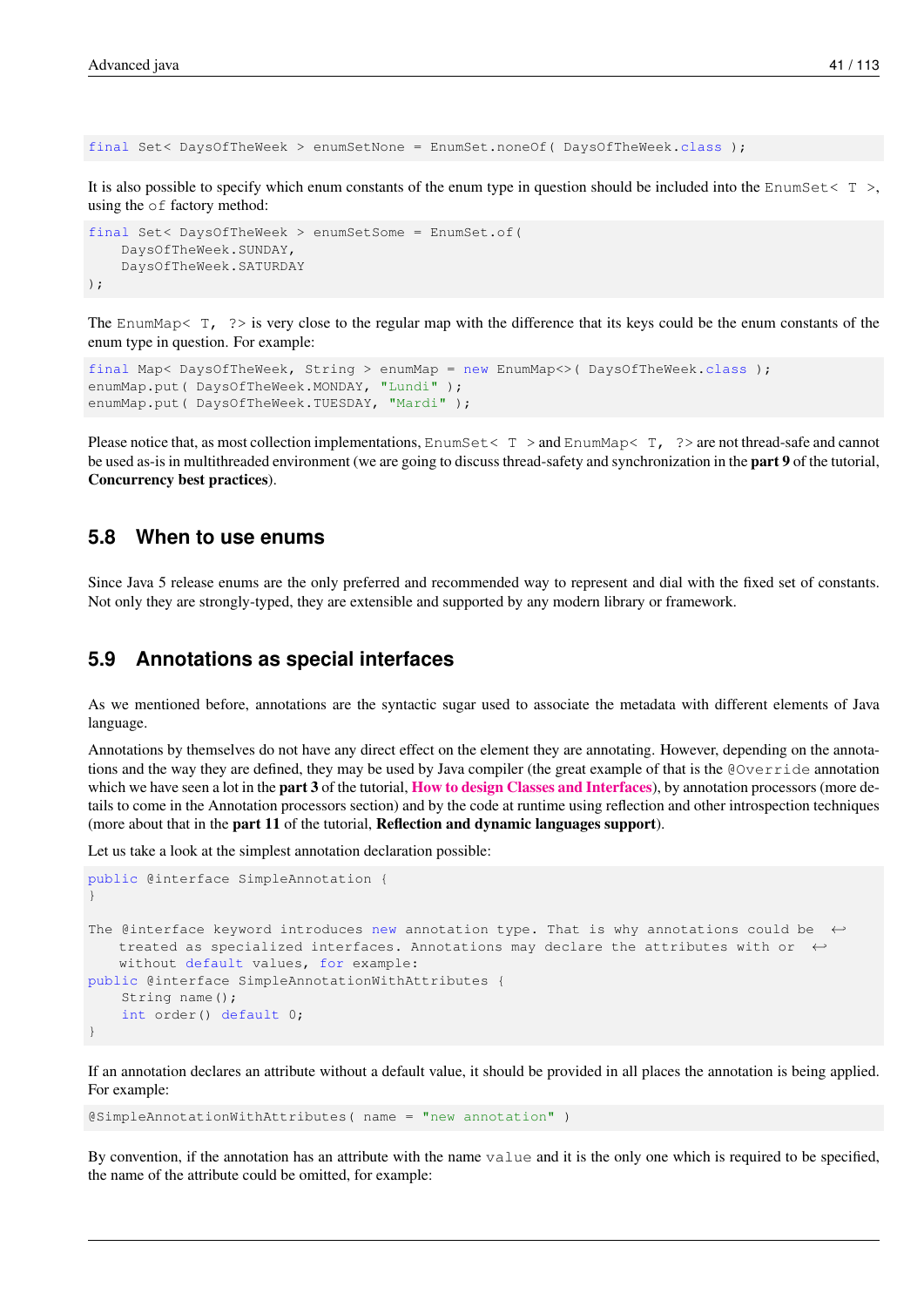```
final Set< DaysOfTheWeek > enumSetNone = EnumSet.noneOf( DaysOfTheWeek.class );
```

It is also possible to specify which enum constants of the enum type in question should be included into the `EnumSet< T >`, using the `of` factory method:

```
final Set< DaysOfTheWeek > enumSetSome = EnumSet.of(
    DaysOfTheWeek.SUNDAY,
    DaysOfTheWeek.SATURDAY
);
```

The `EnumMap< T, ?>` is very close to the regular map with the difference that its keys could be the enum constants of the enum type in question. For example:

```
final Map< DaysOfTheWeek, String > enumMap = new EnumMap<>( DaysOfTheWeek.class );
enumMap.put( DaysOfTheWeek.MONDAY, "Lundi" );
enumMap.put( DaysOfTheWeek.TUESDAY, "Mardi" );
```

Please notice that, as most collection implementations, `EnumSet< T >` and `EnumMap< T, ?>` are not thread-safe and cannot be used as-is in multithreaded environment (we are going to discuss thread-safety and synchronization in the **part 9** of the tutorial, **Concurrency best practices**).

## 5.8 When to use enums

Since Java 5 release enums are the only preferred and recommended way to represent and dial with the fixed set of constants. Not only they are strongly-typed, they are extensible and supported by any modern library or framework.

## 5.9 Annotations as special interfaces

As we mentioned before, annotations are the syntactic sugar used to associate the metadata with different elements of Java language.

Annotations by themselves do not have any direct effect on the element they are annotating. However, depending on the annotations and the way they are defined, they may be used by Java compiler (the great example of that is the `@Override` annotation which we have seen a lot in the **part 3** of the tutorial, **How to design Classes and Interfaces**), by annotation processors (more details to come in the Annotation processors section) and by the code at runtime using reflection and other introspection techniques (more about that in the **part 11** of the tutorial, **Reflection and dynamic languages support**).

Let us take a look at the simplest annotation declaration possible:

```
public @interface SimpleAnnotation {
}

The @interface keyword introduces new annotation type. That is why annotations could be treated as specialized interfaces. Annotations may declare the attributes with or without default values, for example:
public @interface SimpleAnnotationWithAttributes {
    String name();
    int order() default 0;
}
```

If an annotation declares an attribute without a default value, it should be provided in all places the annotation is being applied. For example:

```
@SimpleAnnotationWithAttributes( name = "new annotation" )
```

By convention, if the annotation has an attribute with the name `value` and it is the only one which is required to be specified, the name of the attribute could be omitted, for example: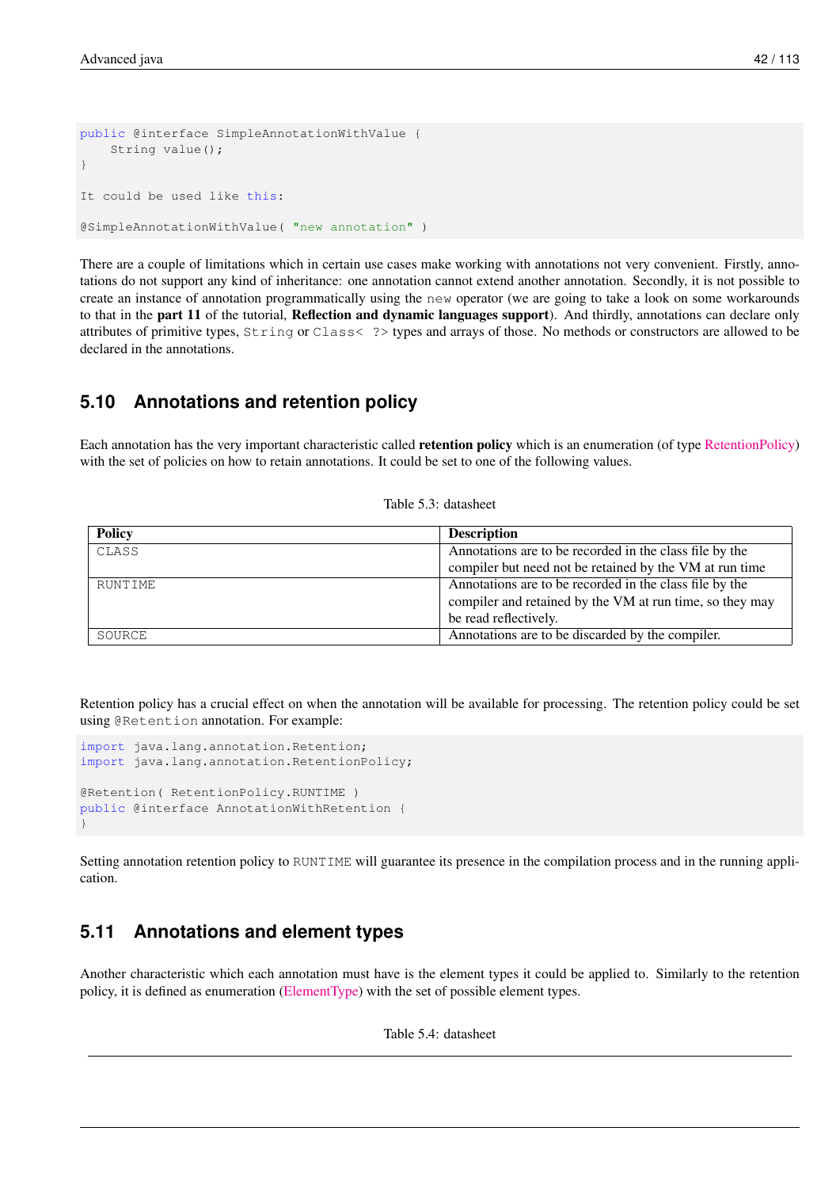```
public @interface SimpleAnnotationWithValue {
    String value();
}

It could be used like this:

@SimpleAnnotationWithValue( "new annotation" )
```

There are a couple of limitations which in certain use cases make working with annotations not very convenient. Firstly, annotations do not support any kind of inheritance: one annotation cannot extend another annotation. Secondly, it is not possible to create an instance of annotation programmatically using the `new` operator (we are going to take a look on some workarounds to that in the **part 11** of the tutorial, **Reflection and dynamic languages support**). And thirdly, annotations can declare only attributes of primitive types, `String` or `Class< ?>` types and arrays of those. No methods or constructors are allowed to be declared in the annotations.

## 5.10 Annotations and retention policy

Each annotation has the very important characteristic called **retention policy** which is an enumeration (of type RetentionPolicy) with the set of policies on how to retain annotations. It could be set to one of the following values.

Table 5.3: datasheet

| Policy | Description |
|---|---|
| `CLASS` | Annotations are to be recorded in the class file by the compiler but need not be retained by the VM at run time |
| `RUNTIME` | Annotations are to be recorded in the class file by the compiler and retained by the VM at run time, so they may be read reflectively. |
| `SOURCE` | Annotations are to be discarded by the compiler. |

Retention policy has a crucial effect on when the annotation will be available for processing. The retention policy could be set using `@Retention` annotation. For example:

```
import java.lang.annotation.Retention;
import java.lang.annotation.RetentionPolicy;

@Retention( RetentionPolicy.RUNTIME )
public @interface AnnotationWithRetention {
}
```

Setting annotation retention policy to `RUNTIME` will guarantee its presence in the compilation process and in the running application.

## 5.11 Annotations and element types

Another characteristic which each annotation must have is the element types it could be applied to. Similarly to the retention policy, it is defined as enumeration (ElementType) with the set of possible element types.

Table 5.4: datasheet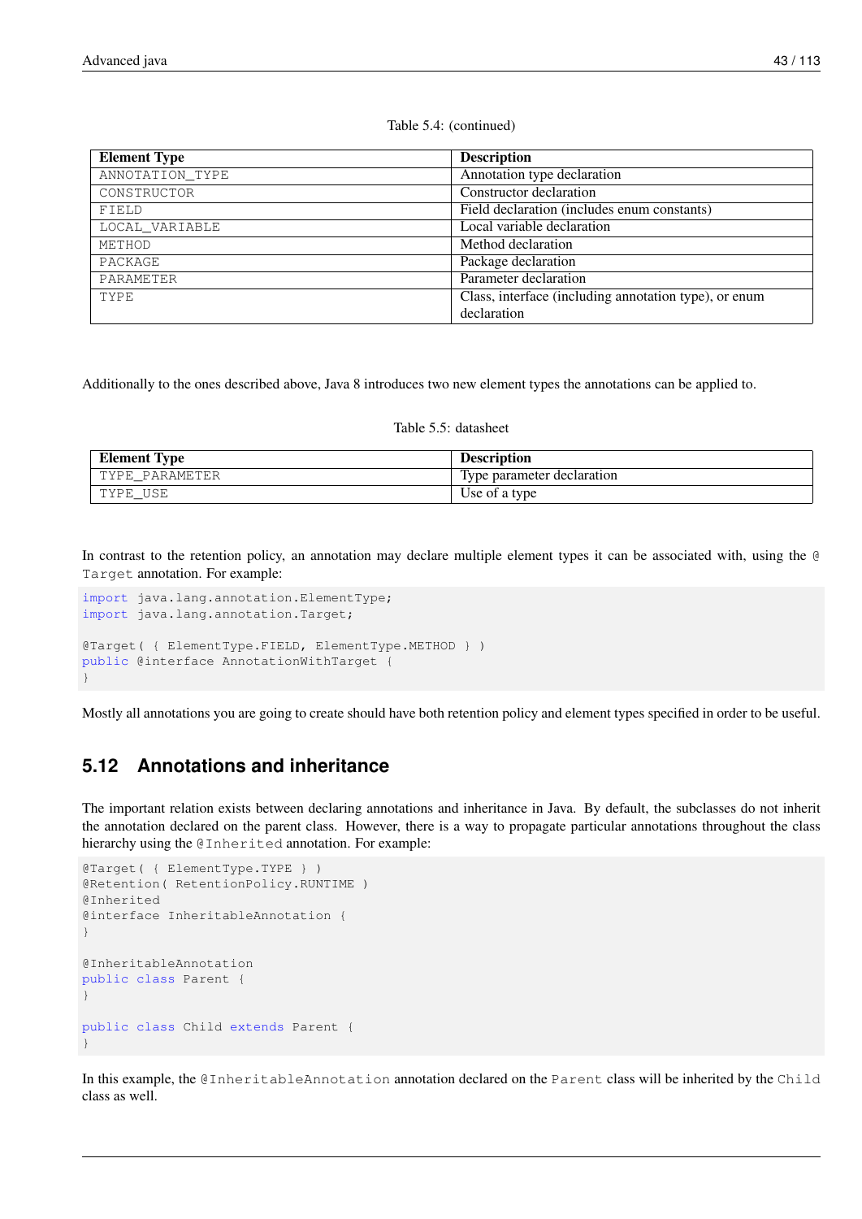Table 5.4: (continued)

| Element Type | Description |
| --- | --- |
| ANNOTATION_TYPE | Annotation type declaration |
| CONSTRUCTOR | Constructor declaration |
| FIELD | Field declaration (includes enum constants) |
| LOCAL_VARIABLE | Local variable declaration |
| METHOD | Method declaration |
| PACKAGE | Package declaration |
| PARAMETER | Parameter declaration |
| TYPE | Class, interface (including annotation type), or enum declaration |

Additionally to the ones described above, Java 8 introduces two new element types the annotations can be applied to.

Table 5.5: datasheet

| Element Type | Description |
| --- | --- |
| TYPE_PARAMETER | Type parameter declaration |
| TYPE_USE | Use of a type |

In contrast to the retention policy, an annotation may declare multiple element types it can be associated with, using the `@Target` annotation. For example:

```
import java.lang.annotation.ElementType;
import java.lang.annotation.Target;

@Target( { ElementType.FIELD, ElementType.METHOD } )
public @interface AnnotationWithTarget {
}
```

Mostly all annotations you are going to create should have both retention policy and element types specified in order to be useful.

## 5.12 Annotations and inheritance

The important relation exists between declaring annotations and inheritance in Java. By default, the subclasses do not inherit the annotation declared on the parent class. However, there is a way to propagate particular annotations throughout the class hierarchy using the `@Inherited` annotation. For example:

```
@Target( { ElementType.TYPE } )
@Retention( RetentionPolicy.RUNTIME )
@Inherited
@interface InheritableAnnotation {
}

@InheritableAnnotation
public class Parent {
}

public class Child extends Parent {
}
```

In this example, the `@InheritableAnnotation` annotation declared on the `Parent` class will be inherited by the `Child` class as well.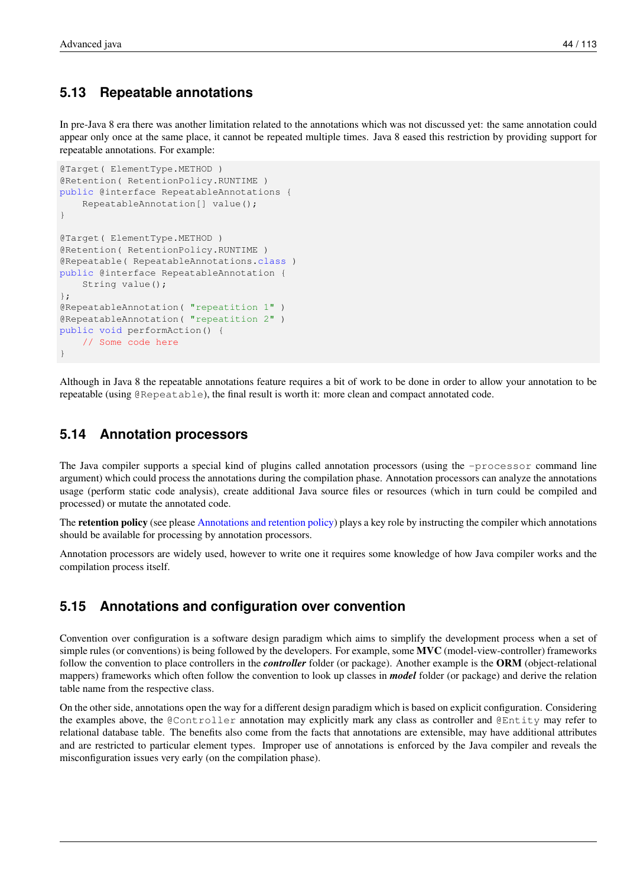## 5.13 Repeatable annotations

In pre-Java 8 era there was another limitation related to the annotations which was not discussed yet: the same annotation could appear only once at the same place, it cannot be repeated multiple times. Java 8 eased this restriction by providing support for repeatable annotations. For example:

```
@Target( ElementType.METHOD )
@Retention( RetentionPolicy.RUNTIME )
public @interface RepeatableAnnotations {
    RepeatableAnnotation[] value();
}

@Target( ElementType.METHOD )
@Retention( RetentionPolicy.RUNTIME )
@Repeatable( RepeatableAnnotations.class )
public @interface RepeatableAnnotation {
    String value();
};
@RepeatableAnnotation( "repeatition 1" )
@RepeatableAnnotation( "repeatition 2" )
public void performAction() {
    // Some code here
}
```

Although in Java 8 the repeatable annotations feature requires a bit of work to be done in order to allow your annotation to be repeatable (using `@Repeatable`), the final result is worth it: more clean and compact annotated code.

## 5.14 Annotation processors

The Java compiler supports a special kind of plugins called annotation processors (using the `-processor` command line argument) which could process the annotations during the compilation phase. Annotation processors can analyze the annotations usage (perform static code analysis), create additional Java source files or resources (which in turn could be compiled and processed) or mutate the annotated code.

The **retention policy** (see please Annotations and retention policy) plays a key role by instructing the compiler which annotations should be available for processing by annotation processors.

Annotation processors are widely used, however to write one it requires some knowledge of how Java compiler works and the compilation process itself.

## 5.15 Annotations and configuration over convention

Convention over configuration is a software design paradigm which aims to simplify the development process when a set of simple rules (or conventions) is being followed by the developers. For example, some **MVC** (model-view-controller) frameworks follow the convention to place controllers in the ***controller*** folder (or package). Another example is the **ORM** (object-relational mappers) frameworks which often follow the convention to look up classes in ***model*** folder (or package) and derive the relation table name from the respective class.

On the other side, annotations open the way for a different design paradigm which is based on explicit configuration. Considering the examples above, the `@Controller` annotation may explicitly mark any class as controller and `@Entity` may refer to relational database table. The benefits also come from the facts that annotations are extensible, may have additional attributes and are restricted to particular element types. Improper use of annotations is enforced by the Java compiler and reveals the misconfiguration issues very early (on the compilation phase).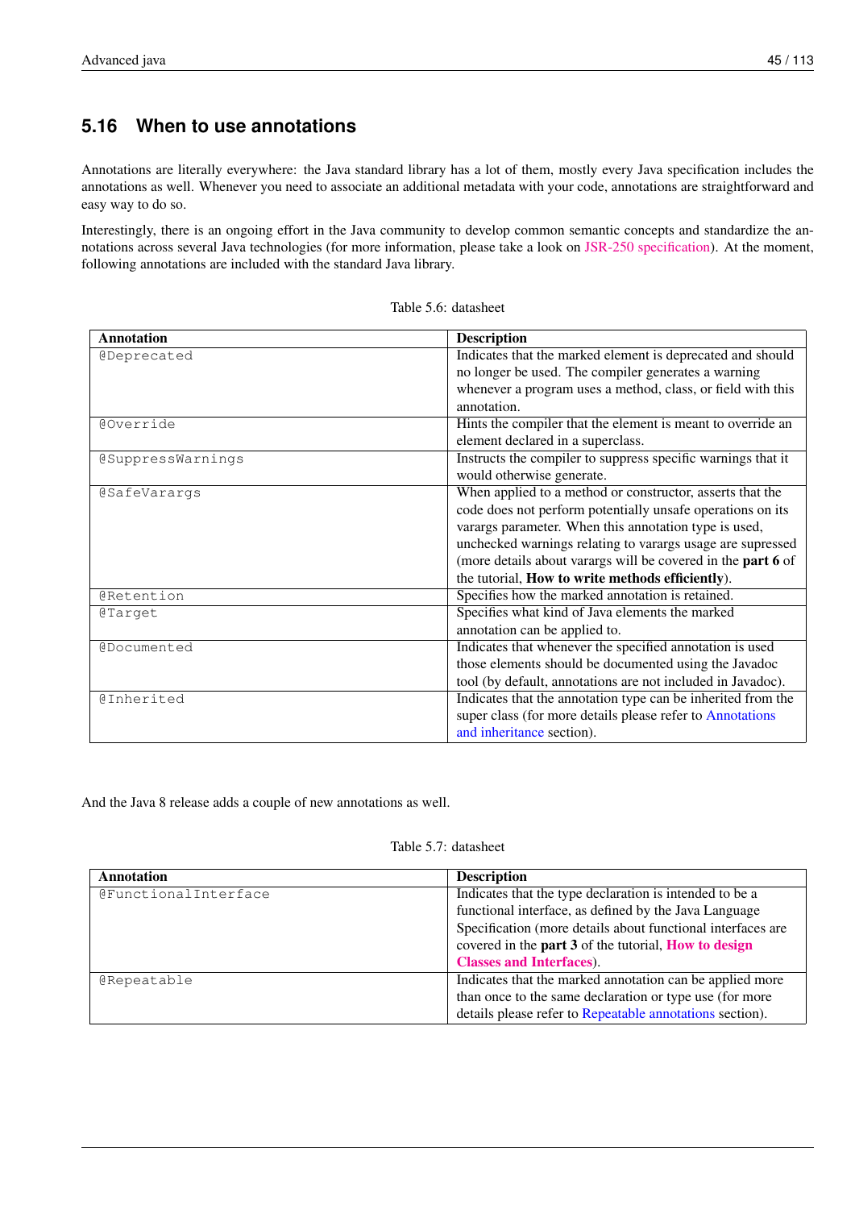## 5.16 When to use annotations

Annotations are literally everywhere: the Java standard library has a lot of them, mostly every Java specification includes the annotations as well. Whenever you need to associate an additional metadata with your code, annotations are straightforward and easy way to do so.

Interestingly, there is an ongoing effort in the Java community to develop common semantic concepts and standardize the annotations across several Java technologies (for more information, please take a look on JSR-250 specification). At the moment, following annotations are included with the standard Java library.

Table 5.6: datasheet

| Annotation | Description |
|---|---|
| `@Deprecated` | Indicates that the marked element is deprecated and should no longer be used. The compiler generates a warning whenever a program uses a method, class, or field with this annotation. |
| `@Override` | Hints the compiler that the element is meant to override an element declared in a superclass. |
| `@SuppressWarnings` | Instructs the compiler to suppress specific warnings that it would otherwise generate. |
| `@SafeVarargs` | When applied to a method or constructor, asserts that the code does not perform potentially unsafe operations on its varargs parameter. When this annotation type is used, unchecked warnings relating to varargs usage are supressed (more details about varargs will be covered in the **part 6** of the tutorial, **How to write methods efficiently**). |
| `@Retention` | Specifies how the marked annotation is retained. |
| `@Target` | Specifies what kind of Java elements the marked annotation can be applied to. |
| `@Documented` | Indicates that whenever the specified annotation is used those elements should be documented using the Javadoc tool (by default, annotations are not included in Javadoc). |
| `@Inherited` | Indicates that the annotation type can be inherited from the super class (for more details please refer to Annotations and inheritance section). |

And the Java 8 release adds a couple of new annotations as well.

Table 5.7: datasheet

| Annotation | Description |
|---|---|
| `@FunctionalInterface` | Indicates that the type declaration is intended to be a functional interface, as defined by the Java Language Specification (more details about functional interfaces are covered in the **part 3** of the tutorial, **How to design Classes and Interfaces**). |
| `@Repeatable` | Indicates that the marked annotation can be applied more than once to the same declaration or type use (for more details please refer to Repeatable annotations section). |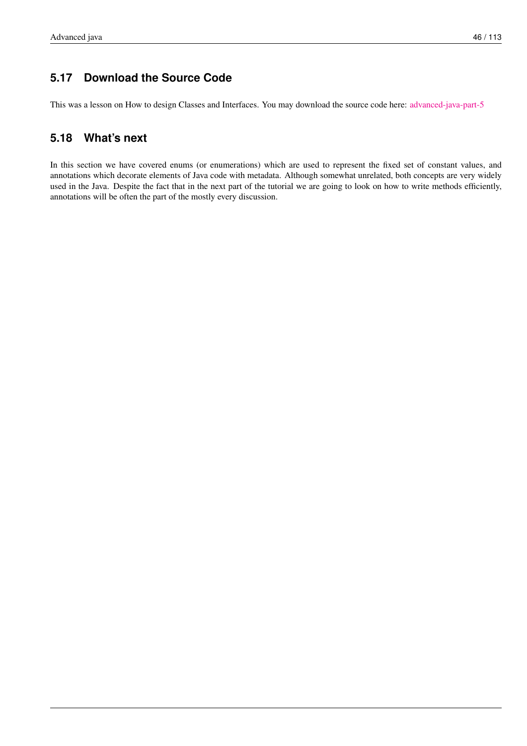## 5.17 Download the Source Code

This was a lesson on How to design Classes and Interfaces. You may download the source code here: advanced-java-part-5

## 5.18 What's next

In this section we have covered enums (or enumerations) which are used to represent the fixed set of constant values, and annotations which decorate elements of Java code with metadata. Although somewhat unrelated, both concepts are very widely used in the Java. Despite the fact that in the next part of the tutorial we are going to look on how to write methods efficiently, annotations will be often the part of the mostly every discussion.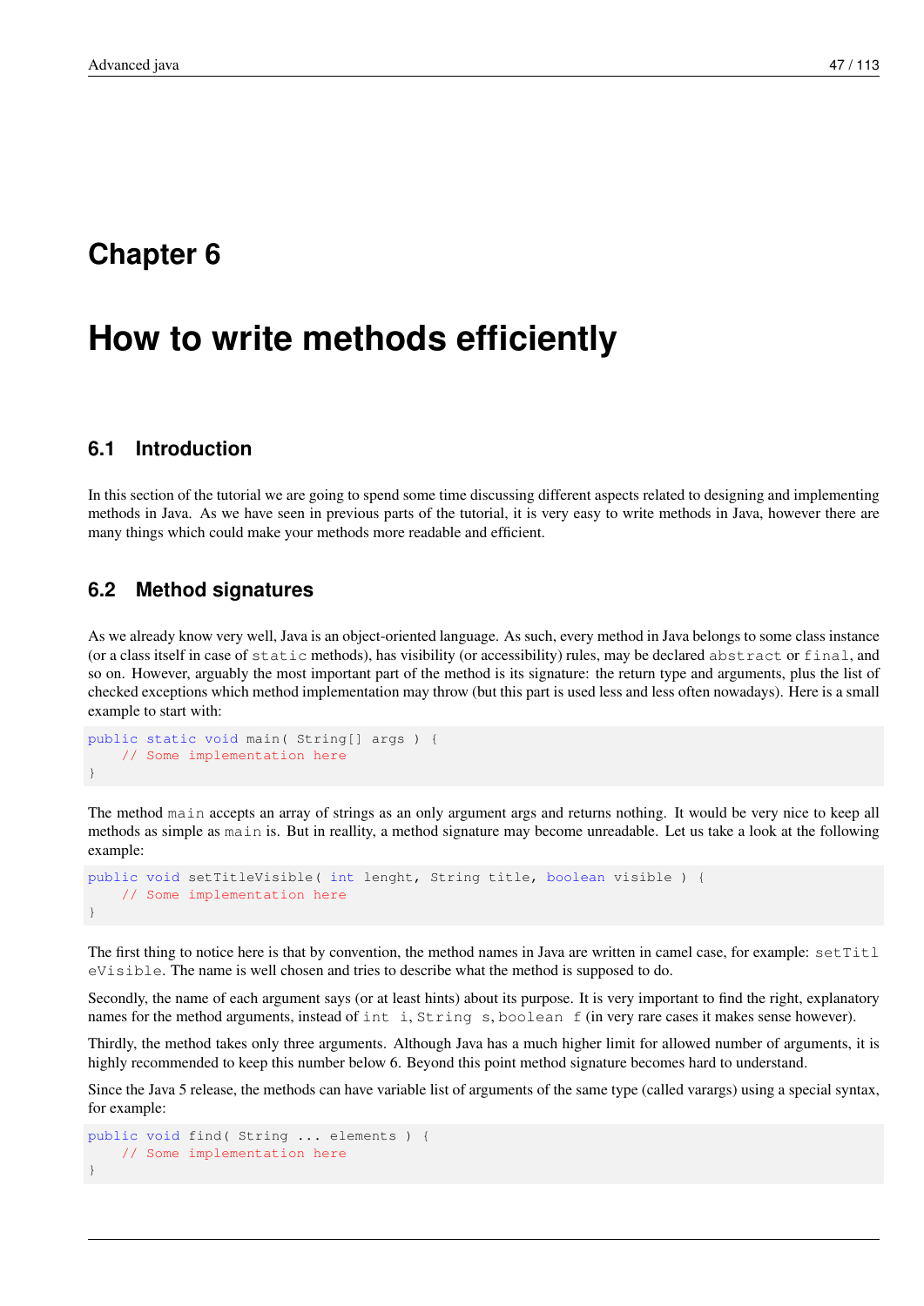# Chapter 6

# How to write methods efficiently

## 6.1 Introduction

In this section of the tutorial we are going to spend some time discussing different aspects related to designing and implementing methods in Java. As we have seen in previous parts of the tutorial, it is very easy to write methods in Java, however there are many things which could make your methods more readable and efficient.

## 6.2 Method signatures

As we already know very well, Java is an object-oriented language. As such, every method in Java belongs to some class instance (or a class itself in case of `static` methods), has visibility (or accessibility) rules, may be declared `abstract` or `final`, and so on. However, arguably the most important part of the method is its signature: the return type and arguments, plus the list of checked exceptions which method implementation may throw (but this part is used less and less often nowadays). Here is a small example to start with:

```
public static void main( String[] args ) {
    // Some implementation here
}
```

The method `main` accepts an array of strings as an only argument args and returns nothing. It would be very nice to keep all methods as simple as `main` is. But in reallity, a method signature may become unreadable. Let us take a look at the following example:

```
public void setTitleVisible( int lenght, String title, boolean visible ) {
    // Some implementation here
}
```

The first thing to notice here is that by convention, the method names in Java are written in camel case, for example: `setTitleVisible`. The name is well chosen and tries to describe what the method is supposed to do.

Secondly, the name of each argument says (or at least hints) about its purpose. It is very important to find the right, explanatory names for the method arguments, instead of `int i`, `String s`, `boolean f` (in very rare cases it makes sense however).

Thirdly, the method takes only three arguments. Although Java has a much higher limit for allowed number of arguments, it is highly recommended to keep this number below 6. Beyond this point method signature becomes hard to understand.

Since the Java 5 release, the methods can have variable list of arguments of the same type (called varargs) using a special syntax, for example:

```
public void find( String ... elements ) {
    // Some implementation here
}
```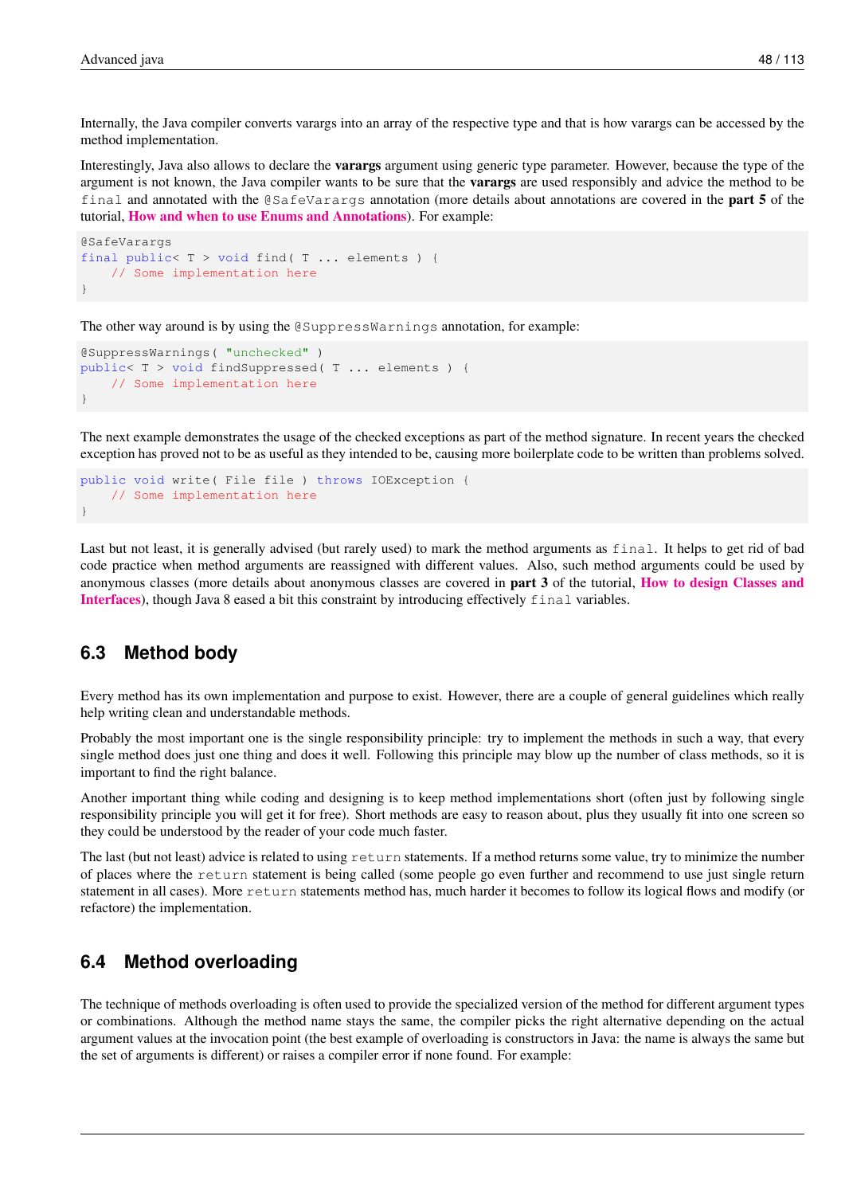Internally, the Java compiler converts varargs into an array of the respective type and that is how varargs can be accessed by the method implementation.

Interestingly, Java also allows to declare the **varargs** argument using generic type parameter. However, because the type of the argument is not known, the Java compiler wants to be sure that the **varargs** are used responsibly and advice the method to be `final` and annotated with the `@SafeVarargs` annotation (more details about annotations are covered in the **part 5** of the tutorial, **How and when to use Enums and Annotations**). For example:

```
@SafeVarargs
final public< T > void find( T ... elements ) {
    // Some implementation here
}
```

The other way around is by using the `@SuppressWarnings` annotation, for example:

```
@SuppressWarnings( "unchecked" )
public< T > void findSuppressed( T ... elements ) {
    // Some implementation here
}
```

The next example demonstrates the usage of the checked exceptions as part of the method signature. In recent years the checked exception has proved not to be as useful as they intended to be, causing more boilerplate code to be written than problems solved.

```
public void write( File file ) throws IOException {
    // Some implementation here
}
```

Last but not least, it is generally advised (but rarely used) to mark the method arguments as `final`. It helps to get rid of bad code practice when method arguments are reassigned with different values. Also, such method arguments could be used by anonymous classes (more details about anonymous classes are covered in **part 3** of the tutorial, **How to design Classes and Interfaces**), though Java 8 eased a bit this constraint by introducing effectively `final` variables.

## 6.3 Method body

Every method has its own implementation and purpose to exist. However, there are a couple of general guidelines which really help writing clean and understandable methods.

Probably the most important one is the single responsibility principle: try to implement the methods in such a way, that every single method does just one thing and does it well. Following this principle may blow up the number of class methods, so it is important to find the right balance.

Another important thing while coding and designing is to keep method implementations short (often just by following single responsibility principle you will get it for free). Short methods are easy to reason about, plus they usually fit into one screen so they could be understood by the reader of your code much faster.

The last (but not least) advice is related to using `return` statements. If a method returns some value, try to minimize the number of places where the `return` statement is being called (some people go even further and recommend to use just single return statement in all cases). More `return` statements method has, much harder it becomes to follow its logical flows and modify (or refactore) the implementation.

## 6.4 Method overloading

The technique of methods overloading is often used to provide the specialized version of the method for different argument types or combinations. Although the method name stays the same, the compiler picks the right alternative depending on the actual argument values at the invocation point (the best example of overloading is constructors in Java: the name is always the same but the set of arguments is different) or raises a compiler error if none found. For example: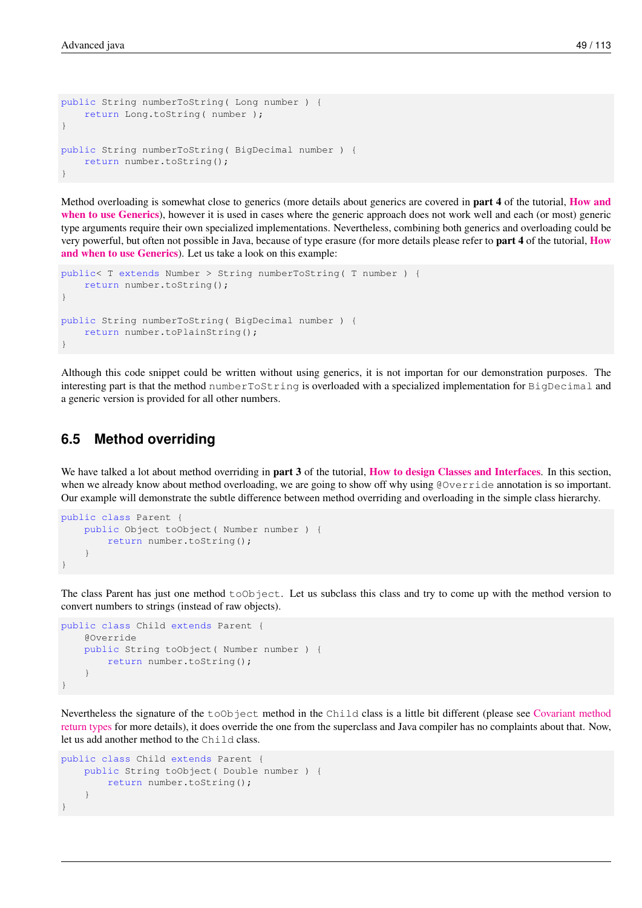```
public String numberToString( Long number ) {
    return Long.toString( number );
}

public String numberToString( BigDecimal number ) {
    return number.toString();
}
```

Method overloading is somewhat close to generics (more details about generics are covered in **part 4** of the tutorial, **How and when to use Generics**), however it is used in cases where the generic approach does not work well and each (or most) generic type arguments require their own specialized implementations. Nevertheless, combining both generics and overloading could be very powerful, but often not possible in Java, because of type erasure (for more details please refer to **part 4** of the tutorial, **How and when to use Generics**). Let us take a look on this example:

```
public< T extends Number > String numberToString( T number ) {
    return number.toString();
}

public String numberToString( BigDecimal number ) {
    return number.toPlainString();
}
```

Although this code snippet could be written without using generics, it is not importan for our demonstration purposes. The interesting part is that the method `numberToString` is overloaded with a specialized implementation for `BigDecimal` and a generic version is provided for all other numbers.

## 6.5 Method overriding

We have talked a lot about method overriding in **part 3** of the tutorial, **How to design Classes and Interfaces**. In this section, when we already know about method overloading, we are going to show off why using `@Override` annotation is so important. Our example will demonstrate the subtle difference between method overriding and overloading in the simple class hierarchy.

```
public class Parent {
    public Object toObject( Number number ) {
        return number.toString();
    }
}
```

The class Parent has just one method `toObject`. Let us subclass this class and try to come up with the method version to convert numbers to strings (instead of raw objects).

```
public class Child extends Parent {
    @Override
    public String toObject( Number number ) {
        return number.toString();
    }
}
```

Nevertheless the signature of the `toObject` method in the `Child` class is a little bit different (please see Covariant method return types for more details), it does override the one from the superclass and Java compiler has no complaints about that. Now, let us add another method to the `Child` class.

```
public class Child extends Parent {
    public String toObject( Double number ) {
        return number.toString();
    }
}
```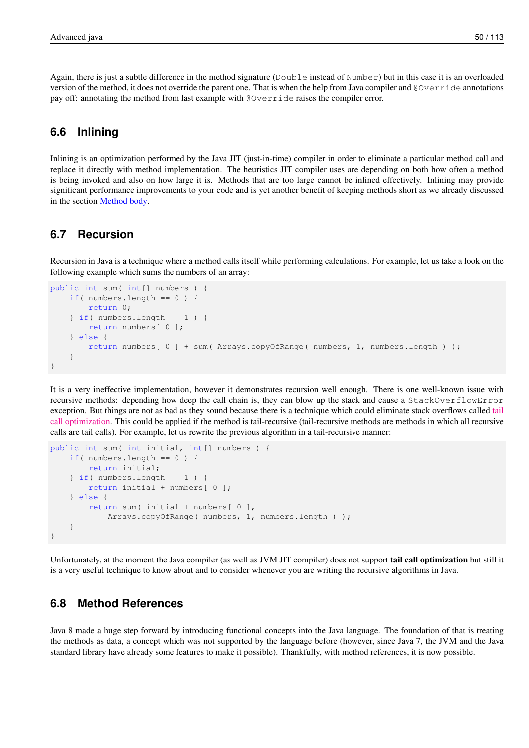Again, there is just a subtle difference in the method signature (`Double` instead of `Number`) but in this case it is an overloaded version of the method, it does not override the parent one. That is when the help from Java compiler and `@Override` annotations pay off: annotating the method from last example with `@Override` raises the compiler error.

## 6.6 Inlining

Inlining is an optimization performed by the Java JIT (just-in-time) compiler in order to eliminate a particular method call and replace it directly with method implementation. The heuristics JIT compiler uses are depending on both how often a method is being invoked and also on how large it is. Methods that are too large cannot be inlined effectively. Inlining may provide significant performance improvements to your code and is yet another benefit of keeping methods short as we already discussed in the section Method body.

## 6.7 Recursion

Recursion in Java is a technique where a method calls itself while performing calculations. For example, let us take a look on the following example which sums the numbers of an array:

```
public int sum( int[] numbers ) {
    if( numbers.length == 0 ) {
        return 0;
    } if( numbers.length == 1 ) {
        return numbers[ 0 ];
    } else {
        return numbers[ 0 ] + sum( Arrays.copyOfRange( numbers, 1, numbers.length ) );
    }
}
```

It is a very ineffective implementation, however it demonstrates recursion well enough. There is one well-known issue with recursive methods: depending how deep the call chain is, they can blow up the stack and cause a `StackOverflowError` exception. But things are not as bad as they sound because there is a technique which could eliminate stack overflows called tail call optimization. This could be applied if the method is tail-recursive (tail-recursive methods are methods in which all recursive calls are tail calls). For example, let us rewrite the previous algorithm in a tail-recursive manner:

```
public int sum( int initial, int[] numbers ) {
    if( numbers.length == 0 ) {
        return initial;
    } if( numbers.length == 1 ) {
        return initial + numbers[ 0 ];
    } else {
        return sum( initial + numbers[ 0 ],
            Arrays.copyOfRange( numbers, 1, numbers.length ) );
    }
}
```

Unfortunately, at the moment the Java compiler (as well as JVM JIT compiler) does not support **tail call optimization** but still it is a very useful technique to know about and to consider whenever you are writing the recursive algorithms in Java.

## 6.8 Method References

Java 8 made a huge step forward by introducing functional concepts into the Java language. The foundation of that is treating the methods as data, a concept which was not supported by the language before (however, since Java 7, the JVM and the Java standard library have already some features to make it possible). Thankfully, with method references, it is now possible.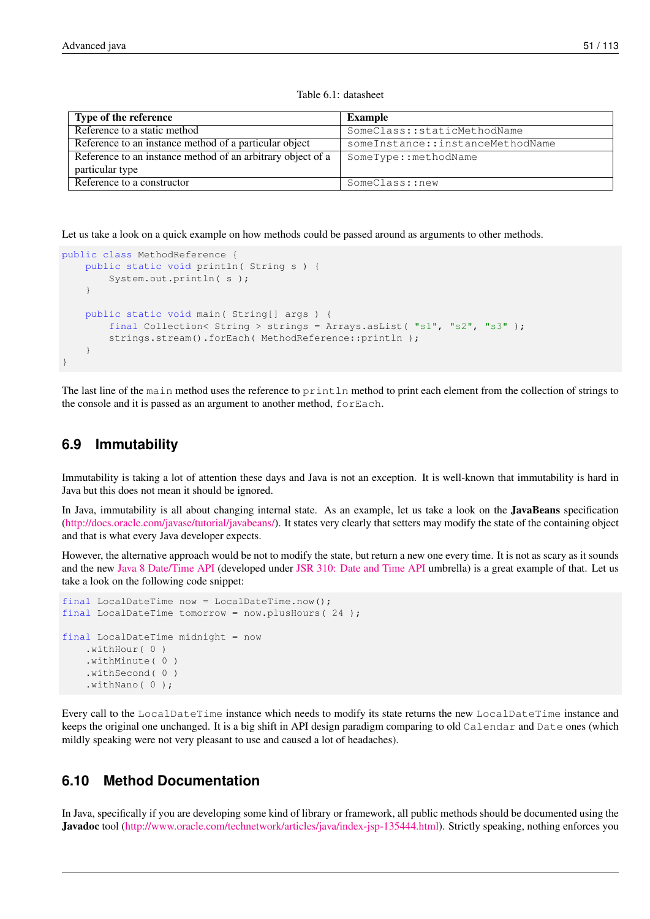Table 6.1: datasheet

| Type of the reference | Example |
| --- | --- |
| Reference to a static method | `SomeClass::staticMethodName` |
| Reference to an instance method of a particular object | `someInstance::instanceMethodName` |
| Reference to an instance method of an arbitrary object of a particular type | `SomeType::methodName` |
| Reference to a constructor | `SomeClass::new` |

Let us take a look on a quick example on how methods could be passed around as arguments to other methods.

```
public class MethodReference {
    public static void println( String s ) {
        System.out.println( s );
    }

    public static void main( String[] args ) {
        final Collection< String > strings = Arrays.asList( "s1", "s2", "s3" );
        strings.stream().forEach( MethodReference::println );
    }
}
```

The last line of the `main` method uses the reference to `println` method to print each element from the collection of strings to the console and it is passed as an argument to another method, `forEach`.

## 6.9 Immutability

Immutability is taking a lot of attention these days and Java is not an exception. It is well-known that immutability is hard in Java but this does not mean it should be ignored.

In Java, immutability is all about changing internal state. As an example, let us take a look on the **JavaBeans** specification (http://docs.oracle.com/javase/tutorial/javabeans/). It states very clearly that setters may modify the state of the containing object and that is what every Java developer expects.

However, the alternative approach would be not to modify the state, but return a new one every time. It is not as scary as it sounds and the new Java 8 Date/Time API (developed under JSR 310: Date and Time API umbrella) is a great example of that. Let us take a look on the following code snippet:

```
final LocalDateTime now = LocalDateTime.now();
final LocalDateTime tomorrow = now.plusHours( 24 );

final LocalDateTime midnight = now
    .withHour( 0 )
    .withMinute( 0 )
    .withSecond( 0 )
    .withNano( 0 );
```

Every call to the `LocalDateTime` instance which needs to modify its state returns the new `LocalDateTime` instance and keeps the original one unchanged. It is a big shift in API design paradigm comparing to old `Calendar` and `Date` ones (which mildly speaking were not very pleasant to use and caused a lot of headaches).

## 6.10 Method Documentation

In Java, specifically if you are developing some kind of library or framework, all public methods should be documented using the **Javadoc** tool (http://www.oracle.com/technetwork/articles/java/index-jsp-135444.html). Strictly speaking, nothing enforces you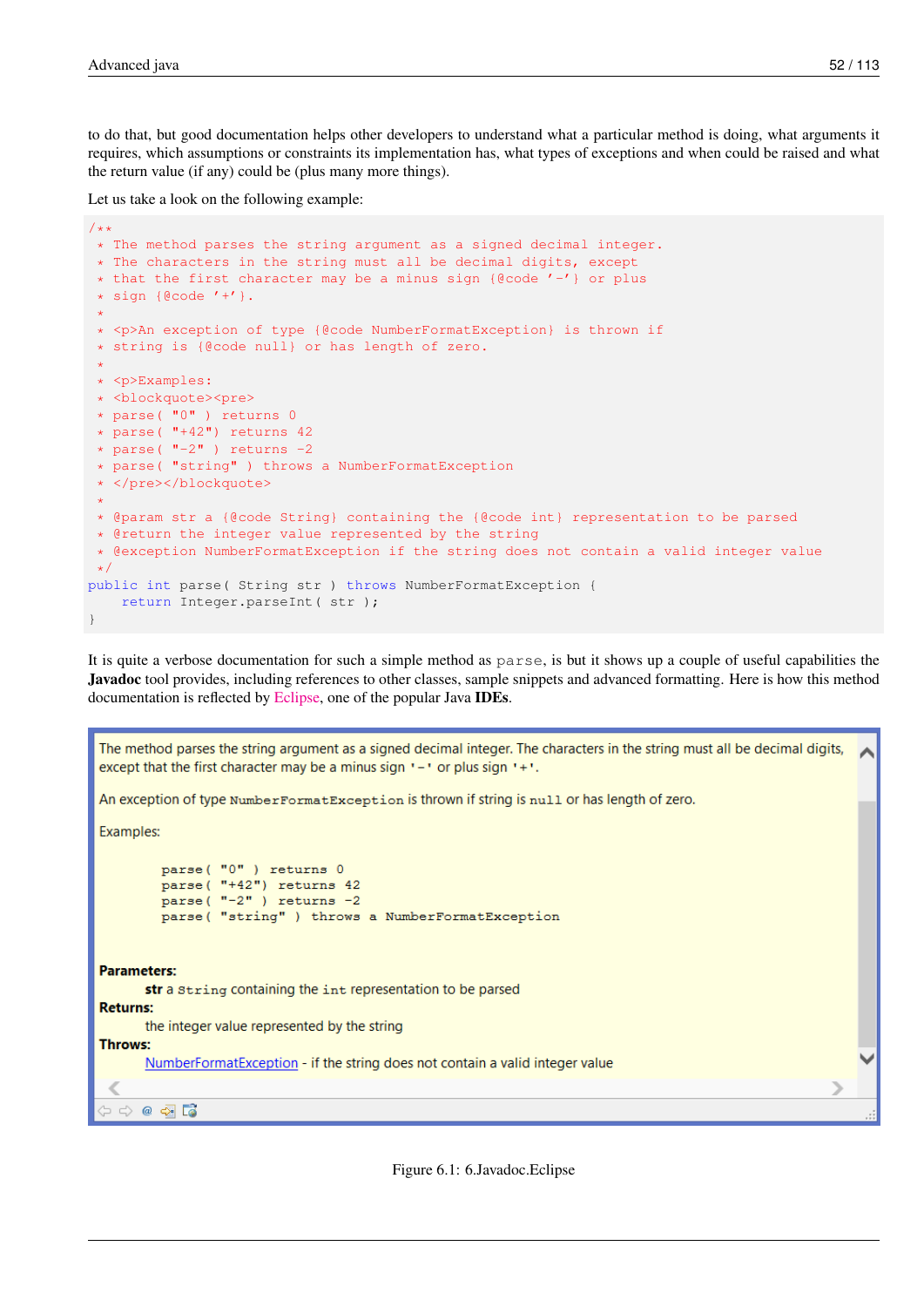to do that, but good documentation helps other developers to understand what a particular method is doing, what arguments it requires, which assumptions or constraints its implementation has, what types of exceptions and when could be raised and what the return value (if any) could be (plus many more things).

Let us take a look on the following example:

```
/**
 * The method parses the string argument as a signed decimal integer.
 * The characters in the string must all be decimal digits, except
 * that the first character may be a minus sign {@code '-'} or plus
 * sign {@code '+'}.
 *
 * <p>An exception of type {@code NumberFormatException} is thrown if
 * string is {@code null} or has length of zero.
 *
 * <p>Examples:
 * <blockquote><pre>
 * parse( "0" ) returns 0
 * parse( "+42") returns 42
 * parse( "-2" ) returns -2
 * parse( "string" ) throws a NumberFormatException
 * </pre></blockquote>
 *
 * @param str a {@code String} containing the {@code int} representation to be parsed
 * @return the integer value represented by the string
 * @exception NumberFormatException if the string does not contain a valid integer value
 */
public int parse( String str ) throws NumberFormatException {
    return Integer.parseInt( str );
}
```

It is quite a verbose documentation for such a simple method as `parse`, is but it shows up a couple of useful capabilities the **Javadoc** tool provides, including references to other classes, sample snippets and advanced formatting. Here is how this method documentation is reflected by Eclipse, one of the popular Java **IDEs**.

The method parses the string argument as a signed decimal integer. The characters in the string must all be decimal digits, except that the first character may be a minus sign `'-'` or plus sign `'+'`.

An exception of type `NumberFormatException` is thrown if string is `null` or has length of zero.

Examples:

```
parse( "0" ) returns 0
parse( "+42") returns 42
parse( "-2" ) returns -2
parse( "string" ) throws a NumberFormatException
```

**Parameters:**
**str** a `String` containing the `int` representation to be parsed
**Returns:**
the integer value represented by the string
**Throws:**
NumberFormatException - if the string does not contain a valid integer value

Figure 6.1: 6.Javadoc.Eclipse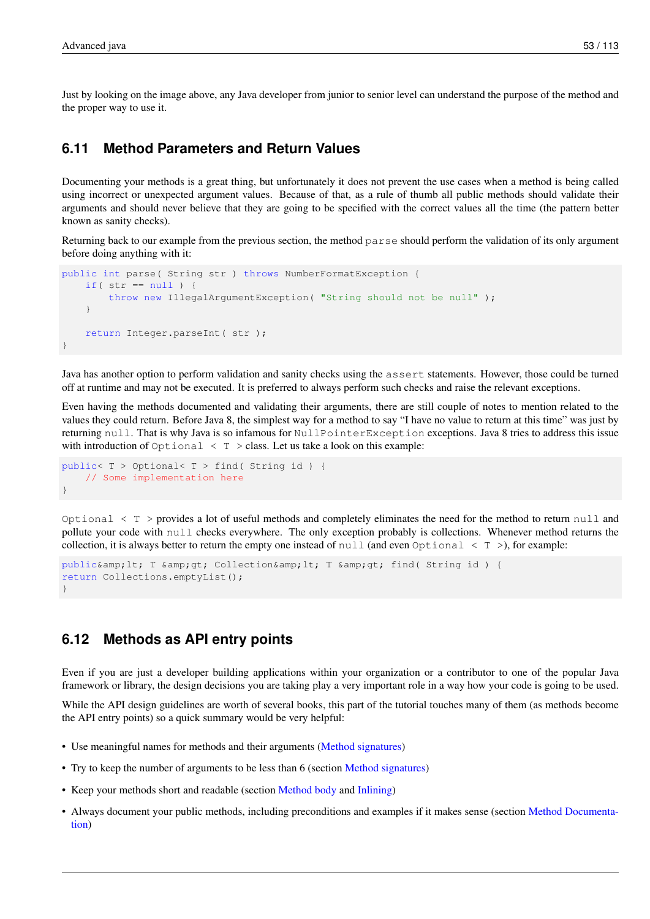Just by looking on the image above, any Java developer from junior to senior level can understand the purpose of the method and the proper way to use it.

## 6.11 Method Parameters and Return Values

Documenting your methods is a great thing, but unfortunately it does not prevent the use cases when a method is being called using incorrect or unexpected argument values. Because of that, as a rule of thumb all public methods should validate their arguments and should never believe that they are going to be specified with the correct values all the time (the pattern better known as sanity checks).

Returning back to our example from the previous section, the method `parse` should perform the validation of its only argument before doing anything with it:

```
public int parse( String str ) throws NumberFormatException {
    if( str == null ) {
        throw new IllegalArgumentException( "String should not be null" );
    }

    return Integer.parseInt( str );
}
```

Java has another option to perform validation and sanity checks using the `assert` statements. However, those could be turned off at runtime and may not be executed. It is preferred to always perform such checks and raise the relevant exceptions.

Even having the methods documented and validating their arguments, there are still couple of notes to mention related to the values they could return. Before Java 8, the simplest way for a method to say "I have no value to return at this time" was just by returning `null`. That is why Java is so infamous for `NullPointerException` exceptions. Java 8 tries to address this issue with introduction of `Optional < T >` class. Let us take a look on this example:

```
public< T > Optional< T > find( String id ) {
    // Some implementation here
}
```

`Optional < T >` provides a lot of useful methods and completely eliminates the need for the method to return `null` and pollute your code with `null` checks everywhere. The only exception probably is collections. Whenever method returns the collection, it is always better to return the empty one instead of `null` (and even `Optional < T >`), for example:

```
public&amp;lt; T &amp;gt; Collection&amp;lt; T &amp;gt; find( String id ) {
return Collections.emptyList();
}
```

## 6.12 Methods as API entry points

Even if you are just a developer building applications within your organization or a contributor to one of the popular Java framework or library, the design decisions you are taking play a very important role in a way how your code is going to be used.

While the API design guidelines are worth of several books, this part of the tutorial touches many of them (as methods become the API entry points) so a quick summary would be very helpful:

- Use meaningful names for methods and their arguments (Method signatures)
- Try to keep the number of arguments to be less than 6 (section Method signatures)
- Keep your methods short and readable (section Method body and Inlining)
- Always document your public methods, including preconditions and examples if it makes sense (section Method Documentation)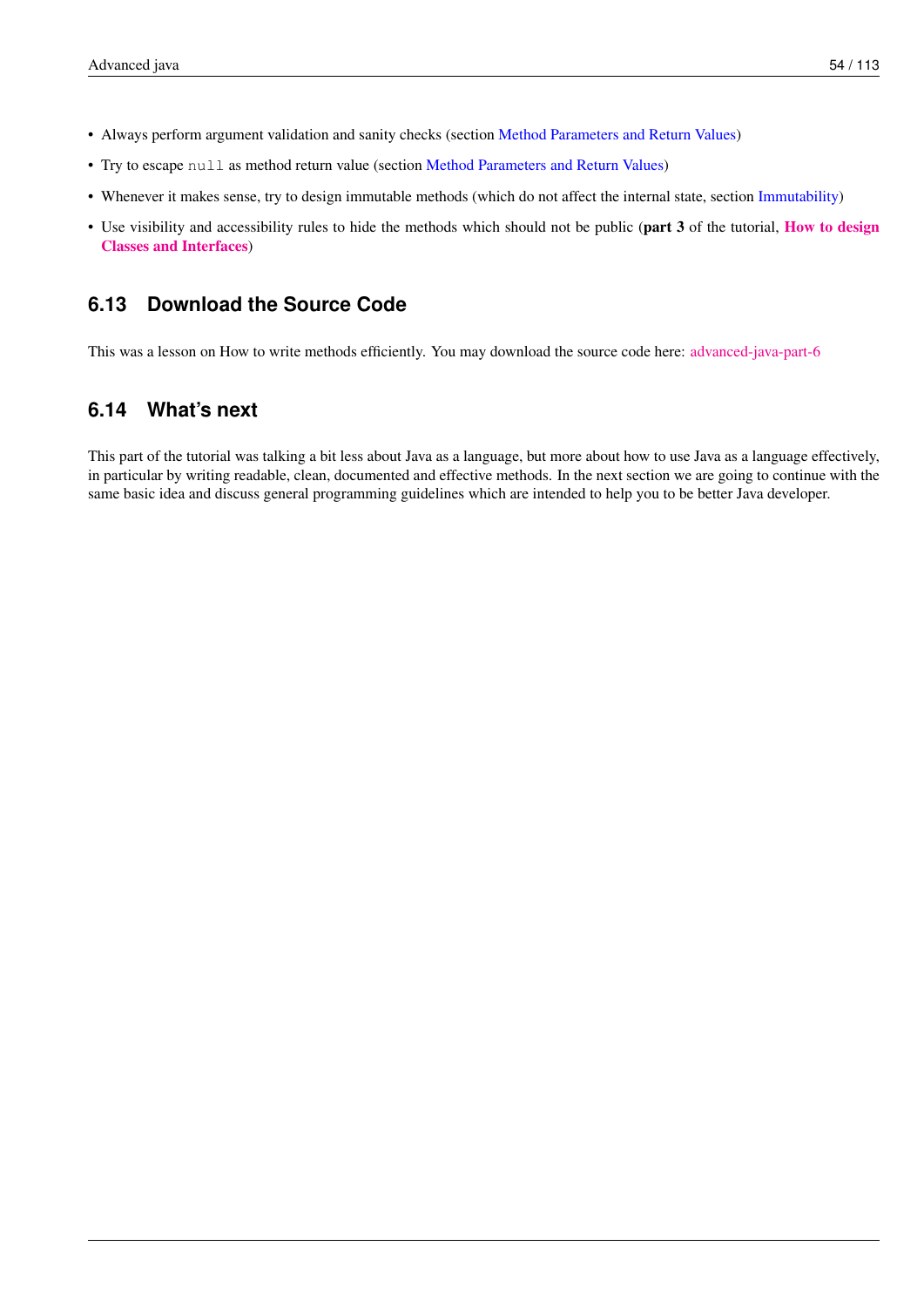- Always perform argument validation and sanity checks (section Method Parameters and Return Values)
- Try to escape `null` as method return value (section Method Parameters and Return Values)
- Whenever it makes sense, try to design immutable methods (which do not affect the internal state, section Immutability)
- Use visibility and accessibility rules to hide the methods which should not be public (**part 3** of the tutorial, **How to design Classes and Interfaces**)

## 6.13 Download the Source Code

This was a lesson on How to write methods efficiently. You may download the source code here: advanced-java-part-6

## 6.14 What's next

This part of the tutorial was talking a bit less about Java as a language, but more about how to use Java as a language effectively, in particular by writing readable, clean, documented and effective methods. In the next section we are going to continue with the same basic idea and discuss general programming guidelines which are intended to help you to be better Java developer.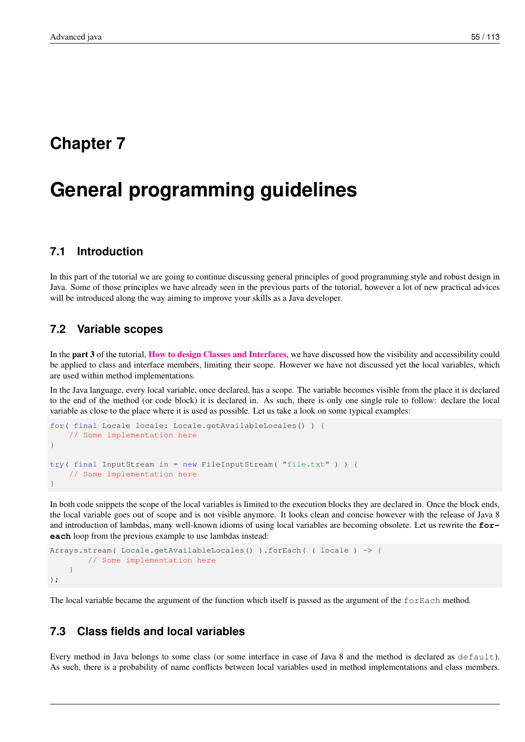# Chapter 7

# General programming guidelines

## 7.1 Introduction

In this part of the tutorial we are going to continue discussing general principles of good programming style and robust design in Java. Some of those principles we have already seen in the previous parts of the tutorial, however a lot of new practical advices will be introduced along the way aiming to improve your skills as a Java developer.

## 7.2 Variable scopes

In the **part 3** of the tutorial, **How to design Classes and Interfaces**, we have discussed how the visibility and accessibility could be applied to class and interface members, limiting their scope. However we have not discussed yet the local variables, which are used within method implementations.

In the Java language, every local variable, once declared, has a scope. The variable becomes visible from the place it is declared to the end of the method (or code block) it is declared in. As such, there is only one single rule to follow: declare the local variable as close to the place where it is used as possible. Let us take a look on some typical examples:

```
for( final Locale locale: Locale.getAvailableLocales() ) {
    // Some implementation here
}

try( final InputStream in = new FileInputStream( "file.txt" ) ) {
    // Some implementation here
}
```

In both code snippets the scope of the local variables is limited to the execution blocks they are declared in. Once the block ends, the local variable goes out of scope and is not visible anymore. It looks clean and concise however with the release of Java 8 and introduction of lambdas, many well-known idioms of using local variables are becoming obsolete. Let us rewrite the **for-each** loop from the previous example to use lambdas instead:

```
Arrays.stream( Locale.getAvailableLocales() ).forEach( ( locale ) -> {
        // Some implementation here
    }
);
```

The local variable became the argument of the function which itself is passed as the argument of the `forEach` method.

## 7.3 Class fields and local variables

Every method in Java belongs to some class (or some interface in case of Java 8 and the method is declared as `default`). As such, there is a probability of name conflicts between local variables used in method implementations and class members.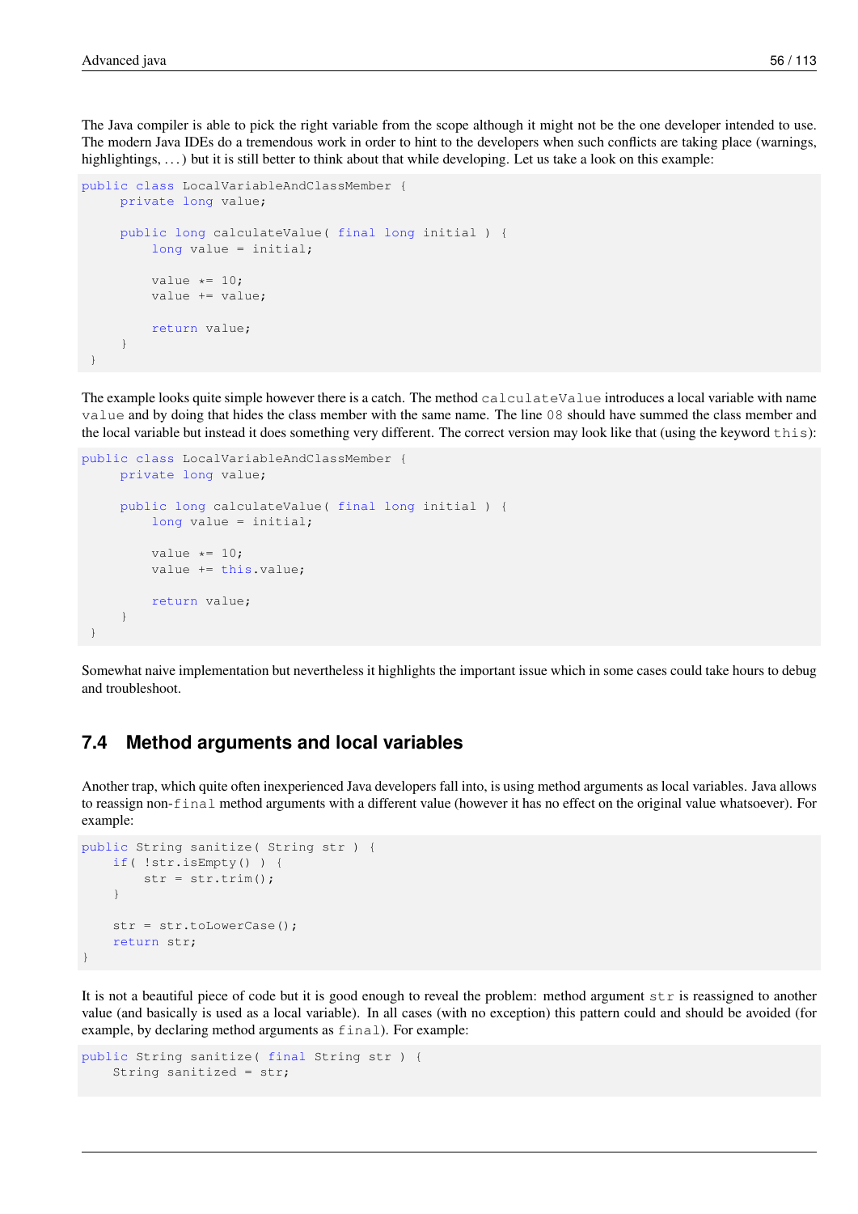The Java compiler is able to pick the right variable from the scope although it might not be the one developer intended to use. The modern Java IDEs do a tremendous work in order to hint to the developers when such conflicts are taking place (warnings, highlightings, . . . ) but it is still better to think about that while developing. Let us take a look on this example:

```
public class LocalVariableAndClassMember {
     private long value;

     public long calculateValue( final long initial ) {
         long value = initial;

         value *= 10;
         value += value;

         return value;
     }
 }
```

The example looks quite simple however there is a catch. The method `calculateValue` introduces a local variable with name `value` and by doing that hides the class member with the same name. The line `08` should have summed the class member and the local variable but instead it does something very different. The correct version may look like that (using the keyword `this`):

```
public class LocalVariableAndClassMember {
     private long value;

     public long calculateValue( final long initial ) {
         long value = initial;

         value *= 10;
         value += this.value;

         return value;
     }
 }
```

Somewhat naive implementation but nevertheless it highlights the important issue which in some cases could take hours to debug and troubleshoot.

## 7.4 Method arguments and local variables

Another trap, which quite often inexperienced Java developers fall into, is using method arguments as local variables. Java allows to reassign non-`final` method arguments with a different value (however it has no effect on the original value whatsoever). For example:

```
public String sanitize( String str ) {
    if( !str.isEmpty() ) {
        str = str.trim();
    }

    str = str.toLowerCase();
    return str;
}
```

It is not a beautiful piece of code but it is good enough to reveal the problem: method argument `str` is reassigned to another value (and basically is used as a local variable). In all cases (with no exception) this pattern could and should be avoided (for example, by declaring method arguments as `final`). For example:

```
public String sanitize( final String str ) {
    String sanitized = str;
```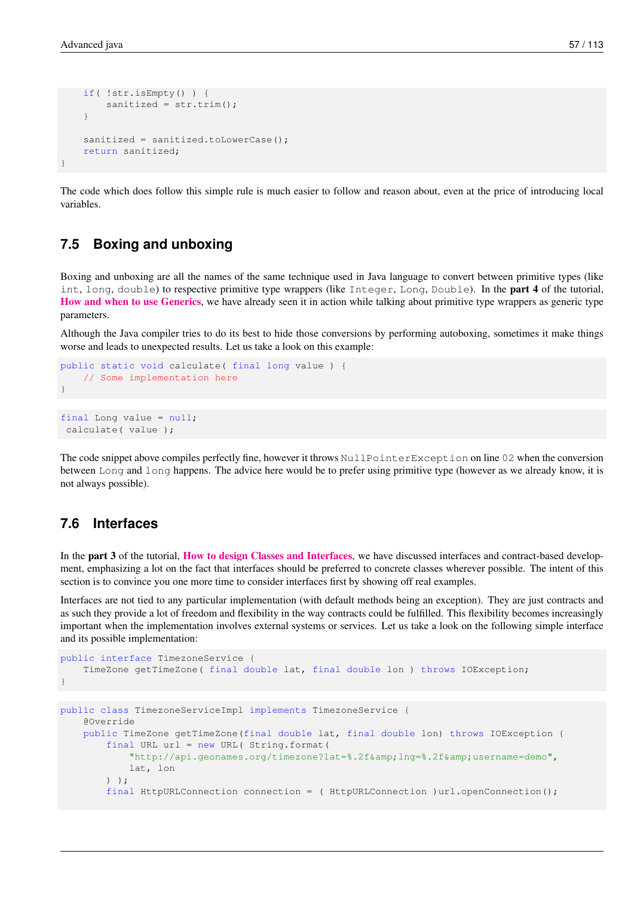```
    if( !str.isEmpty() ) {
        sanitized = str.trim();
    }

    sanitized = sanitized.toLowerCase();
    return sanitized;
}
```

The code which does follow this simple rule is much easier to follow and reason about, even at the price of introducing local variables.

## 7.5 Boxing and unboxing

Boxing and unboxing are all the names of the same technique used in Java language to convert between primitive types (like `int`, `long`, `double`) to respective primitive type wrappers (like `Integer`, `Long`, `Double`). In the **part 4** of the tutorial, **How and when to use Generics**, we have already seen it in action while talking about primitive type wrappers as generic type parameters.

Although the Java compiler tries to do its best to hide those conversions by performing autoboxing, sometimes it make things worse and leads to unexpected results. Let us take a look on this example:

```
public static void calculate( final long value ) {
    // Some implementation here
}
```

```
final Long value = null;
 calculate( value );
```

The code snippet above compiles perfectly fine, however it throws `NullPointerException` on line `02` when the conversion between `Long` and `long` happens. The advice here would be to prefer using primitive type (however as we already know, it is not always possible).

## 7.6 Interfaces

In the **part 3** of the tutorial, **How to design Classes and Interfaces**, we have discussed interfaces and contract-based development, emphasizing a lot on the fact that interfaces should be preferred to concrete classes wherever possible. The intent of this section is to convince you one more time to consider interfaces first by showing off real examples.

Interfaces are not tied to any particular implementation (with default methods being an exception). They are just contracts and as such they provide a lot of freedom and flexibility in the way contracts could be fulfilled. This flexibility becomes increasingly important when the implementation involves external systems or services. Let us take a look on the following simple interface and its possible implementation:

```
public interface TimezoneService {
    TimeZone getTimeZone( final double lat, final double lon ) throws IOException;
}
```

```
public class TimezoneServiceImpl implements TimezoneService {
    @Override
    public TimeZone getTimeZone(final double lat, final double lon) throws IOException {
        final URL url = new URL( String.format(
            "http://api.geonames.org/timezone?lat=%.2f&amp;lng=%.2f&amp;username=demo",
            lat, lon
        ) );
        final HttpURLConnection connection = ( HttpURLConnection )url.openConnection();
```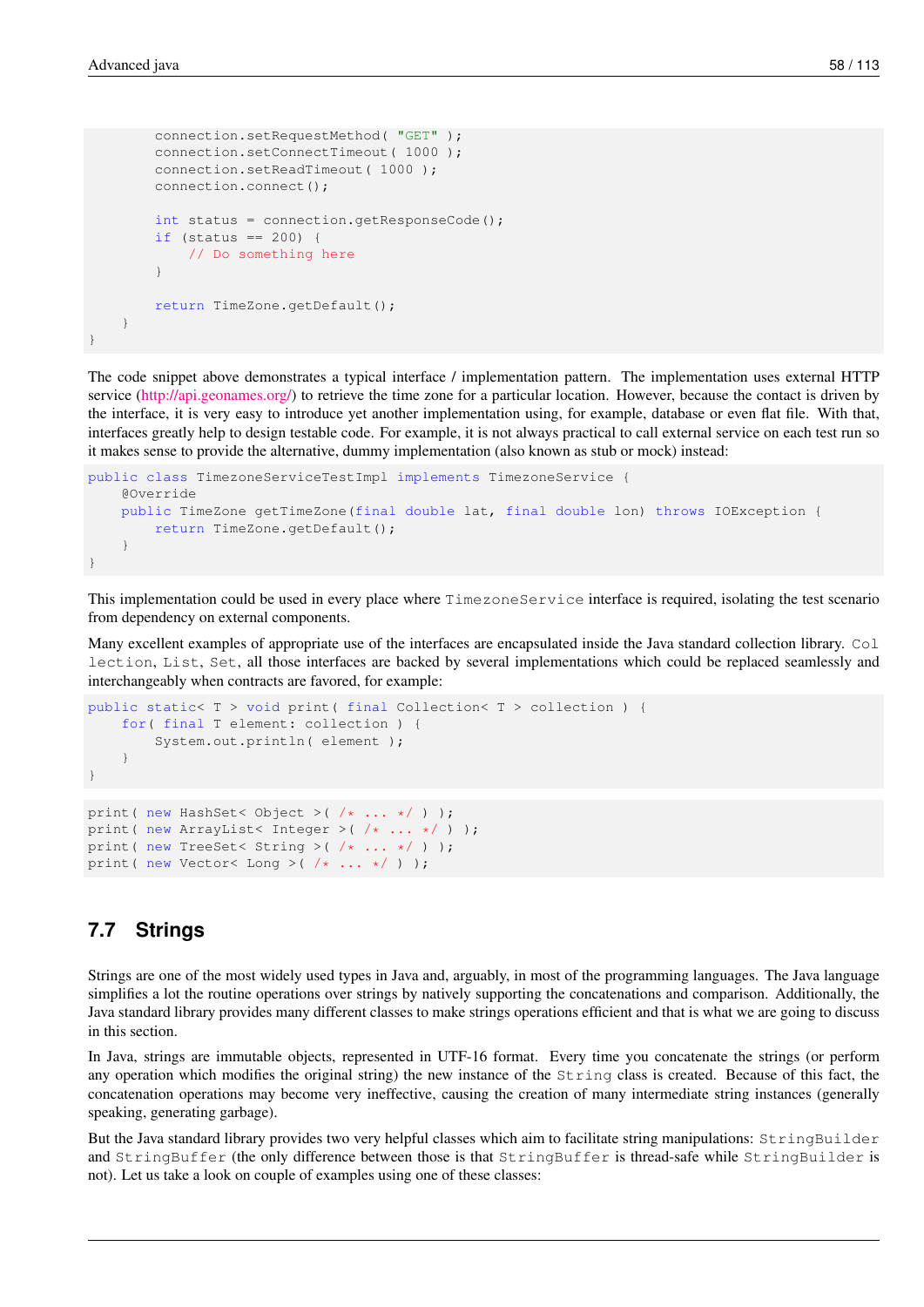```
        connection.setRequestMethod( "GET" );
        connection.setConnectTimeout( 1000 );
        connection.setReadTimeout( 1000 );
        connection.connect();

        int status = connection.getResponseCode();
        if (status == 200) {
            // Do something here
        }

        return TimeZone.getDefault();
    }
}
```

The code snippet above demonstrates a typical interface / implementation pattern. The implementation uses external HTTP service (http://api.geonames.org/) to retrieve the time zone for a particular location. However, because the contact is driven by the interface, it is very easy to introduce yet another implementation using, for example, database or even flat file. With that, interfaces greatly help to design testable code. For example, it is not always practical to call external service on each test run so it makes sense to provide the alternative, dummy implementation (also known as stub or mock) instead:

```
public class TimezoneServiceTestImpl implements TimezoneService {
    @Override
    public TimeZone getTimeZone(final double lat, final double lon) throws IOException {
        return TimeZone.getDefault();
    }
}
```

This implementation could be used in every place where `TimezoneService` interface is required, isolating the test scenario from dependency on external components.

Many excellent examples of appropriate use of the interfaces are encapsulated inside the Java standard collection library. `Collection`, `List`, `Set`, all those interfaces are backed by several implementations which could be replaced seamlessly and interchangeably when contracts are favored, for example:

```
public static< T > void print( final Collection< T > collection ) {
    for( final T element: collection ) {
        System.out.println( element );
    }
}
```

```
print( new HashSet< Object >( /* ... */ ) );
print( new ArrayList< Integer >( /* ... */ ) );
print( new TreeSet< String >( /* ... */ ) );
print( new Vector< Long >( /* ... */ ) );
```

## 7.7 Strings

Strings are one of the most widely used types in Java and, arguably, in most of the programming languages. The Java language simplifies a lot the routine operations over strings by natively supporting the concatenations and comparison. Additionally, the Java standard library provides many different classes to make strings operations efficient and that is what we are going to discuss in this section.

In Java, strings are immutable objects, represented in UTF-16 format. Every time you concatenate the strings (or perform any operation which modifies the original string) the new instance of the `String` class is created. Because of this fact, the concatenation operations may become very ineffective, causing the creation of many intermediate string instances (generally speaking, generating garbage).

But the Java standard library provides two very helpful classes which aim to facilitate string manipulations: `StringBuilder` and `StringBuffer` (the only difference between those is that `StringBuffer` is thread-safe while `StringBuilder` is not). Let us take a look on couple of examples using one of these classes: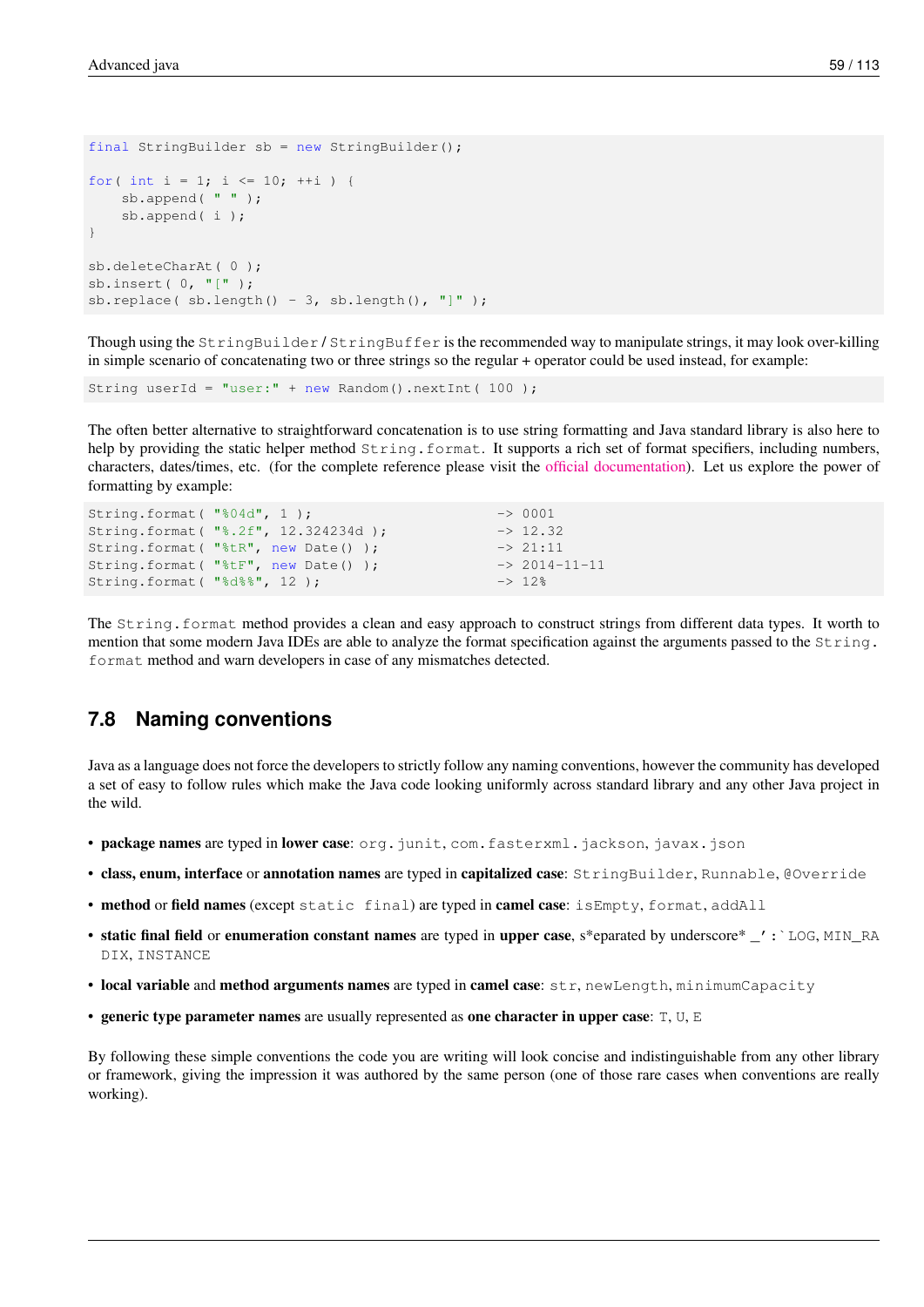```
final StringBuilder sb = new StringBuilder();

for( int i = 1; i <= 10; ++i ) {
    sb.append( " " );
    sb.append( i );
}

sb.deleteCharAt( 0 );
sb.insert( 0, "[" );
sb.replace( sb.length() - 3, sb.length(), "]" );
```

Though using the `StringBuilder` / `StringBuffer` is the recommended way to manipulate strings, it may look over-killing in simple scenario of concatenating two or three strings so the regular + operator could be used instead, for example:

```
String userId = "user:" + new Random().nextInt( 100 );
```

The often better alternative to straightforward concatenation is to use string formatting and Java standard library is also here to help by providing the static helper method `String.format`. It supports a rich set of format specifiers, including numbers, characters, dates/times, etc. (for the complete reference please visit the official documentation). Let us explore the power of formatting by example:

```
String.format( "%04d", 1 );                    -> 0001
String.format( "%.2f", 12.324234d );           -> 12.32
String.format( "%tR", new Date() );            -> 21:11
String.format( "%tF", new Date() );            -> 2014-11-11
String.format( "%d%%", 12 );                   -> 12%
```

The `String.format` method provides a clean and easy approach to construct strings from different data types. It worth to mention that some modern Java IDEs are able to analyze the format specification against the arguments passed to the `String.format` method and warn developers in case of any mismatches detected.

## 7.8 Naming conventions

Java as a language does not force the developers to strictly follow any naming conventions, however the community has developed a set of easy to follow rules which make the Java code looking uniformly across standard library and any other Java project in the wild.

- **package names** are typed in **lower case**: `org.junit`, `com.fasterxml.jackson`, `javax.json`
- **class, enum, interface** or **annotation names** are typed in **capitalized case**: `StringBuilder`, `Runnable`, `@Override`
- **method** or **field names** (except `static final`) are typed in **camel case**: `isEmpty`, `format`, `addAll`
- **static final field** or **enumeration constant names** are typed in **upper case**, s*eparated by underscore* _' :` `LOG`, `MIN_RADIX`, `INSTANCE`
- **local variable** and **method arguments names** are typed in **camel case**: `str`, `newLength`, `minimumCapacity`
- **generic type parameter names** are usually represented as **one character in upper case**: `T`, `U`, `E`

By following these simple conventions the code you are writing will look concise and indistinguishable from any other library or framework, giving the impression it was authored by the same person (one of those rare cases when conventions are really working).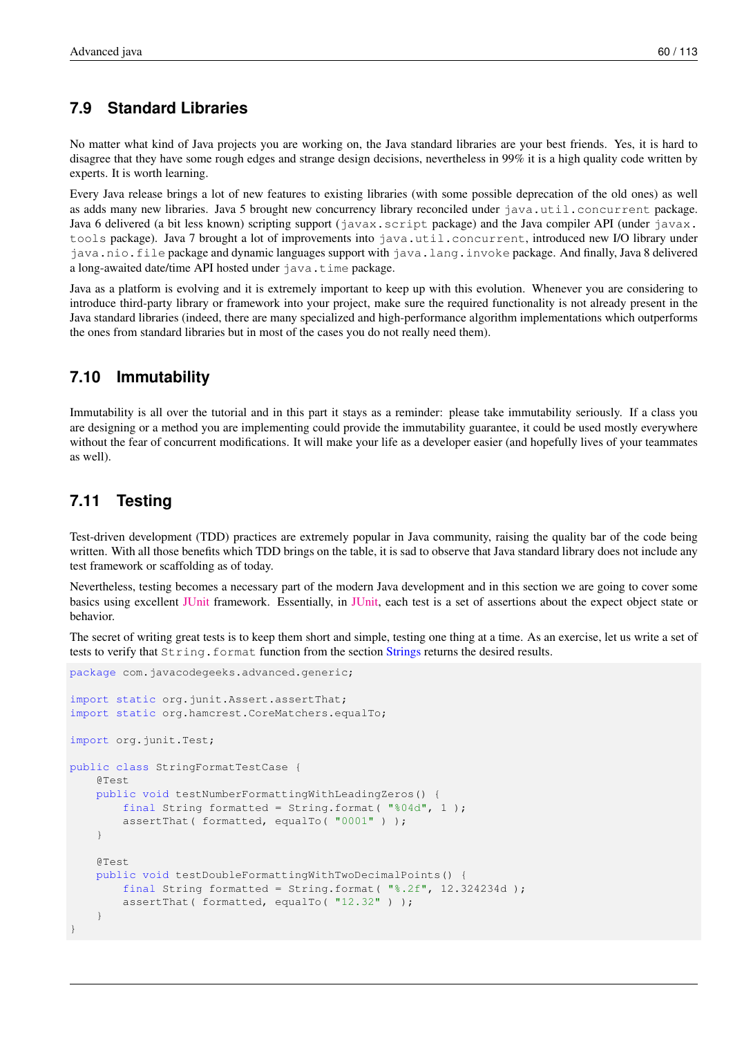## 7.9 Standard Libraries

No matter what kind of Java projects you are working on, the Java standard libraries are your best friends. Yes, it is hard to disagree that they have some rough edges and strange design decisions, nevertheless in 99% it is a high quality code written by experts. It is worth learning.

Every Java release brings a lot of new features to existing libraries (with some possible deprecation of the old ones) as well as adds many new libraries. Java 5 brought new concurrency library reconciled under `java.util.concurrent` package. Java 6 delivered (a bit less known) scripting support (`javax.script` package) and the Java compiler API (under `javax.tools` package). Java 7 brought a lot of improvements into `java.util.concurrent`, introduced new I/O library under `java.nio.file` package and dynamic languages support with `java.lang.invoke` package. And finally, Java 8 delivered a long-awaited date/time API hosted under `java.time` package.

Java as a platform is evolving and it is extremely important to keep up with this evolution. Whenever you are considering to introduce third-party library or framework into your project, make sure the required functionality is not already present in the Java standard libraries (indeed, there are many specialized and high-performance algorithm implementations which outperforms the ones from standard libraries but in most of the cases you do not really need them).

## 7.10 Immutability

Immutability is all over the tutorial and in this part it stays as a reminder: please take immutability seriously. If a class you are designing or a method you are implementing could provide the immutability guarantee, it could be used mostly everywhere without the fear of concurrent modifications. It will make your life as a developer easier (and hopefully lives of your teammates as well).

## 7.11 Testing

Test-driven development (TDD) practices are extremely popular in Java community, raising the quality bar of the code being written. With all those benefits which TDD brings on the table, it is sad to observe that Java standard library does not include any test framework or scaffolding as of today.

Nevertheless, testing becomes a necessary part of the modern Java development and in this section we are going to cover some basics using excellent JUnit framework. Essentially, in JUnit, each test is a set of assertions about the expect object state or behavior.

The secret of writing great tests is to keep them short and simple, testing one thing at a time. As an exercise, let us write a set of tests to verify that `String.format` function from the section Strings returns the desired results.

```
package com.javacodegeeks.advanced.generic;

import static org.junit.Assert.assertThat;
import static org.hamcrest.CoreMatchers.equalTo;

import org.junit.Test;

public class StringFormatTestCase {
    @Test
    public void testNumberFormattingWithLeadingZeros() {
        final String formatted = String.format( "%04d", 1 );
        assertThat( formatted, equalTo( "0001" ) );
    }

    @Test
    public void testDoubleFormattingWithTwoDecimalPoints() {
        final String formatted = String.format( "%.2f", 12.324234d );
        assertThat( formatted, equalTo( "12.32" ) );
    }
}
```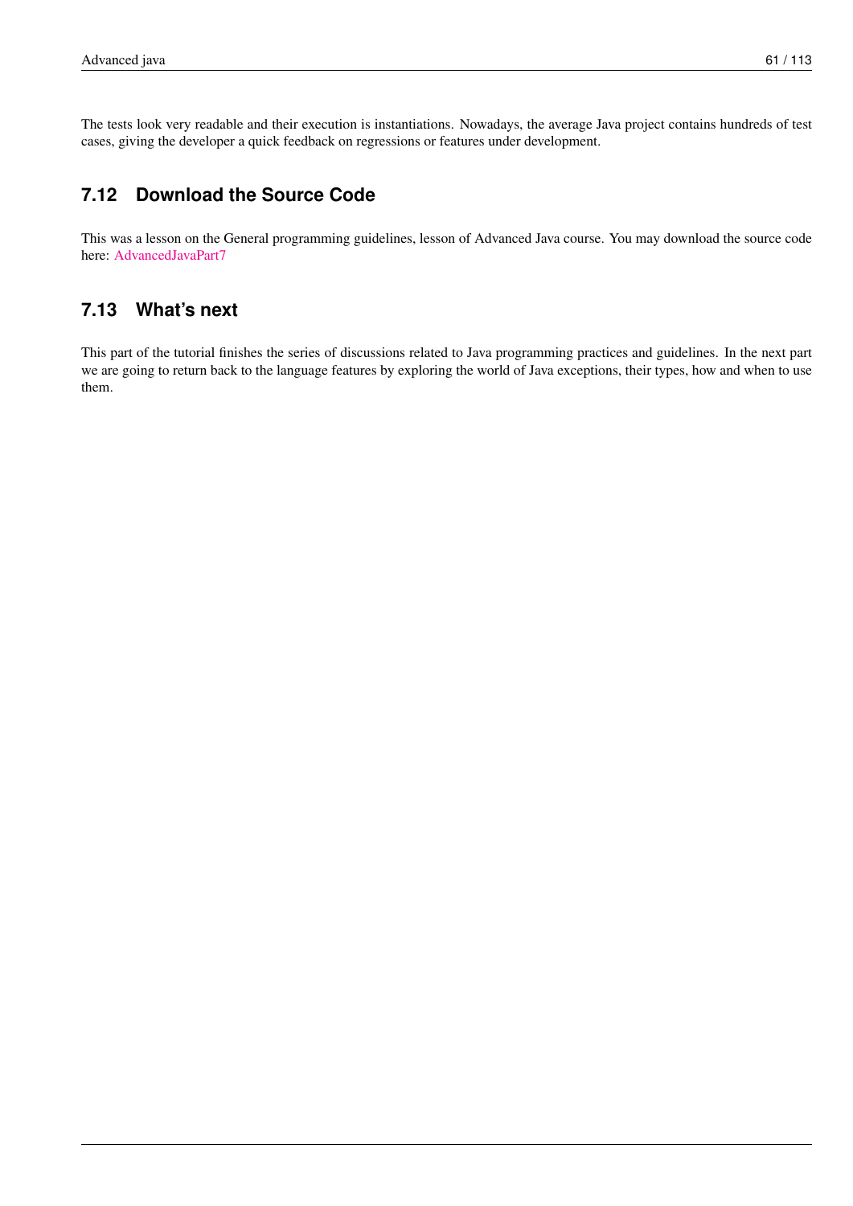The tests look very readable and their execution is instantiations. Nowadays, the average Java project contains hundreds of test cases, giving the developer a quick feedback on regressions or features under development.

## 7.12 Download the Source Code

This was a lesson on the General programming guidelines, lesson of Advanced Java course. You may download the source code here: AdvancedJavaPart7

## 7.13 What's next

This part of the tutorial finishes the series of discussions related to Java programming practices and guidelines. In the next part we are going to return back to the language features by exploring the world of Java exceptions, their types, how and when to use them.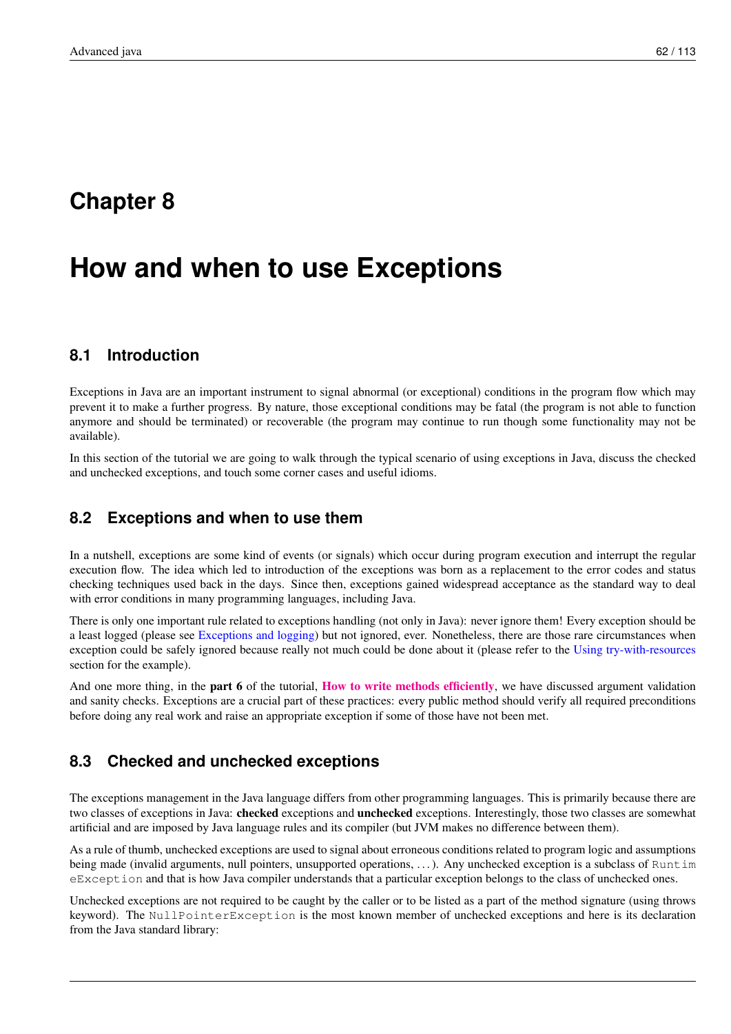# Chapter 8

# How and when to use Exceptions

## 8.1 Introduction

Exceptions in Java are an important instrument to signal abnormal (or exceptional) conditions in the program flow which may prevent it to make a further progress. By nature, those exceptional conditions may be fatal (the program is not able to function anymore and should be terminated) or recoverable (the program may continue to run though some functionality may not be available).

In this section of the tutorial we are going to walk through the typical scenario of using exceptions in Java, discuss the checked and unchecked exceptions, and touch some corner cases and useful idioms.

## 8.2 Exceptions and when to use them

In a nutshell, exceptions are some kind of events (or signals) which occur during program execution and interrupt the regular execution flow. The idea which led to introduction of the exceptions was born as a replacement to the error codes and status checking techniques used back in the days. Since then, exceptions gained widespread acceptance as the standard way to deal with error conditions in many programming languages, including Java.

There is only one important rule related to exceptions handling (not only in Java): never ignore them! Every exception should be a least logged (please see Exceptions and logging) but not ignored, ever. Nonetheless, there are those rare circumstances when exception could be safely ignored because really not much could be done about it (please refer to the Using try-with-resources section for the example).

And one more thing, in the **part 6** of the tutorial, **How to write methods efficiently**, we have discussed argument validation and sanity checks. Exceptions are a crucial part of these practices: every public method should verify all required preconditions before doing any real work and raise an appropriate exception if some of those have not been met.

## 8.3 Checked and unchecked exceptions

The exceptions management in the Java language differs from other programming languages. This is primarily because there are two classes of exceptions in Java: **checked** exceptions and **unchecked** exceptions. Interestingly, those two classes are somewhat artificial and are imposed by Java language rules and its compiler (but JVM makes no difference between them).

As a rule of thumb, unchecked exceptions are used to signal about erroneous conditions related to program logic and assumptions being made (invalid arguments, null pointers, unsupported operations, . . . ). Any unchecked exception is a subclass of `RuntimeException` and that is how Java compiler understands that a particular exception belongs to the class of unchecked ones.

Unchecked exceptions are not required to be caught by the caller or to be listed as a part of the method signature (using throws keyword). The `NullPointerException` is the most known member of unchecked exceptions and here is its declaration from the Java standard library: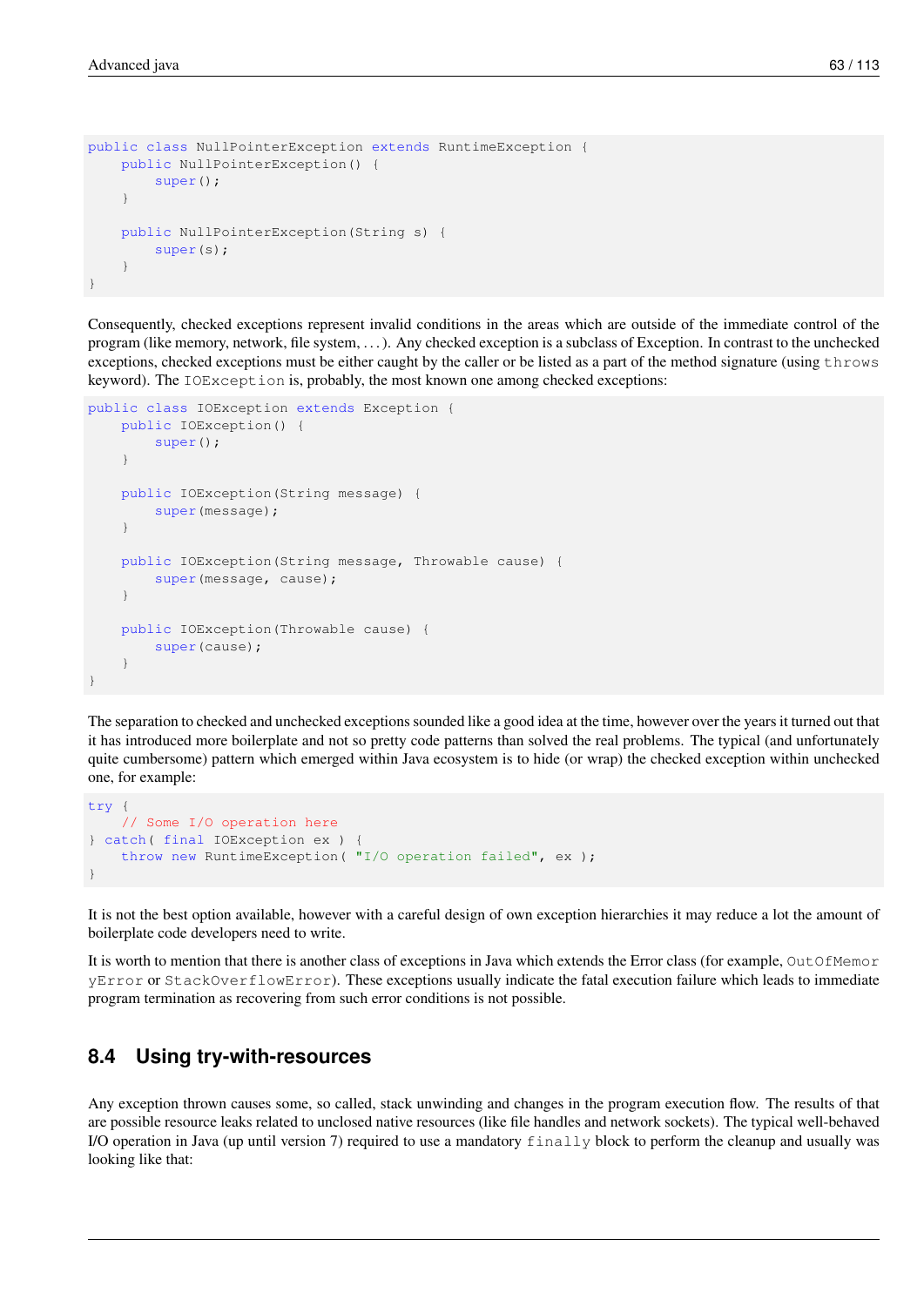```
public class NullPointerException extends RuntimeException {
    public NullPointerException() {
        super();
    }

    public NullPointerException(String s) {
        super(s);
    }
}
```

Consequently, checked exceptions represent invalid conditions in the areas which are outside of the immediate control of the program (like memory, network, file system, . . . ). Any checked exception is a subclass of Exception. In contrast to the unchecked exceptions, checked exceptions must be either caught by the caller or be listed as a part of the method signature (using `throws` keyword). The `IOException` is, probably, the most known one among checked exceptions:

```
public class IOException extends Exception {
    public IOException() {
        super();
    }

    public IOException(String message) {
        super(message);
    }

    public IOException(String message, Throwable cause) {
        super(message, cause);
    }

    public IOException(Throwable cause) {
        super(cause);
    }
}
```

The separation to checked and unchecked exceptions sounded like a good idea at the time, however over the years it turned out that it has introduced more boilerplate and not so pretty code patterns than solved the real problems. The typical (and unfortunately quite cumbersome) pattern which emerged within Java ecosystem is to hide (or wrap) the checked exception within unchecked one, for example:

```
try {
    // Some I/O operation here
} catch( final IOException ex ) {
    throw new RuntimeException( "I/O operation failed", ex );
}
```

It is not the best option available, however with a careful design of own exception hierarchies it may reduce a lot the amount of boilerplate code developers need to write.

It is worth to mention that there is another class of exceptions in Java which extends the Error class (for example, `OutOfMemoryError` or `StackOverflowError`). These exceptions usually indicate the fatal execution failure which leads to immediate program termination as recovering from such error conditions is not possible.

## 8.4 Using try-with-resources

Any exception thrown causes some, so called, stack unwinding and changes in the program execution flow. The results of that are possible resource leaks related to unclosed native resources (like file handles and network sockets). The typical well-behaved I/O operation in Java (up until version 7) required to use a mandatory `finally` block to perform the cleanup and usually was looking like that: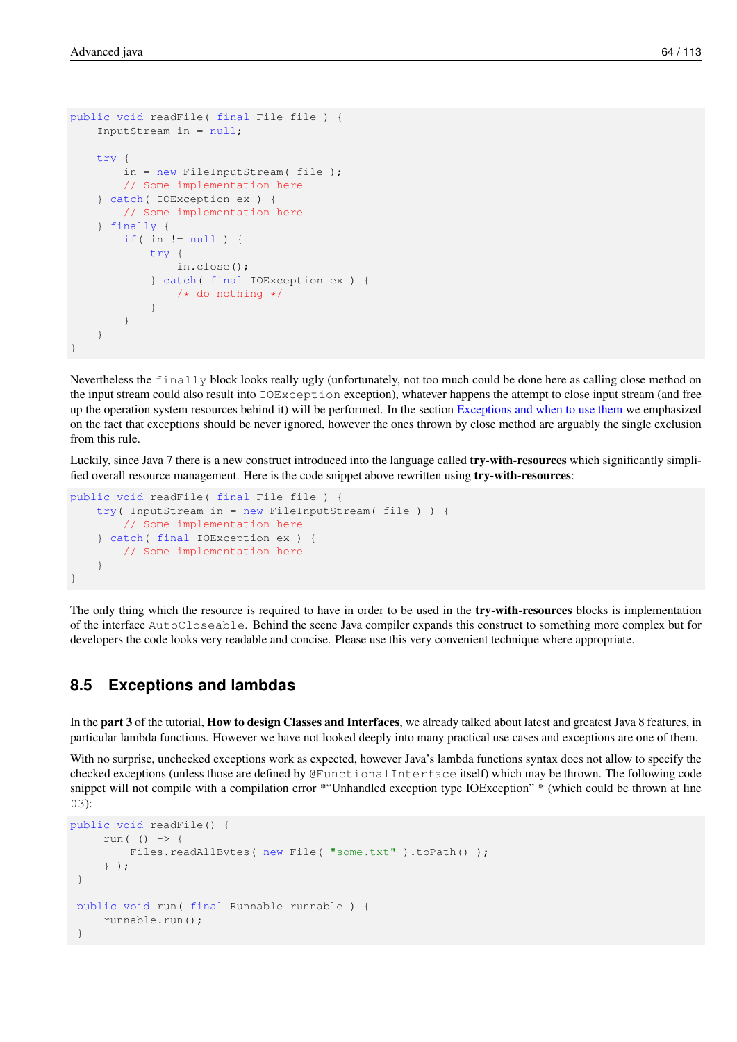```
public void readFile( final File file ) {
    InputStream in = null;

    try {
        in = new FileInputStream( file );
        // Some implementation here
    } catch( IOException ex ) {
        // Some implementation here
    } finally {
        if( in != null ) {
            try {
                in.close();
            } catch( final IOException ex ) {
                /* do nothing */
            }
        }
    }
}
```

Nevertheless the `finally` block looks really ugly (unfortunately, not too much could be done here as calling close method on the input stream could also result into `IOException` exception), whatever happens the attempt to close input stream (and free up the operation system resources behind it) will be performed. In the section Exceptions and when to use them we emphasized on the fact that exceptions should be never ignored, however the ones thrown by close method are arguably the single exclusion from this rule.

Luckily, since Java 7 there is a new construct introduced into the language called **try-with-resources** which significantly simplified overall resource management. Here is the code snippet above rewritten using **try-with-resources**:

```
public void readFile( final File file ) {
    try( InputStream in = new FileInputStream( file ) ) {
        // Some implementation here
    } catch( final IOException ex ) {
        // Some implementation here
    }
}
```

The only thing which the resource is required to have in order to be used in the **try-with-resources** blocks is implementation of the interface `AutoCloseable`. Behind the scene Java compiler expands this construct to something more complex but for developers the code looks very readable and concise. Please use this very convenient technique where appropriate.

## 8.5 Exceptions and lambdas

In the **part 3** of the tutorial, **How to design Classes and Interfaces**, we already talked about latest and greatest Java 8 features, in particular lambda functions. However we have not looked deeply into many practical use cases and exceptions are one of them.

With no surprise, unchecked exceptions work as expected, however Java's lambda functions syntax does not allow to specify the checked exceptions (unless those are defined by `@FunctionalInterface` itself) which may be thrown. The following code snippet will not compile with a compilation error *"Unhandled exception type IOException" * (which could be thrown at line `03`):

```
public void readFile() {
     run( () -> {
         Files.readAllBytes( new File( "some.txt" ).toPath() );
     } );
 }

 public void run( final Runnable runnable ) {
     runnable.run();
 }
```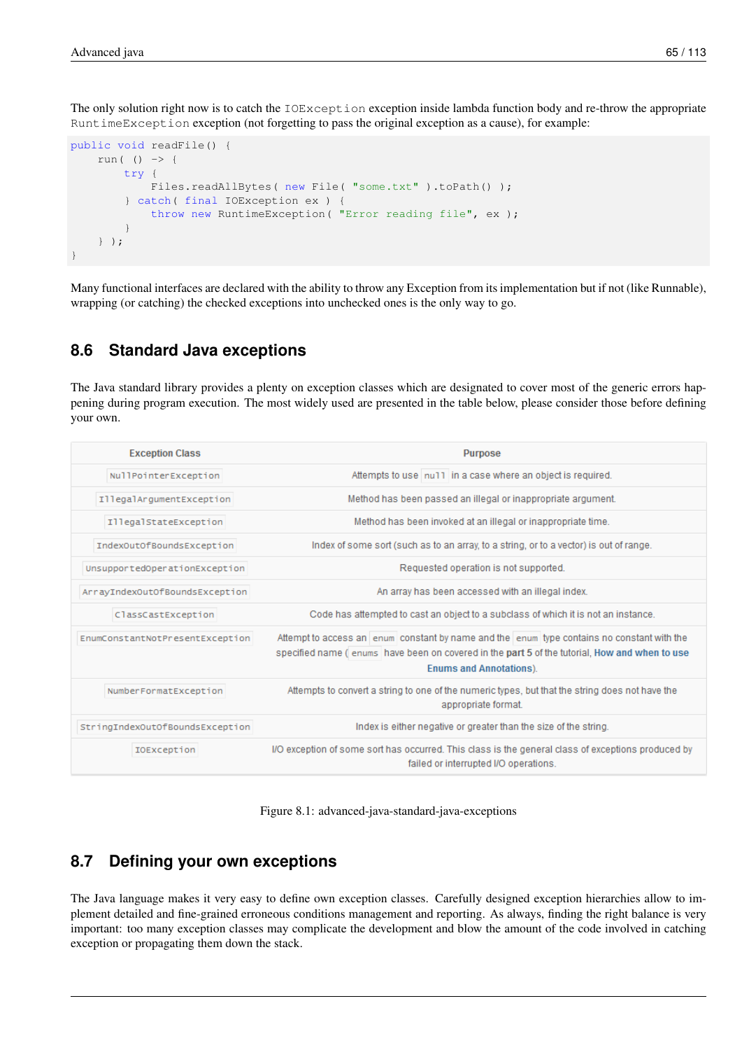The only solution right now is to catch the `IOException` exception inside lambda function body and re-throw the appropriate `RuntimeException` exception (not forgetting to pass the original exception as a cause), for example:

```
public void readFile() {
    run( () -> {
        try {
            Files.readAllBytes( new File( "some.txt" ).toPath() );
        } catch( final IOException ex ) {
            throw new RuntimeException( "Error reading file", ex );
        }
    } );
}
```

Many functional interfaces are declared with the ability to throw any Exception from its implementation but if not (like Runnable), wrapping (or catching) the checked exceptions into unchecked ones is the only way to go.

## 8.6 Standard Java exceptions

The Java standard library provides a plenty on exception classes which are designated to cover most of the generic errors happening during program execution. The most widely used are presented in the table below, please consider those before defining your own.

| Exception Class | Purpose |
|---|---|
| `NullPointerException` | Attempts to use `null` in a case where an object is required. |
| `IllegalArgumentException` | Method has been passed an illegal or inappropriate argument. |
| `IllegalStateException` | Method has been invoked at an illegal or inappropriate time. |
| `IndexOutOfBoundsException` | Index of some sort (such as to an array, to a string, or to a vector) is out of range. |
| `UnsupportedOperationException` | Requested operation is not supported. |
| `ArrayIndexOutOfBoundsException` | An array has been accessed with an illegal index. |
| `ClassCastException` | Code has attempted to cast an object to a subclass of which it is not an instance. |
| `EnumConstantNotPresentException` | Attempt to access an `enum` constant by name and the `enum` type contains no constant with the specified name (`enums` have been covered in the **part 5** of the tutorial, **How and when to use Enums and Annotations**). |
| `NumberFormatException` | Attempts to convert a string to one of the numeric types, but that the string does not have the appropriate format. |
| `StringIndexOutOfBoundsException` | Index is either negative or greater than the size of the string. |
| `IOException` | I/O exception of some sort has occurred. This class is the general class of exceptions produced by failed or interrupted I/O operations. |

Figure 8.1: advanced-java-standard-java-exceptions

## 8.7 Defining your own exceptions

The Java language makes it very easy to define own exception classes. Carefully designed exception hierarchies allow to implement detailed and fine-grained erroneous conditions management and reporting. As always, finding the right balance is very important: too many exception classes may complicate the development and blow the amount of the code involved in catching exception or propagating them down the stack.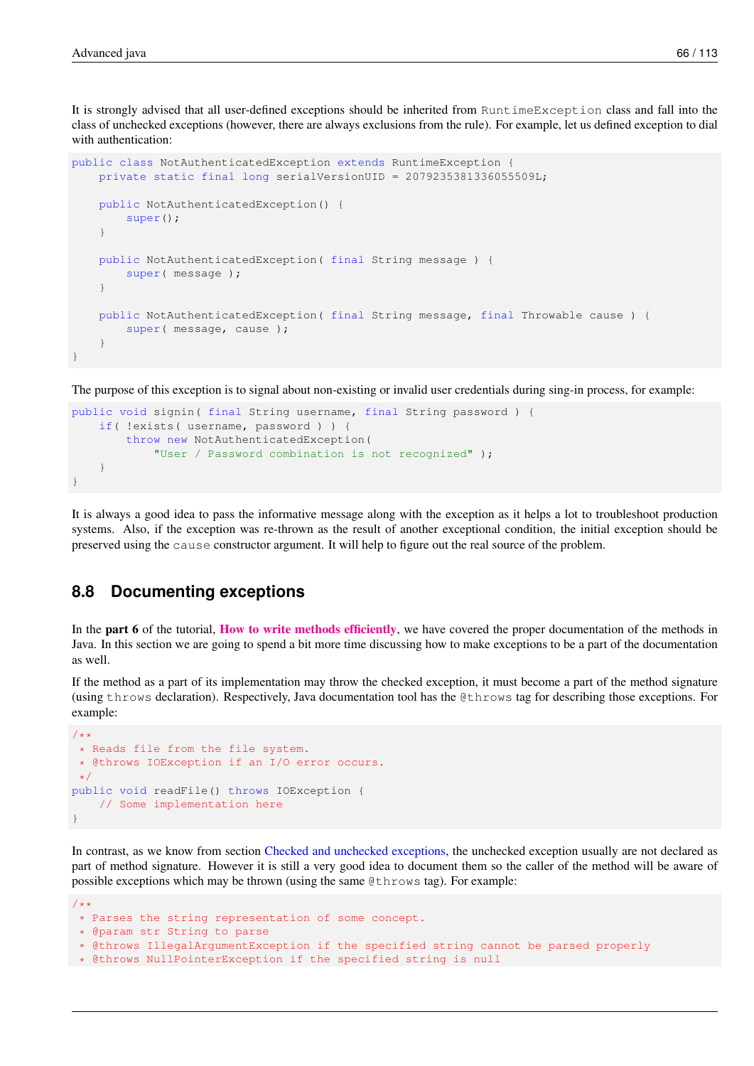It is strongly advised that all user-defined exceptions should be inherited from `RuntimeException` class and fall into the class of unchecked exceptions (however, there are always exclusions from the rule). For example, let us defined exception to dial with authentication:

```
public class NotAuthenticatedException extends RuntimeException {
    private static final long serialVersionUID = 2079235381336055509L;

    public NotAuthenticatedException() {
        super();
    }

    public NotAuthenticatedException( final String message ) {
        super( message );
    }

    public NotAuthenticatedException( final String message, final Throwable cause ) {
        super( message, cause );
    }
}
```

The purpose of this exception is to signal about non-existing or invalid user credentials during sing-in process, for example:

```
public void signin( final String username, final String password ) {
    if( !exists( username, password ) ) {
        throw new NotAuthenticatedException(
            "User / Password combination is not recognized" );
    }
}
```

It is always a good idea to pass the informative message along with the exception as it helps a lot to troubleshoot production systems. Also, if the exception was re-thrown as the result of another exceptional condition, the initial exception should be preserved using the `cause` constructor argument. It will help to figure out the real source of the problem.

## 8.8 Documenting exceptions

In the **part 6** of the tutorial, **How to write methods efficiently**, we have covered the proper documentation of the methods in Java. In this section we are going to spend a bit more time discussing how to make exceptions to be a part of the documentation as well.

If the method as a part of its implementation may throw the checked exception, it must become a part of the method signature (using `throws` declaration). Respectively, Java documentation tool has the `@throws` tag for describing those exceptions. For example:

```
/**
 * Reads file from the file system.
 * @throws IOException if an I/O error occurs.
 */
public void readFile() throws IOException {
    // Some implementation here
}
```

In contrast, as we know from section Checked and unchecked exceptions, the unchecked exception usually are not declared as part of method signature. However it is still a very good idea to document them so the caller of the method will be aware of possible exceptions which may be thrown (using the same `@throws` tag). For example:

```
/**
 * Parses the string representation of some concept.
 * @param str String to parse
 * @throws IllegalArgumentException if the specified string cannot be parsed properly
 * @throws NullPointerException if the specified string is null
```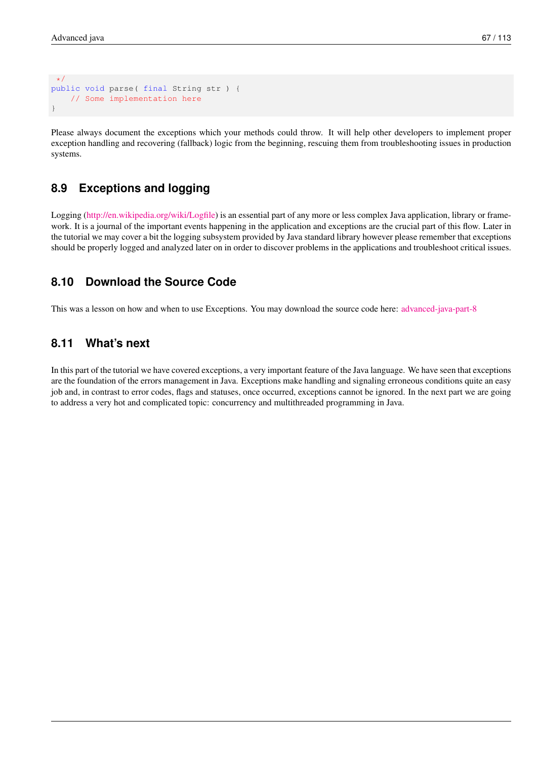```
*/
public void parse( final String str ) {
    // Some implementation here
}
```

Please always document the exceptions which your methods could throw. It will help other developers to implement proper exception handling and recovering (fallback) logic from the beginning, rescuing them from troubleshooting issues in production systems.

## 8.9 Exceptions and logging

Logging (http://en.wikipedia.org/wiki/Logfile) is an essential part of any more or less complex Java application, library or framework. It is a journal of the important events happening in the application and exceptions are the crucial part of this flow. Later in the tutorial we may cover a bit the logging subsystem provided by Java standard library however please remember that exceptions should be properly logged and analyzed later on in order to discover problems in the applications and troubleshoot critical issues.

## 8.10 Download the Source Code

This was a lesson on how and when to use Exceptions. You may download the source code here: advanced-java-part-8

## 8.11 What's next

In this part of the tutorial we have covered exceptions, a very important feature of the Java language. We have seen that exceptions are the foundation of the errors management in Java. Exceptions make handling and signaling erroneous conditions quite an easy job and, in contrast to error codes, flags and statuses, once occurred, exceptions cannot be ignored. In the next part we are going to address a very hot and complicated topic: concurrency and multithreaded programming in Java.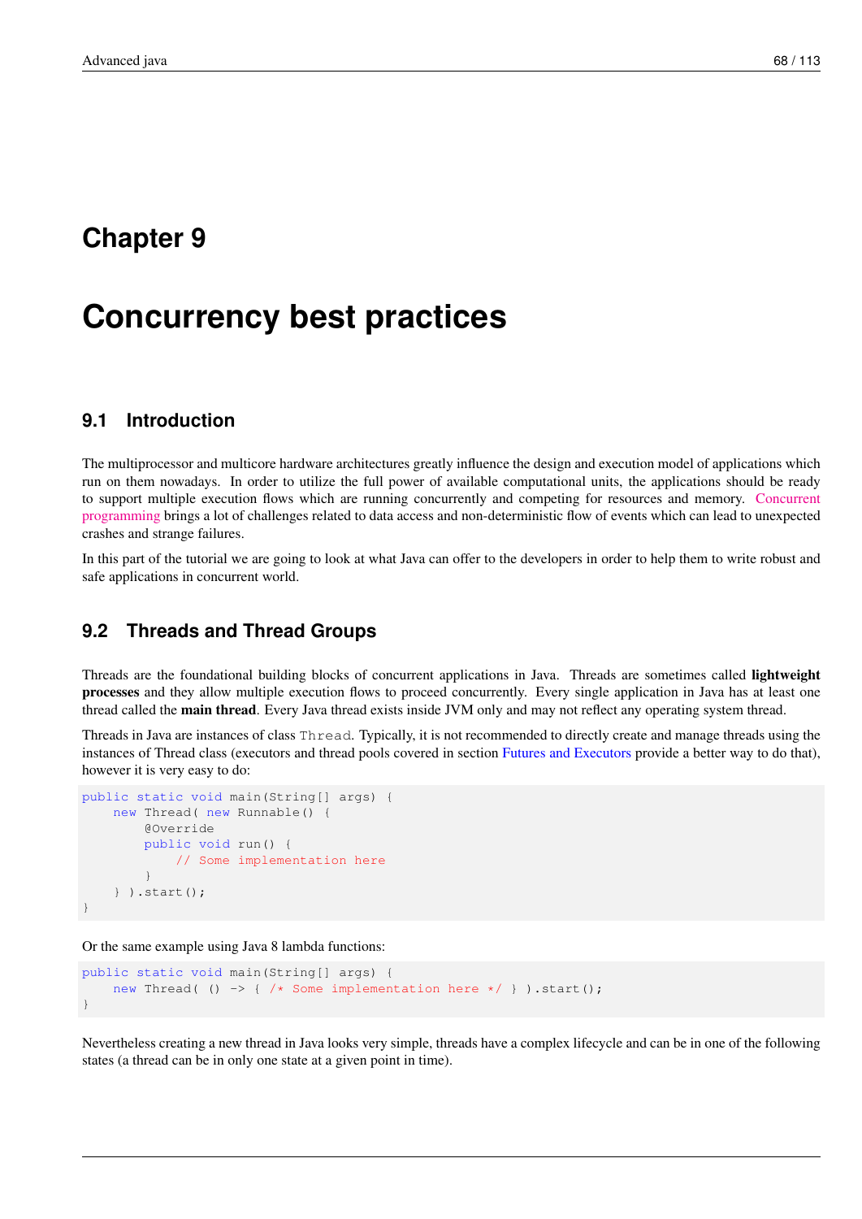# Chapter 9

# Concurrency best practices

## 9.1 Introduction

The multiprocessor and multicore hardware architectures greatly influence the design and execution model of applications which run on them nowadays. In order to utilize the full power of available computational units, the applications should be ready to support multiple execution flows which are running concurrently and competing for resources and memory. Concurrent programming brings a lot of challenges related to data access and non-deterministic flow of events which can lead to unexpected crashes and strange failures.

In this part of the tutorial we are going to look at what Java can offer to the developers in order to help them to write robust and safe applications in concurrent world.

## 9.2 Threads and Thread Groups

Threads are the foundational building blocks of concurrent applications in Java. Threads are sometimes called **lightweight processes** and they allow multiple execution flows to proceed concurrently. Every single application in Java has at least one thread called the **main thread**. Every Java thread exists inside JVM only and may not reflect any operating system thread.

Threads in Java are instances of class `Thread`. Typically, it is not recommended to directly create and manage threads using the instances of Thread class (executors and thread pools covered in section Futures and Executors provide a better way to do that), however it is very easy to do:

```
public static void main(String[] args) {
    new Thread( new Runnable() {
        @Override
        public void run() {
            // Some implementation here
        }
    } ).start();
}
```

Or the same example using Java 8 lambda functions:

```
public static void main(String[] args) {
    new Thread( () -> { /* Some implementation here */ } ).start();
}
```

Nevertheless creating a new thread in Java looks very simple, threads have a complex lifecycle and can be in one of the following states (a thread can be in only one state at a given point in time).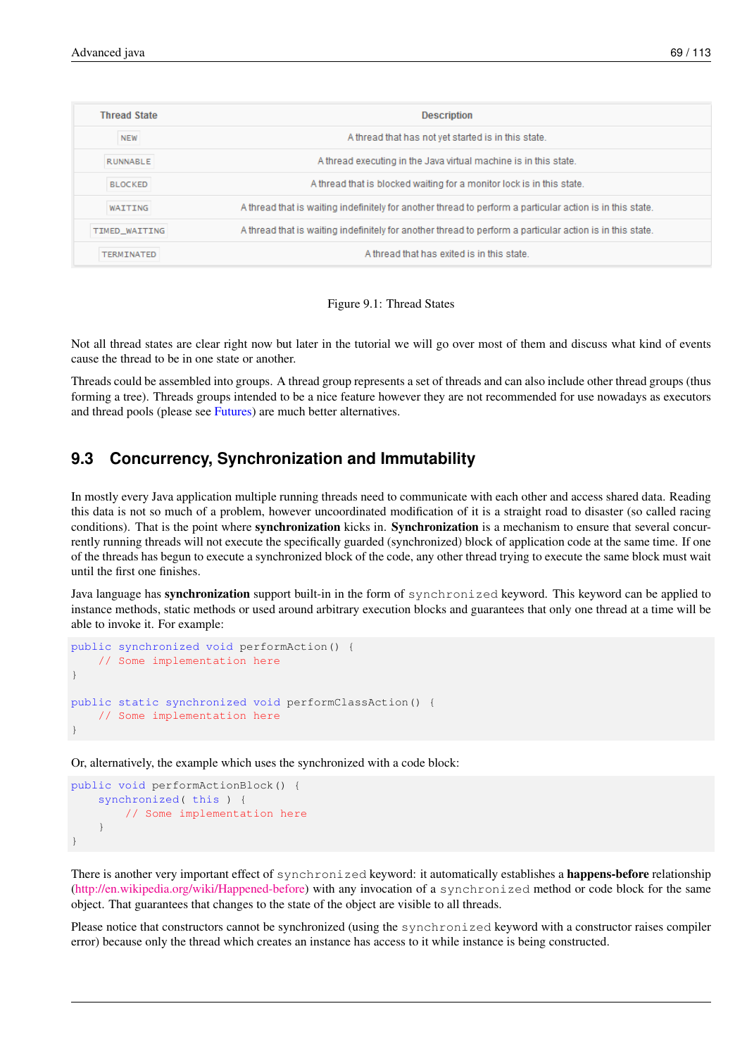| Thread State | Description |
| --- | --- |
| `NEW` | A thread that has not yet started is in this state. |
| `RUNNABLE` | A thread executing in the Java virtual machine is in this state. |
| `BLOCKED` | A thread that is blocked waiting for a monitor lock is in this state. |
| `WAITING` | A thread that is waiting indefinitely for another thread to perform a particular action is in this state. |
| `TIMED_WAITING` | A thread that is waiting indefinitely for another thread to perform a particular action is in this state. |
| `TERMINATED` | A thread that has exited is in this state. |

Figure 9.1: Thread States

Not all thread states are clear right now but later in the tutorial we will go over most of them and discuss what kind of events cause the thread to be in one state or another.

Threads could be assembled into groups. A thread group represents a set of threads and can also include other thread groups (thus forming a tree). Threads groups intended to be a nice feature however they are not recommended for use nowadays as executors and thread pools (please see Futures) are much better alternatives.

## 9.3 Concurrency, Synchronization and Immutability

In mostly every Java application multiple running threads need to communicate with each other and access shared data. Reading this data is not so much of a problem, however uncoordinated modification of it is a straight road to disaster (so called racing conditions). That is the point where **synchronization** kicks in. **Synchronization** is a mechanism to ensure that several concurrently running threads will not execute the specifically guarded (synchronized) block of application code at the same time. If one of the threads has begun to execute a synchronized block of the code, any other thread trying to execute the same block must wait until the first one finishes.

Java language has **synchronization** support built-in in the form of `synchronized` keyword. This keyword can be applied to instance methods, static methods or used around arbitrary execution blocks and guarantees that only one thread at a time will be able to invoke it. For example:

```
public synchronized void performAction() {
    // Some implementation here
}

public static synchronized void performClassAction() {
    // Some implementation here
}
```

Or, alternatively, the example which uses the synchronized with a code block:

```
public void performActionBlock() {
    synchronized( this ) {
        // Some implementation here
    }
}
```

There is another very important effect of `synchronized` keyword: it automatically establishes a **happens-before** relationship (http://en.wikipedia.org/wiki/Happened-before) with any invocation of a `synchronized` method or code block for the same object. That guarantees that changes to the state of the object are visible to all threads.

Please notice that constructors cannot be synchronized (using the `synchronized` keyword with a constructor raises compiler error) because only the thread which creates an instance has access to it while instance is being constructed.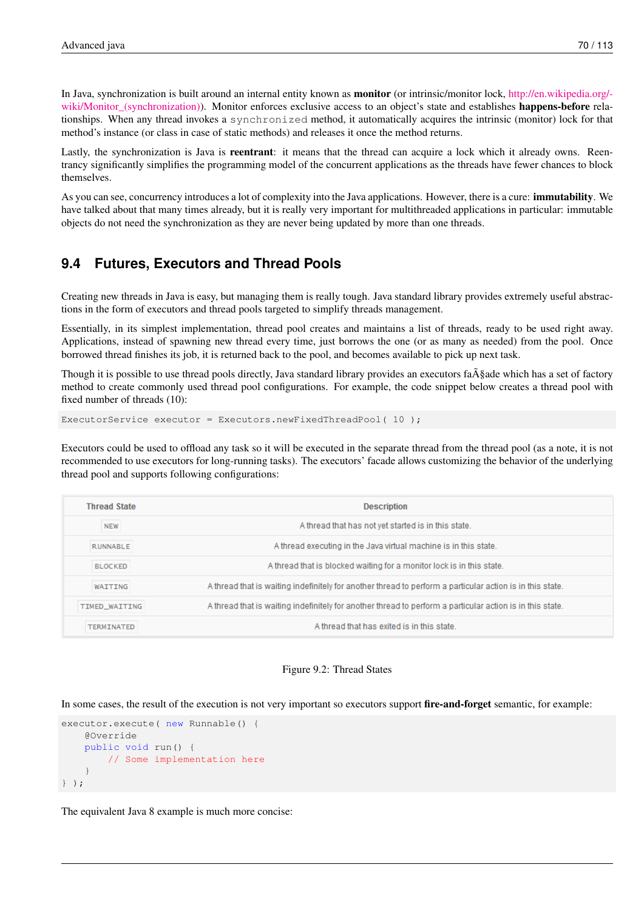In Java, synchronization is built around an internal entity known as **monitor** (or intrinsic/monitor lock, http://en.wikipedia.org/-wiki/Monitor_(synchronization)). Monitor enforces exclusive access to an object's state and establishes **happens-before** relationships. When any thread invokes a `synchronized` method, it automatically acquires the intrinsic (monitor) lock for that method's instance (or class in case of static methods) and releases it once the method returns.

Lastly, the synchronization is Java is **reentrant**: it means that the thread can acquire a lock which it already owns. Reentrancy significantly simplifies the programming model of the concurrent applications as the threads have fewer chances to block themselves.

As you can see, concurrency introduces a lot of complexity into the Java applications. However, there is a cure: **immutability**. We have talked about that many times already, but it is really very important for multithreaded applications in particular: immutable objects do not need the synchronization as they are never being updated by more than one threads.

## 9.4 Futures, Executors and Thread Pools

Creating new threads in Java is easy, but managing them is really tough. Java standard library provides extremely useful abstractions in the form of executors and thread pools targeted to simplify threads management.

Essentially, in its simplest implementation, thread pool creates and maintains a list of threads, ready to be used right away. Applications, instead of spawning new thread every time, just borrows the one (or as many as needed) from the pool. Once borrowed thread finishes its job, it is returned back to the pool, and becomes available to pick up next task.

Though it is possible to use thread pools directly, Java standard library provides an executors faÃ§ade which has a set of factory method to create commonly used thread pool configurations. For example, the code snippet below creates a thread pool with fixed number of threads (10):

```
ExecutorService executor = Executors.newFixedThreadPool( 10 );
```

Executors could be used to offload any task so it will be executed in the separate thread from the thread pool (as a note, it is not recommended to use executors for long-running tasks). The executors' facade allows customizing the behavior of the underlying thread pool and supports following configurations:

| Thread State | Description |
|---|---|
| `NEW` | A thread that has not yet started is in this state. |
| `RUNNABLE` | A thread executing in the Java virtual machine is in this state. |
| `BLOCKED` | A thread that is blocked waiting for a monitor lock is in this state. |
| `WAITING` | A thread that is waiting indefinitely for another thread to perform a particular action is in this state. |
| `TIMED_WAITING` | A thread that is waiting indefinitely for another thread to perform a particular action is in this state. |
| `TERMINATED` | A thread that has exited is in this state. |

Figure 9.2: Thread States

In some cases, the result of the execution is not very important so executors support **fire-and-forget** semantic, for example:

```
executor.execute( new Runnable() {
    @Override
    public void run() {
        // Some implementation here
    }
} );
```

The equivalent Java 8 example is much more concise: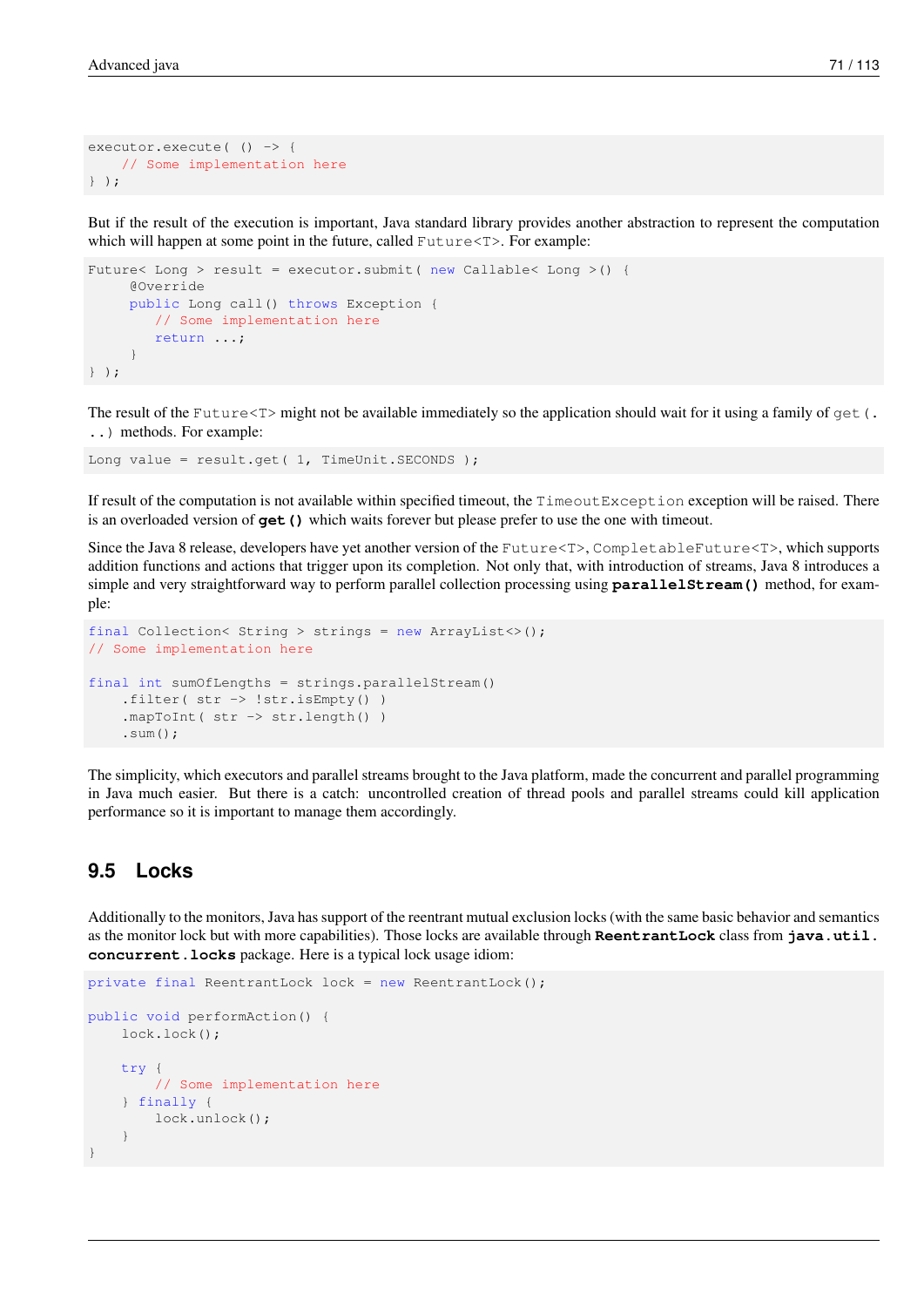```
executor.execute( () -> {
    // Some implementation here
} );
```

But if the result of the execution is important, Java standard library provides another abstraction to represent the computation which will happen at some point in the future, called `Future<T>`. For example:

```
Future< Long > result = executor.submit( new Callable< Long >() {
     @Override
     public Long call() throws Exception {
        // Some implementation here
        return ...;
     }
} );
```

The result of the `Future<T>` might not be available immediately so the application should wait for it using a family of `get(...)` methods. For example:

```
Long value = result.get( 1, TimeUnit.SECONDS );
```

If result of the computation is not available within specified timeout, the `TimeoutException` exception will be raised. There is an overloaded version of **`get()`** which waits forever but please prefer to use the one with timeout.

Since the Java 8 release, developers have yet another version of the `Future<T>`, `CompletableFuture<T>`, which supports addition functions and actions that trigger upon its completion. Not only that, with introduction of streams, Java 8 introduces a simple and very straightforward way to perform parallel collection processing using **`parallelStream()`** method, for example:

```
final Collection< String > strings = new ArrayList<>();
// Some implementation here

final int sumOfLengths = strings.parallelStream()
    .filter( str -> !str.isEmpty() )
    .mapToInt( str -> str.length() )
    .sum();
```

The simplicity, which executors and parallel streams brought to the Java platform, made the concurrent and parallel programming in Java much easier. But there is a catch: uncontrolled creation of thread pools and parallel streams could kill application performance so it is important to manage them accordingly.

## 9.5 Locks

Additionally to the monitors, Java has support of the reentrant mutual exclusion locks (with the same basic behavior and semantics as the monitor lock but with more capabilities). Those locks are available through **`ReentrantLock`** class from **`java.util.concurrent.locks`** package. Here is a typical lock usage idiom:

```
private final ReentrantLock lock = new ReentrantLock();

public void performAction() {
    lock.lock();

    try {
        // Some implementation here
    } finally {
        lock.unlock();
    }
}
```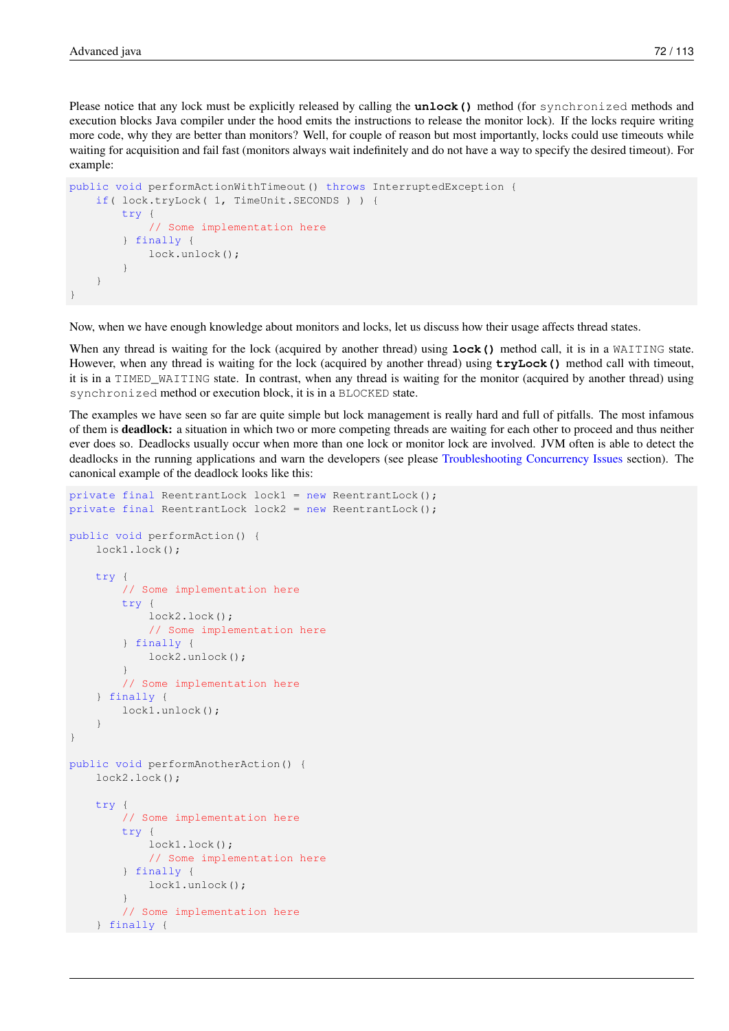Please notice that any lock must be explicitly released by calling the **`unlock()`** method (for `synchronized` methods and execution blocks Java compiler under the hood emits the instructions to release the monitor lock). If the locks require writing more code, why they are better than monitors? Well, for couple of reason but most importantly, locks could use timeouts while waiting for acquisition and fail fast (monitors always wait indefinitely and do not have a way to specify the desired timeout). For example:

```
public void performActionWithTimeout() throws InterruptedException {
    if( lock.tryLock( 1, TimeUnit.SECONDS ) ) {
        try {
            // Some implementation here
        } finally {
            lock.unlock();
        }
    }
}
```

Now, when we have enough knowledge about monitors and locks, let us discuss how their usage affects thread states.

When any thread is waiting for the lock (acquired by another thread) using **`lock()`** method call, it is in a `WAITING` state. However, when any thread is waiting for the lock (acquired by another thread) using **`tryLock()`** method call with timeout, it is in a `TIMED_WAITING` state. In contrast, when any thread is waiting for the monitor (acquired by another thread) using `synchronized` method or execution block, it is in a `BLOCKED` state.

The examples we have seen so far are quite simple but lock management is really hard and full of pitfalls. The most infamous of them is **deadlock:** a situation in which two or more competing threads are waiting for each other to proceed and thus neither ever does so. Deadlocks usually occur when more than one lock or monitor lock are involved. JVM often is able to detect the deadlocks in the running applications and warn the developers (see please Troubleshooting Concurrency Issues section). The canonical example of the deadlock looks like this:

```
private final ReentrantLock lock1 = new ReentrantLock();
private final ReentrantLock lock2 = new ReentrantLock();

public void performAction() {
    lock1.lock();

    try {
        // Some implementation here
        try {
            lock2.lock();
            // Some implementation here
        } finally {
            lock2.unlock();
        }
        // Some implementation here
    } finally {
        lock1.unlock();
    }
}

public void performAnotherAction() {
    lock2.lock();

    try {
        // Some implementation here
        try {
            lock1.lock();
            // Some implementation here
        } finally {
            lock1.unlock();
        }
        // Some implementation here
    } finally {
```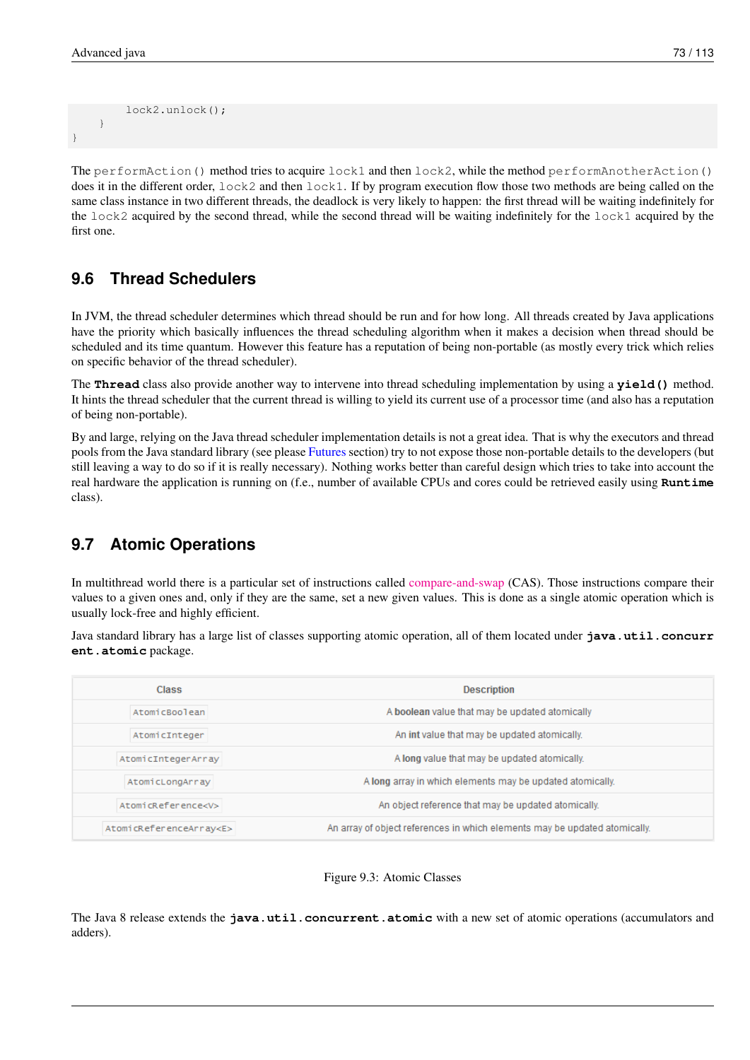```
        lock2.unlock();
    }
}
```

The `performAction()` method tries to acquire `lock1` and then `lock2`, while the method `performAnotherAction()` does it in the different order, `lock2` and then `lock1`. If by program execution flow those two methods are being called on the same class instance in two different threads, the deadlock is very likely to happen: the first thread will be waiting indefinitely for the `lock2` acquired by the second thread, while the second thread will be waiting indefinitely for the `lock1` acquired by the first one.

## 9.6 Thread Schedulers

In JVM, the thread scheduler determines which thread should be run and for how long. All threads created by Java applications have the priority which basically influences the thread scheduling algorithm when it makes a decision when thread should be scheduled and its time quantum. However this feature has a reputation of being non-portable (as mostly every trick which relies on specific behavior of the thread scheduler).

The **Thread** class also provide another way to intervene into thread scheduling implementation by using a **yield()** method. It hints the thread scheduler that the current thread is willing to yield its current use of a processor time (and also has a reputation of being non-portable).

By and large, relying on the Java thread scheduler implementation details is not a great idea. That is why the executors and thread pools from the Java standard library (see please Futures section) try to not expose those non-portable details to the developers (but still leaving a way to do so if it is really necessary). Nothing works better than careful design which tries to take into account the real hardware the application is running on (f.e., number of available CPUs and cores could be retrieved easily using **Runtime** class).

## 9.7 Atomic Operations

In multithread world there is a particular set of instructions called compare-and-swap (CAS). Those instructions compare their values to a given ones and, only if they are the same, set a new given values. This is done as a single atomic operation which is usually lock-free and highly efficient.

Java standard library has a large list of classes supporting atomic operation, all of them located under **java.util.concurrent.atomic** package.

| Class | Description |
|---|---|
| `AtomicBoolean` | A **boolean** value that may be updated atomically |
| `AtomicInteger` | An **int** value that may be updated atomically. |
| `AtomicIntegerArray` | A **long** value that may be updated atomically. |
| `AtomicLongArray` | A **long** array in which elements may be updated atomically. |
| `AtomicReference<V>` | An object reference that may be updated atomically. |
| `AtomicReferenceArray<E>` | An array of object references in which elements may be updated atomically. |

Figure 9.3: Atomic Classes

The Java 8 release extends the **java.util.concurrent.atomic** with a new set of atomic operations (accumulators and adders).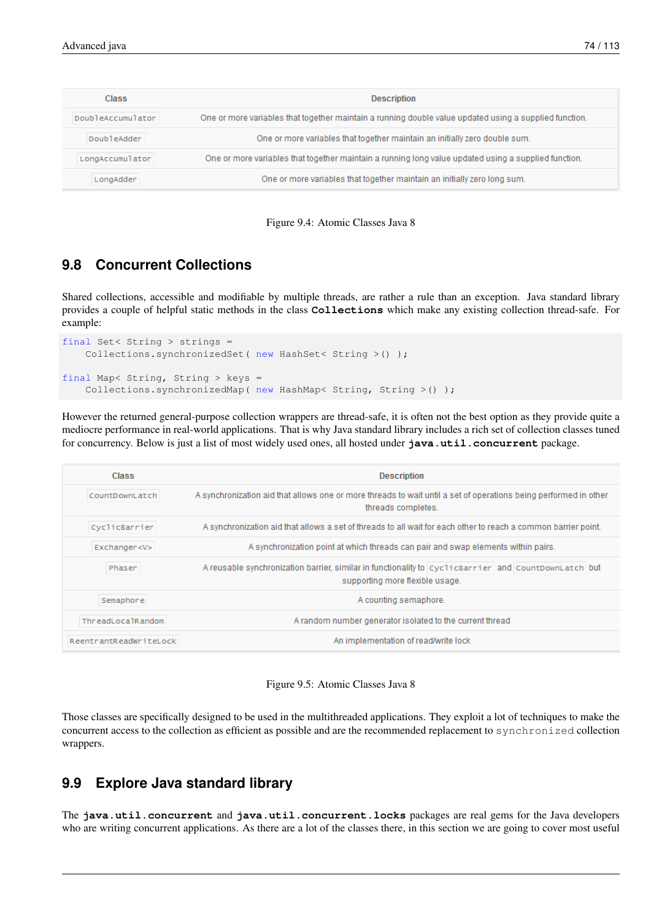| Class | Description |
| --- | --- |
| `DoubleAccumulator` | One or more variables that together maintain a running double value updated using a supplied function. |
| `DoubleAdder` | One or more variables that together maintain an initially zero double sum. |
| `LongAccumulator` | One or more variables that together maintain a running long value updated using a supplied function. |
| `LongAdder` | One or more variables that together maintain an initially zero long sum. |

Figure 9.4: Atomic Classes Java 8

## 9.8 Concurrent Collections

Shared collections, accessible and modifiable by multiple threads, are rather a rule than an exception. Java standard library provides a couple of helpful static methods in the class **`Collections`** which make any existing collection thread-safe. For example:

```
final Set< String > strings =
    Collections.synchronizedSet( new HashSet< String >() );

final Map< String, String > keys =
    Collections.synchronizedMap( new HashMap< String, String >() );
```

However the returned general-purpose collection wrappers are thread-safe, it is often not the best option as they provide quite a mediocre performance in real-world applications. That is why Java standard library includes a rich set of collection classes tuned for concurrency. Below is just a list of most widely used ones, all hosted under **`java.util.concurrent`** package.

| Class | Description |
| --- | --- |
| `CountDownLatch` | A synchronization aid that allows one or more threads to wait until a set of operations being performed in other threads completes. |
| `CyclicBarrier` | A synchronization aid that allows a set of threads to all wait for each other to reach a common barrier point. |
| `Exchanger<V>` | A synchronization point at which threads can pair and swap elements within pairs. |
| `Phaser` | A reusable synchronization barrier, similar in functionality to `CyclicBarrier` and `CountDownLatch` but supporting more flexible usage. |
| `Semaphore` | A counting semaphore. |
| `ThreadLocalRandom` | A random number generator isolated to the current thread |
| `ReentrantReadWriteLock` | An implementation of read/write lock |

Figure 9.5: Atomic Classes Java 8

Those classes are specifically designed to be used in the multithreaded applications. They exploit a lot of techniques to make the concurrent access to the collection as efficient as possible and are the recommended replacement to `synchronized` collection wrappers.

## 9.9 Explore Java standard library

The **`java.util.concurrent`** and **`java.util.concurrent.locks`** packages are real gems for the Java developers who are writing concurrent applications. As there are a lot of the classes there, in this section we are going to cover most useful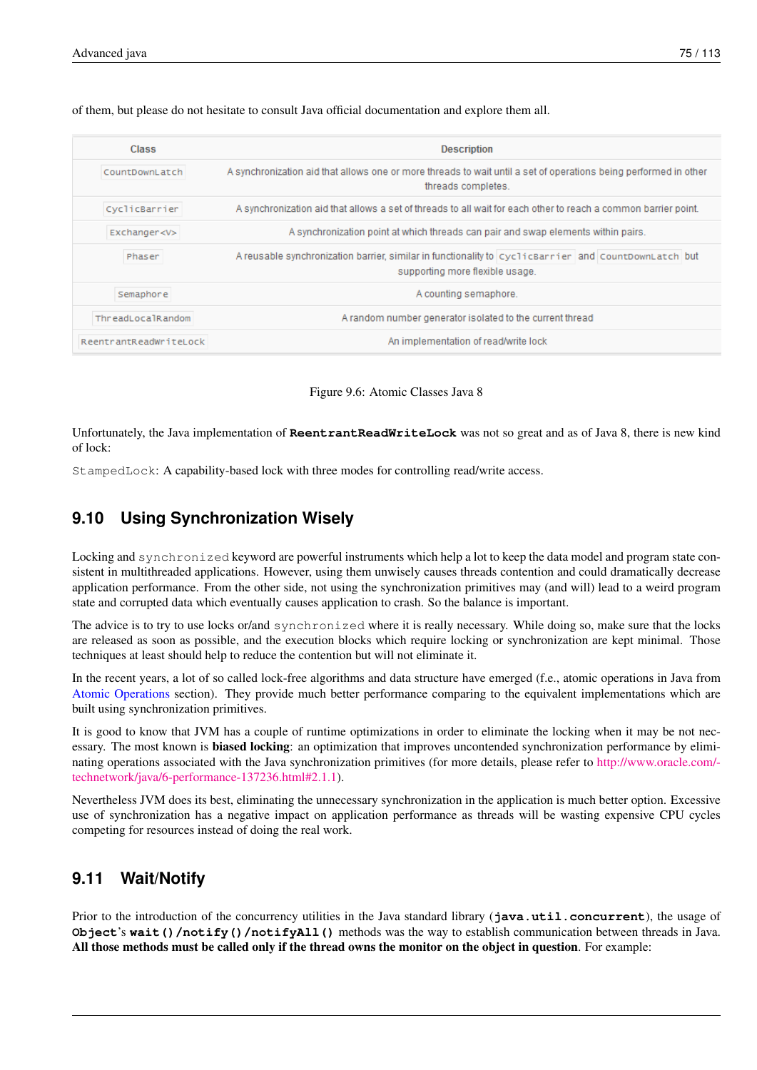of them, but please do not hesitate to consult Java official documentation and explore them all.

| Class | Description |
| --- | --- |
| `CountDownLatch` | A synchronization aid that allows one or more threads to wait until a set of operations being performed in other threads completes. |
| `CyclicBarrier` | A synchronization aid that allows a set of threads to all wait for each other to reach a common barrier point. |
| `Exchanger<V>` | A synchronization point at which threads can pair and swap elements within pairs. |
| `Phaser` | A reusable synchronization barrier, similar in functionality to `CyclicBarrier` and `CountDownLatch` but supporting more flexible usage. |
| `Semaphore` | A counting semaphore. |
| `ThreadLocalRandom` | A random number generator isolated to the current thread |
| `ReentrantReadWriteLock` | An implementation of read/write lock |

Figure 9.6: Atomic Classes Java 8

Unfortunately, the Java implementation of **`ReentrantReadWriteLock`** was not so great and as of Java 8, there is new kind of lock:

`StampedLock`: A capability-based lock with three modes for controlling read/write access.

## 9.10 Using Synchronization Wisely

Locking and `synchronized` keyword are powerful instruments which help a lot to keep the data model and program state consistent in multithreaded applications. However, using them unwisely causes threads contention and could dramatically decrease application performance. From the other side, not using the synchronization primitives may (and will) lead to a weird program state and corrupted data which eventually causes application to crash. So the balance is important.

The advice is to try to use locks or/and `synchronized` where it is really necessary. While doing so, make sure that the locks are released as soon as possible, and the execution blocks which require locking or synchronization are kept minimal. Those techniques at least should help to reduce the contention but will not eliminate it.

In the recent years, a lot of so called lock-free algorithms and data structure have emerged (f.e., atomic operations in Java from Atomic Operations section). They provide much better performance comparing to the equivalent implementations which are built using synchronization primitives.

It is good to know that JVM has a couple of runtime optimizations in order to eliminate the locking when it may be not necessary. The most known is **biased locking**: an optimization that improves uncontended synchronization performance by eliminating operations associated with the Java synchronization primitives (for more details, please refer to http://www.oracle.com/technetwork/java/6-performance-137236.html#2.1.1).

Nevertheless JVM does its best, eliminating the unnecessary synchronization in the application is much better option. Excessive use of synchronization has a negative impact on application performance as threads will be wasting expensive CPU cycles competing for resources instead of doing the real work.

## 9.11 Wait/Notify

Prior to the introduction of the concurrency utilities in the Java standard library (**`java.util.concurrent`**), the usage of **`Object`**'s **`wait()/notify()/notifyAll()`** methods was the way to establish communication between threads in Java. **All those methods must be called only if the thread owns the monitor on the object in question**. For example: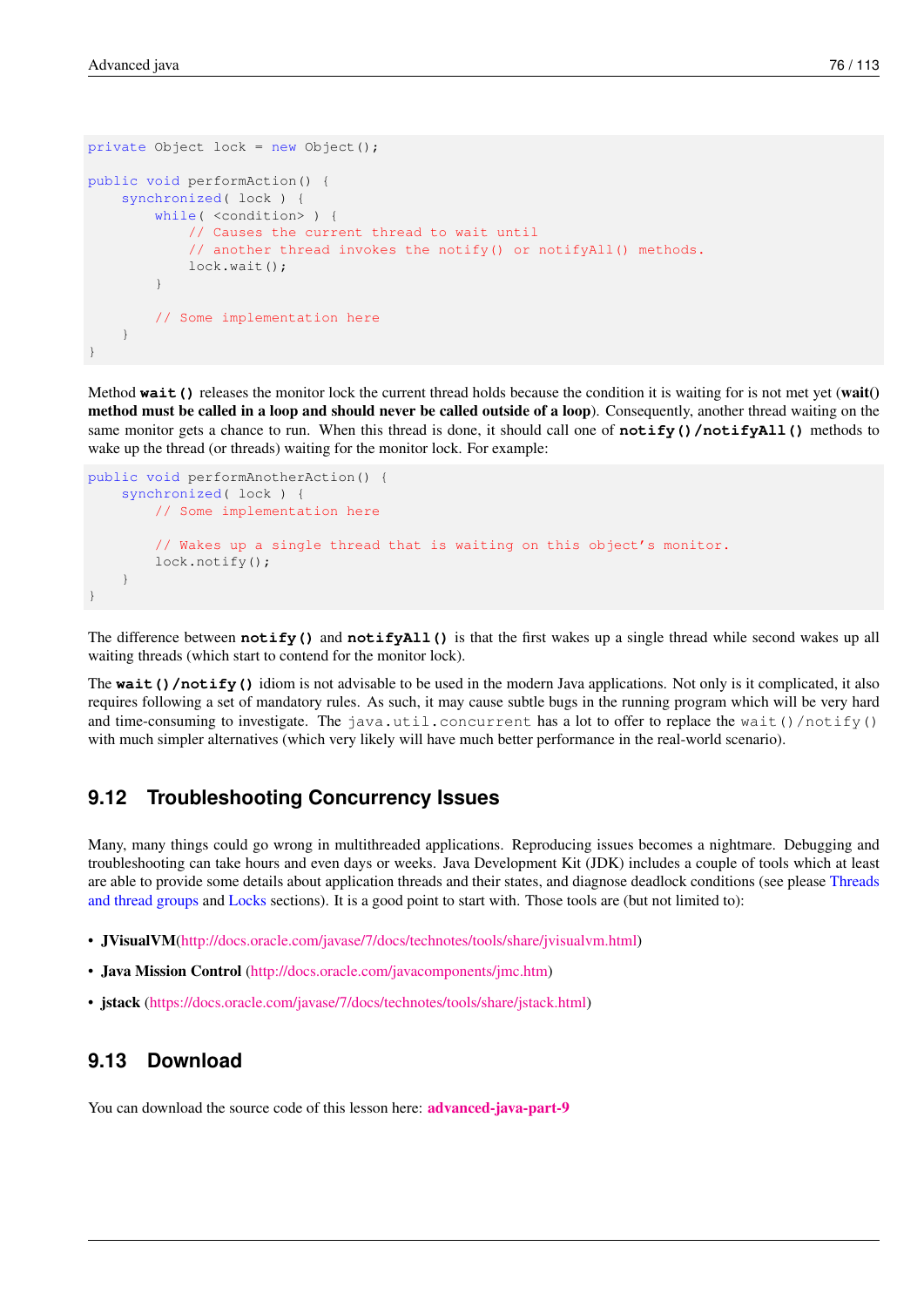```java
private Object lock = new Object();

public void performAction() {
    synchronized( lock ) {
        while( <condition> ) {
            // Causes the current thread to wait until
            // another thread invokes the notify() or notifyAll() methods.
            lock.wait();
        }

        // Some implementation here
    }
}
```

Method **`wait()`** releases the monitor lock the current thread holds because the condition it is waiting for is not met yet (**wait() method must be called in a loop and should never be called outside of a loop**). Consequently, another thread waiting on the same monitor gets a chance to run. When this thread is done, it should call one of **`notify()`/`notifyAll()`** methods to wake up the thread (or threads) waiting for the monitor lock. For example:

```java
public void performAnotherAction() {
    synchronized( lock ) {
        // Some implementation here

        // Wakes up a single thread that is waiting on this object's monitor.
        lock.notify();
    }
}
```

The difference between **`notify()`** and **`notifyAll()`** is that the first wakes up a single thread while second wakes up all waiting threads (which start to contend for the monitor lock).

The **`wait()`/`notify()`** idiom is not advisable to be used in the modern Java applications. Not only is it complicated, it also requires following a set of mandatory rules. As such, it may cause subtle bugs in the running program which will be very hard and time-consuming to investigate. The `java.util.concurrent` has a lot to offer to replace the `wait()`/`notify()` with much simpler alternatives (which very likely will have much better performance in the real-world scenario).

## 9.12 Troubleshooting Concurrency Issues

Many, many things could go wrong in multithreaded applications. Reproducing issues becomes a nightmare. Debugging and troubleshooting can take hours and even days or weeks. Java Development Kit (JDK) includes a couple of tools which at least are able to provide some details about application threads and their states, and diagnose deadlock conditions (see please Threads and thread groups and Locks sections). It is a good point to start with. Those tools are (but not limited to):

- **JVisualVM**(http://docs.oracle.com/javase/7/docs/technotes/tools/share/jvisualvm.html)
- **Java Mission Control** (http://docs.oracle.com/javacomponents/jmc.htm)
- **jstack** (https://docs.oracle.com/javase/7/docs/technotes/tools/share/jstack.html)

## 9.13 Download

You can download the source code of this lesson here: **advanced-java-part-9**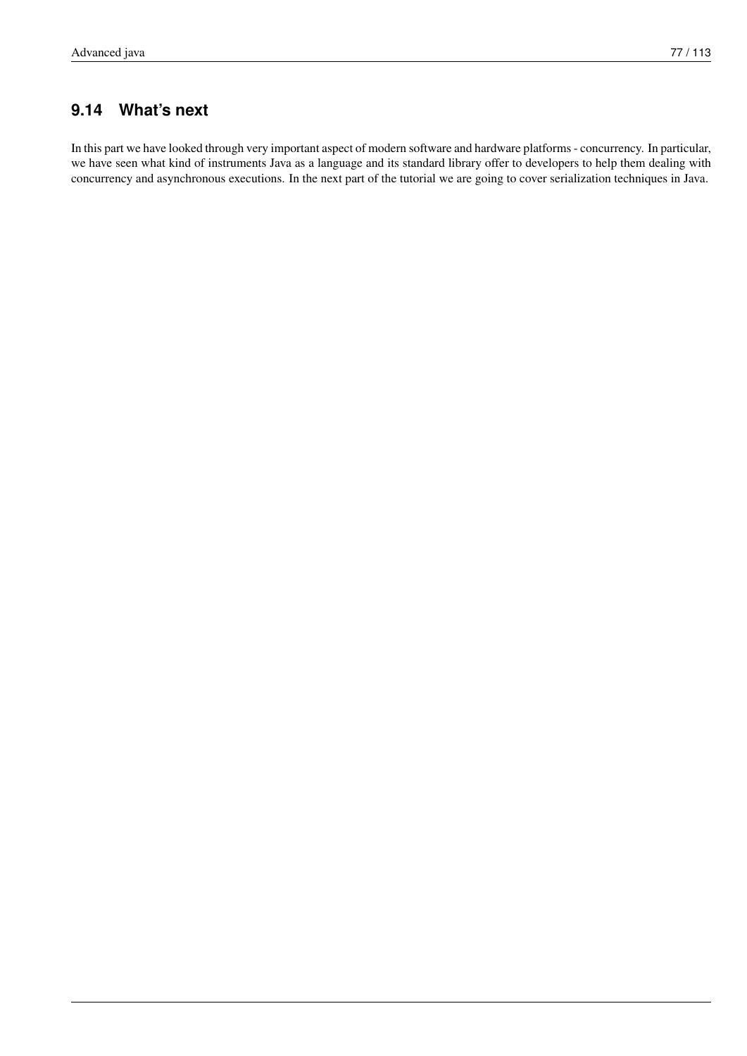## 9.14 What's next

In this part we have looked through very important aspect of modern software and hardware platforms - concurrency. In particular, we have seen what kind of instruments Java as a language and its standard library offer to developers to help them dealing with concurrency and asynchronous executions. In the next part of the tutorial we are going to cover serialization techniques in Java.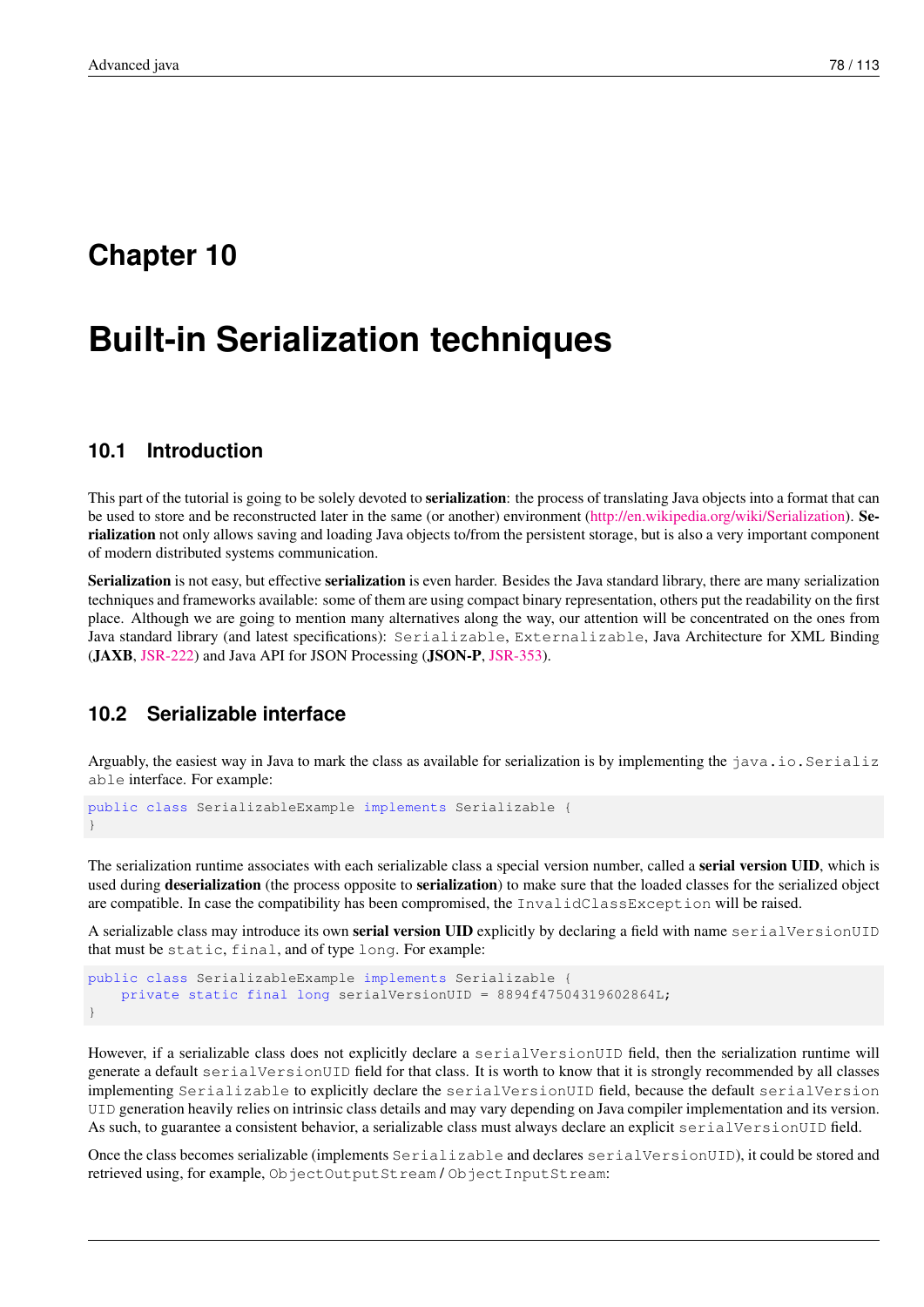# Chapter 10

# Built-in Serialization techniques

## 10.1 Introduction

This part of the tutorial is going to be solely devoted to **serialization**: the process of translating Java objects into a format that can be used to store and be reconstructed later in the same (or another) environment (http://en.wikipedia.org/wiki/Serialization). **Serialization** not only allows saving and loading Java objects to/from the persistent storage, but is also a very important component of modern distributed systems communication.

**Serialization** is not easy, but effective **serialization** is even harder. Besides the Java standard library, there are many serialization techniques and frameworks available: some of them are using compact binary representation, others put the readability on the first place. Although we are going to mention many alternatives along the way, our attention will be concentrated on the ones from Java standard library (and latest specifications): `Serializable`, `Externalizable`, Java Architecture for XML Binding (**JAXB**, JSR-222) and Java API for JSON Processing (**JSON-P**, JSR-353).

## 10.2 Serializable interface

Arguably, the easiest way in Java to mark the class as available for serialization is by implementing the `java.io.Serializable` interface. For example:

```
public class SerializableExample implements Serializable {
}
```

The serialization runtime associates with each serializable class a special version number, called a **serial version UID**, which is used during **deserialization** (the process opposite to **serialization**) to make sure that the loaded classes for the serialized object are compatible. In case the compatibility has been compromised, the `InvalidClassException` will be raised.

A serializable class may introduce its own **serial version UID** explicitly by declaring a field with name `serialVersionUID` that must be `static`, `final`, and of type `long`. For example:

```
public class SerializableExample implements Serializable {
    private static final long serialVersionUID = 8894f47504319602864L;
}
```

However, if a serializable class does not explicitly declare a `serialVersionUID` field, then the serialization runtime will generate a default `serialVersionUID` field for that class. It is worth to know that it is strongly recommended by all classes implementing `Serializable` to explicitly declare the `serialVersionUID` field, because the default `serialVersionUID` generation heavily relies on intrinsic class details and may vary depending on Java compiler implementation and its version. As such, to guarantee a consistent behavior, a serializable class must always declare an explicit `serialVersionUID` field.

Once the class becomes serializable (implements `Serializable` and declares `serialVersionUID`), it could be stored and retrieved using, for example, `ObjectOutputStream` / `ObjectInputStream`: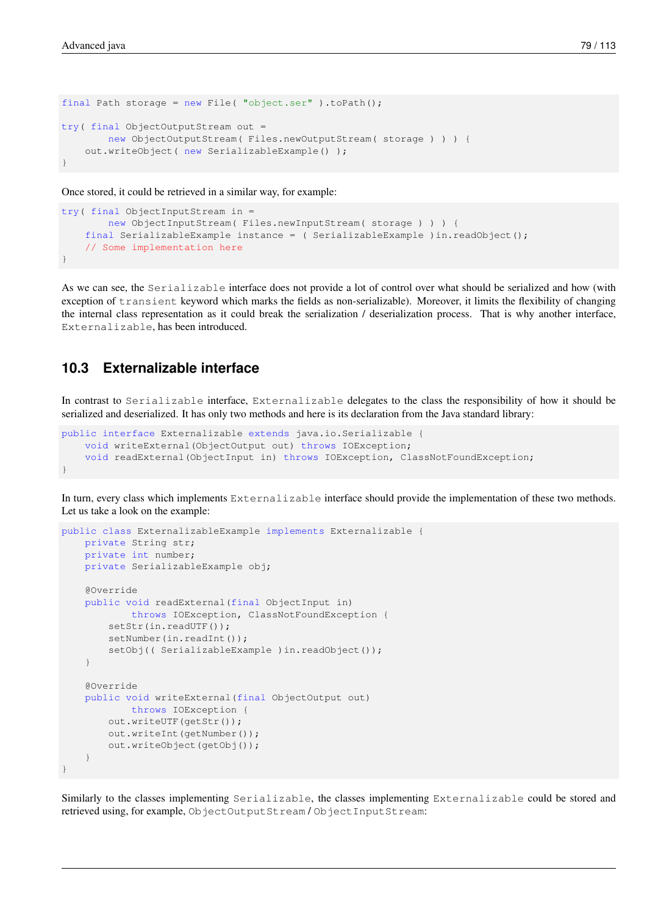```
final Path storage = new File( "object.ser" ).toPath();

try( final ObjectOutputStream out =
        new ObjectOutputStream( Files.newOutputStream( storage ) ) ) {
    out.writeObject( new SerializableExample() );
}
```

Once stored, it could be retrieved in a similar way, for example:

```
try( final ObjectInputStream in =
        new ObjectInputStream( Files.newInputStream( storage ) ) ) {
    final SerializableExample instance = ( SerializableExample )in.readObject();
    // Some implementation here
}
```

As we can see, the `Serializable` interface does not provide a lot of control over what should be serialized and how (with exception of `transient` keyword which marks the fields as non-serializable). Moreover, it limits the flexibility of changing the internal class representation as it could break the serialization / deserialization process. That is why another interface, `Externalizable`, has been introduced.

## 10.3 Externalizable interface

In contrast to `Serializable` interface, `Externalizable` delegates to the class the responsibility of how it should be serialized and deserialized. It has only two methods and here is its declaration from the Java standard library:

```
public interface Externalizable extends java.io.Serializable {
    void writeExternal(ObjectOutput out) throws IOException;
    void readExternal(ObjectInput in) throws IOException, ClassNotFoundException;
}
```

In turn, every class which implements `Externalizable` interface should provide the implementation of these two methods. Let us take a look on the example:

```
public class ExternalizableExample implements Externalizable {
    private String str;
    private int number;
    private SerializableExample obj;

    @Override
    public void readExternal(final ObjectInput in)
            throws IOException, ClassNotFoundException {
        setStr(in.readUTF());
        setNumber(in.readInt());
        setObj(( SerializableExample )in.readObject());
    }

    @Override
    public void writeExternal(final ObjectOutput out)
            throws IOException {
        out.writeUTF(getStr());
        out.writeInt(getNumber());
        out.writeObject(getObj());
    }
}
```

Similarly to the classes implementing `Serializable`, the classes implementing `Externalizable` could be stored and retrieved using, for example, `ObjectOutputStream` / `ObjectInputStream`: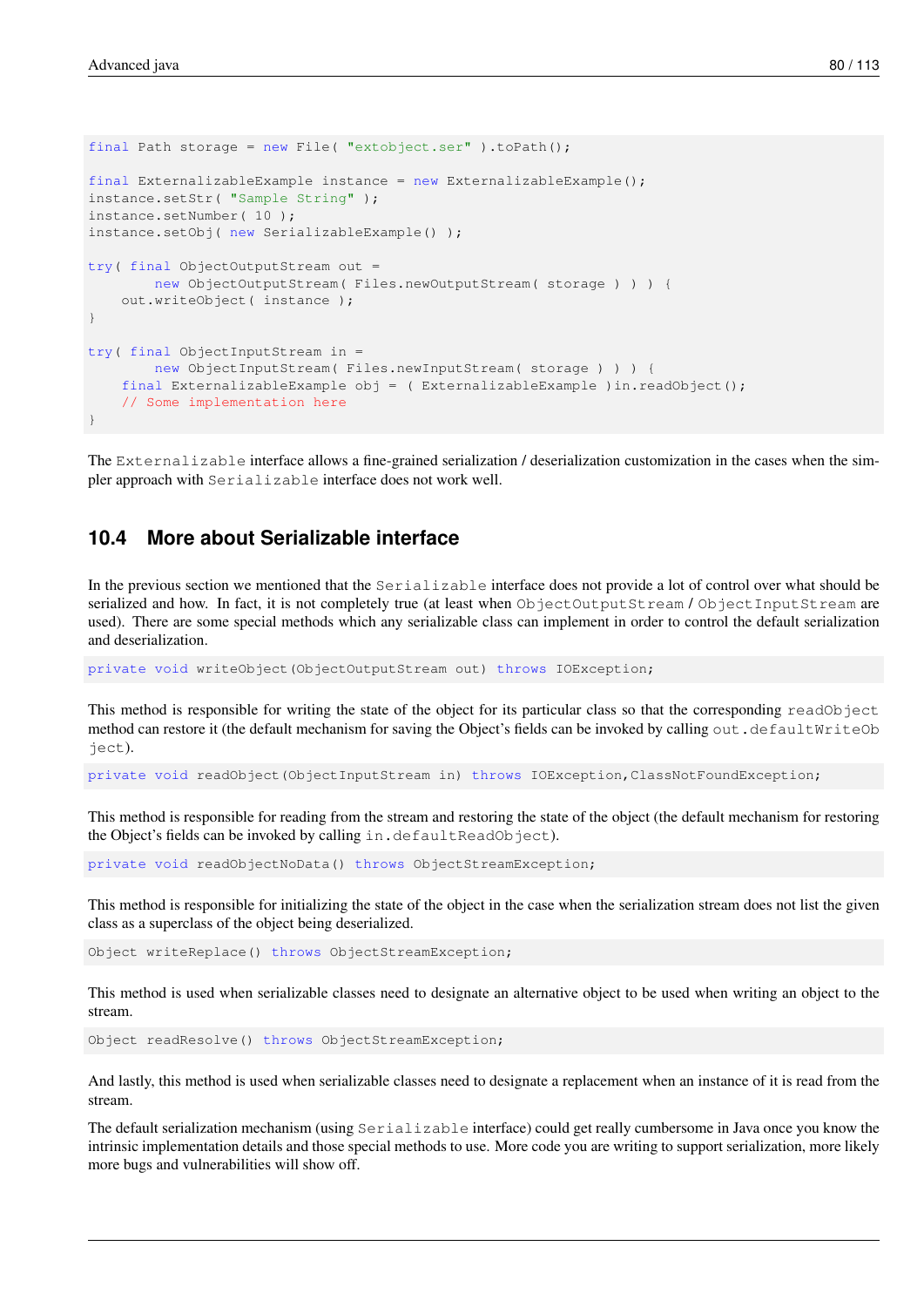```
final Path storage = new File( "extobject.ser" ).toPath();

final ExternalizableExample instance = new ExternalizableExample();
instance.setStr( "Sample String" );
instance.setNumber( 10 );
instance.setObj( new SerializableExample() );

try( final ObjectOutputStream out =
        new ObjectOutputStream( Files.newOutputStream( storage ) ) ) {
    out.writeObject( instance );
}

try( final ObjectInputStream in =
        new ObjectInputStream( Files.newInputStream( storage ) ) ) {
    final ExternalizableExample obj = ( ExternalizableExample )in.readObject();
    // Some implementation here
}
```

The `Externalizable` interface allows a fine-grained serialization / deserialization customization in the cases when the simpler approach with `Serializable` interface does not work well.

## 10.4 More about Serializable interface

In the previous section we mentioned that the `Serializable` interface does not provide a lot of control over what should be serialized and how. In fact, it is not completely true (at least when `ObjectOutputStream` / `ObjectInputStream` are used). There are some special methods which any serializable class can implement in order to control the default serialization and deserialization.

```
private void writeObject(ObjectOutputStream out) throws IOException;
```

This method is responsible for writing the state of the object for its particular class so that the corresponding `readObject` method can restore it (the default mechanism for saving the Object's fields can be invoked by calling `out.defaultWriteObject`).

```
private void readObject(ObjectInputStream in) throws IOException,ClassNotFoundException;
```

This method is responsible for reading from the stream and restoring the state of the object (the default mechanism for restoring the Object's fields can be invoked by calling `in.defaultReadObject`).

```
private void readObjectNoData() throws ObjectStreamException;
```

This method is responsible for initializing the state of the object in the case when the serialization stream does not list the given class as a superclass of the object being deserialized.

```
Object writeReplace() throws ObjectStreamException;
```

This method is used when serializable classes need to designate an alternative object to be used when writing an object to the stream.

```
Object readResolve() throws ObjectStreamException;
```

And lastly, this method is used when serializable classes need to designate a replacement when an instance of it is read from the stream.

The default serialization mechanism (using `Serializable` interface) could get really cumbersome in Java once you know the intrinsic implementation details and those special methods to use. More code you are writing to support serialization, more likely more bugs and vulnerabilities will show off.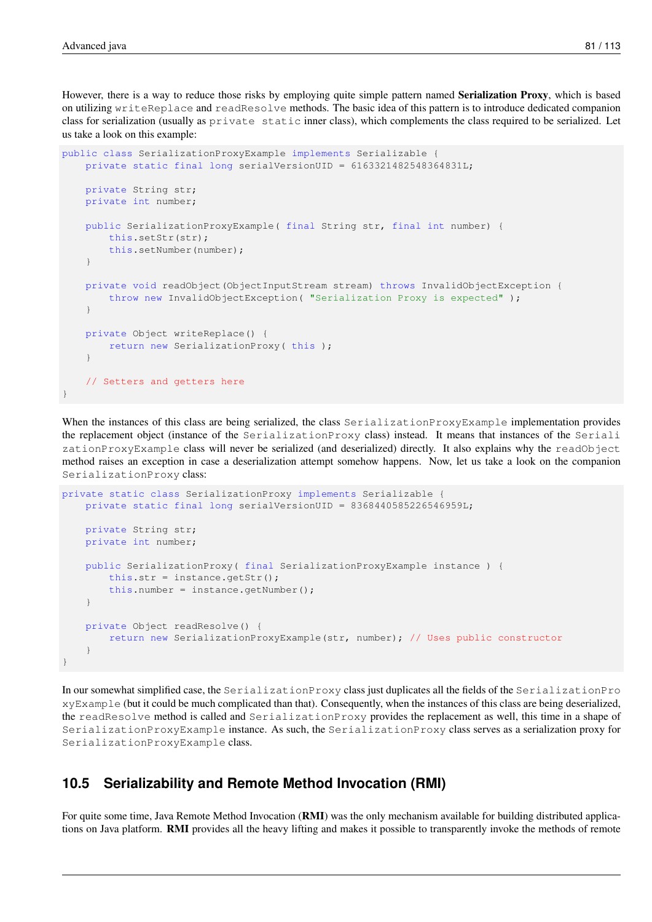However, there is a way to reduce those risks by employing quite simple pattern named **Serialization Proxy**, which is based on utilizing `writeReplace` and `readResolve` methods. The basic idea of this pattern is to introduce dedicated companion class for serialization (usually as `private static` inner class), which complements the class required to be serialized. Let us take a look on this example:

```
public class SerializationProxyExample implements Serializable {
    private static final long serialVersionUID = 6163321482548364831L;

    private String str;
    private int number;

    public SerializationProxyExample( final String str, final int number) {
        this.setStr(str);
        this.setNumber(number);
    }

    private void readObject(ObjectInputStream stream) throws InvalidObjectException {
        throw new InvalidObjectException( "Serialization Proxy is expected" );
    }

    private Object writeReplace() {
        return new SerializationProxy( this );
    }

    // Setters and getters here
}
```

When the instances of this class are being serialized, the class `SerializationProxyExample` implementation provides the replacement object (instance of the `SerializationProxy` class) instead. It means that instances of the `SerializationProxyExample` class will never be serialized (and deserialized) directly. It also explains why the `readObject` method raises an exception in case a deserialization attempt somehow happens. Now, let us take a look on the companion `SerializationProxy` class:

```
private static class SerializationProxy implements Serializable {
    private static final long serialVersionUID = 8368440585226546959L;

    private String str;
    private int number;

    public SerializationProxy( final SerializationProxyExample instance ) {
        this.str = instance.getStr();
        this.number = instance.getNumber();
    }

    private Object readResolve() {
        return new SerializationProxyExample(str, number); // Uses public constructor
    }
}
```

In our somewhat simplified case, the `SerializationProxy` class just duplicates all the fields of the `SerializationProxyExample` (but it could be much complicated than that). Consequently, when the instances of this class are being deserialized, the `readResolve` method is called and `SerializationProxy` provides the replacement as well, this time in a shape of `SerializationProxyExample` instance. As such, the `SerializationProxy` class serves as a serialization proxy for `SerializationProxyExample` class.

## 10.5 Serializability and Remote Method Invocation (RMI)

For quite some time, Java Remote Method Invocation (**RMI**) was the only mechanism available for building distributed applications on Java platform. **RMI** provides all the heavy lifting and makes it possible to transparently invoke the methods of remote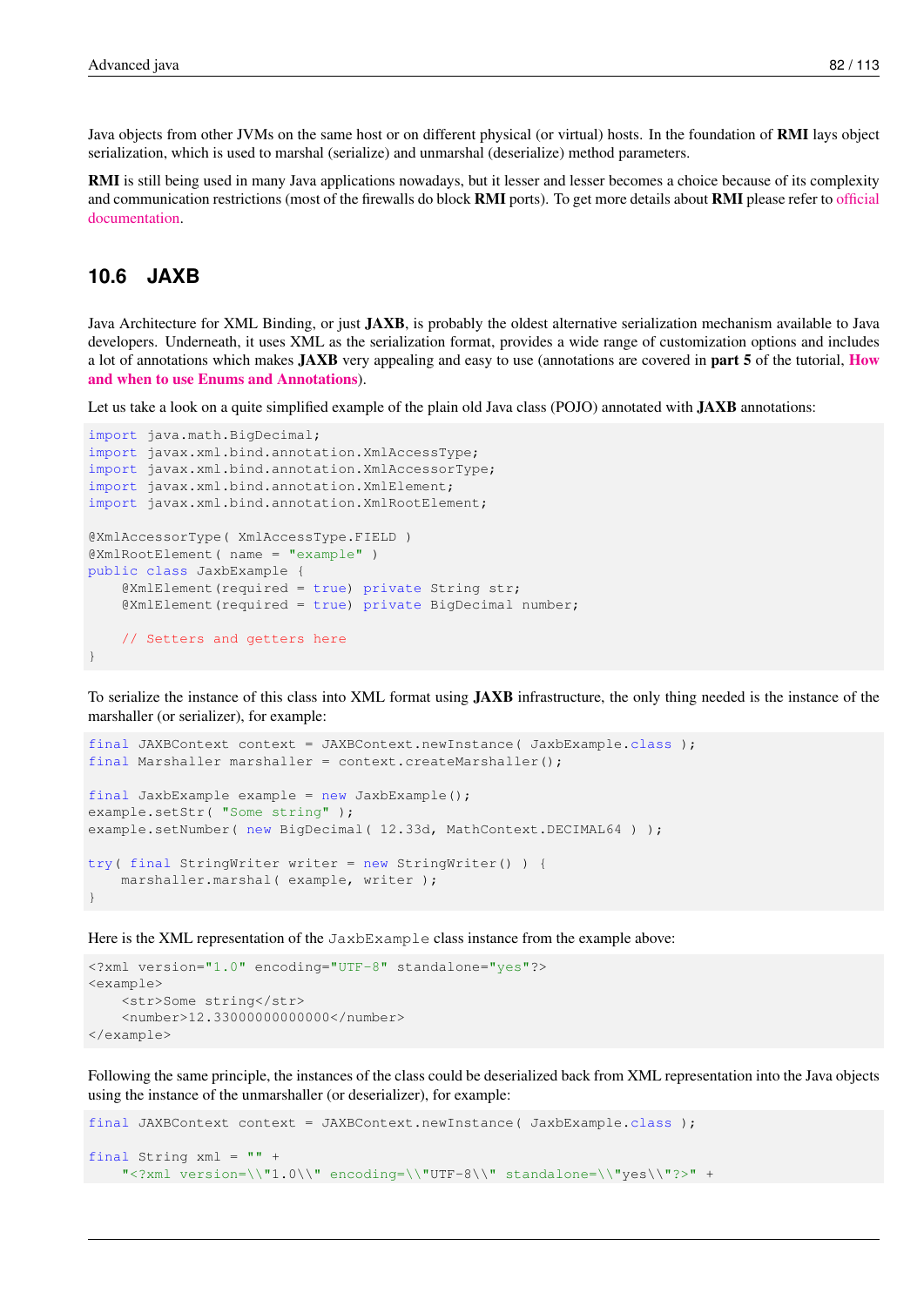Java objects from other JVMs on the same host or on different physical (or virtual) hosts. In the foundation of **RMI** lays object serialization, which is used to marshal (serialize) and unmarshal (deserialize) method parameters.

**RMI** is still being used in many Java applications nowadays, but it lesser and lesser becomes a choice because of its complexity and communication restrictions (most of the firewalls do block **RMI** ports). To get more details about **RMI** please refer to official documentation.

## 10.6 JAXB

Java Architecture for XML Binding, or just **JAXB**, is probably the oldest alternative serialization mechanism available to Java developers. Underneath, it uses XML as the serialization format, provides a wide range of customization options and includes a lot of annotations which makes **JAXB** very appealing and easy to use (annotations are covered in **part 5** of the tutorial, **How and when to use Enums and Annotations**).

Let us take a look on a quite simplified example of the plain old Java class (POJO) annotated with **JAXB** annotations:

```
import java.math.BigDecimal;
import javax.xml.bind.annotation.XmlAccessType;
import javax.xml.bind.annotation.XmlAccessorType;
import javax.xml.bind.annotation.XmlElement;
import javax.xml.bind.annotation.XmlRootElement;

@XmlAccessorType( XmlAccessType.FIELD )
@XmlRootElement( name = "example" )
public class JaxbExample {
    @XmlElement(required = true) private String str;
    @XmlElement(required = true) private BigDecimal number;

    // Setters and getters here
}
```

To serialize the instance of this class into XML format using **JAXB** infrastructure, the only thing needed is the instance of the marshaller (or serializer), for example:

```
final JAXBContext context = JAXBContext.newInstance( JaxbExample.class );
final Marshaller marshaller = context.createMarshaller();

final JaxbExample example = new JaxbExample();
example.setStr( "Some string" );
example.setNumber( new BigDecimal( 12.33d, MathContext.DECIMAL64 ) );

try( final StringWriter writer = new StringWriter() ) {
    marshaller.marshal( example, writer );
}
```

Here is the XML representation of the `JaxbExample` class instance from the example above:

```
<?xml version="1.0" encoding="UTF-8" standalone="yes"?>
<example>
    <str>Some string</str>
    <number>12.33000000000000</number>
</example>
```

Following the same principle, the instances of the class could be deserialized back from XML representation into the Java objects using the instance of the unmarshaller (or deserializer), for example:

```
final JAXBContext context = JAXBContext.newInstance( JaxbExample.class );

final String xml = "" +
    "<?xml version=\\"1.0\\" encoding=\\"UTF-8\\" standalone=\\"yes\\"?>" +
```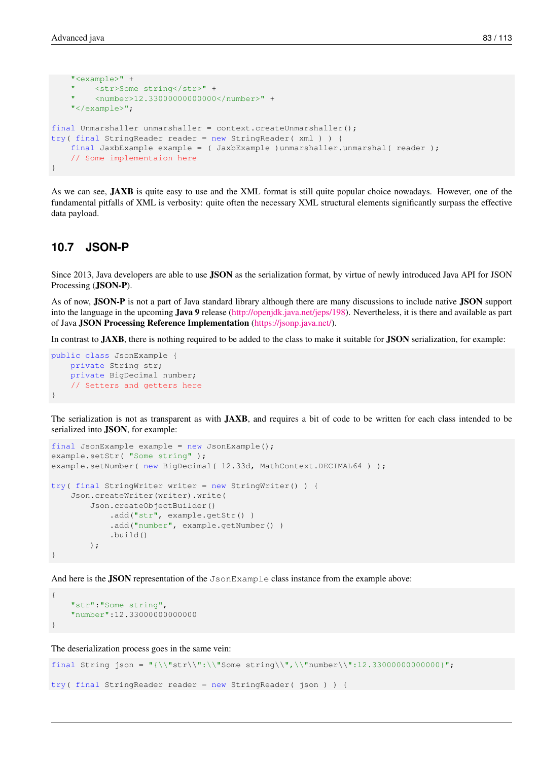```
    "<example>" +
    "    <str>Some string</str>" +
    "    <number>12.33000000000000</number>" +
    "</example>";

final Unmarshaller unmarshaller = context.createUnmarshaller();
try( final StringReader reader = new StringReader( xml ) ) {
    final JaxbExample example = ( JaxbExample )unmarshaller.unmarshal( reader );
    // Some implementaion here
}
```

As we can see, **JAXB** is quite easy to use and the XML format is still quite popular choice nowadays. However, one of the fundamental pitfalls of XML is verbosity: quite often the necessary XML structural elements significantly surpass the effective data payload.

## 10.7 JSON-P

Since 2013, Java developers are able to use **JSON** as the serialization format, by virtue of newly introduced Java API for JSON Processing (**JSON-P**).

As of now, **JSON-P** is not a part of Java standard library although there are many discussions to include native **JSON** support into the language in the upcoming **Java 9** release (http://openjdk.java.net/jeps/198). Nevertheless, it is there and available as part of Java **JSON Processing Reference Implementation** (https://jsonp.java.net/).

In contrast to **JAXB**, there is nothing required to be added to the class to make it suitable for **JSON** serialization, for example:

```
public class JsonExample {
    private String str;
    private BigDecimal number;
    // Setters and getters here
}
```

The serialization is not as transparent as with **JAXB**, and requires a bit of code to be written for each class intended to be serialized into **JSON**, for example:

```
final JsonExample example = new JsonExample();
example.setStr( "Some string" );
example.setNumber( new BigDecimal( 12.33d, MathContext.DECIMAL64 ) );

try( final StringWriter writer = new StringWriter() ) {
    Json.createWriter(writer).write(
        Json.createObjectBuilder()
            .add("str", example.getStr() )
            .add("number", example.getNumber() )
            .build()
        );
}
```

And here is the **JSON** representation of the `JsonExample` class instance from the example above:

```
{
    "str":"Some string",
    "number":12.33000000000000
}
```

The deserialization process goes in the same vein:

```
final String json = "{\\"str\\":\\"Some string\\",\\"number\\":12.33000000000000}";

try( final StringReader reader = new StringReader( json ) ) {
```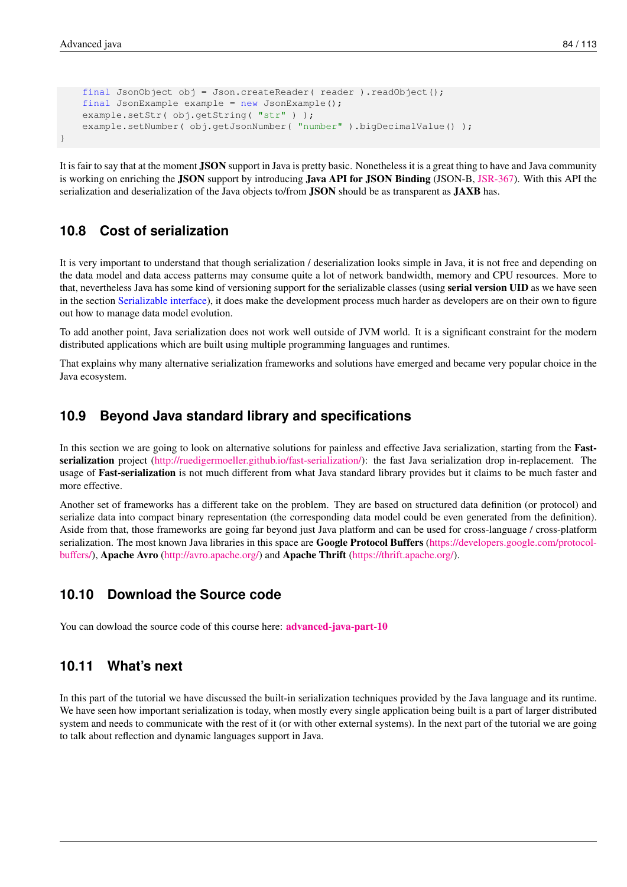```
    final JsonObject obj = Json.createReader( reader ).readObject();
    final JsonExample example = new JsonExample();
    example.setStr( obj.getString( "str" ) );
    example.setNumber( obj.getJsonNumber( "number" ).bigDecimalValue() );
}
```

It is fair to say that at the moment **JSON** support in Java is pretty basic. Nonetheless it is a great thing to have and Java community is working on enriching the **JSON** support by introducing **Java API for JSON Binding** (JSON-B, JSR-367). With this API the serialization and deserialization of the Java objects to/from **JSON** should be as transparent as **JAXB** has.

## 10.8 Cost of serialization

It is very important to understand that though serialization / deserialization looks simple in Java, it is not free and depending on the data model and data access patterns may consume quite a lot of network bandwidth, memory and CPU resources. More to that, nevertheless Java has some kind of versioning support for the serializable classes (using **serial version UID** as we have seen in the section Serializable interface), it does make the development process much harder as developers are on their own to figure out how to manage data model evolution.

To add another point, Java serialization does not work well outside of JVM world. It is a significant constraint for the modern distributed applications which are built using multiple programming languages and runtimes.

That explains why many alternative serialization frameworks and solutions have emerged and became very popular choice in the Java ecosystem.

## 10.9 Beyond Java standard library and specifications

In this section we are going to look on alternative solutions for painless and effective Java serialization, starting from the **Fast-serialization** project (http://ruedigermoeller.github.io/fast-serialization/): the fast Java serialization drop in-replacement. The usage of **Fast-serialization** is not much different from what Java standard library provides but it claims to be much faster and more effective.

Another set of frameworks has a different take on the problem. They are based on structured data definition (or protocol) and serialize data into compact binary representation (the corresponding data model could be even generated from the definition). Aside from that, those frameworks are going far beyond just Java platform and can be used for cross-language / cross-platform serialization. The most known Java libraries in this space are **Google Protocol Buffers** (https://developers.google.com/protocol-buffers/), **Apache Avro** (http://avro.apache.org/) and **Apache Thrift** (https://thrift.apache.org/).

## 10.10 Download the Source code

You can dowload the source code of this course here: **advanced-java-part-10**

## 10.11 What's next

In this part of the tutorial we have discussed the built-in serialization techniques provided by the Java language and its runtime. We have seen how important serialization is today, when mostly every single application being built is a part of larger distributed system and needs to communicate with the rest of it (or with other external systems). In the next part of the tutorial we are going to talk about reflection and dynamic languages support in Java.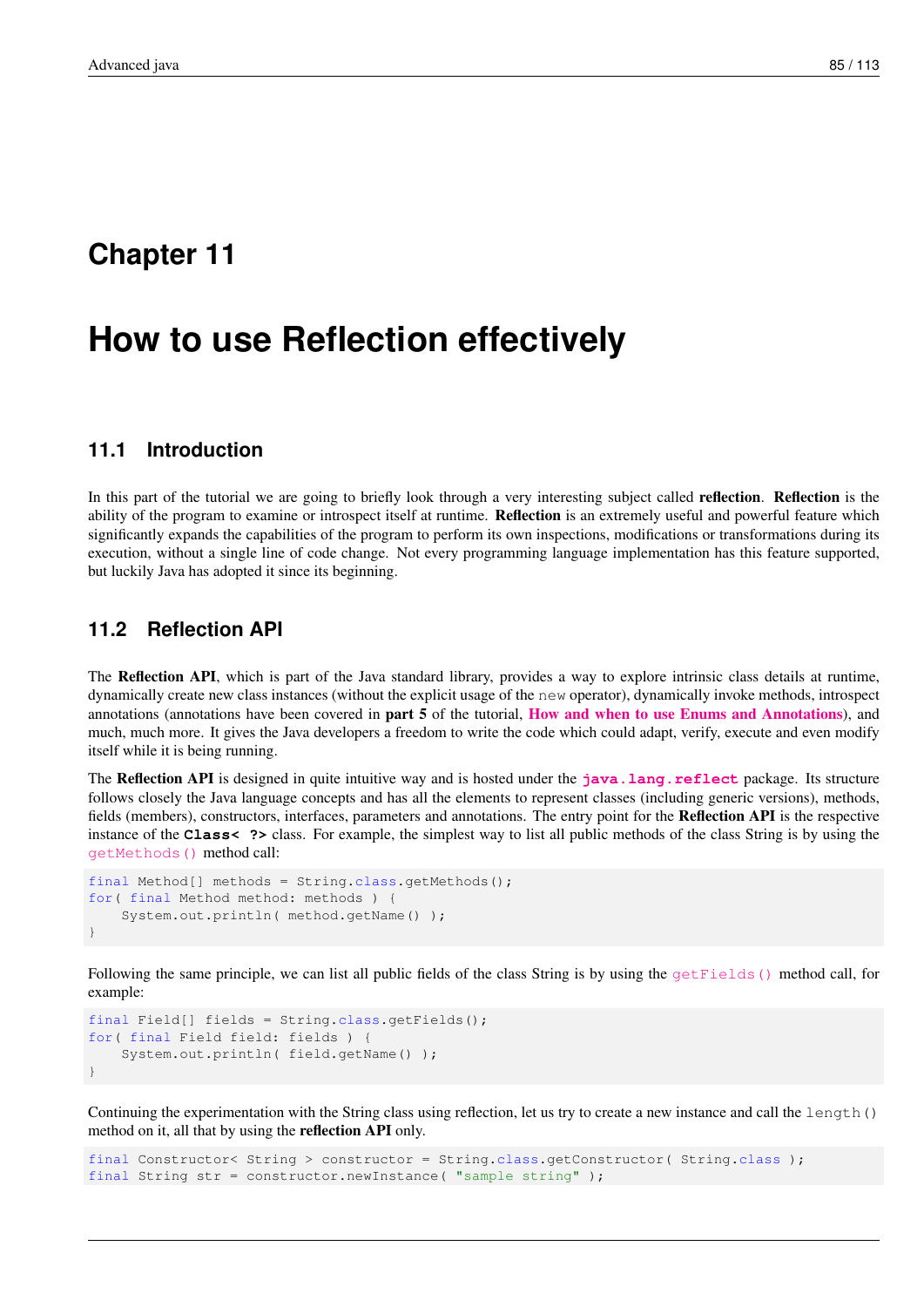# Chapter 11

# How to use Reflection effectively

## 11.1 Introduction

In this part of the tutorial we are going to briefly look through a very interesting subject called **reflection**. **Reflection** is the ability of the program to examine or introspect itself at runtime. **Reflection** is an extremely useful and powerful feature which significantly expands the capabilities of the program to perform its own inspections, modifications or transformations during its execution, without a single line of code change. Not every programming language implementation has this feature supported, but luckily Java has adopted it since its beginning.

## 11.2 Reflection API

The **Reflection API**, which is part of the Java standard library, provides a way to explore intrinsic class details at runtime, dynamically create new class instances (without the explicit usage of the `new` operator), dynamically invoke methods, introspect annotations (annotations have been covered in **part 5** of the tutorial, **How and when to use Enums and Annotations**), and much, much more. It gives the Java developers a freedom to write the code which could adapt, verify, execute and even modify itself while it is being running.

The **Reflection API** is designed in quite intuitive way and is hosted under the **`java.lang.reflect`** package. Its structure follows closely the Java language concepts and has all the elements to represent classes (including generic versions), methods, fields (members), constructors, interfaces, parameters and annotations. The entry point for the **Reflection API** is the respective instance of the **`Class< ?>`** class. For example, the simplest way to list all public methods of the class String is by using the `getMethods()` method call:

```
final Method[] methods = String.class.getMethods();
for( final Method method: methods ) {
    System.out.println( method.getName() );
}
```

Following the same principle, we can list all public fields of the class String is by using the `getFields()` method call, for example:

```
final Field[] fields = String.class.getFields();
for( final Field field: fields ) {
    System.out.println( field.getName() );
}
```

Continuing the experimentation with the String class using reflection, let us try to create a new instance and call the `length()` method on it, all that by using the **reflection API** only.

```
final Constructor< String > constructor = String.class.getConstructor( String.class );
final String str = constructor.newInstance( "sample string" );
```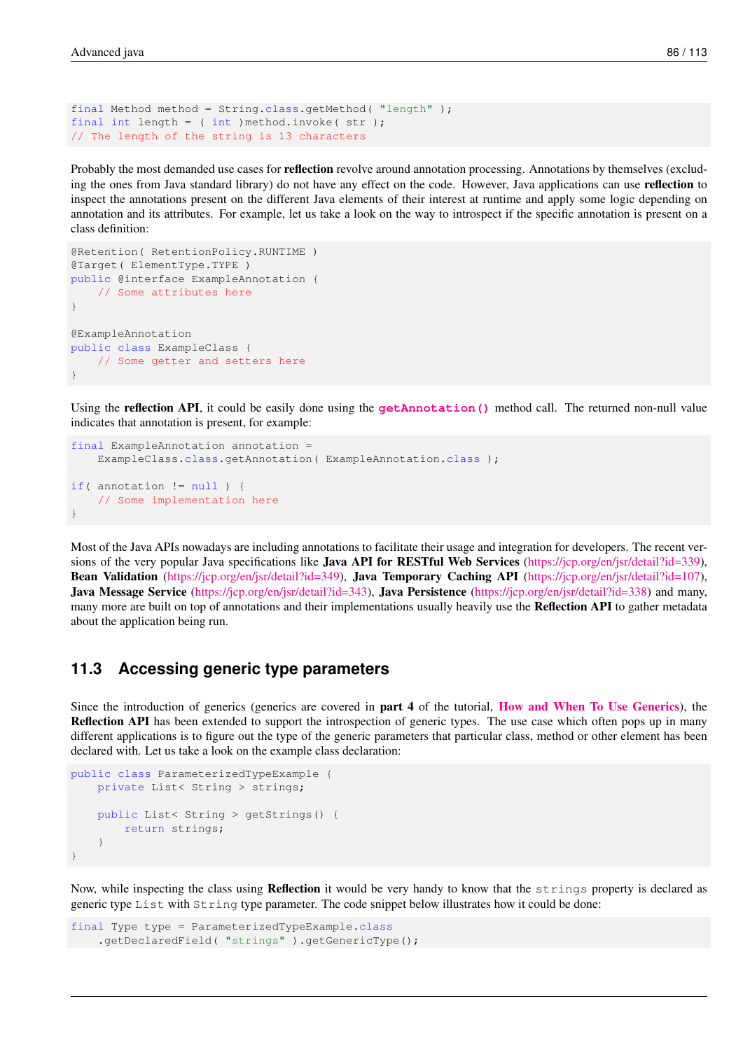```
final Method method = String.class.getMethod( "length" );
final int length = ( int )method.invoke( str );
// The length of the string is 13 characters
```

Probably the most demanded use cases for **reflection** revolve around annotation processing. Annotations by themselves (excluding the ones from Java standard library) do not have any effect on the code. However, Java applications can use **reflection** to inspect the annotations present on the different Java elements of their interest at runtime and apply some logic depending on annotation and its attributes. For example, let us take a look on the way to introspect if the specific annotation is present on a class definition:

```
@Retention( RetentionPolicy.RUNTIME )
@Target( ElementType.TYPE )
public @interface ExampleAnnotation {
    // Some attributes here
}

@ExampleAnnotation
public class ExampleClass {
    // Some getter and setters here
}
```

Using the **reflection API**, it could be easily done using the **`getAnnotation()`** method call. The returned non-null value indicates that annotation is present, for example:

```
final ExampleAnnotation annotation =
    ExampleClass.class.getAnnotation( ExampleAnnotation.class );

if( annotation != null ) {
    // Some implementation here
}
```

Most of the Java APIs nowadays are including annotations to facilitate their usage and integration for developers. The recent versions of the very popular Java specifications like **Java API for RESTful Web Services** (https://jcp.org/en/jsr/detail?id=339), **Bean Validation** (https://jcp.org/en/jsr/detail?id=349), **Java Temporary Caching API** (https://jcp.org/en/jsr/detail?id=107), **Java Message Service** (https://jcp.org/en/jsr/detail?id=343), **Java Persistence** (https://jcp.org/en/jsr/detail?id=338) and many, many more are built on top of annotations and their implementations usually heavily use the **Reflection API** to gather metadata about the application being run.

## 11.3 Accessing generic type parameters

Since the introduction of generics (generics are covered in **part 4** of the tutorial, **How and When To Use Generics**), the **Reflection API** has been extended to support the introspection of generic types. The use case which often pops up in many different applications is to figure out the type of the generic parameters that particular class, method or other element has been declared with. Let us take a look on the example class declaration:

```
public class ParameterizedTypeExample {
    private List< String > strings;

    public List< String > getStrings() {
        return strings;
    }
}
```

Now, while inspecting the class using **Reflection** it would be very handy to know that the `strings` property is declared as generic type `List` with `String` type parameter. The code snippet below illustrates how it could be done:

```
final Type type = ParameterizedTypeExample.class
    .getDeclaredField( "strings" ).getGenericType();
```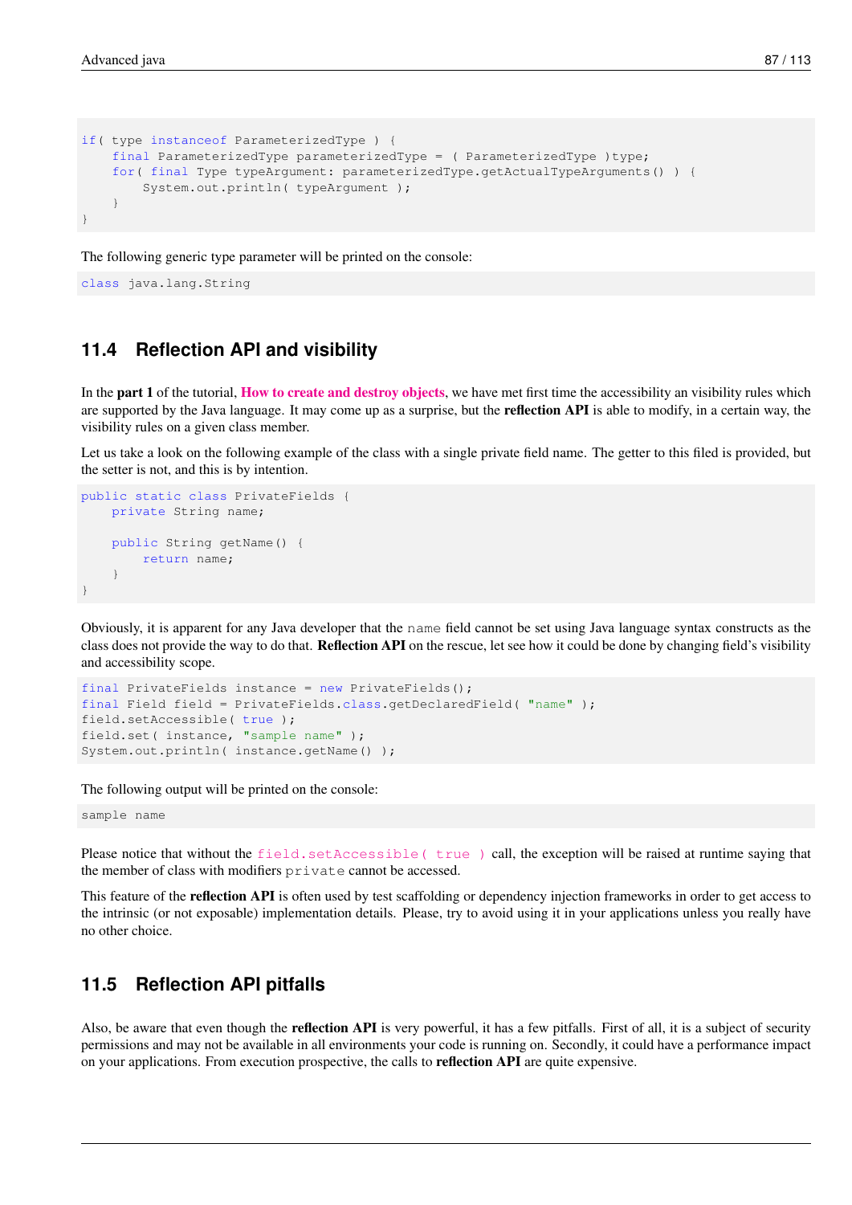```
if( type instanceof ParameterizedType ) {
    final ParameterizedType parameterizedType = ( ParameterizedType )type;
    for( final Type typeArgument: parameterizedType.getActualTypeArguments() ) {
        System.out.println( typeArgument );
    }
}
```

The following generic type parameter will be printed on the console:

```
class java.lang.String
```

## 11.4 Reflection API and visibility

In the **part 1** of the tutorial, **How to create and destroy objects**, we have met first time the accessibility an visibility rules which are supported by the Java language. It may come up as a surprise, but the **reflection API** is able to modify, in a certain way, the visibility rules on a given class member.

Let us take a look on the following example of the class with a single private field name. The getter to this filed is provided, but the setter is not, and this is by intention.

```
public static class PrivateFields {
    private String name;

    public String getName() {
        return name;
    }
}
```

Obviously, it is apparent for any Java developer that the `name` field cannot be set using Java language syntax constructs as the class does not provide the way to do that. **Reflection API** on the rescue, let see how it could be done by changing field's visibility and accessibility scope.

```
final PrivateFields instance = new PrivateFields();
final Field field = PrivateFields.class.getDeclaredField( "name" );
field.setAccessible( true );
field.set( instance, "sample name" );
System.out.println( instance.getName() );
```

The following output will be printed on the console:

```
sample name
```

Please notice that without the `field.setAccessible( true )` call, the exception will be raised at runtime saying that the member of class with modifiers `private` cannot be accessed.

This feature of the **reflection API** is often used by test scaffolding or dependency injection frameworks in order to get access to the intrinsic (or not exposable) implementation details. Please, try to avoid using it in your applications unless you really have no other choice.

## 11.5 Reflection API pitfalls

Also, be aware that even though the **reflection API** is very powerful, it has a few pitfalls. First of all, it is a subject of security permissions and may not be available in all environments your code is running on. Secondly, it could have a performance impact on your applications. From execution prospective, the calls to **reflection API** are quite expensive.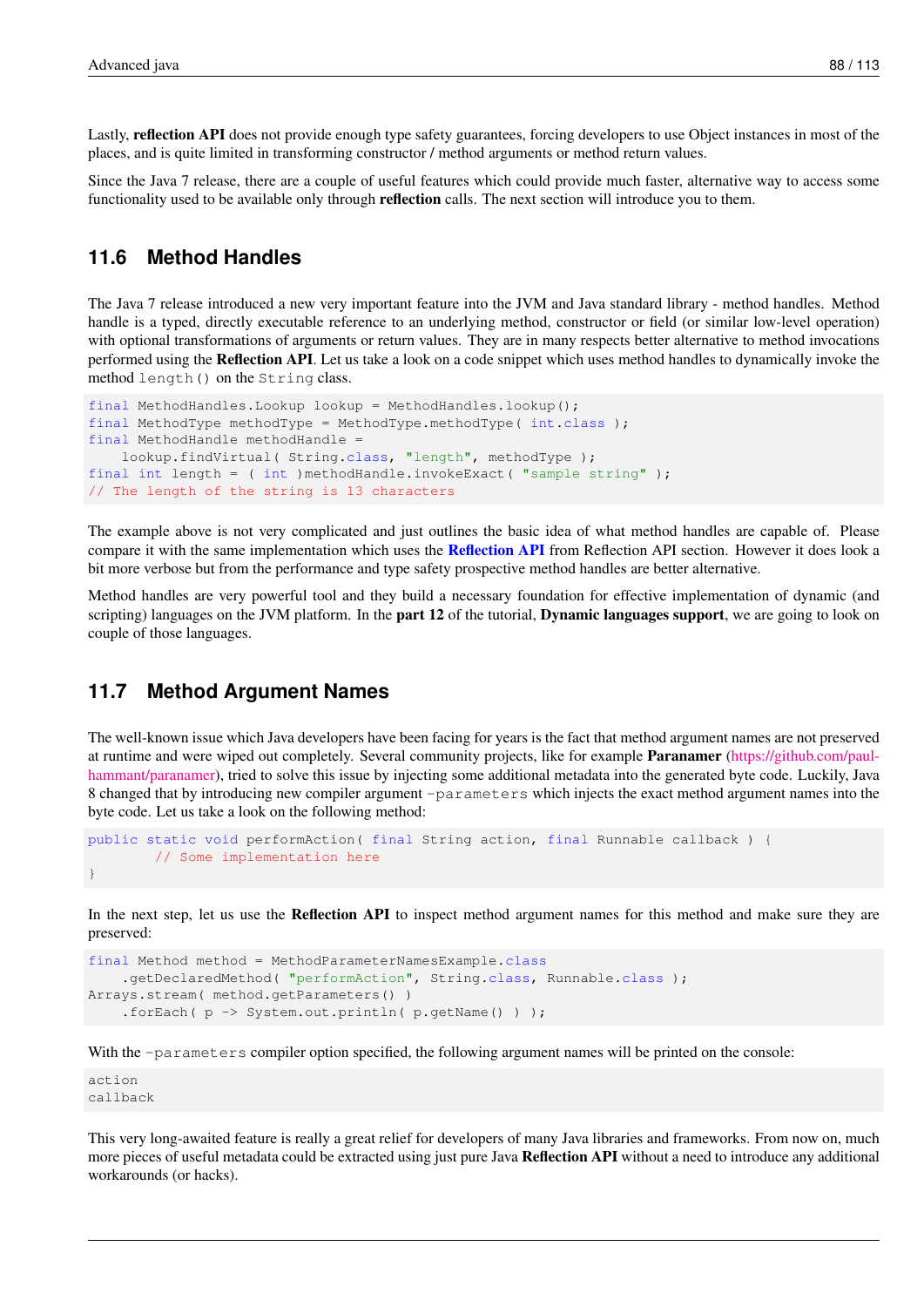Lastly, **reflection API** does not provide enough type safety guarantees, forcing developers to use Object instances in most of the places, and is quite limited in transforming constructor / method arguments or method return values.

Since the Java 7 release, there are a couple of useful features which could provide much faster, alternative way to access some functionality used to be available only through **reflection** calls. The next section will introduce you to them.

## 11.6 Method Handles

The Java 7 release introduced a new very important feature into the JVM and Java standard library - method handles. Method handle is a typed, directly executable reference to an underlying method, constructor or field (or similar low-level operation) with optional transformations of arguments or return values. They are in many respects better alternative to method invocations performed using the **Reflection API**. Let us take a look on a code snippet which uses method handles to dynamically invoke the method `length()` on the `String` class.

```
final MethodHandles.Lookup lookup = MethodHandles.lookup();
final MethodType methodType = MethodType.methodType( int.class );
final MethodHandle methodHandle =
    lookup.findVirtual( String.class, "length", methodType );
final int length = ( int )methodHandle.invokeExact( "sample string" );
// The length of the string is 13 characters
```

The example above is not very complicated and just outlines the basic idea of what method handles are capable of. Please compare it with the same implementation which uses the **Reflection API** from Reflection API section. However it does look a bit more verbose but from the performance and type safety prospective method handles are better alternative.

Method handles are very powerful tool and they build a necessary foundation for effective implementation of dynamic (and scripting) languages on the JVM platform. In the **part 12** of the tutorial, **Dynamic languages support**, we are going to look on couple of those languages.

## 11.7 Method Argument Names

The well-known issue which Java developers have been facing for years is the fact that method argument names are not preserved at runtime and were wiped out completely. Several community projects, like for example **Paranamer** (https://github.com/paul-hammant/paranamer), tried to solve this issue by injecting some additional metadata into the generated byte code. Luckily, Java 8 changed that by introducing new compiler argument `-parameters` which injects the exact method argument names into the byte code. Let us take a look on the following method:

```
public static void performAction( final String action, final Runnable callback ) {
        // Some implementation here
}
```

In the next step, let us use the **Reflection API** to inspect method argument names for this method and make sure they are preserved:

```
final Method method = MethodParameterNamesExample.class
    .getDeclaredMethod( "performAction", String.class, Runnable.class );
Arrays.stream( method.getParameters() )
    .forEach( p -> System.out.println( p.getName() ) );
```

With the `-parameters` compiler option specified, the following argument names will be printed on the console:

```
action
callback
```

This very long-awaited feature is really a great relief for developers of many Java libraries and frameworks. From now on, much more pieces of useful metadata could be extracted using just pure Java **Reflection API** without a need to introduce any additional workarounds (or hacks).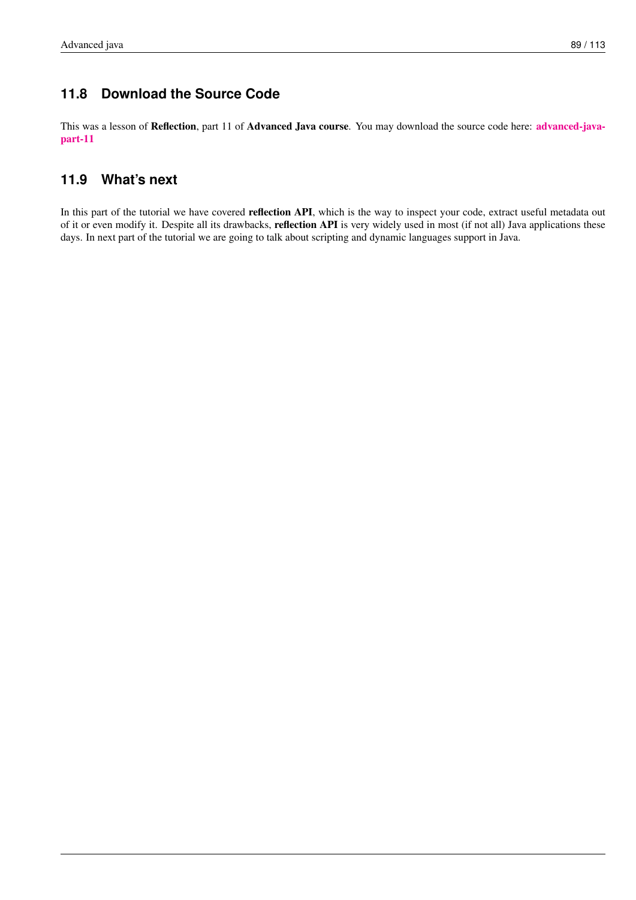## 11.8 Download the Source Code

This was a lesson of **Reflection**, part 11 of **Advanced Java course**. You may download the source code here: **advanced-java-part-11**

## 11.9 What's next

In this part of the tutorial we have covered **reflection API**, which is the way to inspect your code, extract useful metadata out of it or even modify it. Despite all its drawbacks, **reflection API** is very widely used in most (if not all) Java applications these days. In next part of the tutorial we are going to talk about scripting and dynamic languages support in Java.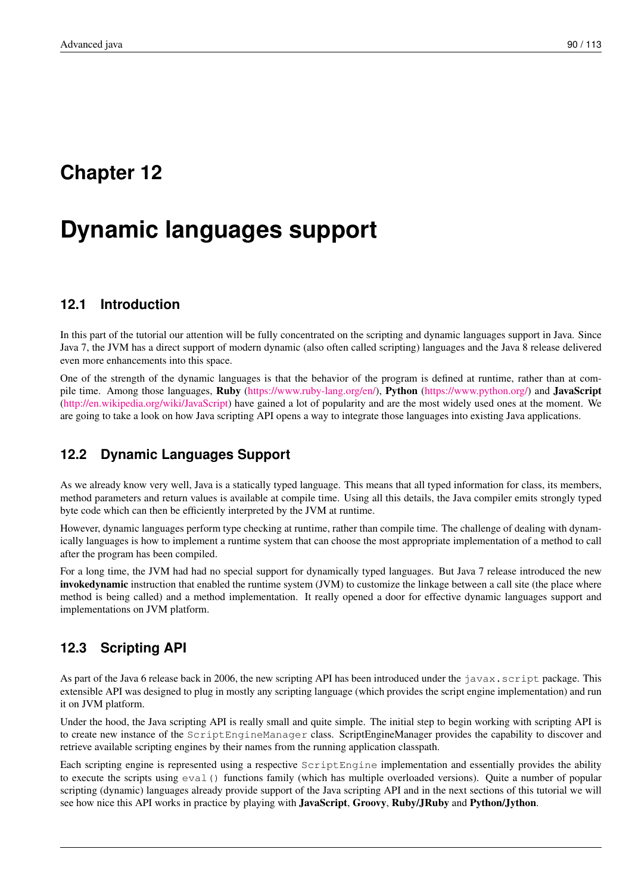# Chapter 12

# Dynamic languages support

## 12.1 Introduction

In this part of the tutorial our attention will be fully concentrated on the scripting and dynamic languages support in Java. Since Java 7, the JVM has a direct support of modern dynamic (also often called scripting) languages and the Java 8 release delivered even more enhancements into this space.

One of the strength of the dynamic languages is that the behavior of the program is defined at runtime, rather than at compile time. Among those languages, **Ruby** (https://www.ruby-lang.org/en/), **Python** (https://www.python.org/) and **JavaScript** (http://en.wikipedia.org/wiki/JavaScript) have gained a lot of popularity and are the most widely used ones at the moment. We are going to take a look on how Java scripting API opens a way to integrate those languages into existing Java applications.

## 12.2 Dynamic Languages Support

As we already know very well, Java is a statically typed language. This means that all typed information for class, its members, method parameters and return values is available at compile time. Using all this details, the Java compiler emits strongly typed byte code which can then be efficiently interpreted by the JVM at runtime.

However, dynamic languages perform type checking at runtime, rather than compile time. The challenge of dealing with dynamically languages is how to implement a runtime system that can choose the most appropriate implementation of a method to call after the program has been compiled.

For a long time, the JVM had had no special support for dynamically typed languages. But Java 7 release introduced the new **invokedynamic** instruction that enabled the runtime system (JVM) to customize the linkage between a call site (the place where method is being called) and a method implementation. It really opened a door for effective dynamic languages support and implementations on JVM platform.

## 12.3 Scripting API

As part of the Java 6 release back in 2006, the new scripting API has been introduced under the `javax.script` package. This extensible API was designed to plug in mostly any scripting language (which provides the script engine implementation) and run it on JVM platform.

Under the hood, the Java scripting API is really small and quite simple. The initial step to begin working with scripting API is to create new instance of the `ScriptEngineManager` class. ScriptEngineManager provides the capability to discover and retrieve available scripting engines by their names from the running application classpath.

Each scripting engine is represented using a respective `ScriptEngine` implementation and essentially provides the ability to execute the scripts using `eval()` functions family (which has multiple overloaded versions). Quite a number of popular scripting (dynamic) languages already provide support of the Java scripting API and in the next sections of this tutorial we will see how nice this API works in practice by playing with **JavaScript**, **Groovy**, **Ruby/JRuby** and **Python/Jython**.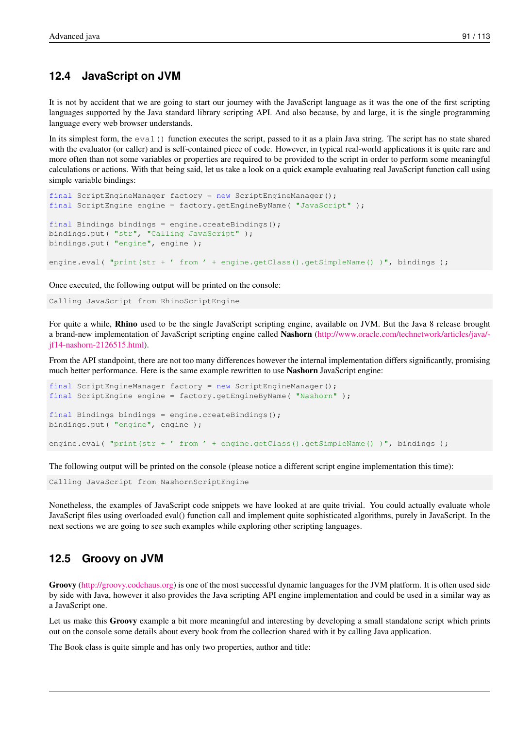## 12.4 JavaScript on JVM

It is not by accident that we are going to start our journey with the JavaScript language as it was the one of the first scripting languages supported by the Java standard library scripting API. And also because, by and large, it is the single programming language every web browser understands.

In its simplest form, the `eval()` function executes the script, passed to it as a plain Java string. The script has no state shared with the evaluator (or caller) and is self-contained piece of code. However, in typical real-world applications it is quite rare and more often than not some variables or properties are required to be provided to the script in order to perform some meaningful calculations or actions. With that being said, let us take a look on a quick example evaluating real JavaScript function call using simple variable bindings:

```
final ScriptEngineManager factory = new ScriptEngineManager();
final ScriptEngine engine = factory.getEngineByName( "JavaScript" );

final Bindings bindings = engine.createBindings();
bindings.put( "str", "Calling JavaScript" );
bindings.put( "engine", engine );

engine.eval( "print(str + ' from ' + engine.getClass().getSimpleName() )", bindings );
```

Once executed, the following output will be printed on the console:

```
Calling JavaScript from RhinoScriptEngine
```

For quite a while, **Rhino** used to be the single JavaScript scripting engine, available on JVM. But the Java 8 release brought a brand-new implementation of JavaScript scripting engine called **Nashorn** (http://www.oracle.com/technetwork/articles/java/jf14-nashorn-2126515.html).

From the API standpoint, there are not too many differences however the internal implementation differs significantly, promising much better performance. Here is the same example rewritten to use **Nashorn** JavaScript engine:

```
final ScriptEngineManager factory = new ScriptEngineManager();
final ScriptEngine engine = factory.getEngineByName( "Nashorn" );

final Bindings bindings = engine.createBindings();
bindings.put( "engine", engine );

engine.eval( "print(str + ' from ' + engine.getClass().getSimpleName() )", bindings );
```

The following output will be printed on the console (please notice a different script engine implementation this time):

```
Calling JavaScript from NashornScriptEngine
```

Nonetheless, the examples of JavaScript code snippets we have looked at are quite trivial. You could actually evaluate whole JavaScript files using overloaded eval() function call and implement quite sophisticated algorithms, purely in JavaScript. In the next sections we are going to see such examples while exploring other scripting languages.

## 12.5 Groovy on JVM

**Groovy** (http://groovy.codehaus.org) is one of the most successful dynamic languages for the JVM platform. It is often used side by side with Java, however it also provides the Java scripting API engine implementation and could be used in a similar way as a JavaScript one.

Let us make this **Groovy** example a bit more meaningful and interesting by developing a small standalone script which prints out on the console some details about every book from the collection shared with it by calling Java application.

The Book class is quite simple and has only two properties, author and title: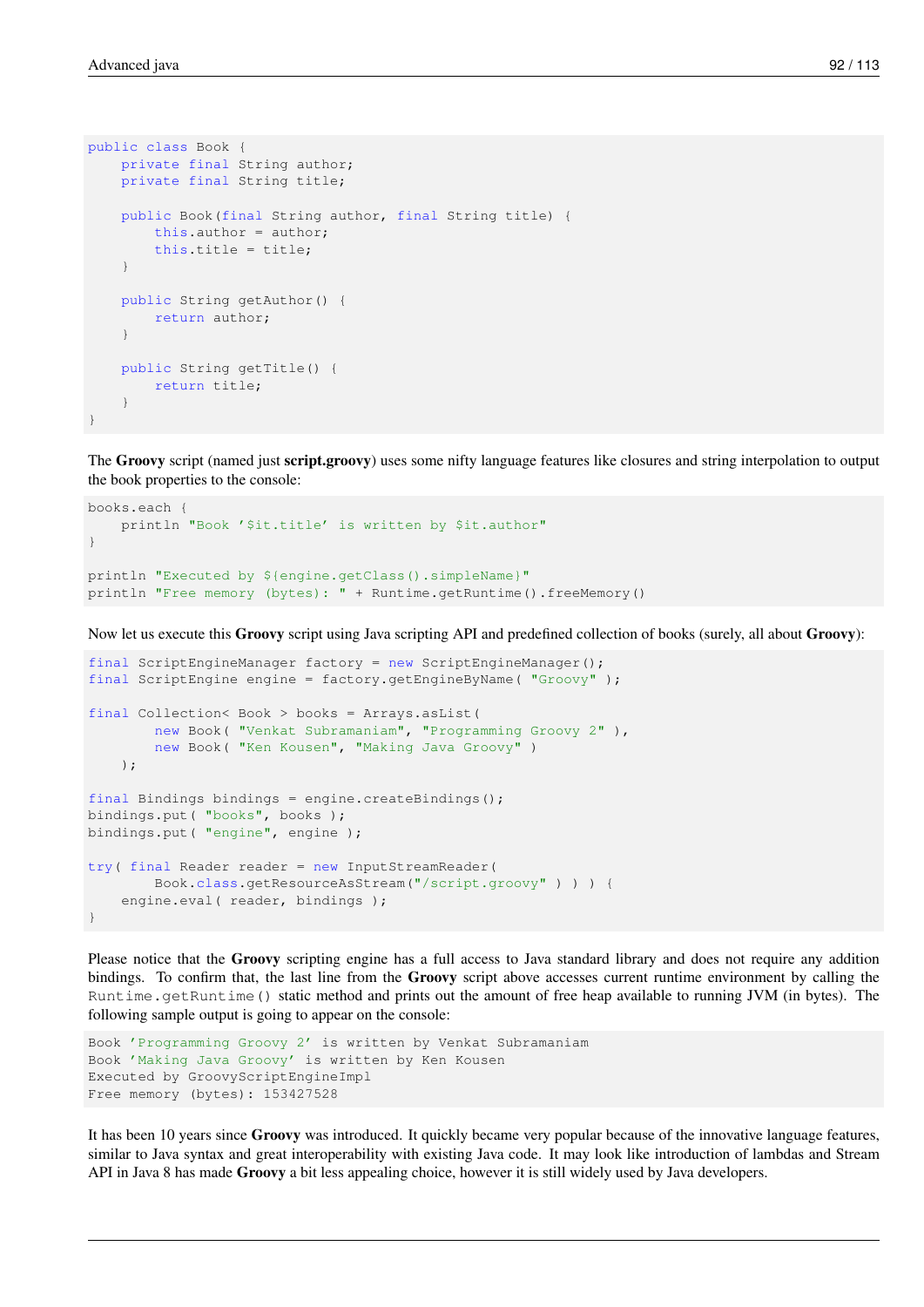```java
public class Book {
    private final String author;
    private final String title;

    public Book(final String author, final String title) {
        this.author = author;
        this.title = title;
    }

    public String getAuthor() {
        return author;
    }

    public String getTitle() {
        return title;
    }
}
```

The **Groovy** script (named just **script.groovy**) uses some nifty language features like closures and string interpolation to output the book properties to the console:

```groovy
books.each {
    println "Book '$it.title' is written by $it.author"
}

println "Executed by ${engine.getClass().simpleName}"
println "Free memory (bytes): " + Runtime.getRuntime().freeMemory()
```

Now let us execute this **Groovy** script using Java scripting API and predefined collection of books (surely, all about **Groovy**):

```java
final ScriptEngineManager factory = new ScriptEngineManager();
final ScriptEngine engine = factory.getEngineByName( "Groovy" );

final Collection< Book > books = Arrays.asList(
        new Book( "Venkat Subramaniam", "Programming Groovy 2" ),
        new Book( "Ken Kousen", "Making Java Groovy" )
    );

final Bindings bindings = engine.createBindings();
bindings.put( "books", books );
bindings.put( "engine", engine );

try( final Reader reader = new InputStreamReader(
        Book.class.getResourceAsStream("/script.groovy" ) ) ) {
    engine.eval( reader, bindings );
}
```

Please notice that the **Groovy** scripting engine has a full access to Java standard library and does not require any addition bindings. To confirm that, the last line from the **Groovy** script above accesses current runtime environment by calling the `Runtime.getRuntime()` static method and prints out the amount of free heap available to running JVM (in bytes). The following sample output is going to appear on the console:

```
Book 'Programming Groovy 2' is written by Venkat Subramaniam
Book 'Making Java Groovy' is written by Ken Kousen
Executed by GroovyScriptEngineImpl
Free memory (bytes): 153427528
```

It has been 10 years since **Groovy** was introduced. It quickly became very popular because of the innovative language features, similar to Java syntax and great interoperability with existing Java code. It may look like introduction of lambdas and Stream API in Java 8 has made **Groovy** a bit less appealing choice, however it is still widely used by Java developers.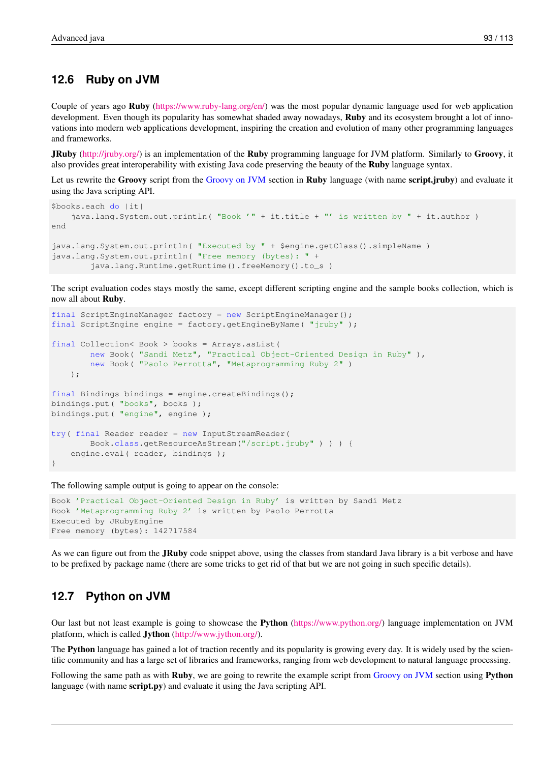## 12.6 Ruby on JVM

Couple of years ago **Ruby** (https://www.ruby-lang.org/en/) was the most popular dynamic language used for web application development. Even though its popularity has somewhat shaded away nowadays, **Ruby** and its ecosystem brought a lot of innovations into modern web applications development, inspiring the creation and evolution of many other programming languages and frameworks.

**JRuby** (http://jruby.org/) is an implementation of the **Ruby** programming language for JVM platform. Similarly to **Groovy**, it also provides great interoperability with existing Java code preserving the beauty of the **Ruby** language syntax.

Let us rewrite the **Groovy** script from the Groovy on JVM section in **Ruby** language (with name **script.jruby**) and evaluate it using the Java scripting API.

```
$books.each do |it|
    java.lang.System.out.println( "Book '" + it.title + "' is written by " + it.author )
end

java.lang.System.out.println( "Executed by " + $engine.getClass().simpleName )
java.lang.System.out.println( "Free memory (bytes): " +
        java.lang.Runtime.getRuntime().freeMemory().to_s )
```

The script evaluation codes stays mostly the same, except different scripting engine and the sample books collection, which is now all about **Ruby**.

```
final ScriptEngineManager factory = new ScriptEngineManager();
final ScriptEngine engine = factory.getEngineByName( "jruby" );

final Collection< Book > books = Arrays.asList(
        new Book( "Sandi Metz", "Practical Object-Oriented Design in Ruby" ),
        new Book( "Paolo Perrotta", "Metaprogramming Ruby 2" )
    );

final Bindings bindings = engine.createBindings();
bindings.put( "books", books );
bindings.put( "engine", engine );

try( final Reader reader = new InputStreamReader(
        Book.class.getResourceAsStream("/script.jruby" ) ) ) {
    engine.eval( reader, bindings );
}
```

The following sample output is going to appear on the console:

```
Book 'Practical Object-Oriented Design in Ruby' is written by Sandi Metz
Book 'Metaprogramming Ruby 2' is written by Paolo Perrotta
Executed by JRubyEngine
Free memory (bytes): 142717584
```

As we can figure out from the **JRuby** code snippet above, using the classes from standard Java library is a bit verbose and have to be prefixed by package name (there are some tricks to get rid of that but we are not going in such specific details).

## 12.7 Python on JVM

Our last but not least example is going to showcase the **Python** (https://www.python.org/) language implementation on JVM platform, which is called **Jython** (http://www.jython.org/).

The **Python** language has gained a lot of traction recently and its popularity is growing every day. It is widely used by the scientific community and has a large set of libraries and frameworks, ranging from web development to natural language processing.

Following the same path as with **Ruby**, we are going to rewrite the example script from Groovy on JVM section using **Python** language (with name **script.py**) and evaluate it using the Java scripting API.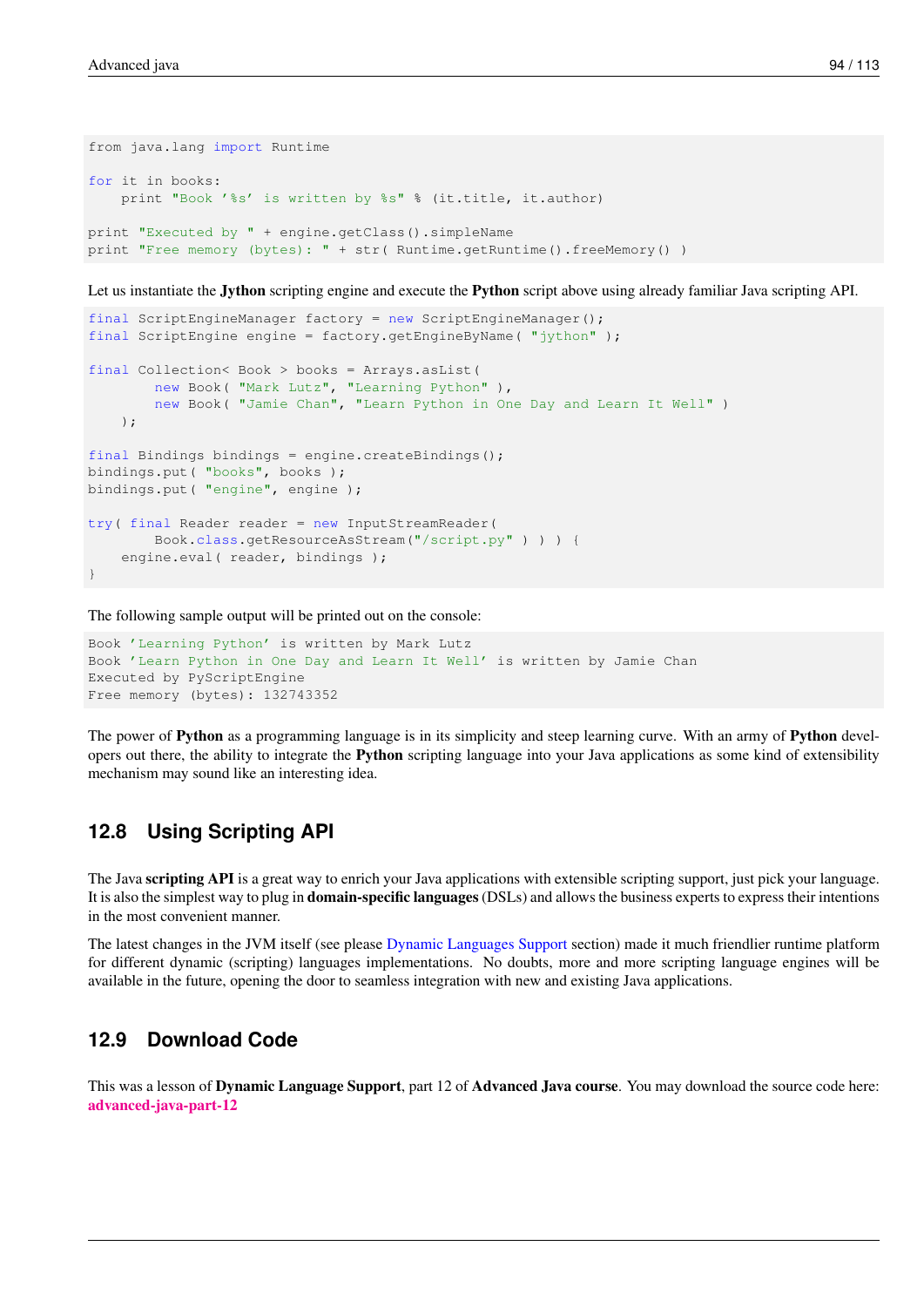```
from java.lang import Runtime

for it in books:
    print "Book '%s' is written by %s" % (it.title, it.author)

print "Executed by " + engine.getClass().simpleName
print "Free memory (bytes): " + str( Runtime.getRuntime().freeMemory() )
```

Let us instantiate the **Jython** scripting engine and execute the **Python** script above using already familiar Java scripting API.

```
final ScriptEngineManager factory = new ScriptEngineManager();
final ScriptEngine engine = factory.getEngineByName( "jython" );

final Collection< Book > books = Arrays.asList(
        new Book( "Mark Lutz", "Learning Python" ),
        new Book( "Jamie Chan", "Learn Python in One Day and Learn It Well" )
    );

final Bindings bindings = engine.createBindings();
bindings.put( "books", books );
bindings.put( "engine", engine );

try( final Reader reader = new InputStreamReader(
        Book.class.getResourceAsStream("/script.py" ) ) ) {
    engine.eval( reader, bindings );
}
```

The following sample output will be printed out on the console:

```
Book 'Learning Python' is written by Mark Lutz
Book 'Learn Python in One Day and Learn It Well' is written by Jamie Chan
Executed by PyScriptEngine
Free memory (bytes): 132743352
```

The power of **Python** as a programming language is in its simplicity and steep learning curve. With an army of **Python** developers out there, the ability to integrate the **Python** scripting language into your Java applications as some kind of extensibility mechanism may sound like an interesting idea.

## 12.8 Using Scripting API

The Java **scripting API** is a great way to enrich your Java applications with extensible scripting support, just pick your language. It is also the simplest way to plug in **domain-specific languages** (DSLs) and allows the business experts to express their intentions in the most convenient manner.

The latest changes in the JVM itself (see please Dynamic Languages Support section) made it much friendlier runtime platform for different dynamic (scripting) languages implementations. No doubts, more and more scripting language engines will be available in the future, opening the door to seamless integration with new and existing Java applications.

## 12.9 Download Code

This was a lesson of **Dynamic Language Support**, part 12 of **Advanced Java course**. You may download the source code here: **advanced-java-part-12**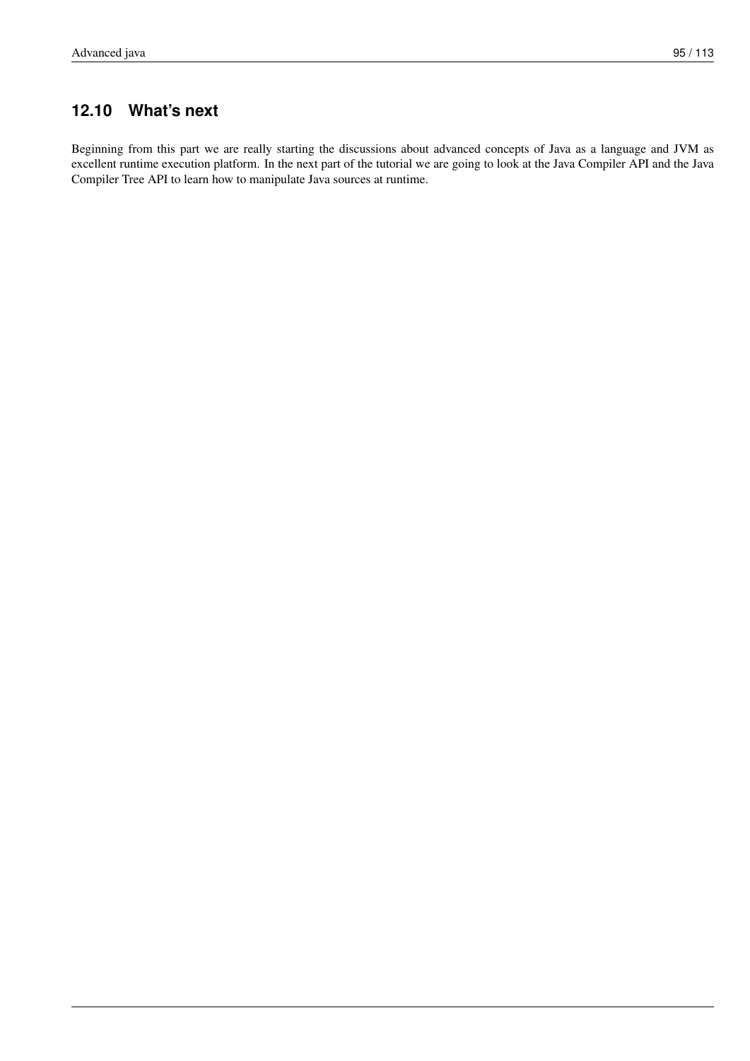## 12.10 What's next

Beginning from this part we are really starting the discussions about advanced concepts of Java as a language and JVM as excellent runtime execution platform. In the next part of the tutorial we are going to look at the Java Compiler API and the Java Compiler Tree API to learn how to manipulate Java sources at runtime.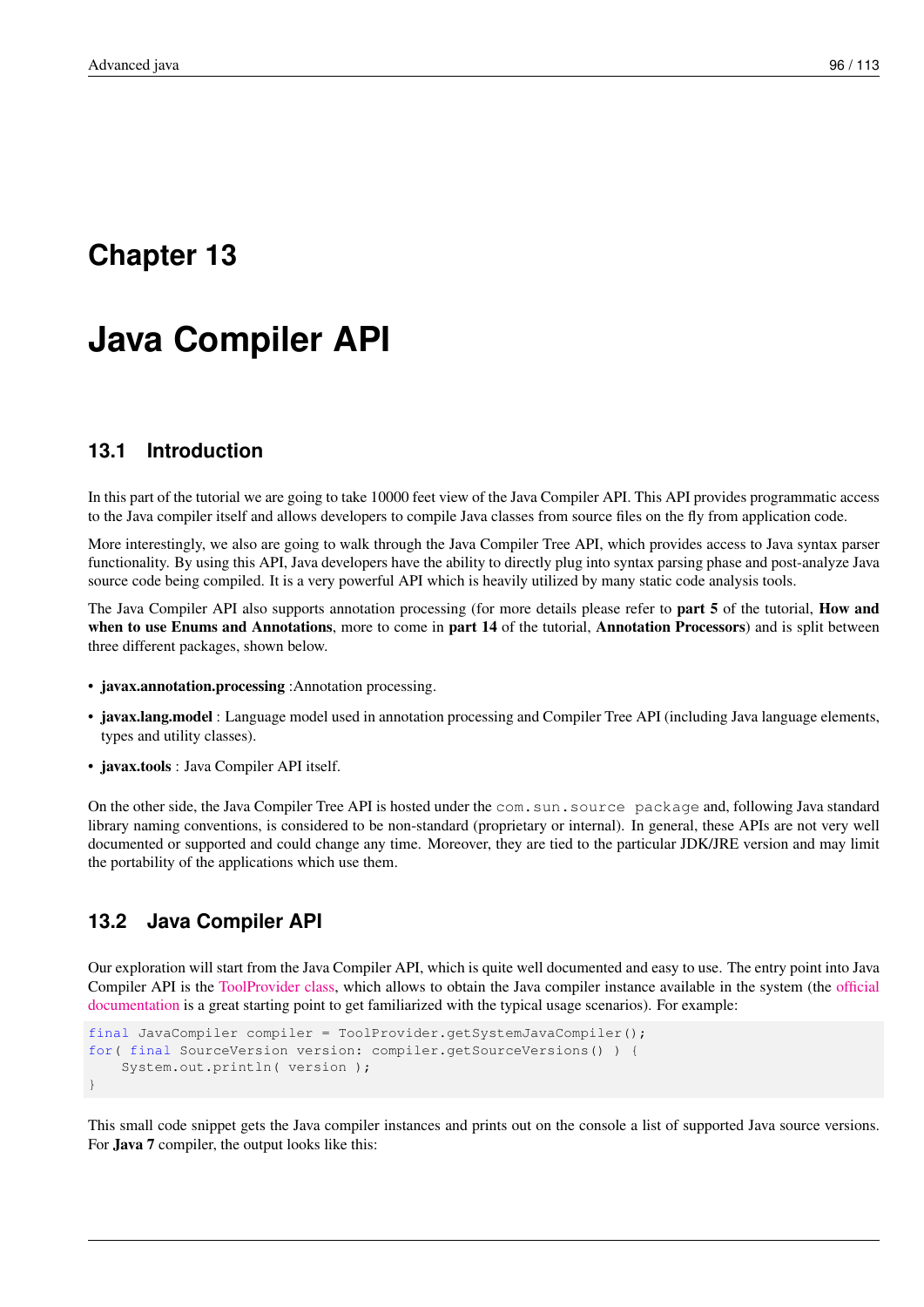# Chapter 13

# Java Compiler API

## 13.1 Introduction

In this part of the tutorial we are going to take 10000 feet view of the Java Compiler API. This API provides programmatic access to the Java compiler itself and allows developers to compile Java classes from source files on the fly from application code.

More interestingly, we also are going to walk through the Java Compiler Tree API, which provides access to Java syntax parser functionality. By using this API, Java developers have the ability to directly plug into syntax parsing phase and post-analyze Java source code being compiled. It is a very powerful API which is heavily utilized by many static code analysis tools.

The Java Compiler API also supports annotation processing (for more details please refer to **part 5** of the tutorial, **How and when to use Enums and Annotations**, more to come in **part 14** of the tutorial, **Annotation Processors**) and is split between three different packages, shown below.

- **javax.annotation.processing** :Annotation processing.
- **javax.lang.model** : Language model used in annotation processing and Compiler Tree API (including Java language elements, types and utility classes).
- **javax.tools** : Java Compiler API itself.

On the other side, the Java Compiler Tree API is hosted under the `com.sun.source package` and, following Java standard library naming conventions, is considered to be non-standard (proprietary or internal). In general, these APIs are not very well documented or supported and could change any time. Moreover, they are tied to the particular JDK/JRE version and may limit the portability of the applications which use them.

## 13.2 Java Compiler API

Our exploration will start from the Java Compiler API, which is quite well documented and easy to use. The entry point into Java Compiler API is the ToolProvider class, which allows to obtain the Java compiler instance available in the system (the official documentation is a great starting point to get familiarized with the typical usage scenarios). For example:

```
final JavaCompiler compiler = ToolProvider.getSystemJavaCompiler();
for( final SourceVersion version: compiler.getSourceVersions() ) {
    System.out.println( version );
}
```

This small code snippet gets the Java compiler instances and prints out on the console a list of supported Java source versions. For **Java 7** compiler, the output looks like this: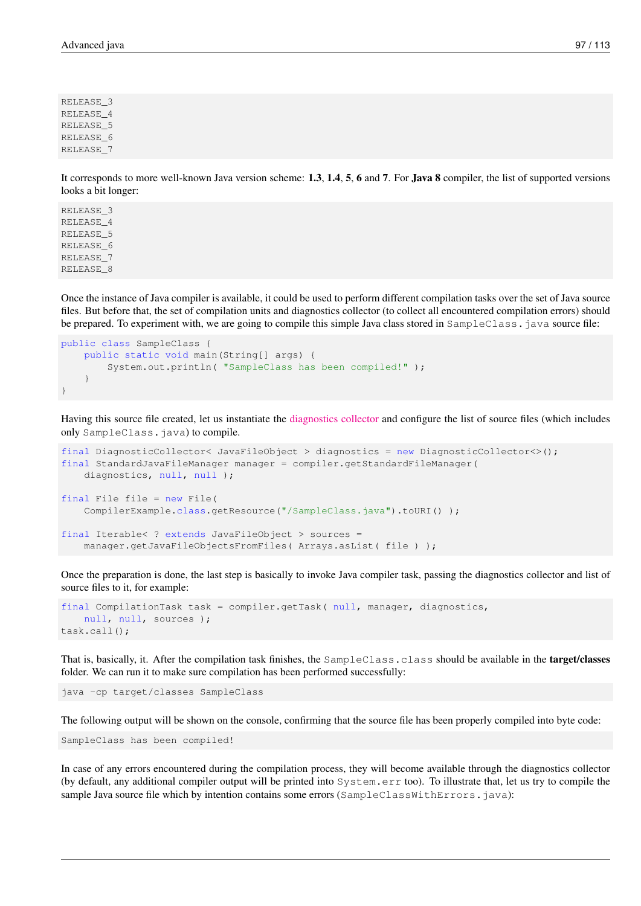```
RELEASE_3
RELEASE_4
RELEASE_5
RELEASE_6
RELEASE_7
```

It corresponds to more well-known Java version scheme: **1.3**, **1.4**, **5**, **6** and **7**. For **Java 8** compiler, the list of supported versions looks a bit longer:

```
RELEASE_3
RELEASE_4
RELEASE_5
RELEASE_6
RELEASE_7
RELEASE_8
```

Once the instance of Java compiler is available, it could be used to perform different compilation tasks over the set of Java source files. But before that, the set of compilation units and diagnostics collector (to collect all encountered compilation errors) should be prepared. To experiment with, we are going to compile this simple Java class stored in `SampleClass.java` source file:

```
public class SampleClass {
    public static void main(String[] args) {
        System.out.println( "SampleClass has been compiled!" );
    }
}
```

Having this source file created, let us instantiate the diagnostics collector and configure the list of source files (which includes only `SampleClass.java`) to compile.

```
final DiagnosticCollector< JavaFileObject > diagnostics = new DiagnosticCollector<>();
final StandardJavaFileManager manager = compiler.getStandardFileManager(
    diagnostics, null, null );

final File file = new File(
    CompilerExample.class.getResource("/SampleClass.java").toURI() );

final Iterable< ? extends JavaFileObject > sources =
    manager.getJavaFileObjectsFromFiles( Arrays.asList( file ) );
```

Once the preparation is done, the last step is basically to invoke Java compiler task, passing the diagnostics collector and list of source files to it, for example:

```
final CompilationTask task = compiler.getTask( null, manager, diagnostics,
    null, null, sources );
task.call();
```

That is, basically, it. After the compilation task finishes, the `SampleClass.class` should be available in the **target/classes** folder. We can run it to make sure compilation has been performed successfully:

```
java -cp target/classes SampleClass
```

The following output will be shown on the console, confirming that the source file has been properly compiled into byte code:

```
SampleClass has been compiled!
```

In case of any errors encountered during the compilation process, they will become available through the diagnostics collector (by default, any additional compiler output will be printed into `System.err` too). To illustrate that, let us try to compile the sample Java source file which by intention contains some errors (`SampleClassWithErrors.java`):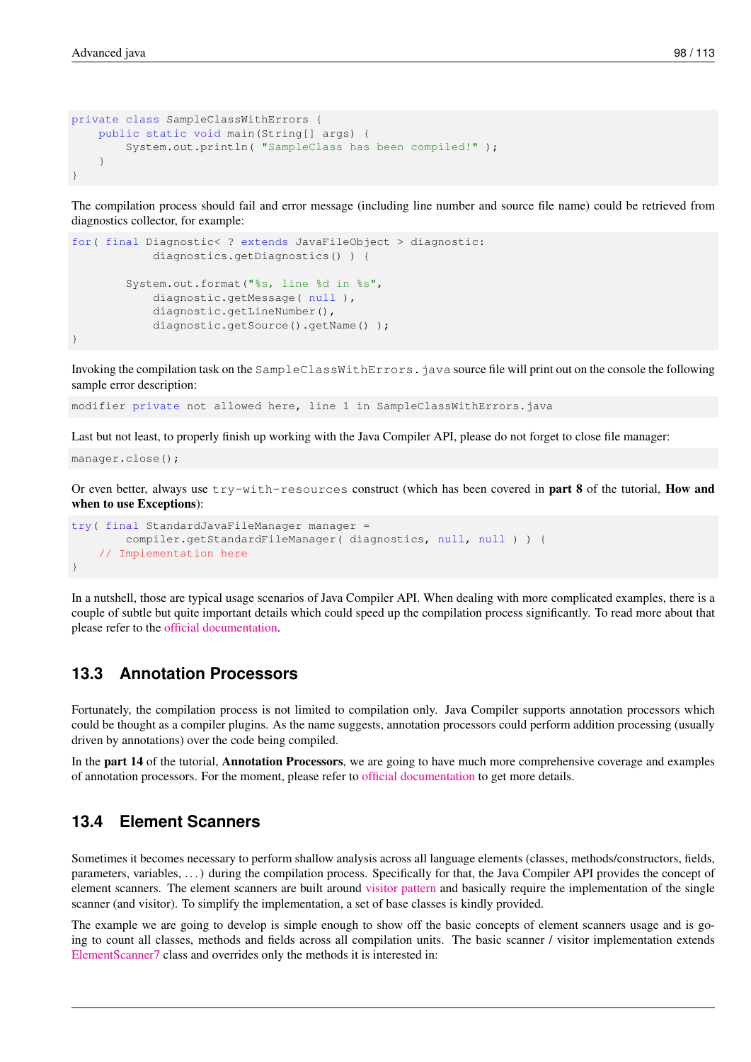```
private class SampleClassWithErrors {
    public static void main(String[] args) {
        System.out.println( "SampleClass has been compiled!" );
    }
}
```

The compilation process should fail and error message (including line number and source file name) could be retrieved from diagnostics collector, for example:

```
for( final Diagnostic< ? extends JavaFileObject > diagnostic:
            diagnostics.getDiagnostics() ) {

        System.out.format("%s, line %d in %s",
            diagnostic.getMessage( null ),
            diagnostic.getLineNumber(),
            diagnostic.getSource().getName() );
}
```

Invoking the compilation task on the `SampleClassWithErrors.java` source file will print out on the console the following sample error description:

```
modifier private not allowed here, line 1 in SampleClassWithErrors.java
```

Last but not least, to properly finish up working with the Java Compiler API, please do not forget to close file manager:

```
manager.close();
```

Or even better, always use `try-with-resources` construct (which has been covered in **part 8** of the tutorial, **How and when to use Exceptions**):

```
try( final StandardJavaFileManager manager =
        compiler.getStandardFileManager( diagnostics, null, null ) ) {
    // Implementation here
}
```

In a nutshell, those are typical usage scenarios of Java Compiler API. When dealing with more complicated examples, there is a couple of subtle but quite important details which could speed up the compilation process significantly. To read more about that please refer to the official documentation.

## 13.3 Annotation Processors

Fortunately, the compilation process is not limited to compilation only. Java Compiler supports annotation processors which could be thought as a compiler plugins. As the name suggests, annotation processors could perform addition processing (usually driven by annotations) over the code being compiled.

In the **part 14** of the tutorial, **Annotation Processors**, we are going to have much more comprehensive coverage and examples of annotation processors. For the moment, please refer to official documentation to get more details.

## 13.4 Element Scanners

Sometimes it becomes necessary to perform shallow analysis across all language elements (classes, methods/constructors, fields, parameters, variables, . . . ) during the compilation process. Specifically for that, the Java Compiler API provides the concept of element scanners. The element scanners are built around visitor pattern and basically require the implementation of the single scanner (and visitor). To simplify the implementation, a set of base classes is kindly provided.

The example we are going to develop is simple enough to show off the basic concepts of element scanners usage and is going to count all classes, methods and fields across all compilation units. The basic scanner / visitor implementation extends ElementScanner7 class and overrides only the methods it is interested in: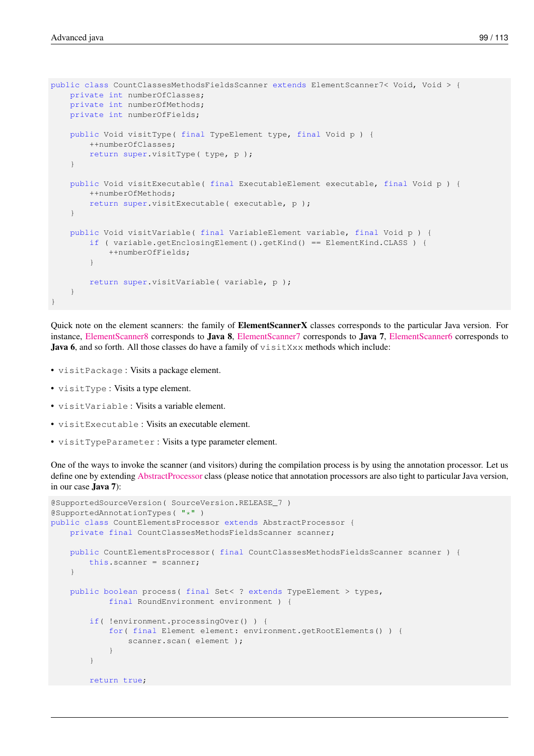```java
public class CountClassesMethodsFieldsScanner extends ElementScanner7< Void, Void > {
    private int numberOfClasses;
    private int numberOfMethods;
    private int numberOfFields;

    public Void visitType( final TypeElement type, final Void p ) {
        ++numberOfClasses;
        return super.visitType( type, p );
    }

    public Void visitExecutable( final ExecutableElement executable, final Void p ) {
        ++numberOfMethods;
        return super.visitExecutable( executable, p );
    }

    public Void visitVariable( final VariableElement variable, final Void p ) {
        if ( variable.getEnclosingElement().getKind() == ElementKind.CLASS ) {
            ++numberOfFields;
        }

        return super.visitVariable( variable, p );
    }
}
```

Quick note on the element scanners: the family of **ElementScannerX** classes corresponds to the particular Java version. For instance, ElementScanner8 corresponds to **Java 8**, ElementScanner7 corresponds to **Java 7**, ElementScanner6 corresponds to **Java 6**, and so forth. All those classes do have a family of `visitXxx` methods which include:

- `visitPackage` : Visits a package element.
- `visitType` : Visits a type element.
- `visitVariable` : Visits a variable element.
- `visitExecutable` : Visits an executable element.
- `visitTypeParameter` : Visits a type parameter element.

One of the ways to invoke the scanner (and visitors) during the compilation process is by using the annotation processor. Let us define one by extending AbstractProcessor class (please notice that annotation processors are also tight to particular Java version, in our case **Java 7**):

```java
@SupportedSourceVersion( SourceVersion.RELEASE_7 )
@SupportedAnnotationTypes( "*" )
public class CountElementsProcessor extends AbstractProcessor {
    private final CountClassesMethodsFieldsScanner scanner;

    public CountElementsProcessor( final CountClassesMethodsFieldsScanner scanner ) {
        this.scanner = scanner;
    }

    public boolean process( final Set< ? extends TypeElement > types,
            final RoundEnvironment environment ) {

        if( !environment.processingOver() ) {
            for( final Element element: environment.getRootElements() ) {
                scanner.scan( element );
            }
        }

        return true;
```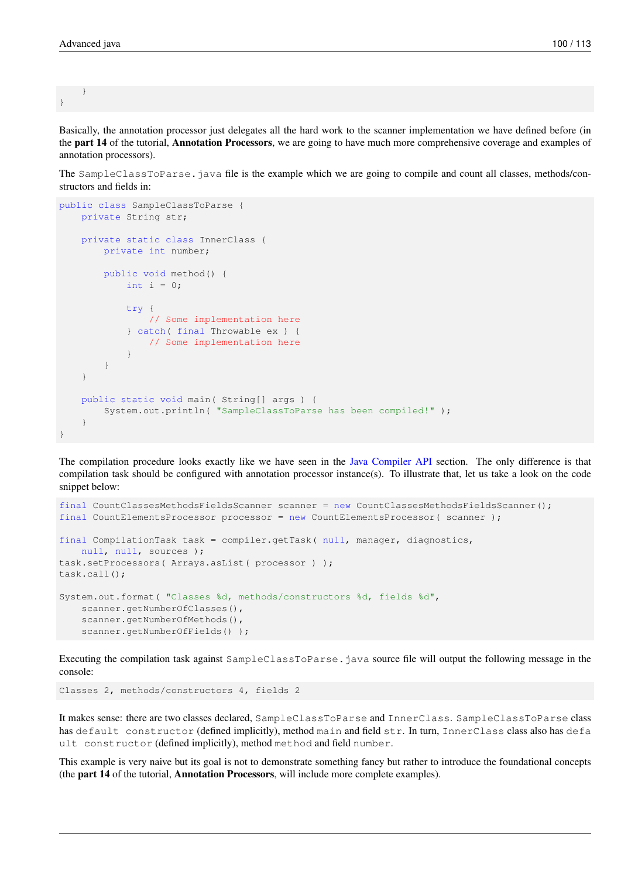```
    }
}
```

Basically, the annotation processor just delegates all the hard work to the scanner implementation we have defined before (in the **part 14** of the tutorial, **Annotation Processors**, we are going to have much more comprehensive coverage and examples of annotation processors).

The `SampleClassToParse.java` file is the example which we are going to compile and count all classes, methods/constructors and fields in:

```
public class SampleClassToParse {
    private String str;

    private static class InnerClass {
        private int number;

        public void method() {
            int i = 0;

            try {
                // Some implementation here
            } catch( final Throwable ex ) {
                // Some implementation here
            }
        }
    }

    public static void main( String[] args ) {
        System.out.println( "SampleClassToParse has been compiled!" );
    }
}
```

The compilation procedure looks exactly like we have seen in the Java Compiler API section. The only difference is that compilation task should be configured with annotation processor instance(s). To illustrate that, let us take a look on the code snippet below:

```
final CountClassesMethodsFieldsScanner scanner = new CountClassesMethodsFieldsScanner();
final CountElementsProcessor processor = new CountElementsProcessor( scanner );

final CompilationTask task = compiler.getTask( null, manager, diagnostics,
    null, null, sources );
task.setProcessors( Arrays.asList( processor ) );
task.call();

System.out.format( "Classes %d, methods/constructors %d, fields %d",
    scanner.getNumberOfClasses(),
    scanner.getNumberOfMethods(),
    scanner.getNumberOfFields() );
```

Executing the compilation task against `SampleClassToParse.java` source file will output the following message in the console:

```
Classes 2, methods/constructors 4, fields 2
```

It makes sense: there are two classes declared, `SampleClassToParse` and `InnerClass`. `SampleClassToParse` class has `default constructor` (defined implicitly), method `main` and field `str`. In turn, `InnerClass` class also has `default constructor` (defined implicitly), method `method` and field `number`.

This example is very naive but its goal is not to demonstrate something fancy but rather to introduce the foundational concepts (the **part 14** of the tutorial, **Annotation Processors**, will include more complete examples).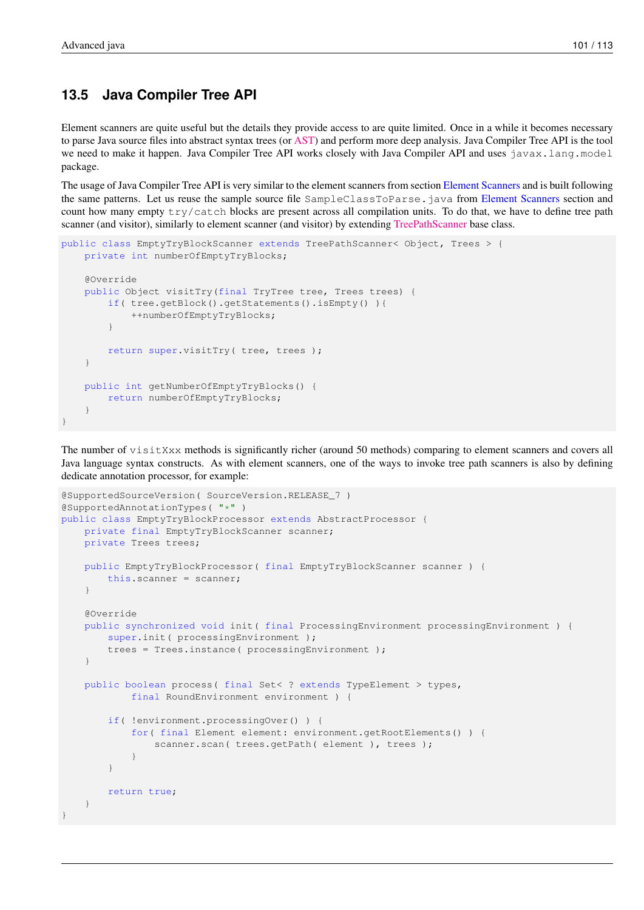## 13.5 Java Compiler Tree API

Element scanners are quite useful but the details they provide access to are quite limited. Once in a while it becomes necessary to parse Java source files into abstract syntax trees (or AST) and perform more deep analysis. Java Compiler Tree API is the tool we need to make it happen. Java Compiler Tree API works closely with Java Compiler API and uses `javax.lang.model` package.

The usage of Java Compiler Tree API is very similar to the element scanners from section Element Scanners and is built following the same patterns. Let us reuse the sample source file `SampleClassToParse.java` from Element Scanners section and count how many empty `try/catch` blocks are present across all compilation units. To do that, we have to define tree path scanner (and visitor), similarly to element scanner (and visitor) by extending TreePathScanner base class.

```
public class EmptyTryBlockScanner extends TreePathScanner< Object, Trees > {
    private int numberOfEmptyTryBlocks;

    @Override
    public Object visitTry(final TryTree tree, Trees trees) {
        if( tree.getBlock().getStatements().isEmpty() ){
            ++numberOfEmptyTryBlocks;
        }

        return super.visitTry( tree, trees );
    }

    public int getNumberOfEmptyTryBlocks() {
        return numberOfEmptyTryBlocks;
    }
}
```

The number of `visitXxx` methods is significantly richer (around 50 methods) comparing to element scanners and covers all Java language syntax constructs. As with element scanners, one of the ways to invoke tree path scanners is also by defining dedicate annotation processor, for example:

```
@SupportedSourceVersion( SourceVersion.RELEASE_7 )
@SupportedAnnotationTypes( "*" )
public class EmptyTryBlockProcessor extends AbstractProcessor {
    private final EmptyTryBlockScanner scanner;
    private Trees trees;

    public EmptyTryBlockProcessor( final EmptyTryBlockScanner scanner ) {
        this.scanner = scanner;
    }

    @Override
    public synchronized void init( final ProcessingEnvironment processingEnvironment ) {
        super.init( processingEnvironment );
        trees = Trees.instance( processingEnvironment );
    }

    public boolean process( final Set< ? extends TypeElement > types,
            final RoundEnvironment environment ) {

        if( !environment.processingOver() ) {
            for( final Element element: environment.getRootElements() ) {
                scanner.scan( trees.getPath( element ), trees );
            }
        }

        return true;
    }
}
```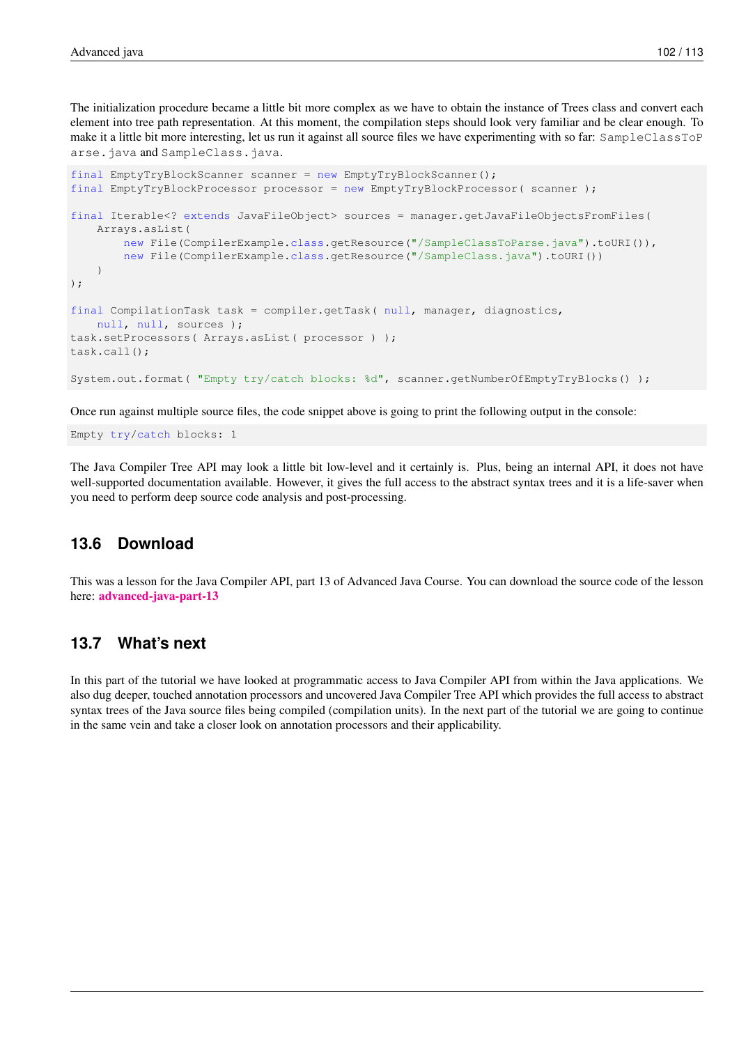The initialization procedure became a little bit more complex as we have to obtain the instance of Trees class and convert each element into tree path representation. At this moment, the compilation steps should look very familiar and be clear enough. To make it a little bit more interesting, let us run it against all source files we have experimenting with so far: `SampleClassToParse.java` and `SampleClass.java`.

```
final EmptyTryBlockScanner scanner = new EmptyTryBlockScanner();
final EmptyTryBlockProcessor processor = new EmptyTryBlockProcessor( scanner );

final Iterable<? extends JavaFileObject> sources = manager.getJavaFileObjectsFromFiles(
    Arrays.asList(
        new File(CompilerExample.class.getResource("/SampleClassToParse.java").toURI()),
        new File(CompilerExample.class.getResource("/SampleClass.java").toURI())
    )
);

final CompilationTask task = compiler.getTask( null, manager, diagnostics,
    null, null, sources );
task.setProcessors( Arrays.asList( processor ) );
task.call();

System.out.format( "Empty try/catch blocks: %d", scanner.getNumberOfEmptyTryBlocks() );
```

Once run against multiple source files, the code snippet above is going to print the following output in the console:

```
Empty try/catch blocks: 1
```

The Java Compiler Tree API may look a little bit low-level and it certainly is. Plus, being an internal API, it does not have well-supported documentation available. However, it gives the full access to the abstract syntax trees and it is a life-saver when you need to perform deep source code analysis and post-processing.

## 13.6 Download

This was a lesson for the Java Compiler API, part 13 of Advanced Java Course. You can download the source code of the lesson here: **advanced-java-part-13**

## 13.7 What's next

In this part of the tutorial we have looked at programmatic access to Java Compiler API from within the Java applications. We also dug deeper, touched annotation processors and uncovered Java Compiler Tree API which provides the full access to abstract syntax trees of the Java source files being compiled (compilation units). In the next part of the tutorial we are going to continue in the same vein and take a closer look on annotation processors and their applicability.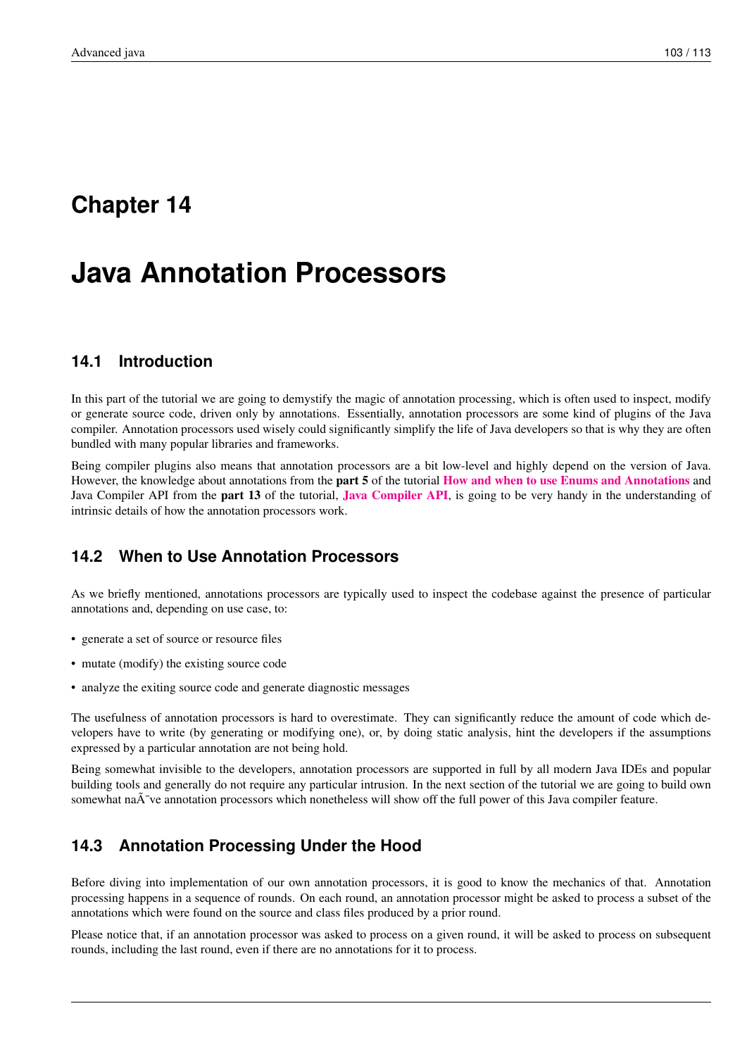# Chapter 14

# Java Annotation Processors

## 14.1 Introduction

In this part of the tutorial we are going to demystify the magic of annotation processing, which is often used to inspect, modify or generate source code, driven only by annotations. Essentially, annotation processors are some kind of plugins of the Java compiler. Annotation processors used wisely could significantly simplify the life of Java developers so that is why they are often bundled with many popular libraries and frameworks.

Being compiler plugins also means that annotation processors are a bit low-level and highly depend on the version of Java. However, the knowledge about annotations from the **part 5** of the tutorial **How and when to use Enums and Annotations** and Java Compiler API from the **part 13** of the tutorial, **Java Compiler API**, is going to be very handy in the understanding of intrinsic details of how the annotation processors work.

## 14.2 When to Use Annotation Processors

As we briefly mentioned, annotations processors are typically used to inspect the codebase against the presence of particular annotations and, depending on use case, to:

- generate a set of source or resource files
- mutate (modify) the existing source code
- analyze the exiting source code and generate diagnostic messages

The usefulness of annotation processors is hard to overestimate. They can significantly reduce the amount of code which developers have to write (by generating or modifying one), or, by doing static analysis, hint the developers if the assumptions expressed by a particular annotation are not being hold.

Being somewhat invisible to the developers, annotation processors are supported in full by all modern Java IDEs and popular building tools and generally do not require any particular intrusion. In the next section of the tutorial we are going to build own somewhat naÃ¯ve annotation processors which nonetheless will show off the full power of this Java compiler feature.

## 14.3 Annotation Processing Under the Hood

Before diving into implementation of our own annotation processors, it is good to know the mechanics of that. Annotation processing happens in a sequence of rounds. On each round, an annotation processor might be asked to process a subset of the annotations which were found on the source and class files produced by a prior round.

Please notice that, if an annotation processor was asked to process on a given round, it will be asked to process on subsequent rounds, including the last round, even if there are no annotations for it to process.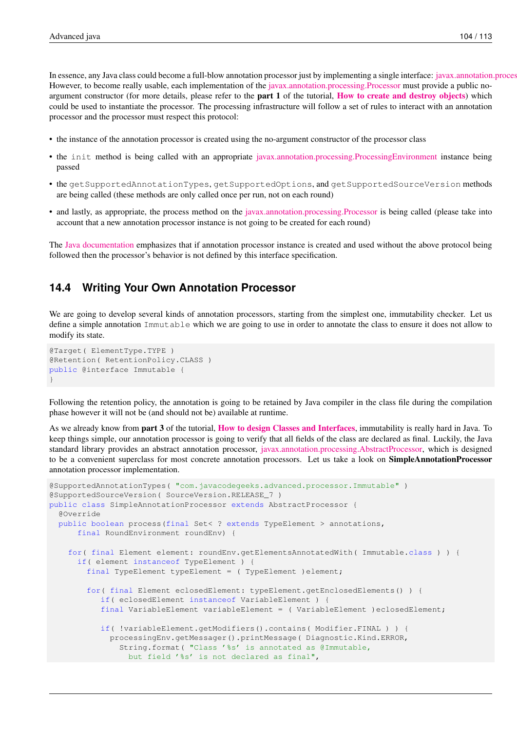In essence, any Java class could become a full-blow annotation processor just by implementing a single interface: javax.annotation.processing.Processor. However, to become really usable, each implementation of the javax.annotation.processing.Processor must provide a public no-argument constructor (for more details, please refer to the **part 1** of the tutorial, **How to create and destroy objects**) which could be used to instantiate the processor. The processing infrastructure will follow a set of rules to interact with an annotation processor and the processor must respect this protocol:

- the instance of the annotation processor is created using the no-argument constructor of the processor class
- the `init` method is being called with an appropriate javax.annotation.processing.ProcessingEnvironment instance being passed
- the `getSupportedAnnotationTypes`, `getSupportedOptions`, and `getSupportedSourceVersion` methods are being called (these methods are only called once per run, not on each round)
- and lastly, as appropriate, the process method on the javax.annotation.processing.Processor is being called (please take into account that a new annotation processor instance is not going to be created for each round)

The Java documentation emphasizes that if annotation processor instance is created and used without the above protocol being followed then the processor's behavior is not defined by this interface specification.

## 14.4 Writing Your Own Annotation Processor

We are going to develop several kinds of annotation processors, starting from the simplest one, immutability checker. Let us define a simple annotation `Immutable` which we are going to use in order to annotate the class to ensure it does not allow to modify its state.

```
@Target( ElementType.TYPE )
@Retention( RetentionPolicy.CLASS )
public @interface Immutable {
}
```

Following the retention policy, the annotation is going to be retained by Java compiler in the class file during the compilation phase however it will not be (and should not be) available at runtime.

As we already know from **part 3** of the tutorial, **How to design Classes and Interfaces**, immutability is really hard in Java. To keep things simple, our annotation processor is going to verify that all fields of the class are declared as final. Luckily, the Java standard library provides an abstract annotation processor, javax.annotation.processing.AbstractProcessor, which is designed to be a convenient superclass for most concrete annotation processors. Let us take a look on **SimpleAnnotationProcessor** annotation processor implementation.

```
@SupportedAnnotationTypes( "com.javacodegeeks.advanced.processor.Immutable" )
@SupportedSourceVersion( SourceVersion.RELEASE_7 )
public class SimpleAnnotationProcessor extends AbstractProcessor {
  @Override
  public boolean process(final Set< ? extends TypeElement > annotations,
      final RoundEnvironment roundEnv) {

    for( final Element element: roundEnv.getElementsAnnotatedWith( Immutable.class ) ) {
      if( element instanceof TypeElement ) {
        final TypeElement typeElement = ( TypeElement )element;

        for( final Element eclosedElement: typeElement.getEnclosedElements() ) {
           if( eclosedElement instanceof VariableElement ) {
           final VariableElement variableElement = ( VariableElement )eclosedElement;

           if( !variableElement.getModifiers().contains( Modifier.FINAL ) ) {
             processingEnv.getMessager().printMessage( Diagnostic.Kind.ERROR,
               String.format( "Class '%s' is annotated as @Immutable,
                 but field '%s' is not declared as final",
```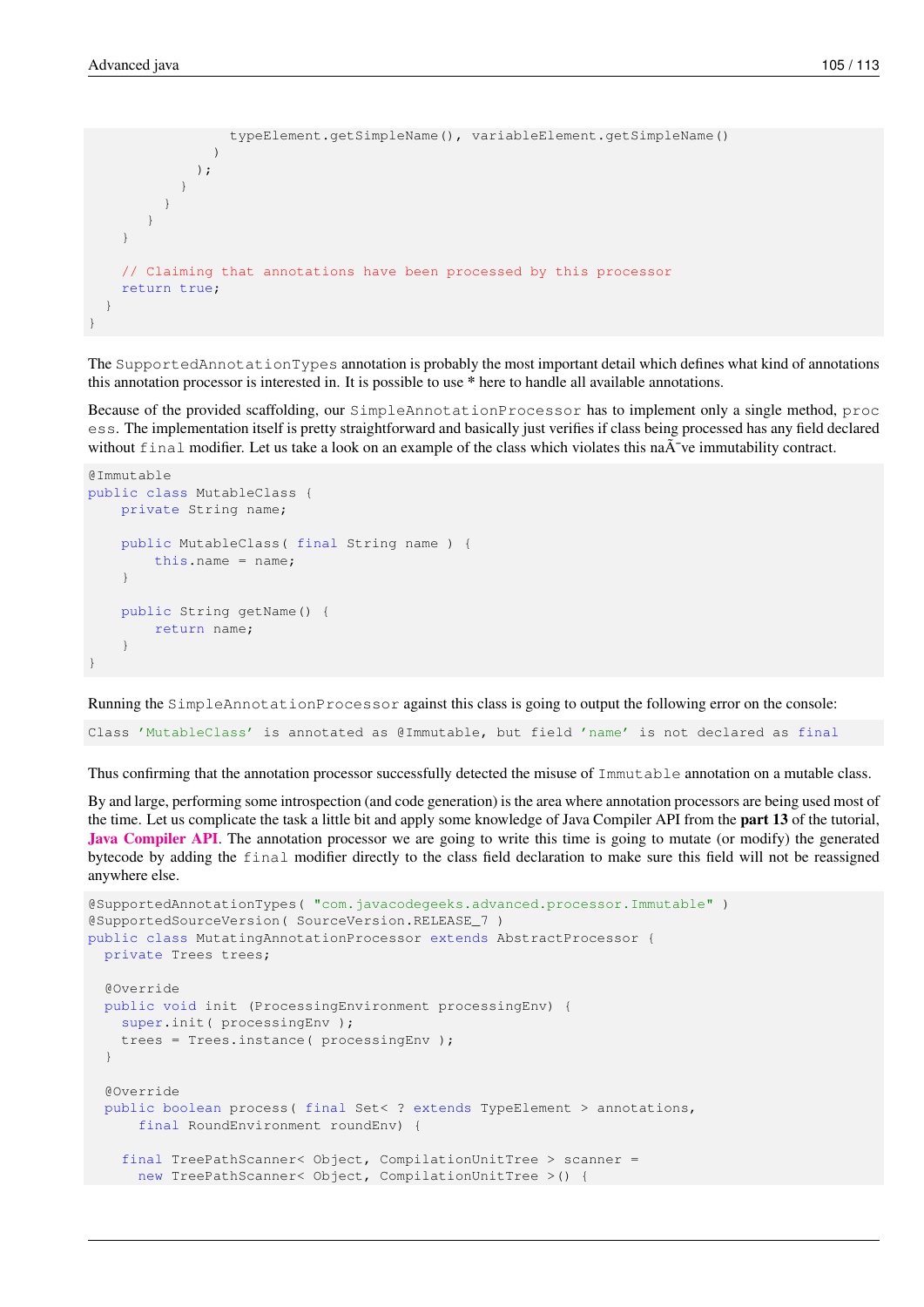```
                typeElement.getSimpleName(), variableElement.getSimpleName()
              )
            );
          }
        }
      }
    }

    // Claiming that annotations have been processed by this processor
    return true;
  }
}
```

The `SupportedAnnotationTypes` annotation is probably the most important detail which defines what kind of annotations this annotation processor is interested in. It is possible to use * here to handle all available annotations.

Because of the provided scaffolding, our `SimpleAnnotationProcessor` has to implement only a single method, `process`. The implementation itself is pretty straightforward and basically just verifies if class being processed has any field declared without `final` modifier. Let us take a look on an example of the class which violates this naÃ¯ve immutability contract.

```
@Immutable
public class MutableClass {
    private String name;

    public MutableClass( final String name ) {
        this.name = name;
    }

    public String getName() {
        return name;
    }
}
```

Running the `SimpleAnnotationProcessor` against this class is going to output the following error on the console:

```
Class 'MutableClass' is annotated as @Immutable, but field 'name' is not declared as final
```

Thus confirming that the annotation processor successfully detected the misuse of `Immutable` annotation on a mutable class.

By and large, performing some introspection (and code generation) is the area where annotation processors are being used most of the time. Let us complicate the task a little bit and apply some knowledge of Java Compiler API from the **part 13** of the tutorial, **Java Compiler API**. The annotation processor we are going to write this time is going to mutate (or modify) the generated bytecode by adding the `final` modifier directly to the class field declaration to make sure this field will not be reassigned anywhere else.

```
@SupportedAnnotationTypes( "com.javacodegeeks.advanced.processor.Immutable" )
@SupportedSourceVersion( SourceVersion.RELEASE_7 )
public class MutatingAnnotationProcessor extends AbstractProcessor {
  private Trees trees;

  @Override
  public void init (ProcessingEnvironment processingEnv) {
    super.init( processingEnv );
    trees = Trees.instance( processingEnv );
  }

  @Override
  public boolean process( final Set< ? extends TypeElement > annotations,
      final RoundEnvironment roundEnv) {

    final TreePathScanner< Object, CompilationUnitTree > scanner =
      new TreePathScanner< Object, CompilationUnitTree >() {
```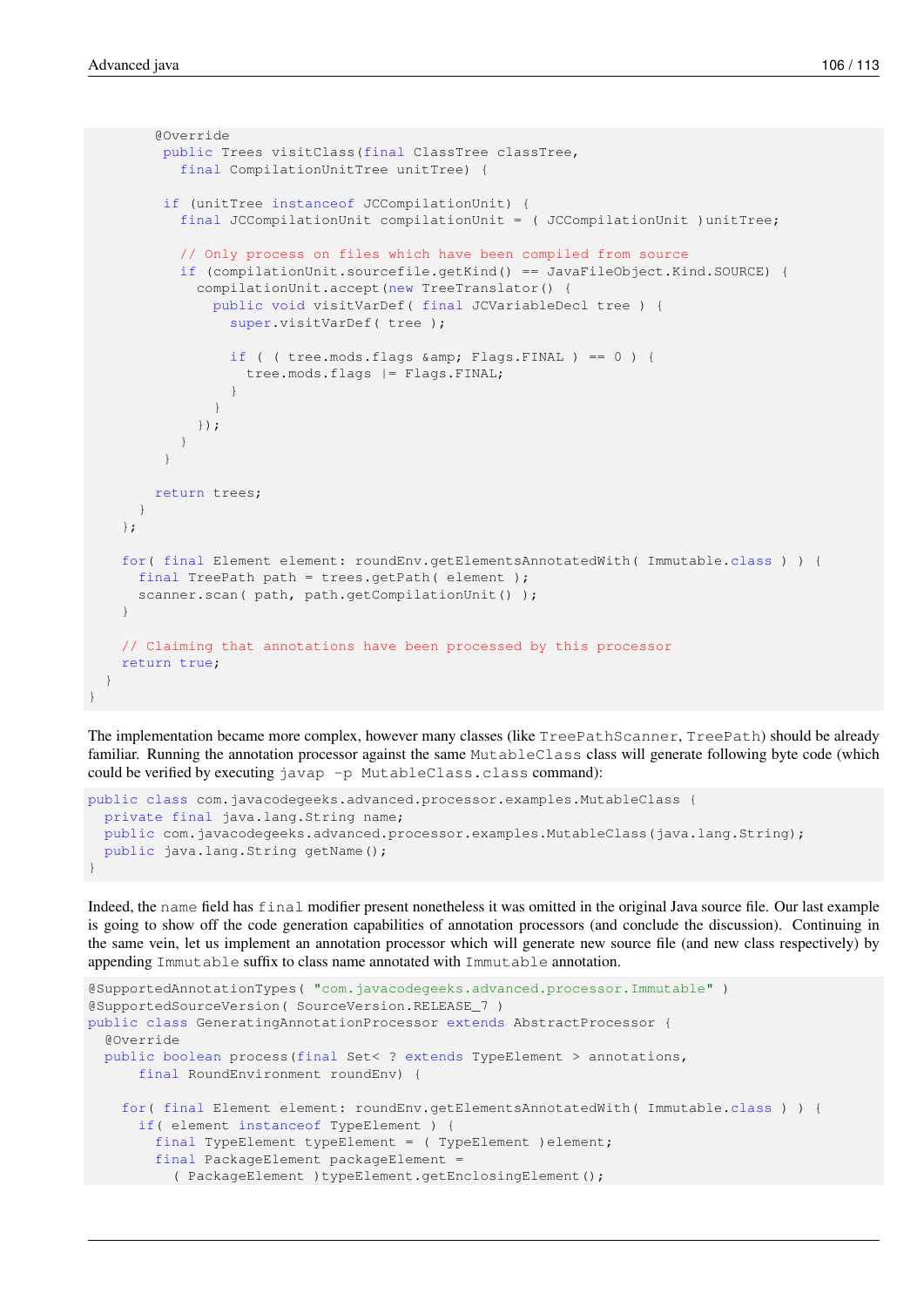```java
        @Override
        public Trees visitClass(final ClassTree classTree,
          final CompilationUnitTree unitTree) {

        if (unitTree instanceof JCCompilationUnit) {
          final JCCompilationUnit compilationUnit = ( JCCompilationUnit )unitTree;

          // Only process on files which have been compiled from source
          if (compilationUnit.sourcefile.getKind() == JavaFileObject.Kind.SOURCE) {
            compilationUnit.accept(new TreeTranslator() {
              public void visitVarDef( final JCVariableDecl tree ) {
                super.visitVarDef( tree );

                if ( ( tree.mods.flags &amp; Flags.FINAL ) == 0 ) {
                  tree.mods.flags |= Flags.FINAL;
                }
              }
            });
          }
        }

        return trees;
      }
    };

    for( final Element element: roundEnv.getElementsAnnotatedWith( Immutable.class ) ) {
      final TreePath path = trees.getPath( element );
      scanner.scan( path, path.getCompilationUnit() );
    }

    // Claiming that annotations have been processed by this processor
    return true;
  }
}
```

The implementation became more complex, however many classes (like `TreePathScanner`, `TreePath`) should be already familiar. Running the annotation processor against the same `MutableClass` class will generate following byte code (which could be verified by executing `javap -p MutableClass.class` command):

```java
public class com.javacodegeeks.advanced.processor.examples.MutableClass {
  private final java.lang.String name;
  public com.javacodegeeks.advanced.processor.examples.MutableClass(java.lang.String);
  public java.lang.String getName();
}
```

Indeed, the `name` field has `final` modifier present nonetheless it was omitted in the original Java source file. Our last example is going to show off the code generation capabilities of annotation processors (and conclude the discussion). Continuing in the same vein, let us implement an annotation processor which will generate new source file (and new class respectively) by appending `Immutable` suffix to class name annotated with `Immutable` annotation.

```java
@SupportedAnnotationTypes( "com.javacodegeeks.advanced.processor.Immutable" )
@SupportedSourceVersion( SourceVersion.RELEASE_7 )
public class GeneratingAnnotationProcessor extends AbstractProcessor {
  @Override
  public boolean process(final Set< ? extends TypeElement > annotations,
      final RoundEnvironment roundEnv) {

    for( final Element element: roundEnv.getElementsAnnotatedWith( Immutable.class ) ) {
      if( element instanceof TypeElement ) {
        final TypeElement typeElement = ( TypeElement )element;
        final PackageElement packageElement =
          ( PackageElement )typeElement.getEnclosingElement();
```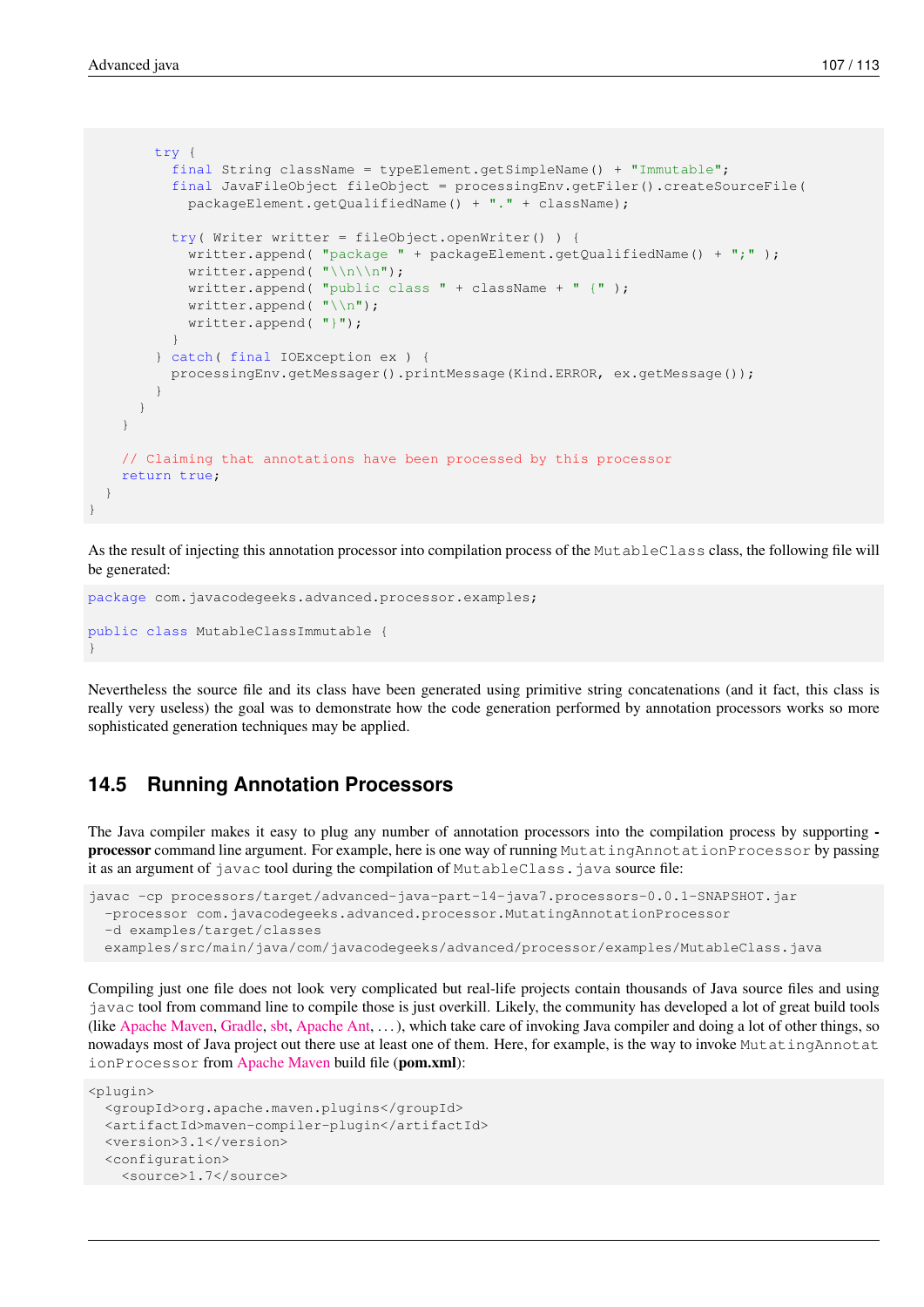```
        try {
          final String className = typeElement.getSimpleName() + "Immutable";
          final JavaFileObject fileObject = processingEnv.getFiler().createSourceFile(
            packageElement.getQualifiedName() + "." + className);

          try( Writer writter = fileObject.openWriter() ) {
            writter.append( "package " + packageElement.getQualifiedName() + ";" );
            writter.append( "\\n\\n");
            writter.append( "public class " + className + " {" );
            writter.append( "\\n");
            writter.append( "}");
          }
        } catch( final IOException ex ) {
          processingEnv.getMessager().printMessage(Kind.ERROR, ex.getMessage());
        }
      }
    }

    // Claiming that annotations have been processed by this processor
    return true;
  }
}
```

As the result of injecting this annotation processor into compilation process of the `MutableClass` class, the following file will be generated:

```
package com.javacodegeeks.advanced.processor.examples;

public class MutableClassImmutable {
}
```

Nevertheless the source file and its class have been generated using primitive string concatenations (and it fact, this class is really very useless) the goal was to demonstrate how the code generation performed by annotation processors works so more sophisticated generation techniques may be applied.

## 14.5 Running Annotation Processors

The Java compiler makes it easy to plug any number of annotation processors into the compilation process by supporting **-processor** command line argument. For example, here is one way of running `MutatingAnnotationProcessor` by passing it as an argument of `javac` tool during the compilation of `MutableClass.java` source file:

```
javac -cp processors/target/advanced-java-part-14-java7.processors-0.0.1-SNAPSHOT.jar
  -processor com.javacodegeeks.advanced.processor.MutatingAnnotationProcessor
  -d examples/target/classes
  examples/src/main/java/com/javacodegeeks/advanced/processor/examples/MutableClass.java
```

Compiling just one file does not look very complicated but real-life projects contain thousands of Java source files and using `javac` tool from command line to compile those is just overkill. Likely, the community has developed a lot of great build tools (like Apache Maven, Gradle, sbt, Apache Ant, . . . ), which take care of invoking Java compiler and doing a lot of other things, so nowadays most of Java project out there use at least one of them. Here, for example, is the way to invoke `MutatingAnnotationProcessor` from Apache Maven build file (**pom.xml**):

```
<plugin>
  <groupId>org.apache.maven.plugins</groupId>
  <artifactId>maven-compiler-plugin</artifactId>
  <version>3.1</version>
  <configuration>
    <source>1.7</source>
```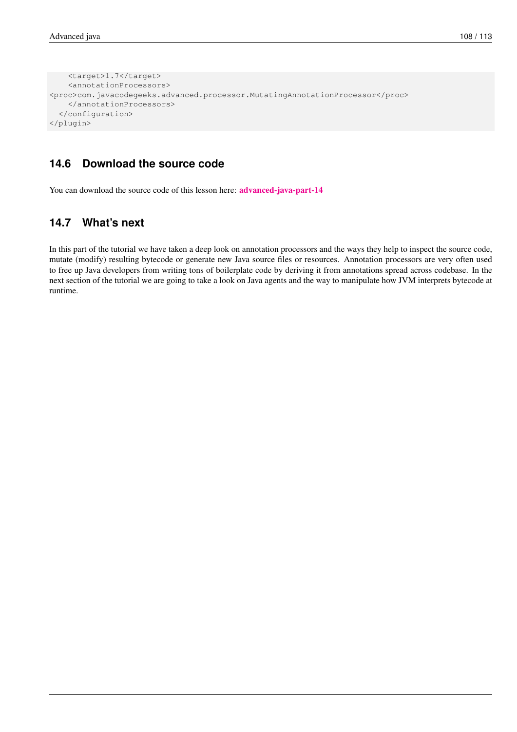```
    <target>1.7</target>
    <annotationProcessors>
<proc>com.javacodegeeks.advanced.processor.MutatingAnnotationProcessor</proc>
    </annotationProcessors>
  </configuration>
</plugin>
```

## 14.6 Download the source code

You can download the source code of this lesson here: **advanced-java-part-14**

## 14.7 What's next

In this part of the tutorial we have taken a deep look on annotation processors and the ways they help to inspect the source code, mutate (modify) resulting bytecode or generate new Java source files or resources. Annotation processors are very often used to free up Java developers from writing tons of boilerplate code by deriving it from annotations spread across codebase. In the next section of the tutorial we are going to take a look on Java agents and the way to manipulate how JVM interprets bytecode at runtime.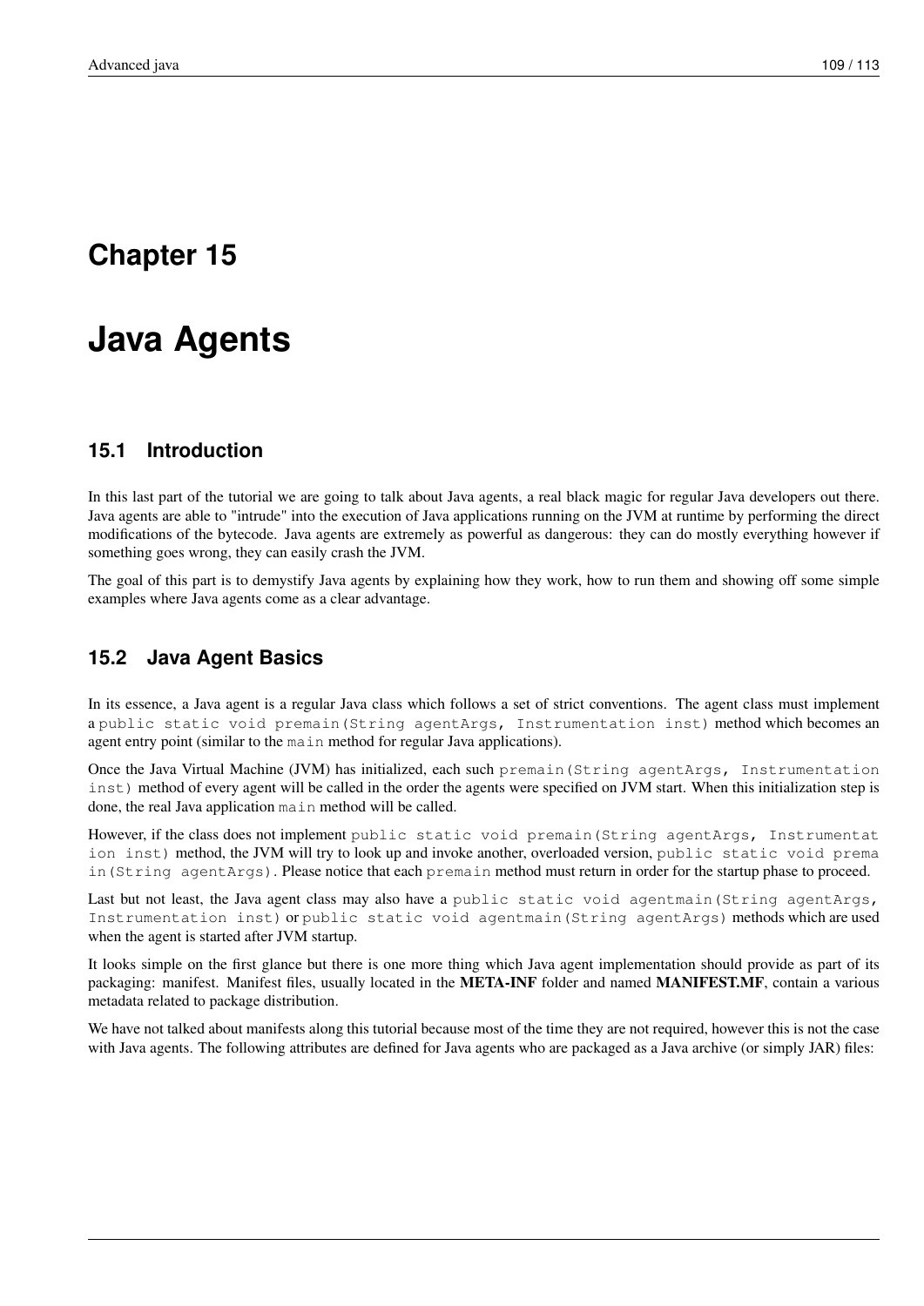# Chapter 15

# Java Agents

## 15.1 Introduction

In this last part of the tutorial we are going to talk about Java agents, a real black magic for regular Java developers out there. Java agents are able to "intrude" into the execution of Java applications running on the JVM at runtime by performing the direct modifications of the bytecode. Java agents are extremely as powerful as dangerous: they can do mostly everything however if something goes wrong, they can easily crash the JVM.

The goal of this part is to demystify Java agents by explaining how they work, how to run them and showing off some simple examples where Java agents come as a clear advantage.

## 15.2 Java Agent Basics

In its essence, a Java agent is a regular Java class which follows a set of strict conventions. The agent class must implement a `public static void premain(String agentArgs, Instrumentation inst)` method which becomes an agent entry point (similar to the `main` method for regular Java applications).

Once the Java Virtual Machine (JVM) has initialized, each such `premain(String agentArgs, Instrumentation inst)` method of every agent will be called in the order the agents were specified on JVM start. When this initialization step is done, the real Java application `main` method will be called.

However, if the class does not implement `public static void premain(String agentArgs, Instrumentation inst)` method, the JVM will try to look up and invoke another, overloaded version, `public static void premain(String agentArgs)`. Please notice that each `premain` method must return in order for the startup phase to proceed.

Last but not least, the Java agent class may also have a `public static void agentmain(String agentArgs, Instrumentation inst)` or `public static void agentmain(String agentArgs)` methods which are used when the agent is started after JVM startup.

It looks simple on the first glance but there is one more thing which Java agent implementation should provide as part of its packaging: manifest. Manifest files, usually located in the **META-INF** folder and named **MANIFEST.MF**, contain a various metadata related to package distribution.

We have not talked about manifests along this tutorial because most of the time they are not required, however this is not the case with Java agents. The following attributes are defined for Java agents who are packaged as a Java archive (or simply JAR) files: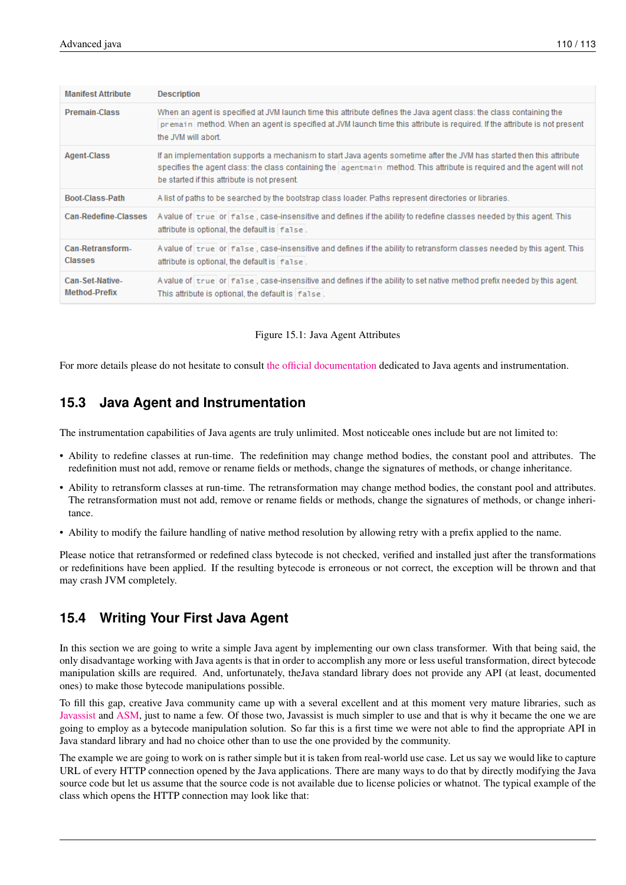| Manifest Attribute | Description |
| --- | --- |
| **Premain-Class** | When an agent is specified at JVM launch time this attribute defines the Java agent class: the class containing the `premain` method. When an agent is specified at JVM launch time this attribute is required. If the attribute is not present the JVM will abort. |
| **Agent-Class** | If an implementation supports a mechanism to start Java agents sometime after the JVM has started then this attribute specifies the agent class: the class containing the `agentmain` method. This attribute is required and the agent will not be started if this attribute is not present. |
| **Boot-Class-Path** | A list of paths to be searched by the bootstrap class loader. Paths represent directories or libraries. |
| **Can-Redefine-Classes** | A value of `true` or `false`, case-insensitive and defines if the ability to redefine classes needed by this agent. This attribute is optional, the default is `false`. |
| **Can-Retransform-Classes** | A value of `true` or `false`, case-insensitive and defines if the ability to retransform classes needed by this agent. This attribute is optional, the default is `false`. |
| **Can-Set-Native-Method-Prefix** | A value of `true` or `false`, case-insensitive and defines if the ability to set native method prefix needed by this agent. This attribute is optional, the default is `false`. |

Figure 15.1: Java Agent Attributes

For more details please do not hesitate to consult the official documentation dedicated to Java agents and instrumentation.

## 15.3 Java Agent and Instrumentation

The instrumentation capabilities of Java agents are truly unlimited. Most noticeable ones include but are not limited to:

- Ability to redefine classes at run-time. The redefinition may change method bodies, the constant pool and attributes. The redefinition must not add, remove or rename fields or methods, change the signatures of methods, or change inheritance.
- Ability to retransform classes at run-time. The retransformation may change method bodies, the constant pool and attributes. The retransformation must not add, remove or rename fields or methods, change the signatures of methods, or change inheritance.
- Ability to modify the failure handling of native method resolution by allowing retry with a prefix applied to the name.

Please notice that retransformed or redefined class bytecode is not checked, verified and installed just after the transformations or redefinitions have been applied. If the resulting bytecode is erroneous or not correct, the exception will be thrown and that may crash JVM completely.

## 15.4 Writing Your First Java Agent

In this section we are going to write a simple Java agent by implementing our own class transformer. With that being said, the only disadvantage working with Java agents is that in order to accomplish any more or less useful transformation, direct bytecode manipulation skills are required. And, unfortunately, theJava standard library does not provide any API (at least, documented ones) to make those bytecode manipulations possible.

To fill this gap, creative Java community came up with a several excellent and at this moment very mature libraries, such as Javassist and ASM, just to name a few. Of those two, Javassist is much simpler to use and that is why it became the one we are going to employ as a bytecode manipulation solution. So far this is a first time we were not able to find the appropriate API in Java standard library and had no choice other than to use the one provided by the community.

The example we are going to work on is rather simple but it is taken from real-world use case. Let us say we would like to capture URL of every HTTP connection opened by the Java applications. There are many ways to do that by directly modifying the Java source code but let us assume that the source code is not available due to license policies or whatnot. The typical example of the class which opens the HTTP connection may look like that: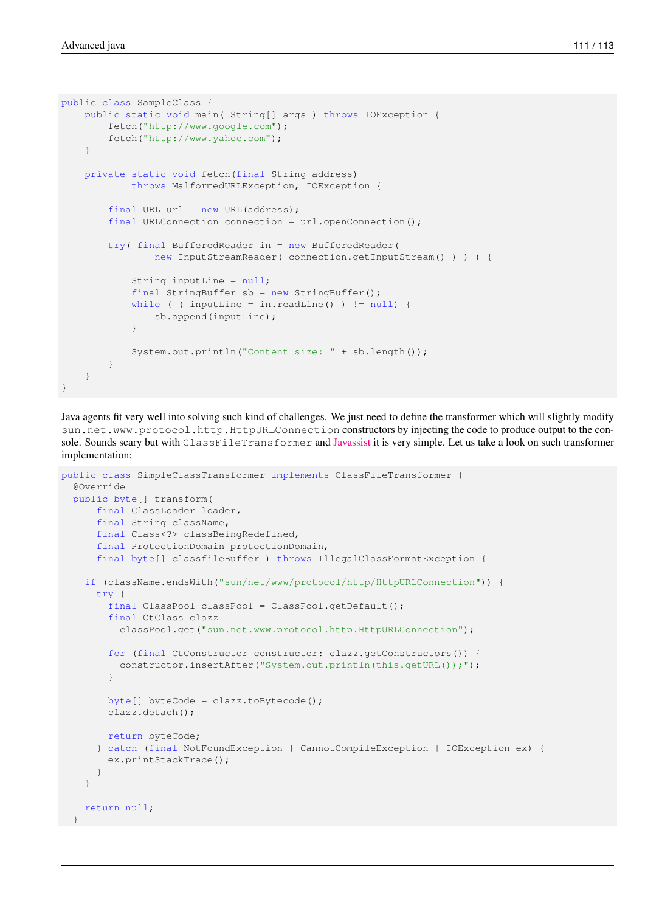```
public class SampleClass {
    public static void main( String[] args ) throws IOException {
        fetch("http://www.google.com");
        fetch("http://www.yahoo.com");
    }

    private static void fetch(final String address)
            throws MalformedURLException, IOException {

        final URL url = new URL(address);
        final URLConnection connection = url.openConnection();

        try( final BufferedReader in = new BufferedReader(
                new InputStreamReader( connection.getInputStream() ) ) ) {

            String inputLine = null;
            final StringBuffer sb = new StringBuffer();
            while ( ( inputLine = in.readLine() ) != null) {
                sb.append(inputLine);
            }

            System.out.println("Content size: " + sb.length());
        }
    }
}
```

Java agents fit very well into solving such kind of challenges. We just need to define the transformer which will slightly modify `sun.net.www.protocol.http.HttpURLConnection` constructors by injecting the code to produce output to the console. Sounds scary but with `ClassFileTransformer` and Javassist it is very simple. Let us take a look on such transformer implementation:

```
public class SimpleClassTransformer implements ClassFileTransformer {
  @Override
  public byte[] transform(
      final ClassLoader loader,
      final String className,
      final Class<?> classBeingRedefined,
      final ProtectionDomain protectionDomain,
      final byte[] classfileBuffer ) throws IllegalClassFormatException {

    if (className.endsWith("sun/net/www/protocol/http/HttpURLConnection")) {
      try {
        final ClassPool classPool = ClassPool.getDefault();
        final CtClass clazz =
          classPool.get("sun.net.www.protocol.http.HttpURLConnection");

        for (final CtConstructor constructor: clazz.getConstructors()) {
          constructor.insertAfter("System.out.println(this.getURL());");
        }

        byte[] byteCode = clazz.toBytecode();
        clazz.detach();

        return byteCode;
      } catch (final NotFoundException | CannotCompileException | IOException ex) {
        ex.printStackTrace();
      }
    }

    return null;
  }
```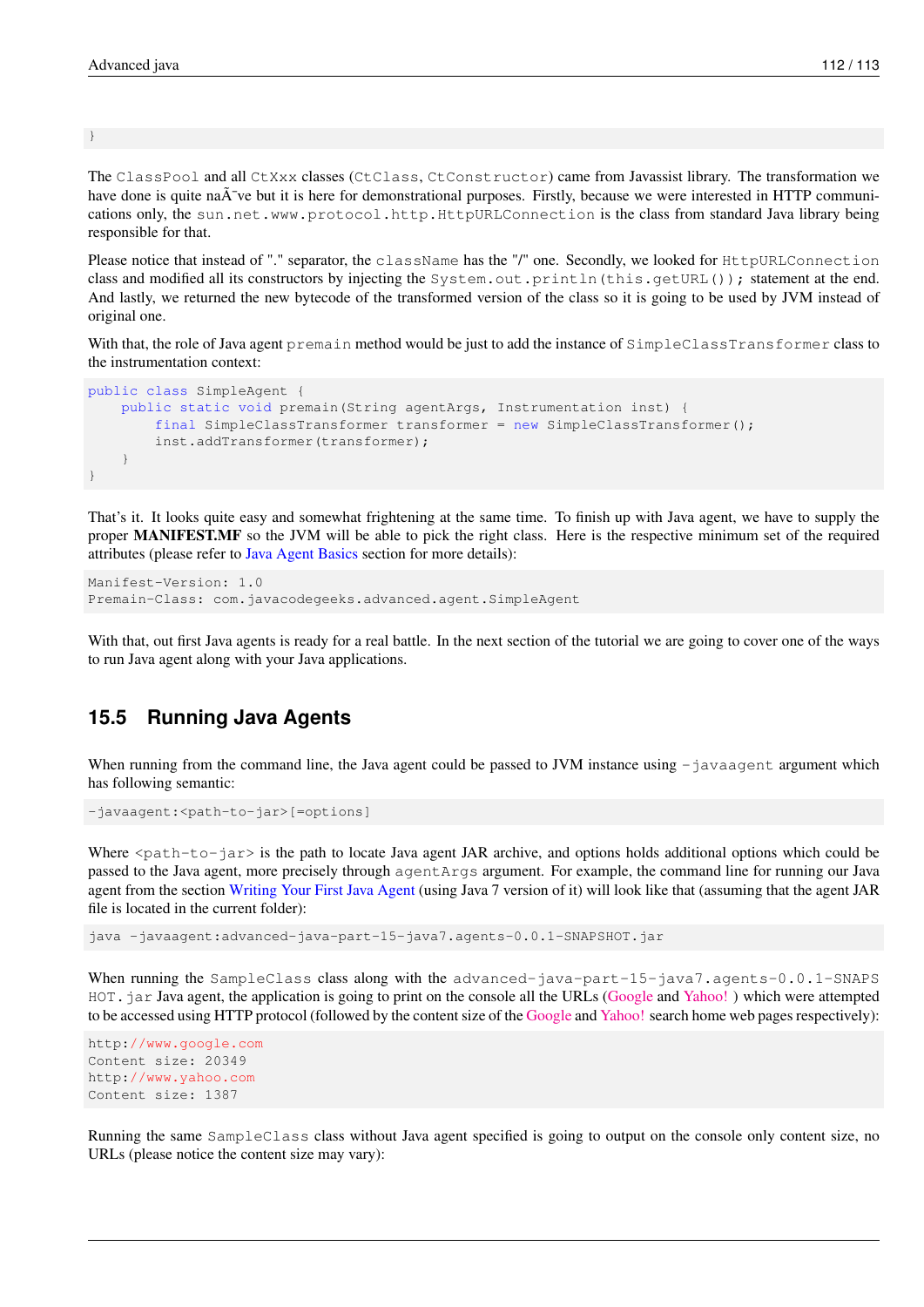```
}
```

The `ClassPool` and all `CtXxx` classes (`CtClass`, `CtConstructor`) came from Javassist library. The transformation we have done is quite naÃ¯ve but it is here for demonstrational purposes. Firstly, because we were interested in HTTP communications only, the `sun.net.www.protocol.http.HttpURLConnection` is the class from standard Java library being responsible for that.

Please notice that instead of "." separator, the `className` has the "/" one. Secondly, we looked for `HttpURLConnection` class and modified all its constructors by injecting the `System.out.println(this.getURL());` statement at the end. And lastly, we returned the new bytecode of the transformed version of the class so it is going to be used by JVM instead of original one.

With that, the role of Java agent `premain` method would be just to add the instance of `SimpleClassTransformer` class to the instrumentation context:

```
public class SimpleAgent {
    public static void premain(String agentArgs, Instrumentation inst) {
        final SimpleClassTransformer transformer = new SimpleClassTransformer();
        inst.addTransformer(transformer);
    }
}
```

That's it. It looks quite easy and somewhat frightening at the same time. To finish up with Java agent, we have to supply the proper **MANIFEST.MF** so the JVM will be able to pick the right class. Here is the respective minimum set of the required attributes (please refer to Java Agent Basics section for more details):

```
Manifest-Version: 1.0
Premain-Class: com.javacodegeeks.advanced.agent.SimpleAgent
```

With that, out first Java agents is ready for a real battle. In the next section of the tutorial we are going to cover one of the ways to run Java agent along with your Java applications.

## 15.5 Running Java Agents

When running from the command line, the Java agent could be passed to JVM instance using `-javaagent` argument which has following semantic:

```
-javaagent:<path-to-jar>[=options]
```

Where `<path-to-jar>` is the path to locate Java agent JAR archive, and options holds additional options which could be passed to the Java agent, more precisely through `agentArgs` argument. For example, the command line for running our Java agent from the section Writing Your First Java Agent (using Java 7 version of it) will look like that (assuming that the agent JAR file is located in the current folder):

```
java -javaagent:advanced-java-part-15-java7.agents-0.0.1-SNAPSHOT.jar
```

When running the `SampleClass` class along with the `advanced-java-part-15-java7.agents-0.0.1-SNAPSHOT.jar` Java agent, the application is going to print on the console all the URLs (Google and Yahoo! ) which were attempted to be accessed using HTTP protocol (followed by the content size of the Google and Yahoo! search home web pages respectively):

```
http://www.google.com
Content size: 20349
http://www.yahoo.com
Content size: 1387
```

Running the same `SampleClass` class without Java agent specified is going to output on the console only content size, no URLs (please notice the content size may vary):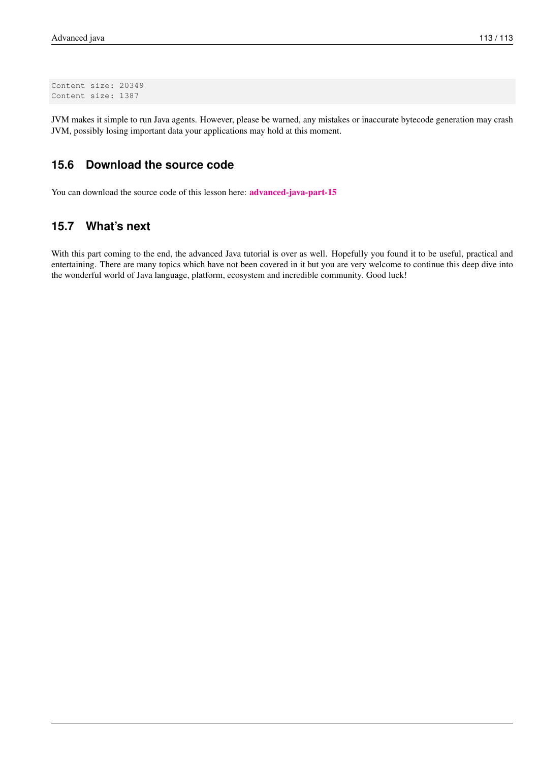```
Content size: 20349
Content size: 1387
```

JVM makes it simple to run Java agents. However, please be warned, any mistakes or inaccurate bytecode generation may crash JVM, possibly losing important data your applications may hold at this moment.

## 15.6 Download the source code

You can download the source code of this lesson here: **advanced-java-part-15**

## 15.7 What's next

With this part coming to the end, the advanced Java tutorial is over as well. Hopefully you found it to be useful, practical and entertaining. There are many topics which have not been covered in it but you are very welcome to continue this deep dive into the wonderful world of Java language, platform, ecosystem and incredible community. Good luck!